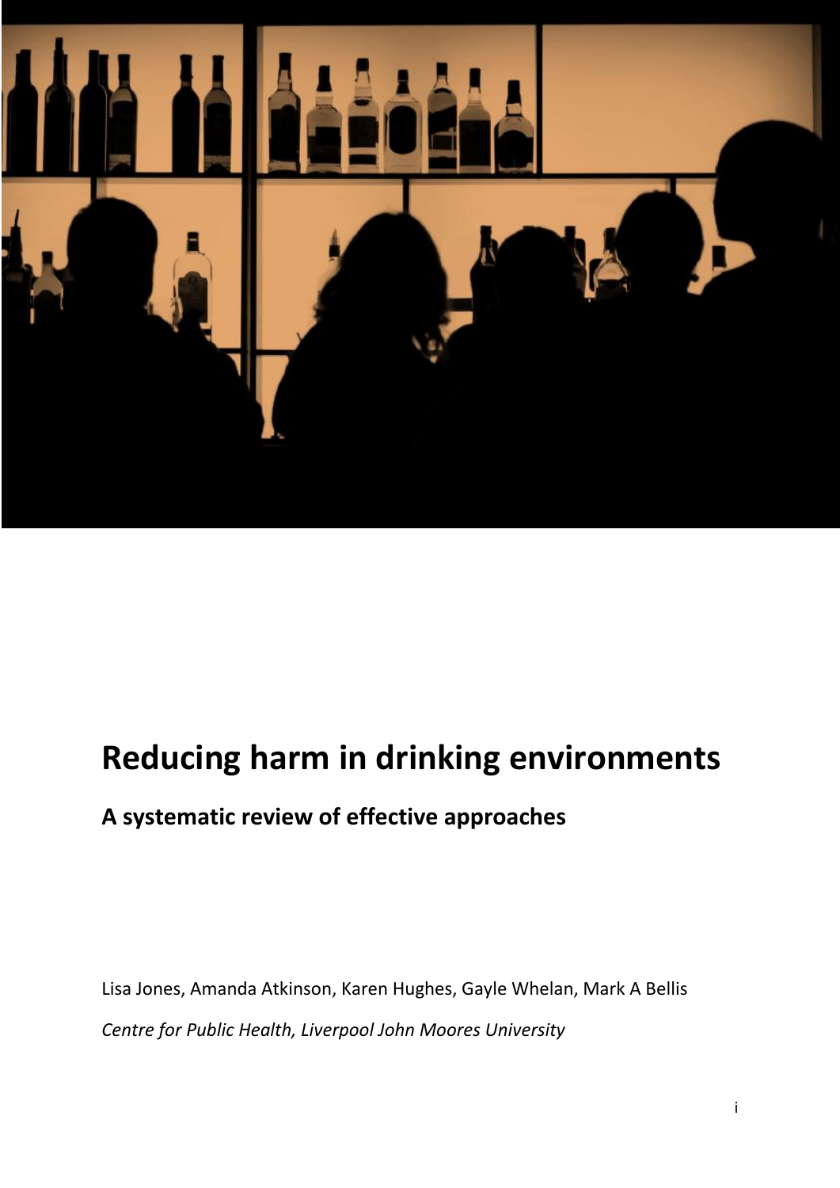# Reducing harm in drinking environments

## A systematic review of effective approaches

Lisa Jones, Amanda Atkinson, Karen Hughes, Gayle Whelan, Mark A Bellis

*Centre for Public Health, Liverpool John Moores University*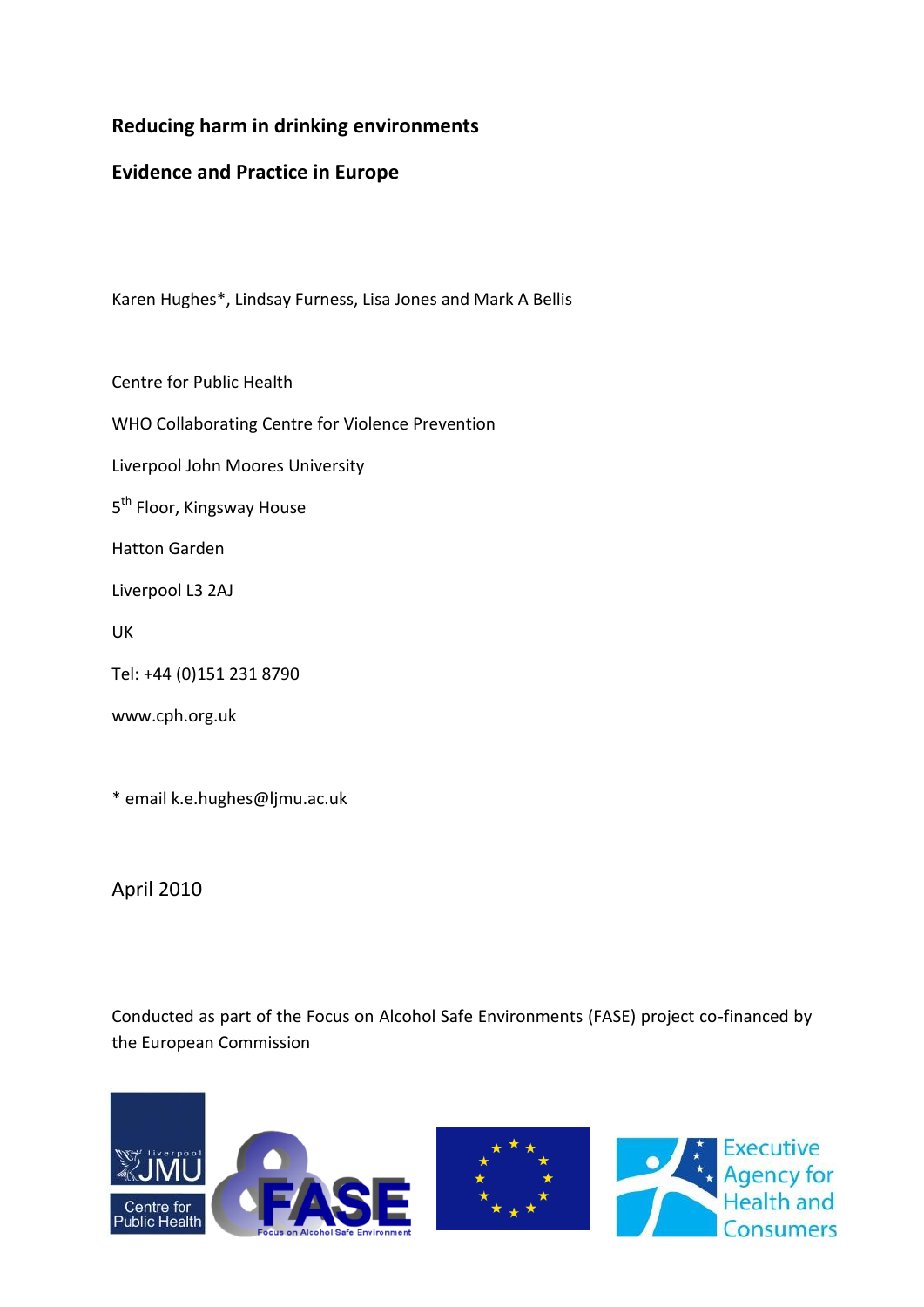**Reducing harm in drinking environments**

**Evidence and Practice in Europe**

Karen Hughes*, Lindsay Furness, Lisa Jones and Mark A Bellis

Centre for Public Health

WHO Collaborating Centre for Violence Prevention

Liverpool John Moores University

5th Floor, Kingsway House

Hatton Garden

Liverpool L3 2AJ

UK

Tel: +44 (0)151 231 8790

www.cph.org.uk

* email k.e.hughes@ljmu.ac.uk

April 2010

Conducted as part of the Focus on Alcohol Safe Environments (FASE) project co-financed by the European Commission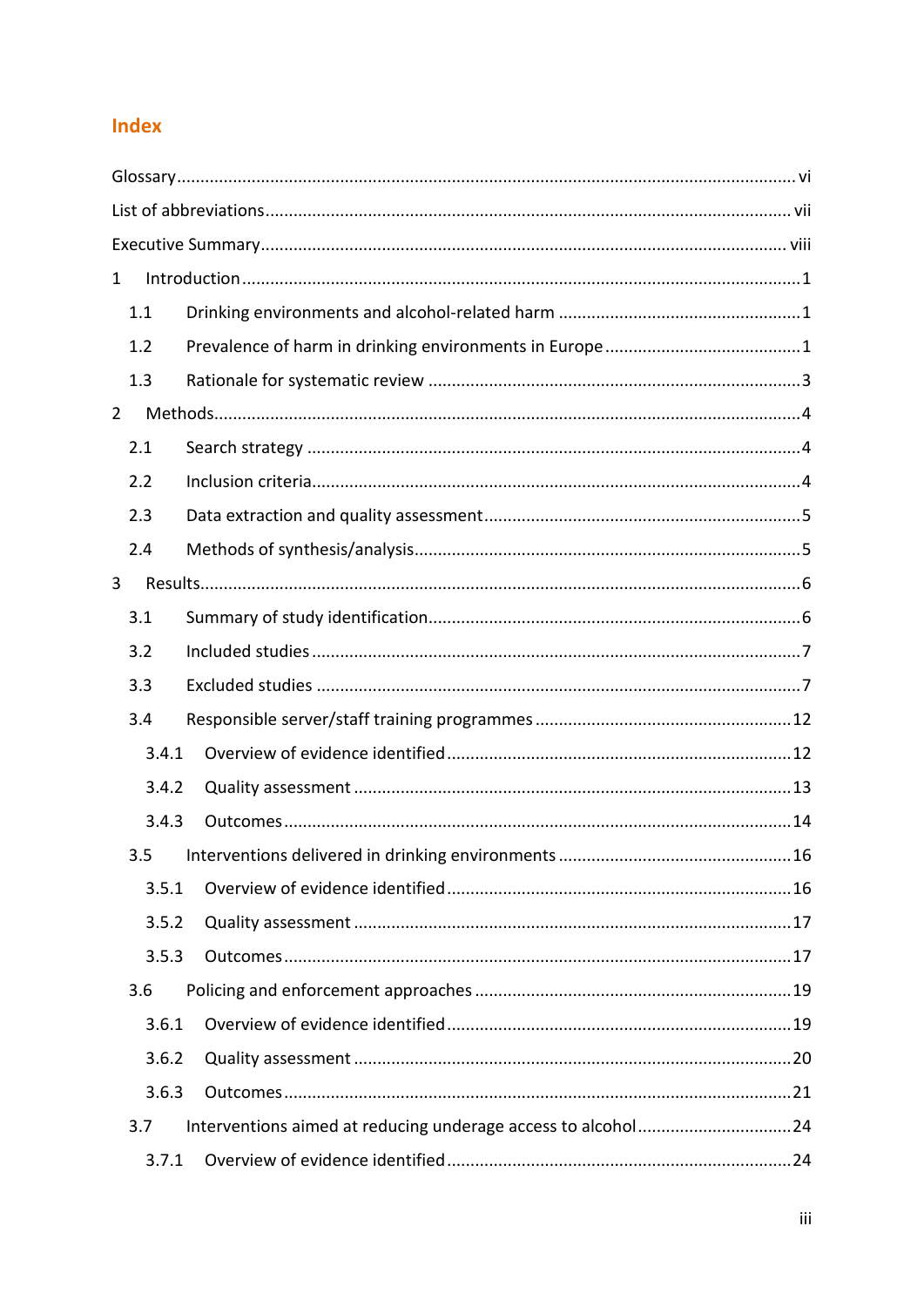## Index

Glossary .......... vi

List of abbreviations .......... vii

Executive Summary .......... viii

1 Introduction .......... 1

- 1.1 Drinking environments and alcohol-related harm .......... 1
- 1.2 Prevalence of harm in drinking environments in Europe .......... 1
- 1.3 Rationale for systematic review .......... 3

2 Methods .......... 4

- 2.1 Search strategy .......... 4
- 2.2 Inclusion criteria .......... 4
- 2.3 Data extraction and quality assessment .......... 5
- 2.4 Methods of synthesis/analysis .......... 5

3 Results .......... 6

- 3.1 Summary of study identification .......... 6
- 3.2 Included studies .......... 7
- 3.3 Excluded studies .......... 7
- 3.4 Responsible server/staff training programmes .......... 12
  - 3.4.1 Overview of evidence identified .......... 12
  - 3.4.2 Quality assessment .......... 13
  - 3.4.3 Outcomes .......... 14
- 3.5 Interventions delivered in drinking environments .......... 16
  - 3.5.1 Overview of evidence identified .......... 16
  - 3.5.2 Quality assessment .......... 17
  - 3.5.3 Outcomes .......... 17
- 3.6 Policing and enforcement approaches .......... 19
  - 3.6.1 Overview of evidence identified .......... 19
  - 3.6.2 Quality assessment .......... 20
  - 3.6.3 Outcomes .......... 21
- 3.7 Interventions aimed at reducing underage access to alcohol .......... 24
  - 3.7.1 Overview of evidence identified .......... 24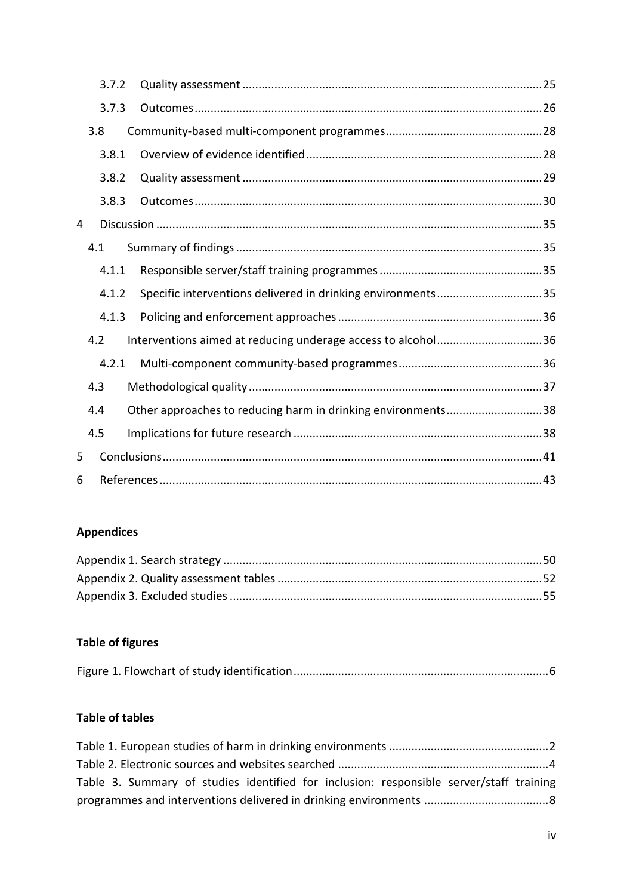3.7.2 Quality assessment ....................................................................................25
3.7.3 Outcomes..........................................................................................26
3.8 Community-based multi-component programmes................................................28
3.8.1 Overview of evidence identified.........................................................................28
3.8.2 Quality assessment ....................................................................................29
3.8.3 Outcomes..........................................................................................30
4 Discussion ..........................................................................................35
4.1 Summary of findings ..........................................................................................35
4.1.1 Responsible server/staff training programmes ..................................................35
4.1.2 Specific interventions delivered in drinking environments................................35
4.1.3 Policing and enforcement approaches ..............................................................36
4.2 Interventions aimed at reducing underage access to alcohol................................36
4.2.1 Multi-component community-based programmes ............................................36
4.3 Methodological quality ..........................................................................................37
4.4 Other approaches to reducing harm in drinking environments.............................38
4.5 Implications for future research ..........................................................................38
5 Conclusions..........................................................................................41
6 References ..........................................................................................43

**Appendices**

Appendix 1. Search strategy ..........................................................................................50
Appendix 2. Quality assessment tables ..........................................................................52
Appendix 3. Excluded studies ..........................................................................................55

**Table of figures**

Figure 1. Flowchart of study identification..........................................................................6

**Table of tables**

Table 1. European studies of harm in drinking environments ..........................................2
Table 2. Electronic sources and websites searched ..........................................................4
Table 3. Summary of studies identified for inclusion: responsible server/staff training programmes and interventions delivered in drinking environments ..........................8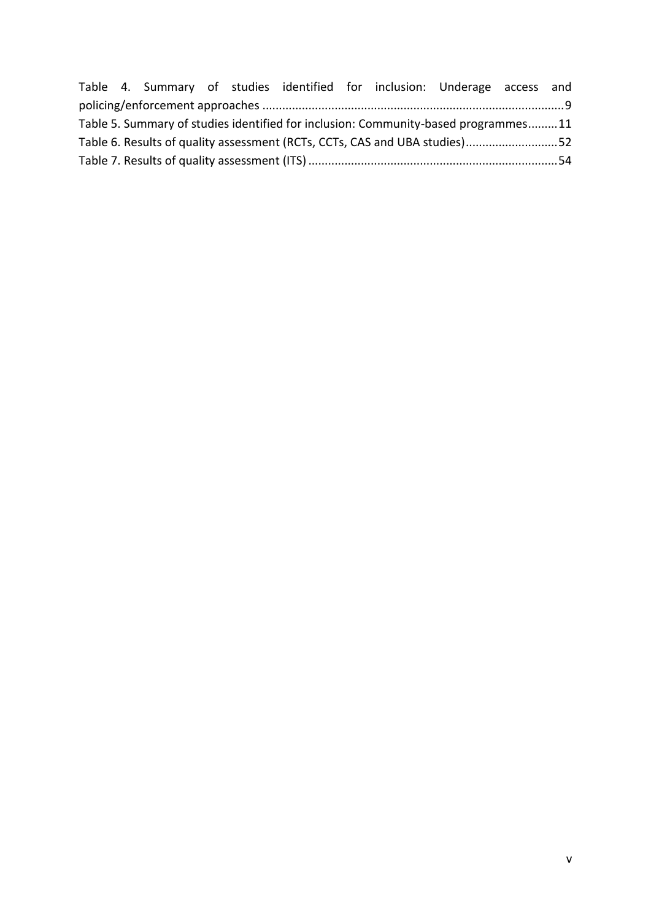Table 4. Summary of studies identified for inclusion: Underage access and policing/enforcement approaches ........................................................................................... 9

Table 5. Summary of studies identified for inclusion: Community-based programmes......... 11

Table 6. Results of quality assessment (RCTs, CCTs, CAS and UBA studies)............................ 52

Table 7. Results of quality assessment (ITS) ............................................................................ 54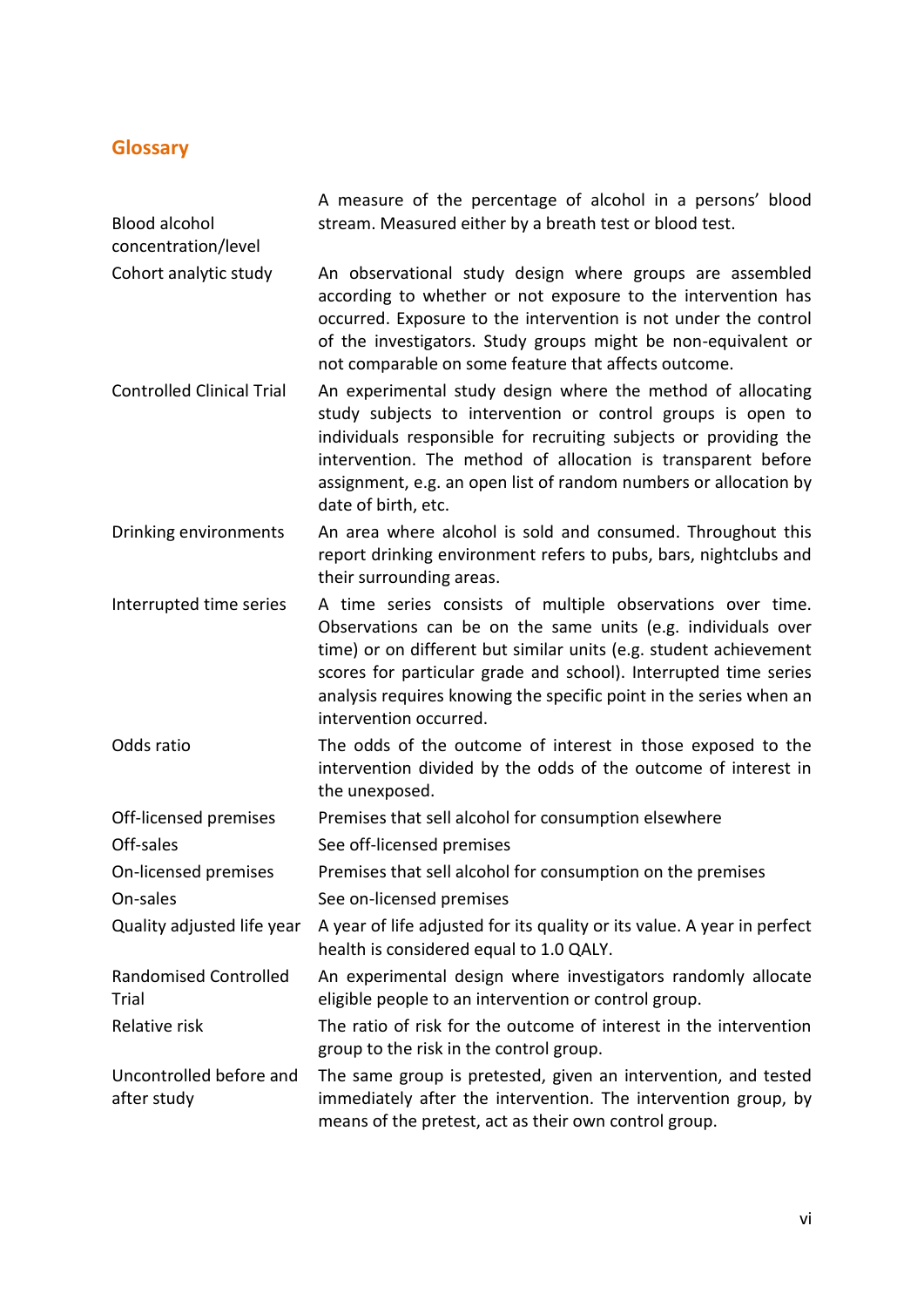## Glossary

| | |
|---|---|
| Blood alcohol concentration/level | A measure of the percentage of alcohol in a persons' blood stream. Measured either by a breath test or blood test. |
| Cohort analytic study | An observational study design where groups are assembled according to whether or not exposure to the intervention has occurred. Exposure to the intervention is not under the control of the investigators. Study groups might be non-equivalent or not comparable on some feature that affects outcome. |
| Controlled Clinical Trial | An experimental study design where the method of allocating study subjects to intervention or control groups is open to individuals responsible for recruiting subjects or providing the intervention. The method of allocation is transparent before assignment, e.g. an open list of random numbers or allocation by date of birth, etc. |
| Drinking environments | An area where alcohol is sold and consumed. Throughout this report drinking environment refers to pubs, bars, nightclubs and their surrounding areas. |
| Interrupted time series | A time series consists of multiple observations over time. Observations can be on the same units (e.g. individuals over time) or on different but similar units (e.g. student achievement scores for particular grade and school). Interrupted time series analysis requires knowing the specific point in the series when an intervention occurred. |
| Odds ratio | The odds of the outcome of interest in those exposed to the intervention divided by the odds of the outcome of interest in the unexposed. |
| Off-licensed premises | Premises that sell alcohol for consumption elsewhere |
| Off-sales | See off-licensed premises |
| On-licensed premises | Premises that sell alcohol for consumption on the premises |
| On-sales | See on-licensed premises |
| Quality adjusted life year | A year of life adjusted for its quality or its value. A year in perfect health is considered equal to 1.0 QALY. |
| Randomised Controlled Trial | An experimental design where investigators randomly allocate eligible people to an intervention or control group. |
| Relative risk | The ratio of risk for the outcome of interest in the intervention group to the risk in the control group. |
| Uncontrolled before and after study | The same group is pretested, given an intervention, and tested immediately after the intervention. The intervention group, by means of the pretest, act as their own control group. |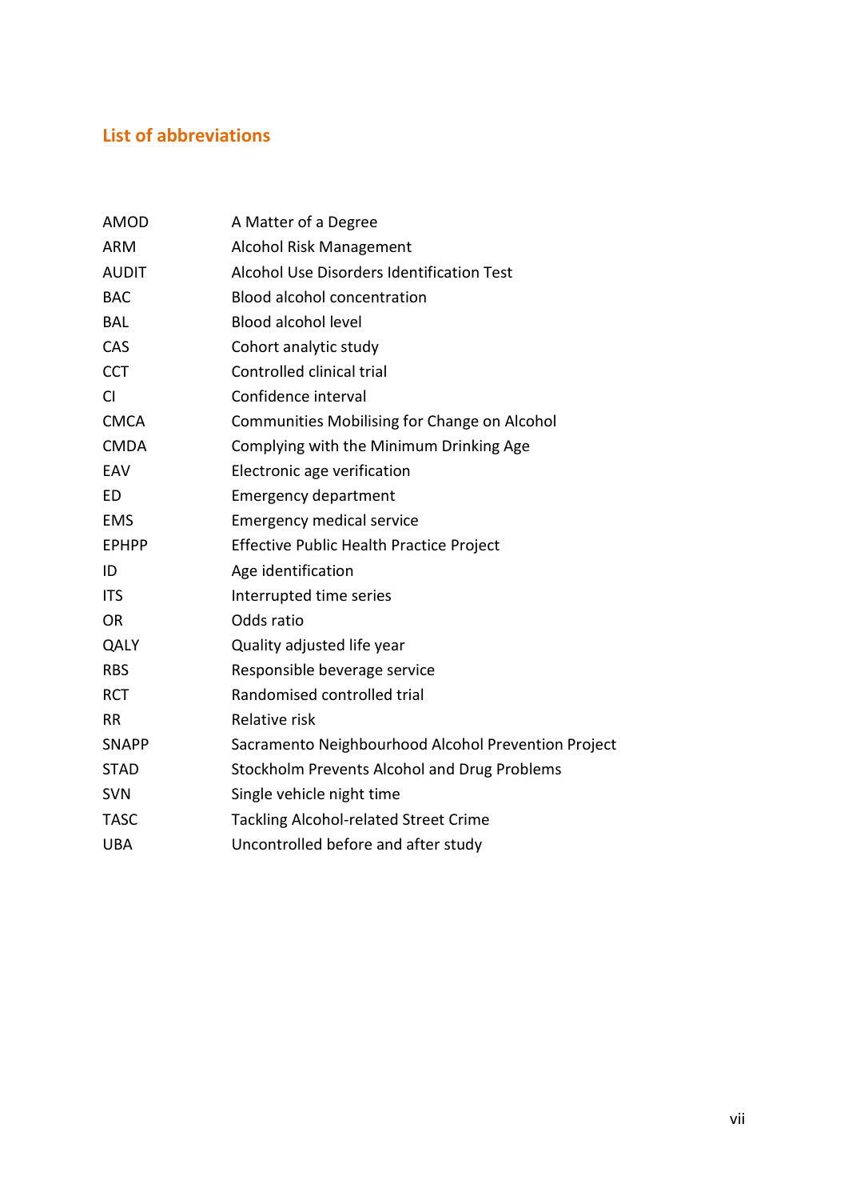## List of abbreviations

| | |
|---|---|
| AMOD | A Matter of a Degree |
| ARM | Alcohol Risk Management |
| AUDIT | Alcohol Use Disorders Identification Test |
| BAC | Blood alcohol concentration |
| BAL | Blood alcohol level |
| CAS | Cohort analytic study |
| CCT | Controlled clinical trial |
| CI | Confidence interval |
| CMCA | Communities Mobilising for Change on Alcohol |
| CMDA | Complying with the Minimum Drinking Age |
| EAV | Electronic age verification |
| ED | Emergency department |
| EMS | Emergency medical service |
| EPHPP | Effective Public Health Practice Project |
| ID | Age identification |
| ITS | Interrupted time series |
| OR | Odds ratio |
| QALY | Quality adjusted life year |
| RBS | Responsible beverage service |
| RCT | Randomised controlled trial |
| RR | Relative risk |
| SNAPP | Sacramento Neighbourhood Alcohol Prevention Project |
| STAD | Stockholm Prevents Alcohol and Drug Problems |
| SVN | Single vehicle night time |
| TASC | Tackling Alcohol-related Street Crime |
| UBA | Uncontrolled before and after study |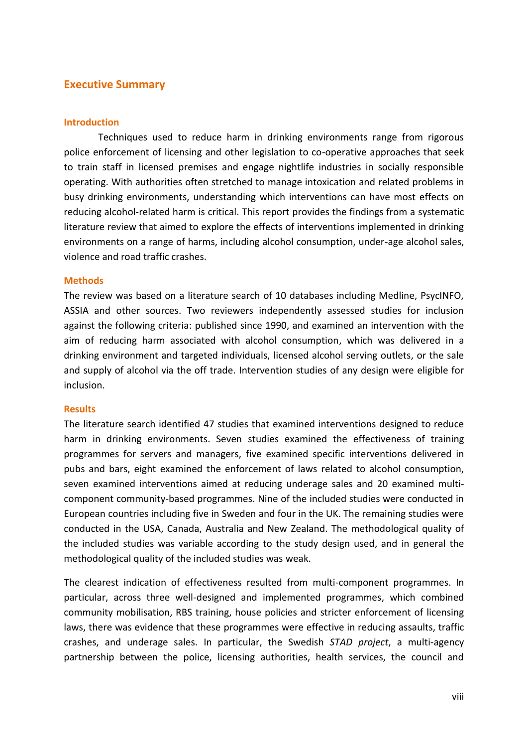## Executive Summary

### Introduction

Techniques used to reduce harm in drinking environments range from rigorous police enforcement of licensing and other legislation to co-operative approaches that seek to train staff in licensed premises and engage nightlife industries in socially responsible operating. With authorities often stretched to manage intoxication and related problems in busy drinking environments, understanding which interventions can have most effects on reducing alcohol-related harm is critical. This report provides the findings from a systematic literature review that aimed to explore the effects of interventions implemented in drinking environments on a range of harms, including alcohol consumption, under-age alcohol sales, violence and road traffic crashes.

### Methods

The review was based on a literature search of 10 databases including Medline, PsycINFO, ASSIA and other sources. Two reviewers independently assessed studies for inclusion against the following criteria: published since 1990, and examined an intervention with the aim of reducing harm associated with alcohol consumption, which was delivered in a drinking environment and targeted individuals, licensed alcohol serving outlets, or the sale and supply of alcohol via the off trade. Intervention studies of any design were eligible for inclusion.

### Results

The literature search identified 47 studies that examined interventions designed to reduce harm in drinking environments. Seven studies examined the effectiveness of training programmes for servers and managers, five examined specific interventions delivered in pubs and bars, eight examined the enforcement of laws related to alcohol consumption, seven examined interventions aimed at reducing underage sales and 20 examined multi-component community-based programmes. Nine of the included studies were conducted in European countries including five in Sweden and four in the UK. The remaining studies were conducted in the USA, Canada, Australia and New Zealand. The methodological quality of the included studies was variable according to the study design used, and in general the methodological quality of the included studies was weak.

The clearest indication of effectiveness resulted from multi-component programmes. In particular, across three well-designed and implemented programmes, which combined community mobilisation, RBS training, house policies and stricter enforcement of licensing laws, there was evidence that these programmes were effective in reducing assaults, traffic crashes, and underage sales. In particular, the Swedish *STAD project*, a multi-agency partnership between the police, licensing authorities, health services, the council and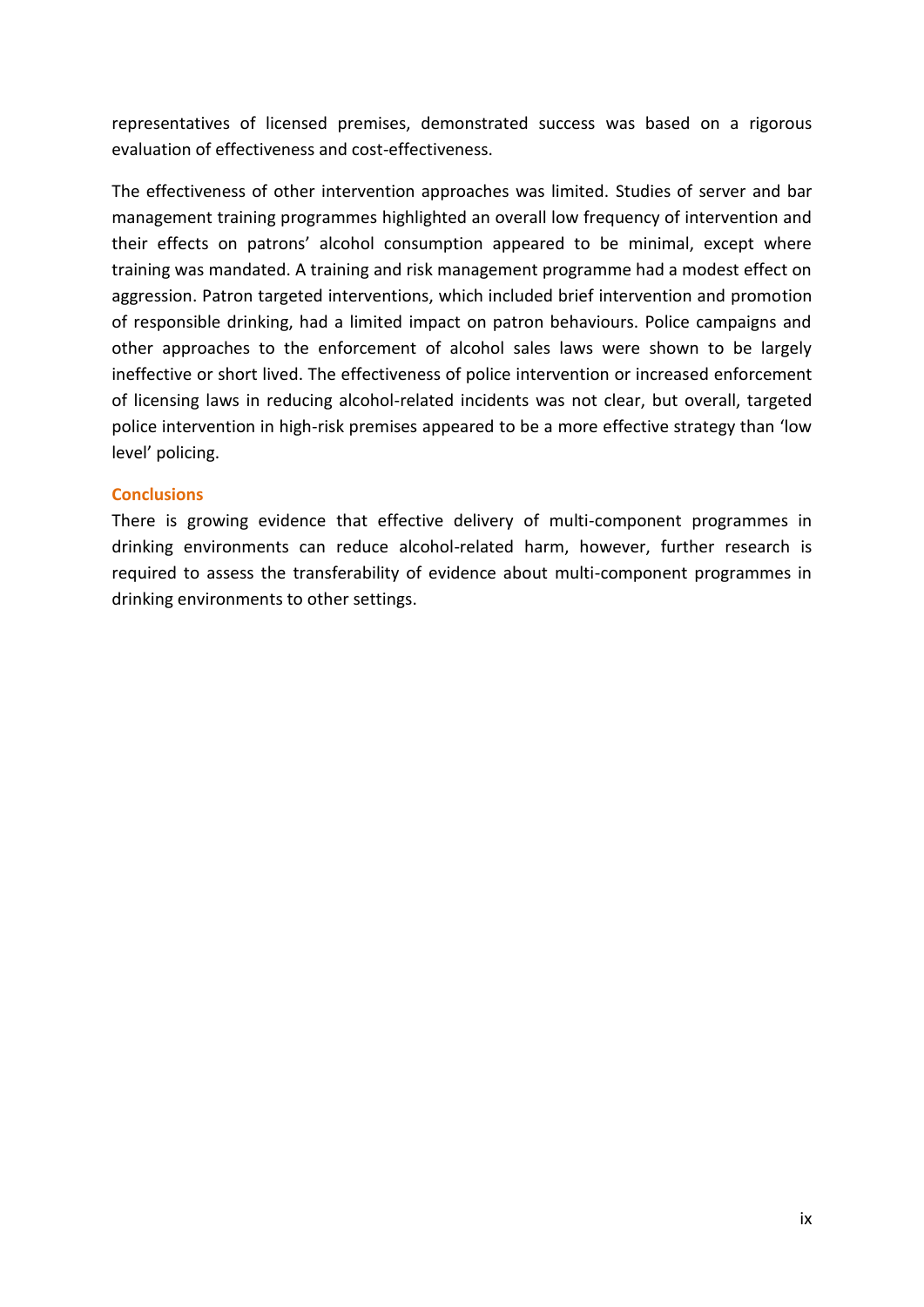representatives of licensed premises, demonstrated success was based on a rigorous evaluation of effectiveness and cost-effectiveness.

The effectiveness of other intervention approaches was limited. Studies of server and bar management training programmes highlighted an overall low frequency of intervention and their effects on patrons' alcohol consumption appeared to be minimal, except where training was mandated. A training and risk management programme had a modest effect on aggression. Patron targeted interventions, which included brief intervention and promotion of responsible drinking, had a limited impact on patron behaviours. Police campaigns and other approaches to the enforcement of alcohol sales laws were shown to be largely ineffective or short lived. The effectiveness of police intervention or increased enforcement of licensing laws in reducing alcohol-related incidents was not clear, but overall, targeted police intervention in high-risk premises appeared to be a more effective strategy than 'low level' policing.

### Conclusions

There is growing evidence that effective delivery of multi-component programmes in drinking environments can reduce alcohol-related harm, however, further research is required to assess the transferability of evidence about multi-component programmes in drinking environments to other settings.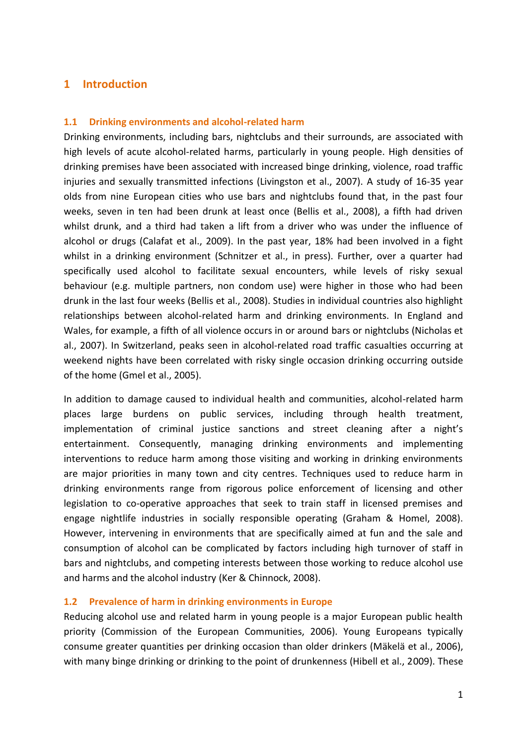# 1 Introduction

## 1.1 Drinking environments and alcohol-related harm

Drinking environments, including bars, nightclubs and their surrounds, are associated with high levels of acute alcohol-related harms, particularly in young people. High densities of drinking premises have been associated with increased binge drinking, violence, road traffic injuries and sexually transmitted infections (Livingston et al., 2007). A study of 16-35 year olds from nine European cities who use bars and nightclubs found that, in the past four weeks, seven in ten had been drunk at least once (Bellis et al., 2008), a fifth had driven whilst drunk, and a third had taken a lift from a driver who was under the influence of alcohol or drugs (Calafat et al., 2009). In the past year, 18% had been involved in a fight whilst in a drinking environment (Schnitzer et al., in press). Further, over a quarter had specifically used alcohol to facilitate sexual encounters, while levels of risky sexual behaviour (e.g. multiple partners, non condom use) were higher in those who had been drunk in the last four weeks (Bellis et al., 2008). Studies in individual countries also highlight relationships between alcohol-related harm and drinking environments. In England and Wales, for example, a fifth of all violence occurs in or around bars or nightclubs (Nicholas et al., 2007). In Switzerland, peaks seen in alcohol-related road traffic casualties occurring at weekend nights have been correlated with risky single occasion drinking occurring outside of the home (Gmel et al., 2005).

In addition to damage caused to individual health and communities, alcohol-related harm places large burdens on public services, including through health treatment, implementation of criminal justice sanctions and street cleaning after a night's entertainment. Consequently, managing drinking environments and implementing interventions to reduce harm among those visiting and working in drinking environments are major priorities in many town and city centres. Techniques used to reduce harm in drinking environments range from rigorous police enforcement of licensing and other legislation to co-operative approaches that seek to train staff in licensed premises and engage nightlife industries in socially responsible operating (Graham & Homel, 2008). However, intervening in environments that are specifically aimed at fun and the sale and consumption of alcohol can be complicated by factors including high turnover of staff in bars and nightclubs, and competing interests between those working to reduce alcohol use and harms and the alcohol industry (Ker & Chinnock, 2008).

## 1.2 Prevalence of harm in drinking environments in Europe

Reducing alcohol use and related harm in young people is a major European public health priority (Commission of the European Communities, 2006). Young Europeans typically consume greater quantities per drinking occasion than older drinkers (Mäkelä et al., 2006), with many binge drinking or drinking to the point of drunkenness (Hibell et al., 2009). These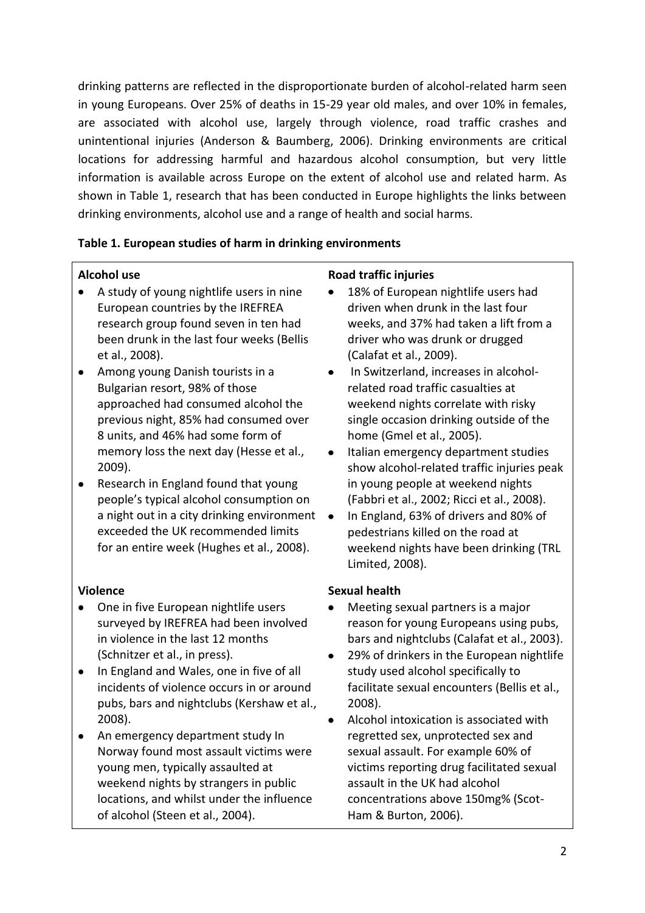drinking patterns are reflected in the disproportionate burden of alcohol-related harm seen in young Europeans. Over 25% of deaths in 15-29 year old males, and over 10% in females, are associated with alcohol use, largely through violence, road traffic crashes and unintentional injuries (Anderson & Baumberg, 2006). Drinking environments are critical locations for addressing harmful and hazardous alcohol consumption, but very little information is available across Europe on the extent of alcohol use and related harm. As shown in Table 1, research that has been conducted in Europe highlights the links between drinking environments, alcohol use and a range of health and social harms.

**Table 1. European studies of harm in drinking environments**

**Alcohol use**

- A study of young nightlife users in nine European countries by the IREFREA research group found seven in ten had been drunk in the last four weeks (Bellis et al., 2008).
- Among young Danish tourists in a Bulgarian resort, 98% of those approached had consumed alcohol the previous night, 85% had consumed over 8 units, and 46% had some form of memory loss the next day (Hesse et al., 2009).
- Research in England found that young people's typical alcohol consumption on a night out in a city drinking environment exceeded the UK recommended limits for an entire week (Hughes et al., 2008).

**Violence**

- One in five European nightlife users surveyed by IREFREA had been involved in violence in the last 12 months (Schnitzer et al., in press).
- In England and Wales, one in five of all incidents of violence occurs in or around pubs, bars and nightclubs (Kershaw et al., 2008).
- An emergency department study In Norway found most assault victims were young men, typically assaulted at weekend nights by strangers in public locations, and whilst under the influence of alcohol (Steen et al., 2004).

**Road traffic injuries**

- 18% of European nightlife users had driven when drunk in the last four weeks, and 37% had taken a lift from a driver who was drunk or drugged (Calafat et al., 2009).
- In Switzerland, increases in alcohol-related road traffic casualties at weekend nights correlate with risky single occasion drinking outside of the home (Gmel et al., 2005).
- Italian emergency department studies show alcohol-related traffic injuries peak in young people at weekend nights (Fabbri et al., 2002; Ricci et al., 2008).
- In England, 63% of drivers and 80% of pedestrians killed on the road at weekend nights have been drinking (TRL Limited, 2008).

**Sexual health**

- Meeting sexual partners is a major reason for young Europeans using pubs, bars and nightclubs (Calafat et al., 2003).
- 29% of drinkers in the European nightlife study used alcohol specifically to facilitate sexual encounters (Bellis et al., 2008).
- Alcohol intoxication is associated with regretted sex, unprotected sex and sexual assault. For example 60% of victims reporting drug facilitated sexual assault in the UK had alcohol concentrations above 150mg% (Scot-Ham & Burton, 2006).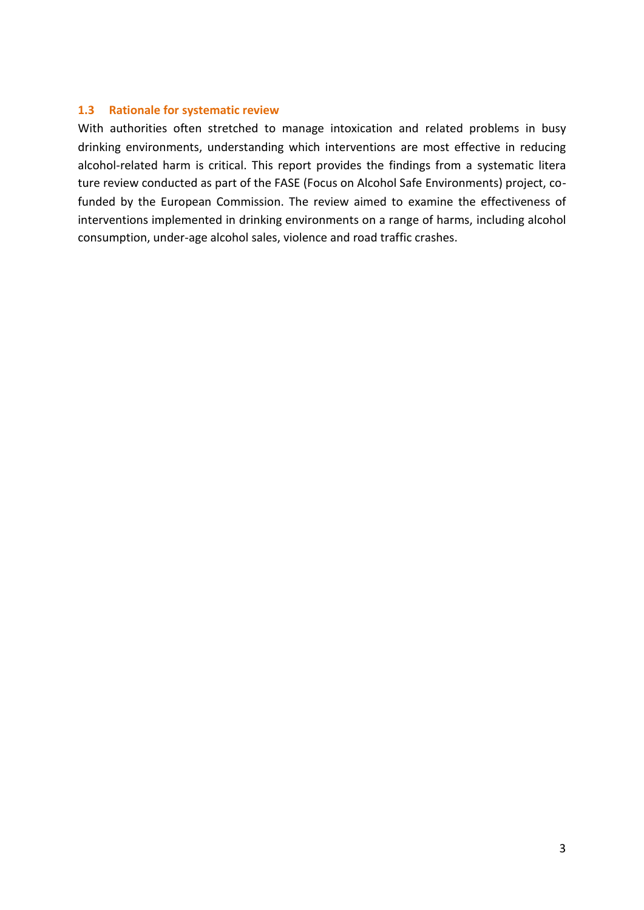### 1.3 Rationale for systematic review

With authorities often stretched to manage intoxication and related problems in busy drinking environments, understanding which interventions are most effective in reducing alcohol-related harm is critical. This report provides the findings from a systematic literature review conducted as part of the FASE (Focus on Alcohol Safe Environments) project, co-funded by the European Commission. The review aimed to examine the effectiveness of interventions implemented in drinking environments on a range of harms, including alcohol consumption, under-age alcohol sales, violence and road traffic crashes.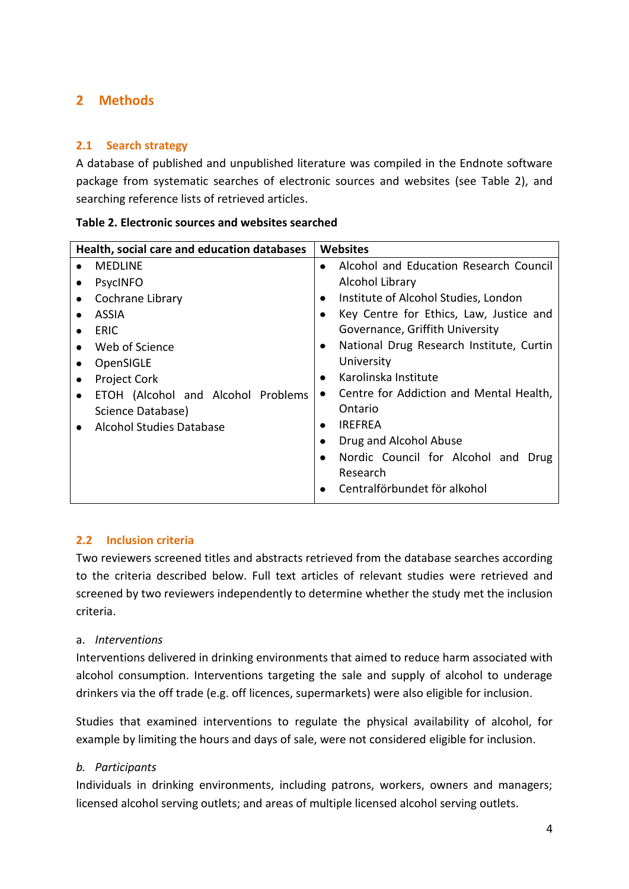# 2 Methods

## 2.1 Search strategy

A database of published and unpublished literature was compiled in the Endnote software package from systematic searches of electronic sources and websites (see Table 2), and searching reference lists of retrieved articles.

**Table 2. Electronic sources and websites searched**

| Health, social care and education databases | Websites |
|---|---|
| • MEDLINE<br>• PsycINFO<br>• Cochrane Library<br>• ASSIA<br>• ERIC<br>• Web of Science<br>• OpenSIGLE<br>• Project Cork<br>• ETOH (Alcohol and Alcohol Problems Science Database)<br>• Alcohol Studies Database | • Alcohol and Education Research Council Alcohol Library<br>• Institute of Alcohol Studies, London<br>• Key Centre for Ethics, Law, Justice and Governance, Griffith University<br>• National Drug Research Institute, Curtin University<br>• Karolinska Institute<br>• Centre for Addiction and Mental Health, Ontario<br>• IREFREA<br>• Drug and Alcohol Abuse<br>• Nordic Council for Alcohol and Drug Research<br>• Centralförbundet för alkohol |

## 2.2 Inclusion criteria

Two reviewers screened titles and abstracts retrieved from the database searches according to the criteria described below. Full text articles of relevant studies were retrieved and screened by two reviewers independently to determine whether the study met the inclusion criteria.

a. *Interventions*

Interventions delivered in drinking environments that aimed to reduce harm associated with alcohol consumption. Interventions targeting the sale and supply of alcohol to underage drinkers via the off trade (e.g. off licences, supermarkets) were also eligible for inclusion.

Studies that examined interventions to regulate the physical availability of alcohol, for example by limiting the hours and days of sale, were not considered eligible for inclusion.

*b. Participants*

Individuals in drinking environments, including patrons, workers, owners and managers; licensed alcohol serving outlets; and areas of multiple licensed alcohol serving outlets.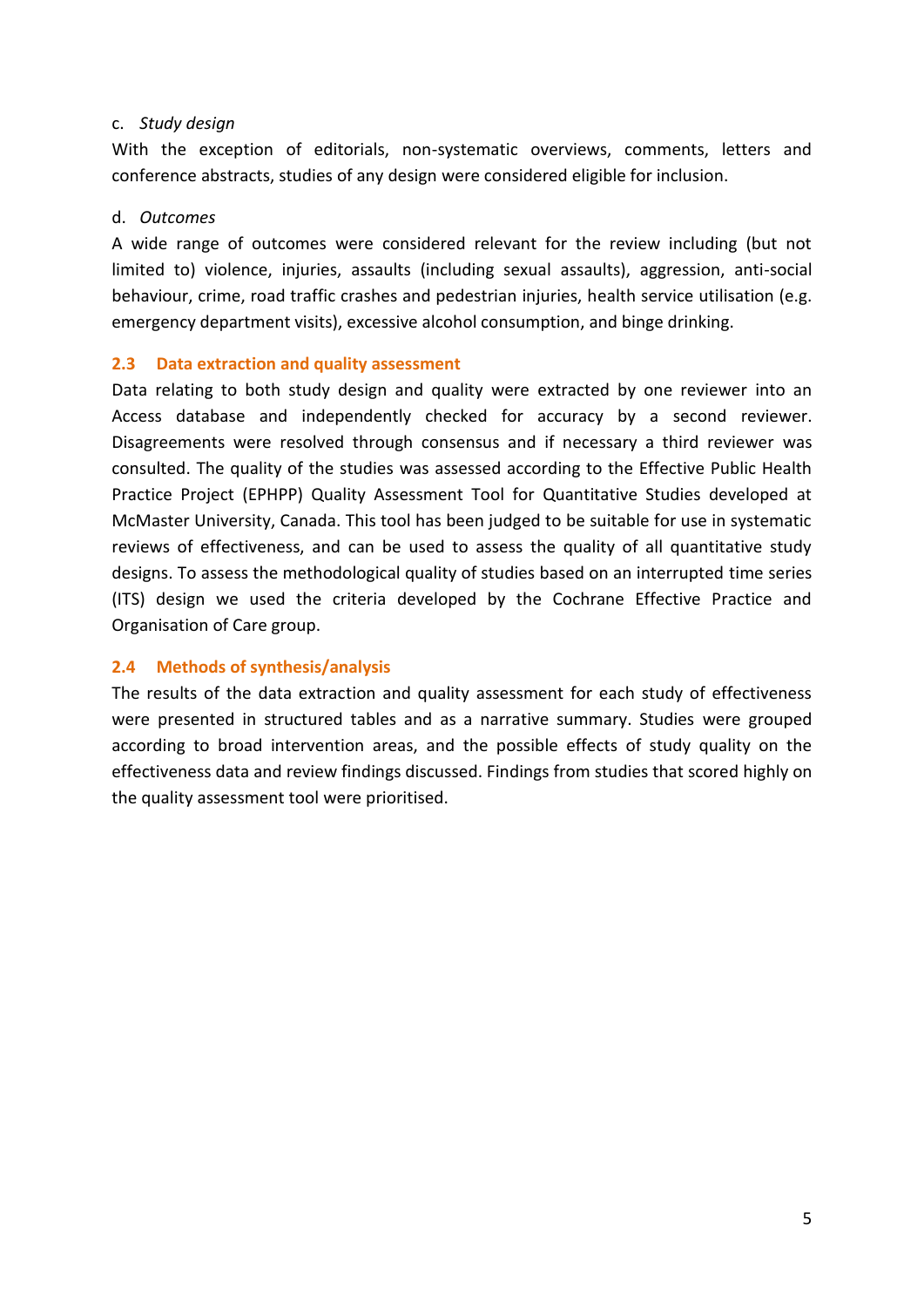c. *Study design*

With the exception of editorials, non-systematic overviews, comments, letters and conference abstracts, studies of any design were considered eligible for inclusion.

d. *Outcomes*

A wide range of outcomes were considered relevant for the review including (but not limited to) violence, injuries, assaults (including sexual assaults), aggression, anti-social behaviour, crime, road traffic crashes and pedestrian injuries, health service utilisation (e.g. emergency department visits), excessive alcohol consumption, and binge drinking.

## 2.3 Data extraction and quality assessment

Data relating to both study design and quality were extracted by one reviewer into an Access database and independently checked for accuracy by a second reviewer. Disagreements were resolved through consensus and if necessary a third reviewer was consulted. The quality of the studies was assessed according to the Effective Public Health Practice Project (EPHPP) Quality Assessment Tool for Quantitative Studies developed at McMaster University, Canada. This tool has been judged to be suitable for use in systematic reviews of effectiveness, and can be used to assess the quality of all quantitative study designs. To assess the methodological quality of studies based on an interrupted time series (ITS) design we used the criteria developed by the Cochrane Effective Practice and Organisation of Care group.

## 2.4 Methods of synthesis/analysis

The results of the data extraction and quality assessment for each study of effectiveness were presented in structured tables and as a narrative summary. Studies were grouped according to broad intervention areas, and the possible effects of study quality on the effectiveness data and review findings discussed. Findings from studies that scored highly on the quality assessment tool were prioritised.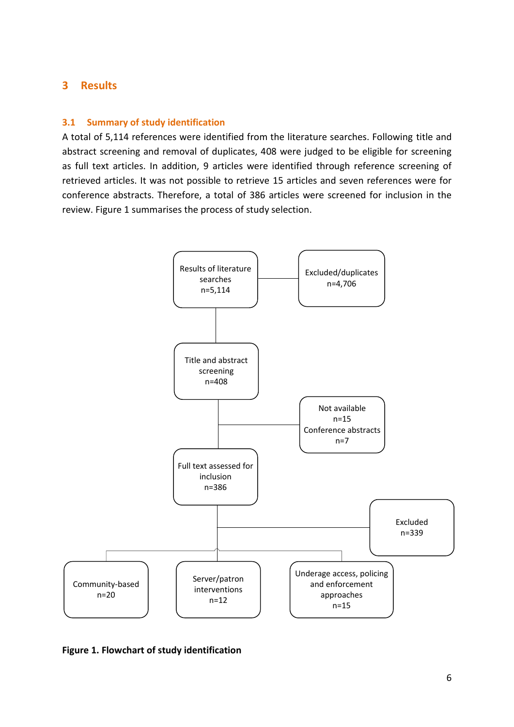# 3 Results

## 3.1 Summary of study identification

A total of 5,114 references were identified from the literature searches. Following title and abstract screening and removal of duplicates, 408 were judged to be eligible for screening as full text articles. In addition, 9 articles were identified through reference screening of retrieved articles. It was not possible to retrieve 15 articles and seven references were for conference abstracts. Therefore, a total of 386 articles were screened for inclusion in the review. Figure 1 summarises the process of study selection.

- Results of literature searches n=5,114
  - Excluded/duplicates n=4,706
- Title and abstract screening n=408
  - Not available n=15
  - Conference abstracts n=7
- Full text assessed for inclusion n=386
  - Excluded n=339
- Community-based n=20
- Server/patron interventions n=12
- Underage access, policing and enforcement approaches n=15

**Figure 1. Flowchart of study identification**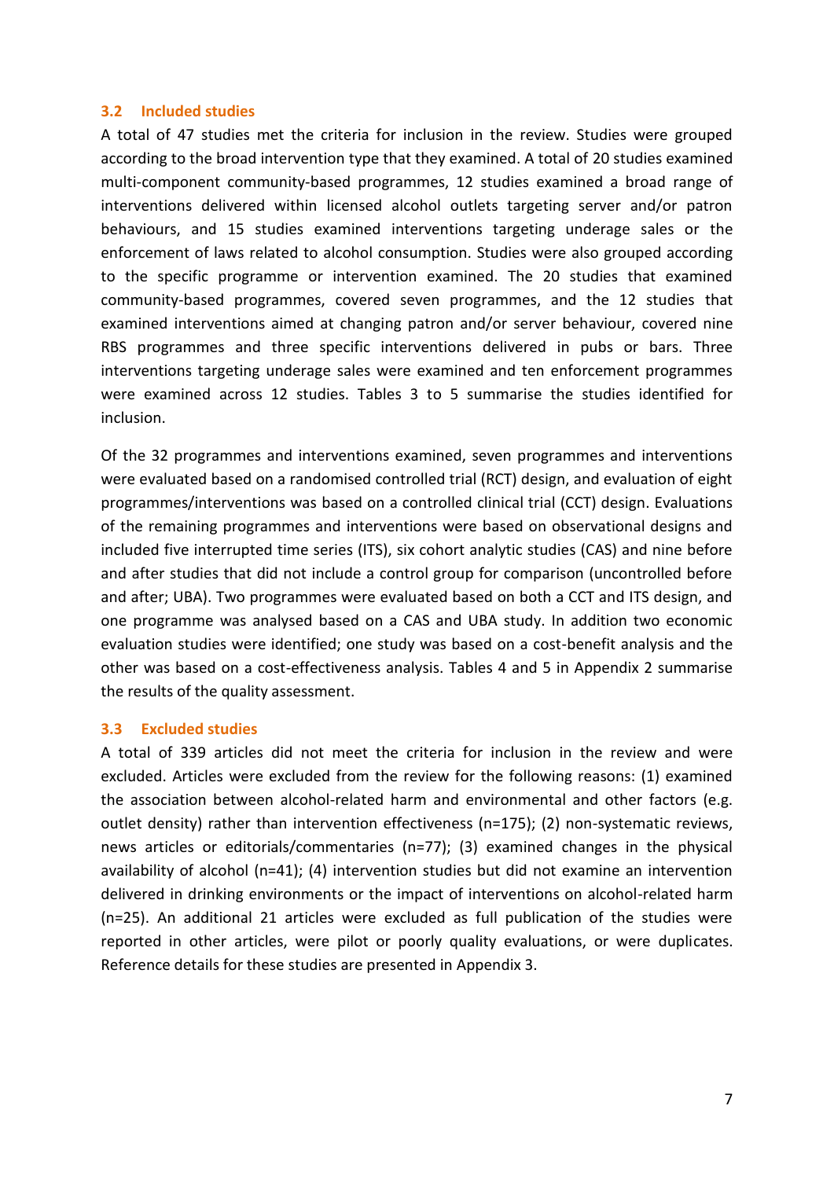### 3.2 Included studies

A total of 47 studies met the criteria for inclusion in the review. Studies were grouped according to the broad intervention type that they examined. A total of 20 studies examined multi-component community-based programmes, 12 studies examined a broad range of interventions delivered within licensed alcohol outlets targeting server and/or patron behaviours, and 15 studies examined interventions targeting underage sales or the enforcement of laws related to alcohol consumption. Studies were also grouped according to the specific programme or intervention examined. The 20 studies that examined community-based programmes, covered seven programmes, and the 12 studies that examined interventions aimed at changing patron and/or server behaviour, covered nine RBS programmes and three specific interventions delivered in pubs or bars. Three interventions targeting underage sales were examined and ten enforcement programmes were examined across 12 studies. Tables 3 to 5 summarise the studies identified for inclusion.

Of the 32 programmes and interventions examined, seven programmes and interventions were evaluated based on a randomised controlled trial (RCT) design, and evaluation of eight programmes/interventions was based on a controlled clinical trial (CCT) design. Evaluations of the remaining programmes and interventions were based on observational designs and included five interrupted time series (ITS), six cohort analytic studies (CAS) and nine before and after studies that did not include a control group for comparison (uncontrolled before and after; UBA). Two programmes were evaluated based on both a CCT and ITS design, and one programme was analysed based on a CAS and UBA study. In addition two economic evaluation studies were identified; one study was based on a cost-benefit analysis and the other was based on a cost-effectiveness analysis. Tables 4 and 5 in Appendix 2 summarise the results of the quality assessment.

### 3.3 Excluded studies

A total of 339 articles did not meet the criteria for inclusion in the review and were excluded. Articles were excluded from the review for the following reasons: (1) examined the association between alcohol-related harm and environmental and other factors (e.g. outlet density) rather than intervention effectiveness (n=175); (2) non-systematic reviews, news articles or editorials/commentaries (n=77); (3) examined changes in the physical availability of alcohol (n=41); (4) intervention studies but did not examine an intervention delivered in drinking environments or the impact of interventions on alcohol-related harm (n=25). An additional 21 articles were excluded as full publication of the studies were reported in other articles, were pilot or poorly quality evaluations, or were duplicates. Reference details for these studies are presented in Appendix 3.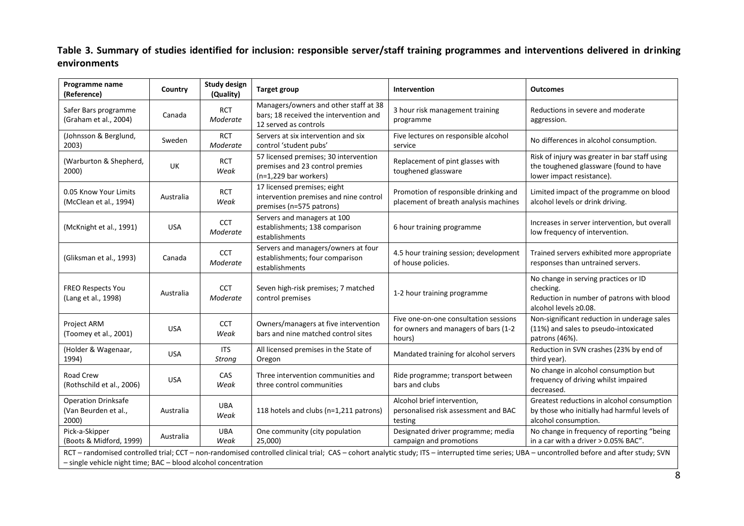**Table 3. Summary of studies identified for inclusion: responsible server/staff training programmes and interventions delivered in drinking environments**

| Programme name (Reference) | Country | Study design (Quality) | Target group | Intervention | Outcomes |
|---|---|---|---|---|---|
| Safer Bars programme (Graham et al., 2004) | Canada | RCT *Moderate* | Managers/owners and other staff at 38 bars; 18 received the intervention and 12 served as controls | 3 hour risk management training programme | Reductions in severe and moderate aggression. |
| (Johnsson & Berglund, 2003) | Sweden | RCT *Moderate* | Servers at six intervention and six control 'student pubs' | Five lectures on responsible alcohol service | No differences in alcohol consumption. |
| (Warburton & Shepherd, 2000) | UK | RCT *Weak* | 57 licensed premises; 30 intervention premises and 23 control premies (n=1,229 bar workers) | Replacement of pint glasses with toughened glassware | Risk of injury was greater in bar staff using the toughened glassware (found to have lower impact resistance). |
| 0.05 Know Your Limits (McClean et al., 1994) | Australia | RCT *Weak* | 17 licensed premises; eight intervention premises and nine control premises (n=575 patrons) | Promotion of responsible drinking and placement of breath analysis machines | Limited impact of the programme on blood alcohol levels or drink driving. |
| (McKnight et al., 1991) | USA | CCT *Moderate* | Servers and managers at 100 establishments; 138 comparison establishments | 6 hour training programme | Increases in server intervention, but overall low frequency of intervention. |
| (Gliksman et al., 1993) | Canada | CCT *Moderate* | Servers and managers/owners at four establishments; four comparison establishments | 4.5 hour training session; development of house policies. | Trained servers exhibited more appropriate responses than untrained servers. |
| FREO Respects You (Lang et al., 1998) | Australia | CCT *Moderate* | Seven high-risk premises; 7 matched control premises | 1-2 hour training programme | No change in serving practices or ID checking. Reduction in number of patrons with blood alcohol levels ≥0.08. |
| Project ARM (Toomey et al., 2001) | USA | CCT *Weak* | Owners/managers at five intervention bars and nine matched control sites | Five one-on-one consultation sessions for owners and managers of bars (1-2 hours) | Non-significant reduction in underage sales (11%) and sales to pseudo-intoxicated patrons (46%). |
| (Holder & Wagenaar, 1994) | USA | ITS *Strong* | All licensed premises in the State of Oregon | Mandated training for alcohol servers | Reduction in SVN crashes (23% by end of third year). |
| Road Crew (Rothschild et al., 2006) | USA | CAS *Weak* | Three intervention communities and three control communities | Ride programme; transport between bars and clubs | No change in alcohol consumption but frequency of driving whilst impaired decreased. |
| Operation Drinksafe (Van Beurden et al., 2000) | Australia | UBA *Weak* | 118 hotels and clubs (n=1,211 patrons) | Alcohol brief intervention, personalised risk assessment and BAC testing | Greatest reductions in alcohol consumption by those who initially had harmful levels of alcohol consumption. |
| Pick-a-Skipper (Boots & Midford, 1999) | Australia | UBA *Weak* | One community (city population 25,000) | Designated driver programme; media campaign and promotions | No change in frequency of reporting "being in a car with a driver > 0.05% BAC". |

RCT – randomised controlled trial; CCT – non-randomised controlled clinical trial; CAS – cohort analytic study; ITS – interrupted time series; UBA – uncontrolled before and after study; SVN – single vehicle night time; BAC – blood alcohol concentration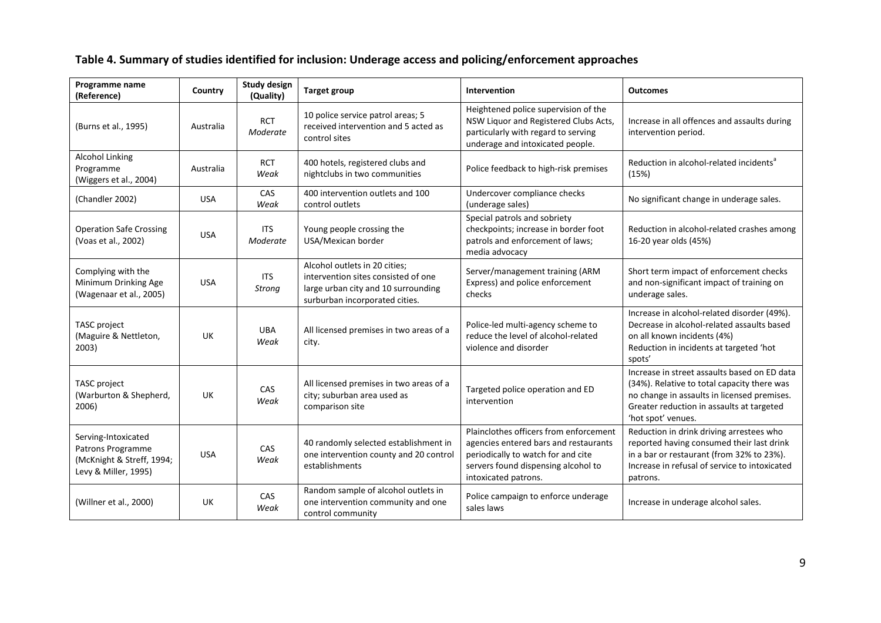## Table 4. Summary of studies identified for inclusion: Underage access and policing/enforcement approaches

| Programme name (Reference) | Country | Study design (Quality) | Target group | Intervention | Outcomes |
|---|---|---|---|---|---|
| (Burns et al., 1995) | Australia | RCT *Moderate* | 10 police service patrol areas; 5 received intervention and 5 acted as control sites | Heightened police supervision of the NSW Liquor and Registered Clubs Acts, particularly with regard to serving underage and intoxicated people. | Increase in all offences and assaults during intervention period. |
| Alcohol Linking Programme (Wiggers et al., 2004) | Australia | RCT *Weak* | 400 hotels, registered clubs and nightclubs in two communities | Police feedback to high-risk premises | Reduction in alcohol-related incidents[a] (15%) |
| (Chandler 2002) | USA | CAS *Weak* | 400 intervention outlets and 100 control outlets | Undercover compliance checks (underage sales) | No significant change in underage sales. |
| Operation Safe Crossing (Voas et al., 2002) | USA | ITS *Moderate* | Young people crossing the USA/Mexican border | Special patrols and sobriety checkpoints; increase in border foot patrols and enforcement of laws; media advocacy | Reduction in alcohol-related crashes among 16-20 year olds (45%) |
| Complying with the Minimum Drinking Age (Wagenaar et al., 2005) | USA | ITS *Strong* | Alcohol outlets in 20 cities; intervention sites consisted of one large urban city and 10 surrounding surburban incorporated cities. | Server/management training (ARM Express) and police enforcement checks | Short term impact of enforcement checks and non-significant impact of training on underage sales. |
| TASC project (Maguire & Nettleton, 2003) | UK | UBA *Weak* | All licensed premises in two areas of a city. | Police-led multi-agency scheme to reduce the level of alcohol-related violence and disorder | Increase in alcohol-related disorder (49%). Decrease in alcohol-related assaults based on all known incidents (4%) Reduction in incidents at targeted 'hot spots' |
| TASC project (Warburton & Shepherd, 2006) | UK | CAS *Weak* | All licensed premises in two areas of a city; suburban area used as comparison site | Targeted police operation and ED intervention | Increase in street assaults based on ED data (34%). Relative to total capacity there was no change in assaults in licensed premises. Greater reduction in assaults at targeted 'hot spot' venues. |
| Serving-Intoxicated Patrons Programme (McKnight & Streff, 1994; Levy & Miller, 1995) | USA | CAS *Weak* | 40 randomly selected establishment in one intervention county and 20 control establishments | Plainclothes officers from enforcement agencies entered bars and restaurants periodically to watch for and cite servers found dispensing alcohol to intoxicated patrons. | Reduction in drink driving arrestees who reported having consumed their last drink in a bar or restaurant (from 32% to 23%). Increase in refusal of service to intoxicated patrons. |
| (Willner et al., 2000) | UK | CAS *Weak* | Random sample of alcohol outlets in one intervention community and one control community | Police campaign to enforce underage sales laws | Increase in underage alcohol sales. |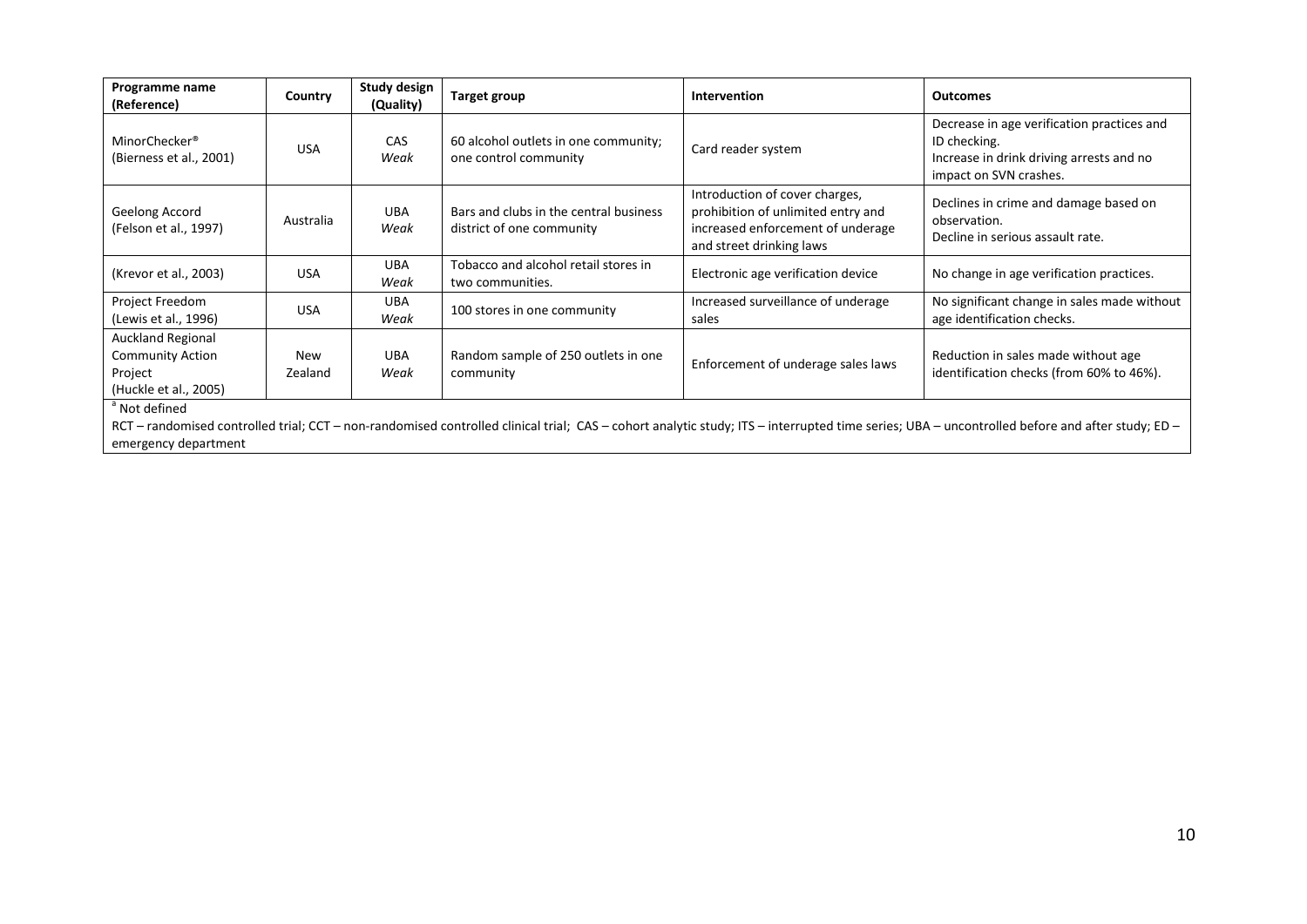| Programme name (Reference) | Country | Study design (Quality) | Target group | Intervention | Outcomes |
|---|---|---|---|---|---|
| MinorChecker® (Bierness et al., 2001) | USA | CAS *Weak* | 60 alcohol outlets in one community; one control community | Card reader system | Decrease in age verification practices and ID checking. Increase in drink driving arrests and no impact on SVN crashes. |
| Geelong Accord (Felson et al., 1997) | Australia | UBA *Weak* | Bars and clubs in the central business district of one community | Introduction of cover charges, prohibition of unlimited entry and increased enforcement of underage and street drinking laws | Declines in crime and damage based on observation. Decline in serious assault rate. |
| (Krevor et al., 2003) | USA | UBA *Weak* | Tobacco and alcohol retail stores in two communities. | Electronic age verification device | No change in age verification practices. |
| Project Freedom (Lewis et al., 1996) | USA | UBA *Weak* | 100 stores in one community | Increased surveillance of underage sales | No significant change in sales made without age identification checks. |
| Auckland Regional Community Action Project (Huckle et al., 2005) | New Zealand | UBA *Weak* | Random sample of 250 outlets in one community | Enforcement of underage sales laws | Reduction in sales made without age identification checks (from 60% to 46%). |

[a] Not defined

RCT – randomised controlled trial; CCT – non-randomised controlled clinical trial; CAS – cohort analytic study; ITS – interrupted time series; UBA – uncontrolled before and after study; ED – emergency department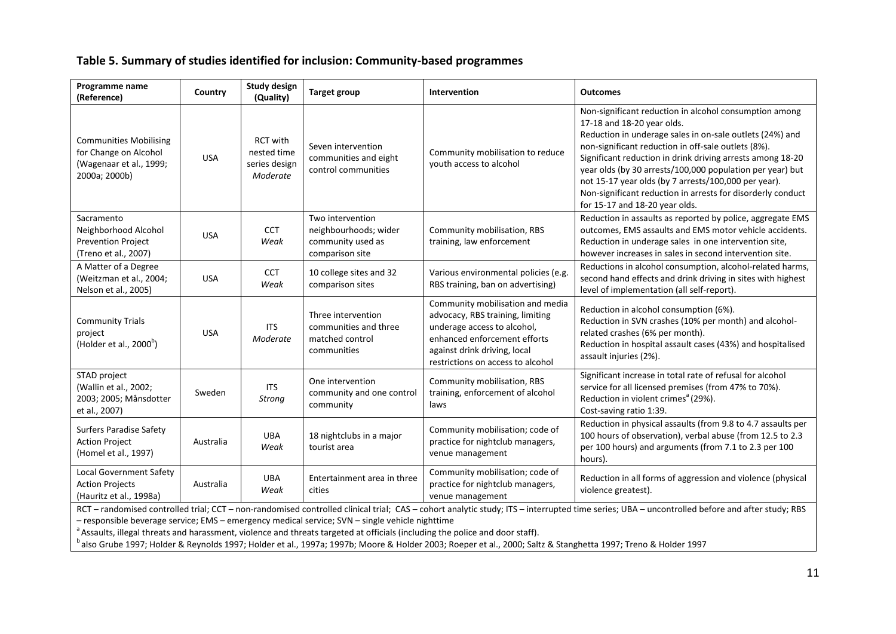## Table 5. Summary of studies identified for inclusion: Community-based programmes

| Programme name (Reference) | Country | Study design (Quality) | Target group | Intervention | Outcomes |
|---|---|---|---|---|---|
| Communities Mobilising for Change on Alcohol (Wagenaar et al., 1999; 2000a; 2000b) | USA | RCT with nested time series design *Moderate* | Seven intervention communities and eight control communities | Community mobilisation to reduce youth access to alcohol | Non-significant reduction in alcohol consumption among 17-18 and 18-20 year olds. Reduction in underage sales in on-sale outlets (24%) and non-significant reduction in off-sale outlets (8%). Significant reduction in drink driving arrests among 18-20 year olds (by 30 arrests/100,000 population per year) but not 15-17 year olds (by 7 arrests/100,000 per year). Non-significant reduction in arrests for disorderly conduct for 15-17 and 18-20 year olds. |
| Sacramento Neighborhood Alcohol Prevention Project (Treno et al., 2007) | USA | CCT *Weak* | Two intervention neighbourhoods; wider community used as comparison site | Community mobilisation, RBS training, law enforcement | Reduction in assaults as reported by police, aggregate EMS outcomes, EMS assaults and EMS motor vehicle accidents. Reduction in underage sales in one intervention site, however increases in sales in second intervention site. |
| A Matter of a Degree (Weitzman et al., 2004; Nelson et al., 2005) | USA | CCT *Weak* | 10 college sites and 32 comparison sites | Various environmental policies (e.g. RBS training, ban on advertising) | Reductions in alcohol consumption, alcohol-related harms, second hand effects and drink driving in sites with highest level of implementation (all self-report). |
| Community Trials project (Holder et al., 2000[b]) | USA | ITS *Moderate* | Three intervention communities and three matched control communities | Community mobilisation and media advocacy, RBS training, limiting underage access to alcohol, enhanced enforcement efforts against drink driving, local restrictions on access to alcohol | Reduction in alcohol consumption (6%). Reduction in SVN crashes (10% per month) and alcohol-related crashes (6% per month). Reduction in hospital assault cases (43%) and hospitalised assault injuries (2%). |
| STAD project (Wallin et al., 2002; 2003; 2005; Månsdotter et al., 2007) | Sweden | ITS *Strong* | One intervention community and one control community | Community mobilisation, RBS training, enforcement of alcohol laws | Significant increase in total rate of refusal for alcohol service for all licensed premises (from 47% to 70%). Reduction in violent crimes[a] (29%). Cost-saving ratio 1:39. |
| Surfers Paradise Safety Action Project (Homel et al., 1997) | Australia | UBA *Weak* | 18 nightclubs in a major tourist area | Community mobilisation; code of practice for nightclub managers, venue management | Reduction in physical assaults (from 9.8 to 4.7 assaults per 100 hours of observation), verbal abuse (from 12.5 to 2.3 per 100 hours) and arguments (from 7.1 to 2.3 per 100 hours). |
| Local Government Safety Action Projects (Hauritz et al., 1998a) | Australia | UBA *Weak* | Entertainment area in three cities | Community mobilisation; code of practice for nightclub managers, venue management | Reduction in all forms of aggression and violence (physical violence greatest). |

RCT – randomised controlled trial; CCT – non-randomised controlled clinical trial; CAS – cohort analytic study; ITS – interrupted time series; UBA – uncontrolled before and after study; RBS – responsible beverage service; EMS – emergency medical service; SVN – single vehicle nighttime

[a] Assaults, illegal threats and harassment, violence and threats targeted at officials (including the police and door staff).

[b] also Grube 1997; Holder & Reynolds 1997; Holder et al., 1997a; 1997b; Moore & Holder 2003; Roeper et al., 2000; Saltz & Stanghetta 1997; Treno & Holder 1997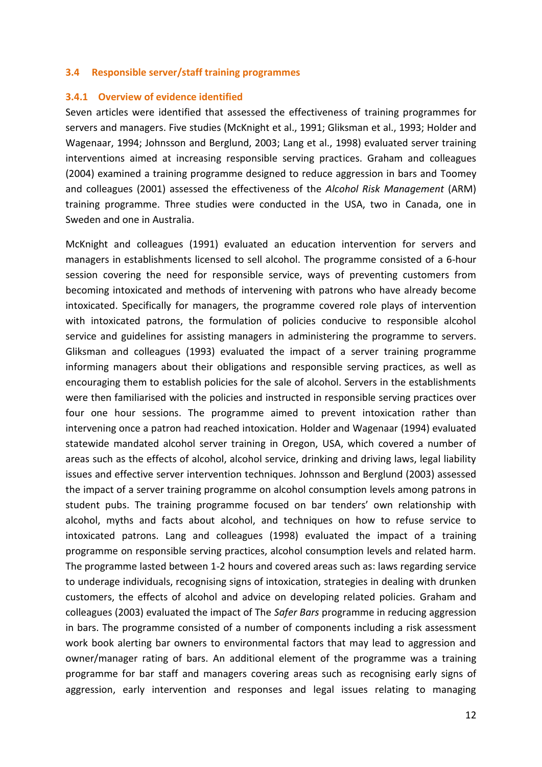### 3.4 Responsible server/staff training programmes

#### 3.4.1 Overview of evidence identified

Seven articles were identified that assessed the effectiveness of training programmes for servers and managers. Five studies (McKnight et al., 1991; Gliksman et al., 1993; Holder and Wagenaar, 1994; Johnsson and Berglund, 2003; Lang et al., 1998) evaluated server training interventions aimed at increasing responsible serving practices. Graham and colleagues (2004) examined a training programme designed to reduce aggression in bars and Toomey and colleagues (2001) assessed the effectiveness of the *Alcohol Risk Management* (ARM) training programme. Three studies were conducted in the USA, two in Canada, one in Sweden and one in Australia.

McKnight and colleagues (1991) evaluated an education intervention for servers and managers in establishments licensed to sell alcohol. The programme consisted of a 6-hour session covering the need for responsible service, ways of preventing customers from becoming intoxicated and methods of intervening with patrons who have already become intoxicated. Specifically for managers, the programme covered role plays of intervention with intoxicated patrons, the formulation of policies conducive to responsible alcohol service and guidelines for assisting managers in administering the programme to servers. Gliksman and colleagues (1993) evaluated the impact of a server training programme informing managers about their obligations and responsible serving practices, as well as encouraging them to establish policies for the sale of alcohol. Servers in the establishments were then familiarised with the policies and instructed in responsible serving practices over four one hour sessions. The programme aimed to prevent intoxication rather than intervening once a patron had reached intoxication. Holder and Wagenaar (1994) evaluated statewide mandated alcohol server training in Oregon, USA, which covered a number of areas such as the effects of alcohol, alcohol service, drinking and driving laws, legal liability issues and effective server intervention techniques. Johnsson and Berglund (2003) assessed the impact of a server training programme on alcohol consumption levels among patrons in student pubs. The training programme focused on bar tenders' own relationship with alcohol, myths and facts about alcohol, and techniques on how to refuse service to intoxicated patrons. Lang and colleagues (1998) evaluated the impact of a training programme on responsible serving practices, alcohol consumption levels and related harm. The programme lasted between 1-2 hours and covered areas such as: laws regarding service to underage individuals, recognising signs of intoxication, strategies in dealing with drunken customers, the effects of alcohol and advice on developing related policies. Graham and colleagues (2003) evaluated the impact of The *Safer Bars* programme in reducing aggression in bars. The programme consisted of a number of components including a risk assessment work book alerting bar owners to environmental factors that may lead to aggression and owner/manager rating of bars. An additional element of the programme was a training programme for bar staff and managers covering areas such as recognising early signs of aggression, early intervention and responses and legal issues relating to managing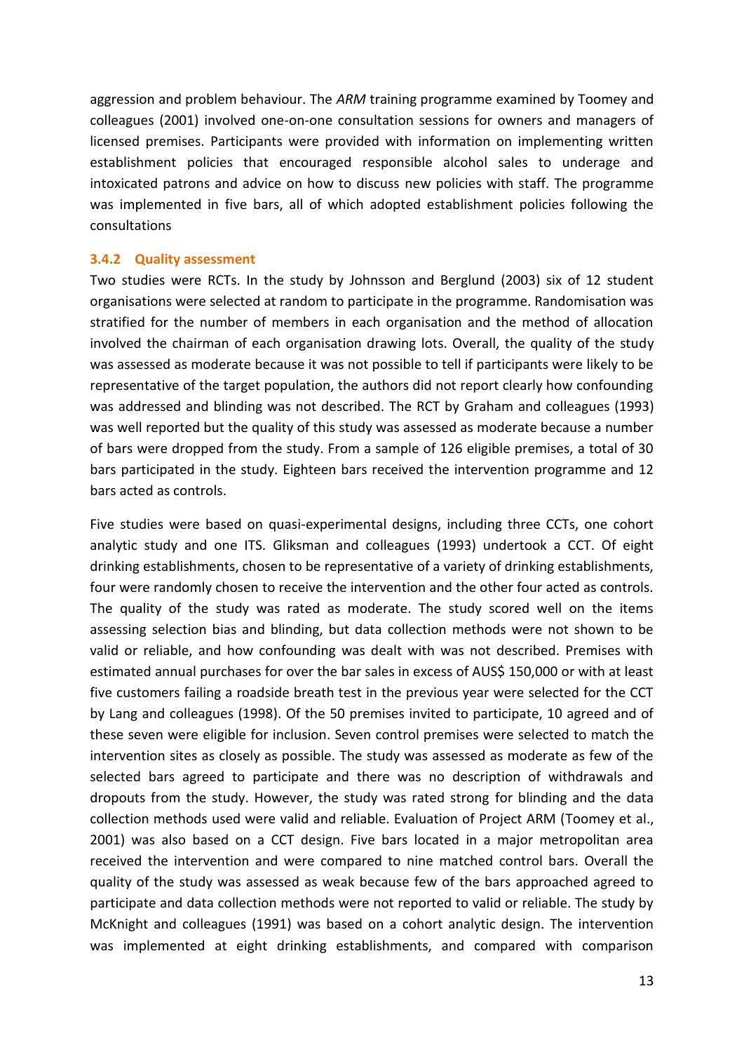aggression and problem behaviour. The *ARM* training programme examined by Toomey and colleagues (2001) involved one-on-one consultation sessions for owners and managers of licensed premises. Participants were provided with information on implementing written establishment policies that encouraged responsible alcohol sales to underage and intoxicated patrons and advice on how to discuss new policies with staff. The programme was implemented in five bars, all of which adopted establishment policies following the consultations

### 3.4.2 Quality assessment

Two studies were RCTs. In the study by Johnsson and Berglund (2003) six of 12 student organisations were selected at random to participate in the programme. Randomisation was stratified for the number of members in each organisation and the method of allocation involved the chairman of each organisation drawing lots. Overall, the quality of the study was assessed as moderate because it was not possible to tell if participants were likely to be representative of the target population, the authors did not report clearly how confounding was addressed and blinding was not described. The RCT by Graham and colleagues (1993) was well reported but the quality of this study was assessed as moderate because a number of bars were dropped from the study. From a sample of 126 eligible premises, a total of 30 bars participated in the study. Eighteen bars received the intervention programme and 12 bars acted as controls.

Five studies were based on quasi-experimental designs, including three CCTs, one cohort analytic study and one ITS. Gliksman and colleagues (1993) undertook a CCT. Of eight drinking establishments, chosen to be representative of a variety of drinking establishments, four were randomly chosen to receive the intervention and the other four acted as controls. The quality of the study was rated as moderate. The study scored well on the items assessing selection bias and blinding, but data collection methods were not shown to be valid or reliable, and how confounding was dealt with was not described. Premises with estimated annual purchases for over the bar sales in excess of AUS$ 150,000 or with at least five customers failing a roadside breath test in the previous year were selected for the CCT by Lang and colleagues (1998). Of the 50 premises invited to participate, 10 agreed and of these seven were eligible for inclusion. Seven control premises were selected to match the intervention sites as closely as possible. The study was assessed as moderate as few of the selected bars agreed to participate and there was no description of withdrawals and dropouts from the study. However, the study was rated strong for blinding and the data collection methods used were valid and reliable. Evaluation of Project ARM (Toomey et al., 2001) was also based on a CCT design. Five bars located in a major metropolitan area received the intervention and were compared to nine matched control bars. Overall the quality of the study was assessed as weak because few of the bars approached agreed to participate and data collection methods were not reported to valid or reliable. The study by McKnight and colleagues (1991) was based on a cohort analytic design. The intervention was implemented at eight drinking establishments, and compared with comparison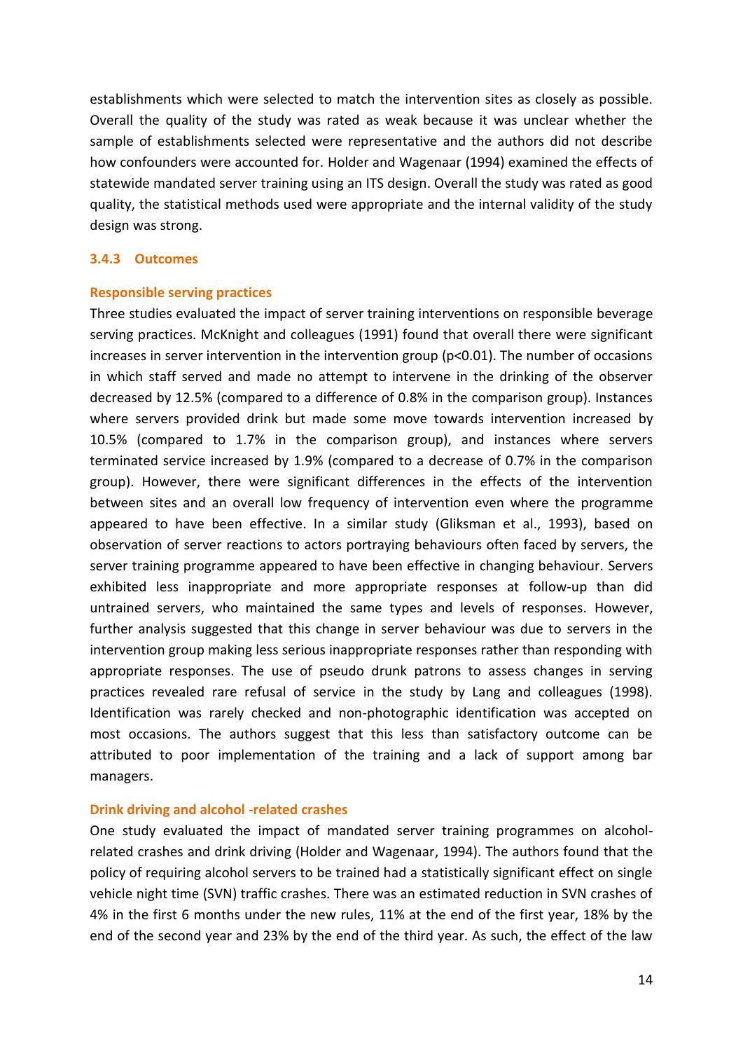establishments which were selected to match the intervention sites as closely as possible. Overall the quality of the study was rated as weak because it was unclear whether the sample of establishments selected were representative and the authors did not describe how confounders were accounted for. Holder and Wagenaar (1994) examined the effects of statewide mandated server training using an ITS design. Overall the study was rated as good quality, the statistical methods used were appropriate and the internal validity of the study design was strong.

### 3.4.3 Outcomes

#### Responsible serving practices

Three studies evaluated the impact of server training interventions on responsible beverage serving practices. McKnight and colleagues (1991) found that overall there were significant increases in server intervention in the intervention group ($p<0.01$). The number of occasions in which staff served and made no attempt to intervene in the drinking of the observer decreased by 12.5% (compared to a difference of 0.8% in the comparison group). Instances where servers provided drink but made some move towards intervention increased by 10.5% (compared to 1.7% in the comparison group), and instances where servers terminated service increased by 1.9% (compared to a decrease of 0.7% in the comparison group). However, there were significant differences in the effects of the intervention between sites and an overall low frequency of intervention even where the programme appeared to have been effective. In a similar study (Gliksman et al., 1993), based on observation of server reactions to actors portraying behaviours often faced by servers, the server training programme appeared to have been effective in changing behaviour. Servers exhibited less inappropriate and more appropriate responses at follow-up than did untrained servers, who maintained the same types and levels of responses. However, further analysis suggested that this change in server behaviour was due to servers in the intervention group making less serious inappropriate responses rather than responding with appropriate responses. The use of pseudo drunk patrons to assess changes in serving practices revealed rare refusal of service in the study by Lang and colleagues (1998). Identification was rarely checked and non-photographic identification was accepted on most occasions. The authors suggest that this less than satisfactory outcome can be attributed to poor implementation of the training and a lack of support among bar managers.

#### Drink driving and alcohol -related crashes

One study evaluated the impact of mandated server training programmes on alcohol-related crashes and drink driving (Holder and Wagenaar, 1994). The authors found that the policy of requiring alcohol servers to be trained had a statistically significant effect on single vehicle night time (SVN) traffic crashes. There was an estimated reduction in SVN crashes of 4% in the first 6 months under the new rules, 11% at the end of the first year, 18% by the end of the second year and 23% by the end of the third year. As such, the effect of the law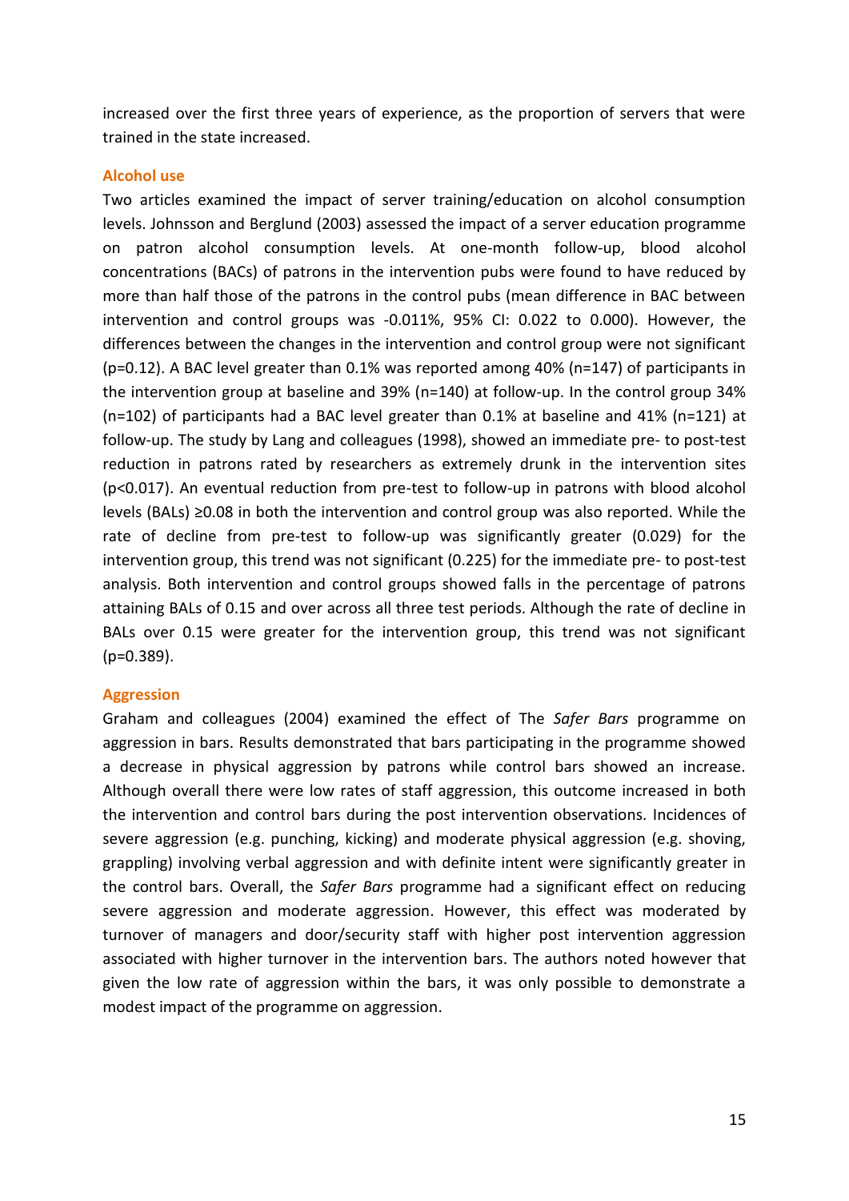increased over the first three years of experience, as the proportion of servers that were trained in the state increased.

### Alcohol use

Two articles examined the impact of server training/education on alcohol consumption levels. Johnsson and Berglund (2003) assessed the impact of a server education programme on patron alcohol consumption levels. At one-month follow-up, blood alcohol concentrations (BACs) of patrons in the intervention pubs were found to have reduced by more than half those of the patrons in the control pubs (mean difference in BAC between intervention and control groups was -0.011%, 95% CI: 0.022 to 0.000). However, the differences between the changes in the intervention and control group were not significant ($p=0.12$). A BAC level greater than 0.1% was reported among 40% ($n=147$) of participants in the intervention group at baseline and 39% ($n=140$) at follow-up. In the control group 34% ($n=102$) of participants had a BAC level greater than 0.1% at baseline and 41% ($n=121$) at follow-up. The study by Lang and colleagues (1998), showed an immediate pre- to post-test reduction in patrons rated by researchers as extremely drunk in the intervention sites ($p<0.017$). An eventual reduction from pre-test to follow-up in patrons with blood alcohol levels (BALs) ≥0.08 in both the intervention and control group was also reported. While the rate of decline from pre-test to follow-up was significantly greater (0.029) for the intervention group, this trend was not significant (0.225) for the immediate pre- to post-test analysis. Both intervention and control groups showed falls in the percentage of patrons attaining BALs of 0.15 and over across all three test periods. Although the rate of decline in BALs over 0.15 were greater for the intervention group, this trend was not significant ($p=0.389$).

### Aggression

Graham and colleagues (2004) examined the effect of The *Safer Bars* programme on aggression in bars. Results demonstrated that bars participating in the programme showed a decrease in physical aggression by patrons while control bars showed an increase. Although overall there were low rates of staff aggression, this outcome increased in both the intervention and control bars during the post intervention observations. Incidences of severe aggression (e.g. punching, kicking) and moderate physical aggression (e.g. shoving, grappling) involving verbal aggression and with definite intent were significantly greater in the control bars. Overall, the *Safer Bars* programme had a significant effect on reducing severe aggression and moderate aggression. However, this effect was moderated by turnover of managers and door/security staff with higher post intervention aggression associated with higher turnover in the intervention bars. The authors noted however that given the low rate of aggression within the bars, it was only possible to demonstrate a modest impact of the programme on aggression.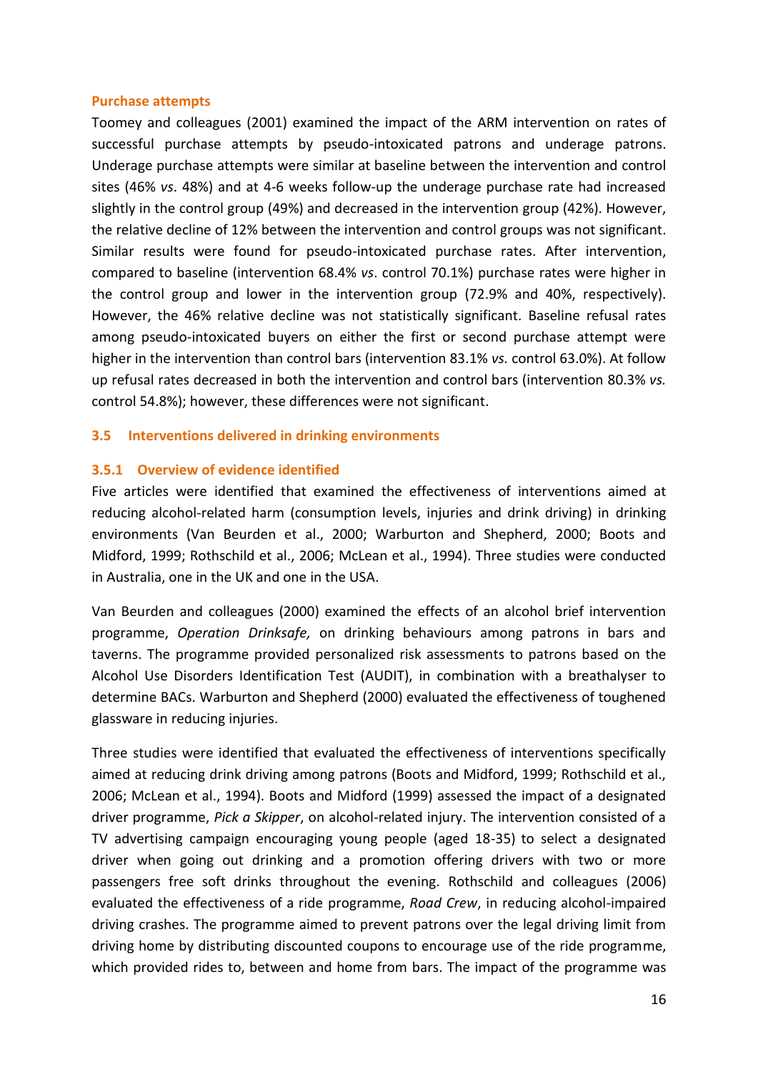#### Purchase attempts

Toomey and colleagues (2001) examined the impact of the ARM intervention on rates of successful purchase attempts by pseudo-intoxicated patrons and underage patrons. Underage purchase attempts were similar at baseline between the intervention and control sites (46% *vs*. 48%) and at 4-6 weeks follow-up the underage purchase rate had increased slightly in the control group (49%) and decreased in the intervention group (42%). However, the relative decline of 12% between the intervention and control groups was not significant. Similar results were found for pseudo-intoxicated purchase rates. After intervention, compared to baseline (intervention 68.4% *vs*. control 70.1%) purchase rates were higher in the control group and lower in the intervention group (72.9% and 40%, respectively). However, the 46% relative decline was not statistically significant. Baseline refusal rates among pseudo-intoxicated buyers on either the first or second purchase attempt were higher in the intervention than control bars (intervention 83.1% *vs.* control 63.0%). At follow up refusal rates decreased in both the intervention and control bars (intervention 80.3% *vs.* control 54.8%); however, these differences were not significant.

### 3.5 Interventions delivered in drinking environments

#### 3.5.1 Overview of evidence identified

Five articles were identified that examined the effectiveness of interventions aimed at reducing alcohol-related harm (consumption levels, injuries and drink driving) in drinking environments (Van Beurden et al., 2000; Warburton and Shepherd, 2000; Boots and Midford, 1999; Rothschild et al., 2006; McLean et al., 1994). Three studies were conducted in Australia, one in the UK and one in the USA.

Van Beurden and colleagues (2000) examined the effects of an alcohol brief intervention programme, *Operation Drinksafe,* on drinking behaviours among patrons in bars and taverns. The programme provided personalized risk assessments to patrons based on the Alcohol Use Disorders Identification Test (AUDIT), in combination with a breathalyser to determine BACs. Warburton and Shepherd (2000) evaluated the effectiveness of toughened glassware in reducing injuries.

Three studies were identified that evaluated the effectiveness of interventions specifically aimed at reducing drink driving among patrons (Boots and Midford, 1999; Rothschild et al., 2006; McLean et al., 1994). Boots and Midford (1999) assessed the impact of a designated driver programme, *Pick a Skipper*, on alcohol-related injury. The intervention consisted of a TV advertising campaign encouraging young people (aged 18-35) to select a designated driver when going out drinking and a promotion offering drivers with two or more passengers free soft drinks throughout the evening. Rothschild and colleagues (2006) evaluated the effectiveness of a ride programme, *Road Crew*, in reducing alcohol-impaired driving crashes. The programme aimed to prevent patrons over the legal driving limit from driving home by distributing discounted coupons to encourage use of the ride programme, which provided rides to, between and home from bars. The impact of the programme was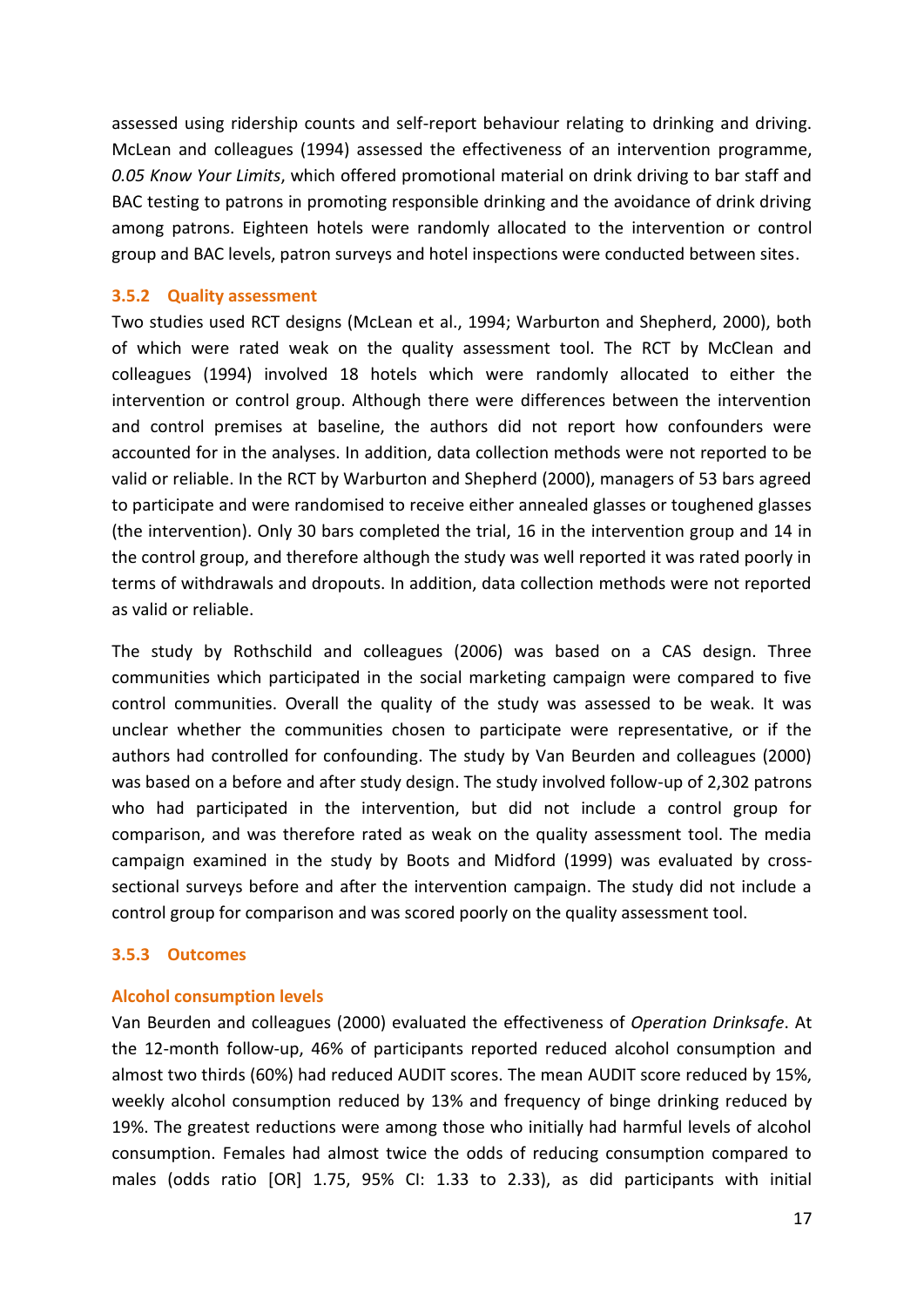assessed using ridership counts and self-report behaviour relating to drinking and driving. McLean and colleagues (1994) assessed the effectiveness of an intervention programme, *0.05 Know Your Limits*, which offered promotional material on drink driving to bar staff and BAC testing to patrons in promoting responsible drinking and the avoidance of drink driving among patrons. Eighteen hotels were randomly allocated to the intervention or control group and BAC levels, patron surveys and hotel inspections were conducted between sites.

### 3.5.2 Quality assessment

Two studies used RCT designs (McLean et al., 1994; Warburton and Shepherd, 2000), both of which were rated weak on the quality assessment tool. The RCT by McClean and colleagues (1994) involved 18 hotels which were randomly allocated to either the intervention or control group. Although there were differences between the intervention and control premises at baseline, the authors did not report how confounders were accounted for in the analyses. In addition, data collection methods were not reported to be valid or reliable. In the RCT by Warburton and Shepherd (2000), managers of 53 bars agreed to participate and were randomised to receive either annealed glasses or toughened glasses (the intervention). Only 30 bars completed the trial, 16 in the intervention group and 14 in the control group, and therefore although the study was well reported it was rated poorly in terms of withdrawals and dropouts. In addition, data collection methods were not reported as valid or reliable.

The study by Rothschild and colleagues (2006) was based on a CAS design. Three communities which participated in the social marketing campaign were compared to five control communities. Overall the quality of the study was assessed to be weak. It was unclear whether the communities chosen to participate were representative, or if the authors had controlled for confounding. The study by Van Beurden and colleagues (2000) was based on a before and after study design. The study involved follow-up of 2,302 patrons who had participated in the intervention, but did not include a control group for comparison, and was therefore rated as weak on the quality assessment tool. The media campaign examined in the study by Boots and Midford (1999) was evaluated by cross-sectional surveys before and after the intervention campaign. The study did not include a control group for comparison and was scored poorly on the quality assessment tool.

### 3.5.3 Outcomes

#### Alcohol consumption levels

Van Beurden and colleagues (2000) evaluated the effectiveness of *Operation Drinksafe*. At the 12-month follow-up, 46% of participants reported reduced alcohol consumption and almost two thirds (60%) had reduced AUDIT scores. The mean AUDIT score reduced by 15%, weekly alcohol consumption reduced by 13% and frequency of binge drinking reduced by 19%. The greatest reductions were among those who initially had harmful levels of alcohol consumption. Females had almost twice the odds of reducing consumption compared to males (odds ratio [OR] 1.75, 95% CI: 1.33 to 2.33), as did participants with initial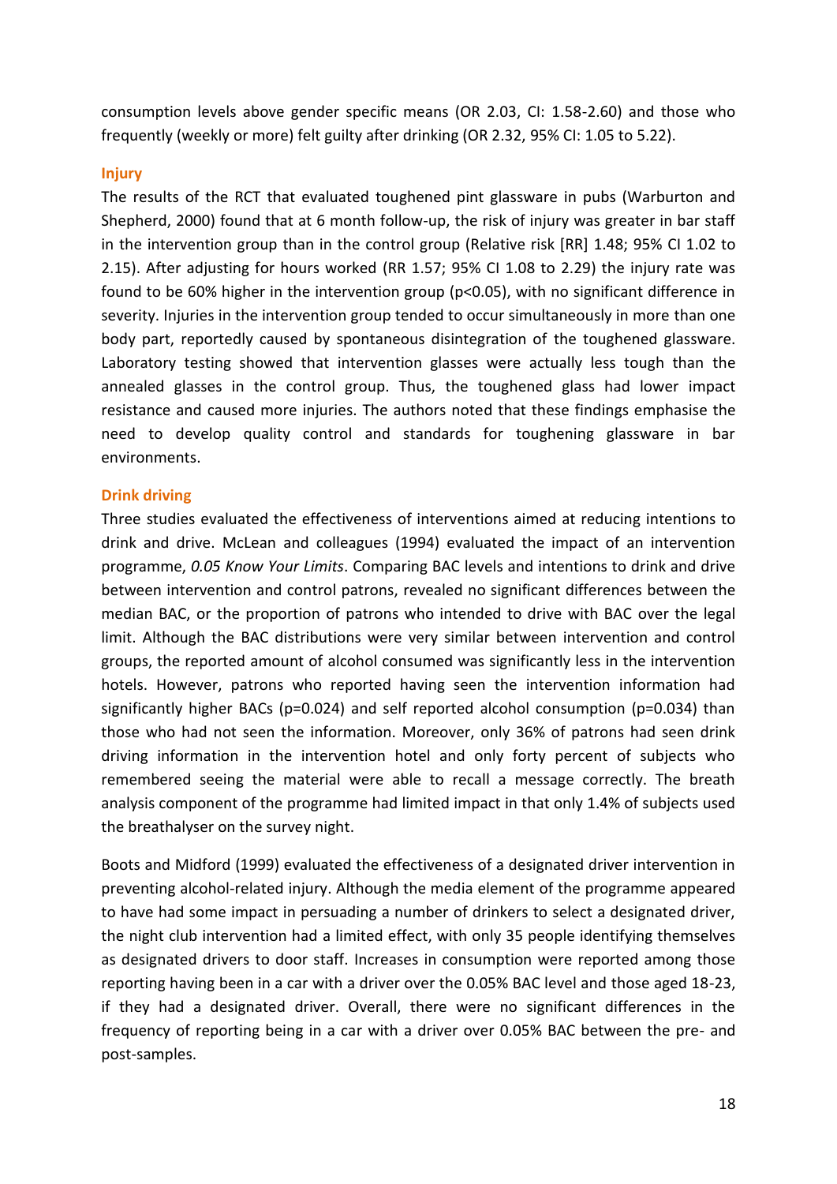consumption levels above gender specific means (OR 2.03, CI: 1.58-2.60) and those who frequently (weekly or more) felt guilty after drinking (OR 2.32, 95% CI: 1.05 to 5.22).

### Injury

The results of the RCT that evaluated toughened pint glassware in pubs (Warburton and Shepherd, 2000) found that at 6 month follow-up, the risk of injury was greater in bar staff in the intervention group than in the control group (Relative risk [RR] 1.48; 95% CI 1.02 to 2.15). After adjusting for hours worked (RR 1.57; 95% CI 1.08 to 2.29) the injury rate was found to be 60% higher in the intervention group ($p<0.05$), with no significant difference in severity. Injuries in the intervention group tended to occur simultaneously in more than one body part, reportedly caused by spontaneous disintegration of the toughened glassware. Laboratory testing showed that intervention glasses were actually less tough than the annealed glasses in the control group. Thus, the toughened glass had lower impact resistance and caused more injuries. The authors noted that these findings emphasise the need to develop quality control and standards for toughening glassware in bar environments.

### Drink driving

Three studies evaluated the effectiveness of interventions aimed at reducing intentions to drink and drive. McLean and colleagues (1994) evaluated the impact of an intervention programme, *0.05 Know Your Limits*. Comparing BAC levels and intentions to drink and drive between intervention and control patrons, revealed no significant differences between the median BAC, or the proportion of patrons who intended to drive with BAC over the legal limit. Although the BAC distributions were very similar between intervention and control groups, the reported amount of alcohol consumed was significantly less in the intervention hotels. However, patrons who reported having seen the intervention information had significantly higher BACs ($p=0.024$) and self reported alcohol consumption ($p=0.034$) than those who had not seen the information. Moreover, only 36% of patrons had seen drink driving information in the intervention hotel and only forty percent of subjects who remembered seeing the material were able to recall a message correctly. The breath analysis component of the programme had limited impact in that only 1.4% of subjects used the breathalyser on the survey night.

Boots and Midford (1999) evaluated the effectiveness of a designated driver intervention in preventing alcohol-related injury. Although the media element of the programme appeared to have had some impact in persuading a number of drinkers to select a designated driver, the night club intervention had a limited effect, with only 35 people identifying themselves as designated drivers to door staff. Increases in consumption were reported among those reporting having been in a car with a driver over the 0.05% BAC level and those aged 18-23, if they had a designated driver. Overall, there were no significant differences in the frequency of reporting being in a car with a driver over 0.05% BAC between the pre- and post-samples.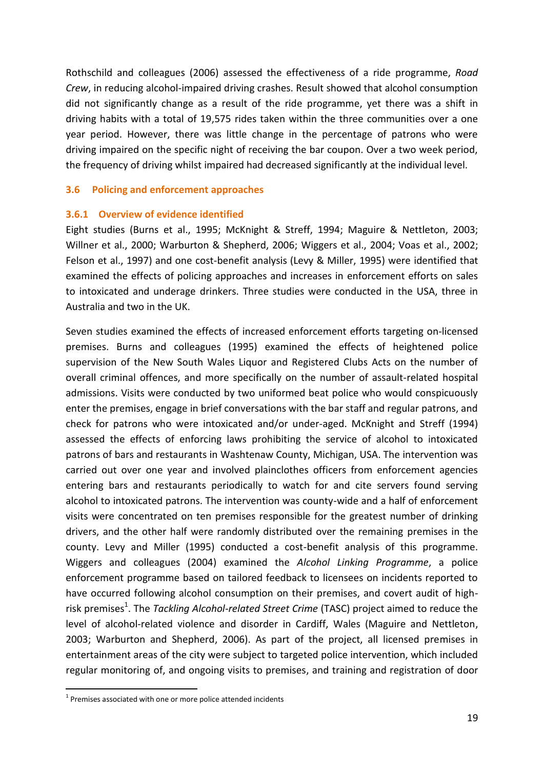Rothschild and colleagues (2006) assessed the effectiveness of a ride programme, *Road Crew*, in reducing alcohol-impaired driving crashes. Result showed that alcohol consumption did not significantly change as a result of the ride programme, yet there was a shift in driving habits with a total of 19,575 rides taken within the three communities over a one year period. However, there was little change in the percentage of patrons who were driving impaired on the specific night of receiving the bar coupon. Over a two week period, the frequency of driving whilst impaired had decreased significantly at the individual level.

## 3.6 Policing and enforcement approaches

### 3.6.1 Overview of evidence identified

Eight studies (Burns et al., 1995; McKnight & Streff, 1994; Maguire & Nettleton, 2003; Willner et al., 2000; Warburton & Shepherd, 2006; Wiggers et al., 2004; Voas et al., 2002; Felson et al., 1997) and one cost-benefit analysis (Levy & Miller, 1995) were identified that examined the effects of policing approaches and increases in enforcement efforts on sales to intoxicated and underage drinkers. Three studies were conducted in the USA, three in Australia and two in the UK.

Seven studies examined the effects of increased enforcement efforts targeting on-licensed premises. Burns and colleagues (1995) examined the effects of heightened police supervision of the New South Wales Liquor and Registered Clubs Acts on the number of overall criminal offences, and more specifically on the number of assault-related hospital admissions. Visits were conducted by two uniformed beat police who would conspicuously enter the premises, engage in brief conversations with the bar staff and regular patrons, and check for patrons who were intoxicated and/or under-aged. McKnight and Streff (1994) assessed the effects of enforcing laws prohibiting the service of alcohol to intoxicated patrons of bars and restaurants in Washtenaw County, Michigan, USA. The intervention was carried out over one year and involved plainclothes officers from enforcement agencies entering bars and restaurants periodically to watch for and cite servers found serving alcohol to intoxicated patrons. The intervention was county-wide and a half of enforcement visits were concentrated on ten premises responsible for the greatest number of drinking drivers, and the other half were randomly distributed over the remaining premises in the county. Levy and Miller (1995) conducted a cost-benefit analysis of this programme. Wiggers and colleagues (2004) examined the *Alcohol Linking Programme*, a police enforcement programme based on tailored feedback to licensees on incidents reported to have occurred following alcohol consumption on their premises, and covert audit of high-risk premises[1]. The *Tackling Alcohol-related Street Crime* (TASC) project aimed to reduce the level of alcohol-related violence and disorder in Cardiff, Wales (Maguire and Nettleton, 2003; Warburton and Shepherd, 2006). As part of the project, all licensed premises in entertainment areas of the city were subject to targeted police intervention, which included regular monitoring of, and ongoing visits to premises, and training and registration of door

[1] Premises associated with one or more police attended incidents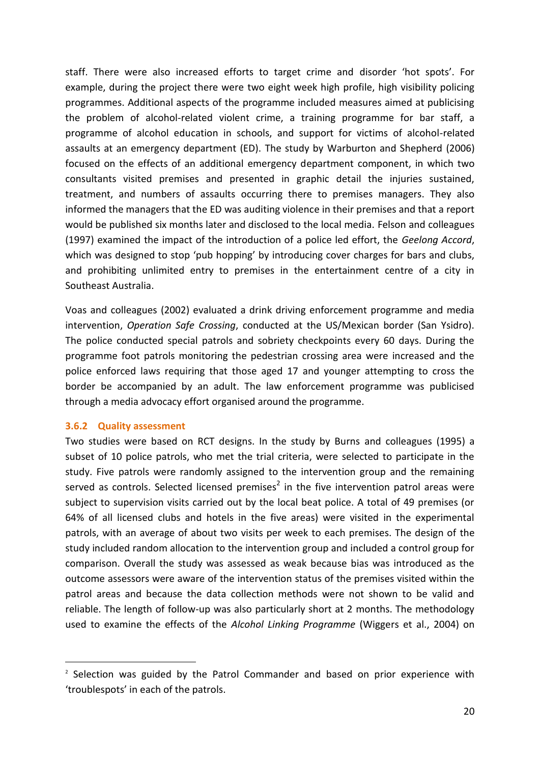staff. There were also increased efforts to target crime and disorder 'hot spots'. For example, during the project there were two eight week high profile, high visibility policing programmes. Additional aspects of the programme included measures aimed at publicising the problem of alcohol-related violent crime, a training programme for bar staff, a programme of alcohol education in schools, and support for victims of alcohol-related assaults at an emergency department (ED). The study by Warburton and Shepherd (2006) focused on the effects of an additional emergency department component, in which two consultants visited premises and presented in graphic detail the injuries sustained, treatment, and numbers of assaults occurring there to premises managers. They also informed the managers that the ED was auditing violence in their premises and that a report would be published six months later and disclosed to the local media. Felson and colleagues (1997) examined the impact of the introduction of a police led effort, the *Geelong Accord*, which was designed to stop 'pub hopping' by introducing cover charges for bars and clubs, and prohibiting unlimited entry to premises in the entertainment centre of a city in Southeast Australia.

Voas and colleagues (2002) evaluated a drink driving enforcement programme and media intervention, *Operation Safe Crossing*, conducted at the US/Mexican border (San Ysidro). The police conducted special patrols and sobriety checkpoints every 60 days. During the programme foot patrols monitoring the pedestrian crossing area were increased and the police enforced laws requiring that those aged 17 and younger attempting to cross the border be accompanied by an adult. The law enforcement programme was publicised through a media advocacy effort organised around the programme.

### 3.6.2 Quality assessment

Two studies were based on RCT designs. In the study by Burns and colleagues (1995) a subset of 10 police patrols, who met the trial criteria, were selected to participate in the study. Five patrols were randomly assigned to the intervention group and the remaining served as controls. Selected licensed premises[2] in the five intervention patrol areas were subject to supervision visits carried out by the local beat police. A total of 49 premises (or 64% of all licensed clubs and hotels in the five areas) were visited in the experimental patrols, with an average of about two visits per week to each premises. The design of the study included random allocation to the intervention group and included a control group for comparison. Overall the study was assessed as weak because bias was introduced as the outcome assessors were aware of the intervention status of the premises visited within the patrol areas and because the data collection methods were not shown to be valid and reliable. The length of follow-up was also particularly short at 2 months. The methodology used to examine the effects of the *Alcohol Linking Programme* (Wiggers et al., 2004) on

[2] Selection was guided by the Patrol Commander and based on prior experience with 'troublespots' in each of the patrols.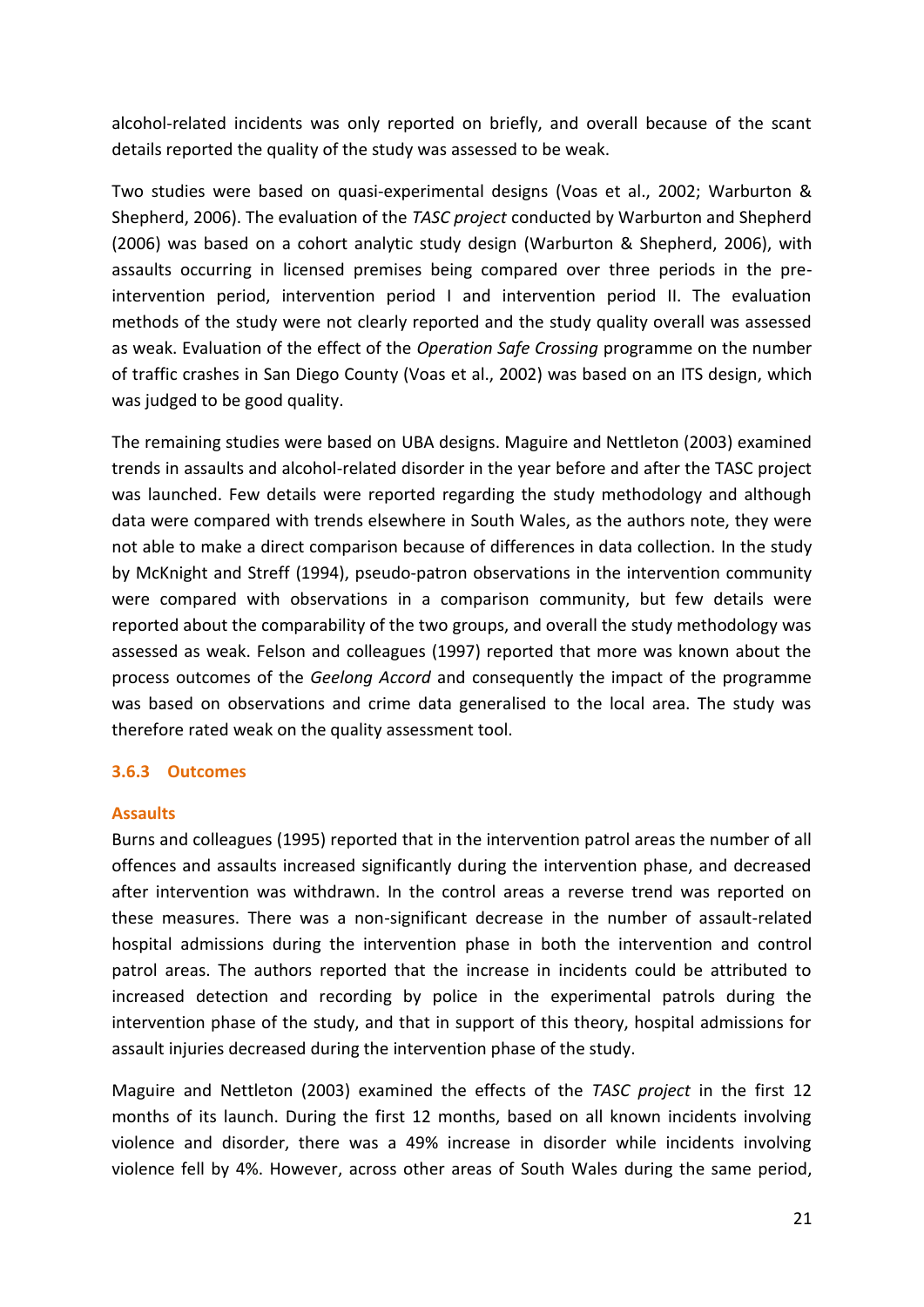alcohol-related incidents was only reported on briefly, and overall because of the scant details reported the quality of the study was assessed to be weak.

Two studies were based on quasi-experimental designs (Voas et al., 2002; Warburton & Shepherd, 2006). The evaluation of the *TASC project* conducted by Warburton and Shepherd (2006) was based on a cohort analytic study design (Warburton & Shepherd, 2006), with assaults occurring in licensed premises being compared over three periods in the pre-intervention period, intervention period I and intervention period II. The evaluation methods of the study were not clearly reported and the study quality overall was assessed as weak. Evaluation of the effect of the *Operation Safe Crossing* programme on the number of traffic crashes in San Diego County (Voas et al., 2002) was based on an ITS design, which was judged to be good quality.

The remaining studies were based on UBA designs. Maguire and Nettleton (2003) examined trends in assaults and alcohol-related disorder in the year before and after the TASC project was launched. Few details were reported regarding the study methodology and although data were compared with trends elsewhere in South Wales, as the authors note, they were not able to make a direct comparison because of differences in data collection. In the study by McKnight and Streff (1994), pseudo-patron observations in the intervention community were compared with observations in a comparison community, but few details were reported about the comparability of the two groups, and overall the study methodology was assessed as weak. Felson and colleagues (1997) reported that more was known about the process outcomes of the *Geelong Accord* and consequently the impact of the programme was based on observations and crime data generalised to the local area. The study was therefore rated weak on the quality assessment tool.

### 3.6.3 Outcomes

#### Assaults

Burns and colleagues (1995) reported that in the intervention patrol areas the number of all offences and assaults increased significantly during the intervention phase, and decreased after intervention was withdrawn. In the control areas a reverse trend was reported on these measures. There was a non-significant decrease in the number of assault-related hospital admissions during the intervention phase in both the intervention and control patrol areas. The authors reported that the increase in incidents could be attributed to increased detection and recording by police in the experimental patrols during the intervention phase of the study, and that in support of this theory, hospital admissions for assault injuries decreased during the intervention phase of the study.

Maguire and Nettleton (2003) examined the effects of the *TASC project* in the first 12 months of its launch. During the first 12 months, based on all known incidents involving violence and disorder, there was a 49% increase in disorder while incidents involving violence fell by 4%. However, across other areas of South Wales during the same period,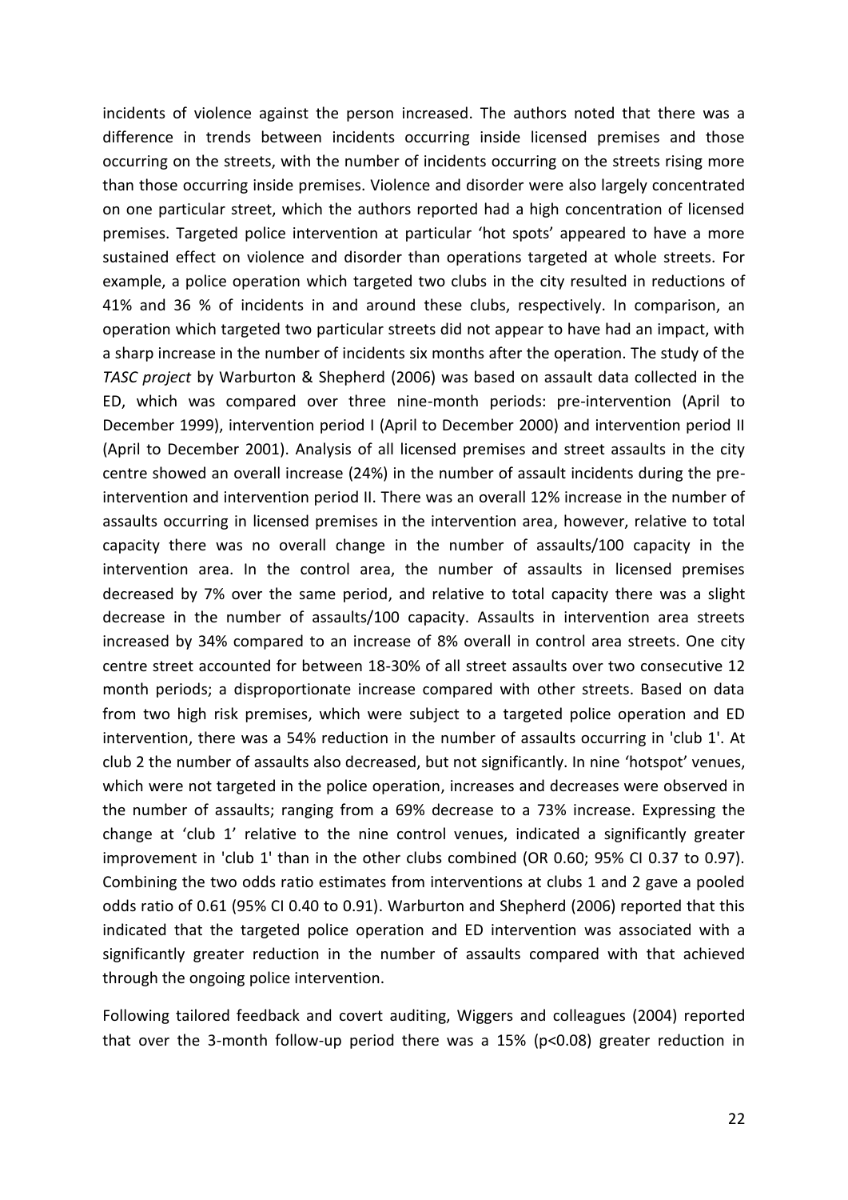incidents of violence against the person increased. The authors noted that there was a difference in trends between incidents occurring inside licensed premises and those occurring on the streets, with the number of incidents occurring on the streets rising more than those occurring inside premises. Violence and disorder were also largely concentrated on one particular street, which the authors reported had a high concentration of licensed premises. Targeted police intervention at particular 'hot spots' appeared to have a more sustained effect on violence and disorder than operations targeted at whole streets. For example, a police operation which targeted two clubs in the city resulted in reductions of 41% and 36 % of incidents in and around these clubs, respectively. In comparison, an operation which targeted two particular streets did not appear to have had an impact, with a sharp increase in the number of incidents six months after the operation. The study of the *TASC project* by Warburton & Shepherd (2006) was based on assault data collected in the ED, which was compared over three nine-month periods: pre-intervention (April to December 1999), intervention period I (April to December 2000) and intervention period II (April to December 2001). Analysis of all licensed premises and street assaults in the city centre showed an overall increase (24%) in the number of assault incidents during the pre-intervention and intervention period II. There was an overall 12% increase in the number of assaults occurring in licensed premises in the intervention area, however, relative to total capacity there was no overall change in the number of assaults/100 capacity in the intervention area. In the control area, the number of assaults in licensed premises decreased by 7% over the same period, and relative to total capacity there was a slight decrease in the number of assaults/100 capacity. Assaults in intervention area streets increased by 34% compared to an increase of 8% overall in control area streets. One city centre street accounted for between 18-30% of all street assaults over two consecutive 12 month periods; a disproportionate increase compared with other streets. Based on data from two high risk premises, which were subject to a targeted police operation and ED intervention, there was a 54% reduction in the number of assaults occurring in 'club 1'. At club 2 the number of assaults also decreased, but not significantly. In nine 'hotspot' venues, which were not targeted in the police operation, increases and decreases were observed in the number of assaults; ranging from a 69% decrease to a 73% increase. Expressing the change at 'club 1' relative to the nine control venues, indicated a significantly greater improvement in 'club 1' than in the other clubs combined (OR 0.60; 95% CI 0.37 to 0.97). Combining the two odds ratio estimates from interventions at clubs 1 and 2 gave a pooled odds ratio of 0.61 (95% CI 0.40 to 0.91). Warburton and Shepherd (2006) reported that this indicated that the targeted police operation and ED intervention was associated with a significantly greater reduction in the number of assaults compared with that achieved through the ongoing police intervention.

Following tailored feedback and covert auditing, Wiggers and colleagues (2004) reported that over the 3-month follow-up period there was a 15% ($p<0.08$) greater reduction in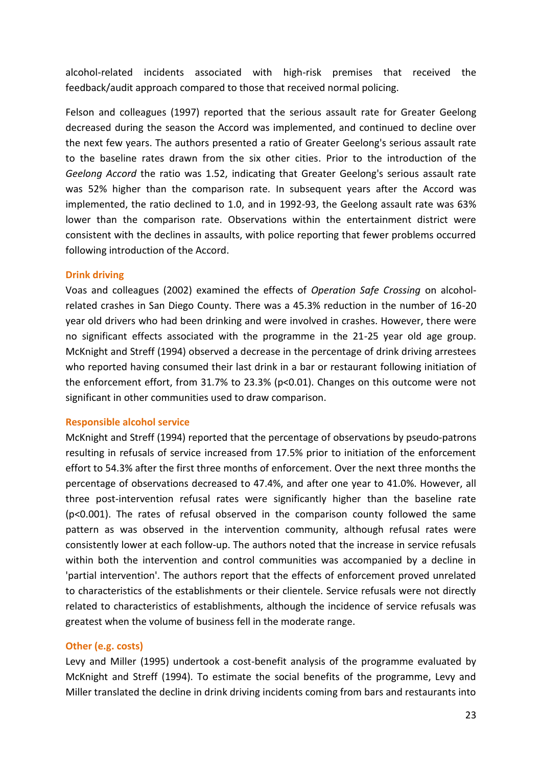alcohol-related incidents associated with high-risk premises that received the feedback/audit approach compared to those that received normal policing.

Felson and colleagues (1997) reported that the serious assault rate for Greater Geelong decreased during the season the Accord was implemented, and continued to decline over the next few years. The authors presented a ratio of Greater Geelong's serious assault rate to the baseline rates drawn from the six other cities. Prior to the introduction of the *Geelong Accord* the ratio was 1.52, indicating that Greater Geelong's serious assault rate was 52% higher than the comparison rate. In subsequent years after the Accord was implemented, the ratio declined to 1.0, and in 1992-93, the Geelong assault rate was 63% lower than the comparison rate. Observations within the entertainment district were consistent with the declines in assaults, with police reporting that fewer problems occurred following introduction of the Accord.

#### Drink driving

Voas and colleagues (2002) examined the effects of *Operation Safe Crossing* on alcohol-related crashes in San Diego County. There was a 45.3% reduction in the number of 16-20 year old drivers who had been drinking and were involved in crashes. However, there were no significant effects associated with the programme in the 21-25 year old age group. McKnight and Streff (1994) observed a decrease in the percentage of drink driving arrestees who reported having consumed their last drink in a bar or restaurant following initiation of the enforcement effort, from 31.7% to 23.3% ($p<0.01$). Changes on this outcome were not significant in other communities used to draw comparison.

#### Responsible alcohol service

McKnight and Streff (1994) reported that the percentage of observations by pseudo-patrons resulting in refusals of service increased from 17.5% prior to initiation of the enforcement effort to 54.3% after the first three months of enforcement. Over the next three months the percentage of observations decreased to 47.4%, and after one year to 41.0%. However, all three post-intervention refusal rates were significantly higher than the baseline rate ($p<0.001$). The rates of refusal observed in the comparison county followed the same pattern as was observed in the intervention community, although refusal rates were consistently lower at each follow-up. The authors noted that the increase in service refusals within both the intervention and control communities was accompanied by a decline in 'partial intervention'. The authors report that the effects of enforcement proved unrelated to characteristics of the establishments or their clientele. Service refusals were not directly related to characteristics of establishments, although the incidence of service refusals was greatest when the volume of business fell in the moderate range.

#### Other (e.g. costs)

Levy and Miller (1995) undertook a cost-benefit analysis of the programme evaluated by McKnight and Streff (1994). To estimate the social benefits of the programme, Levy and Miller translated the decline in drink driving incidents coming from bars and restaurants into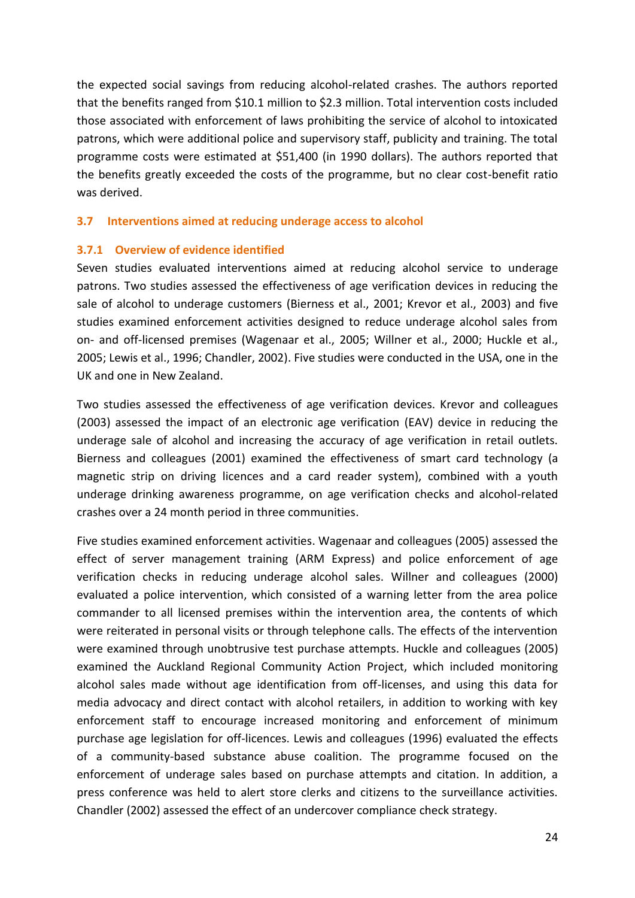the expected social savings from reducing alcohol-related crashes. The authors reported that the benefits ranged from $10.1 million to $2.3 million. Total intervention costs included those associated with enforcement of laws prohibiting the service of alcohol to intoxicated patrons, which were additional police and supervisory staff, publicity and training. The total programme costs were estimated at $51,400 (in 1990 dollars). The authors reported that the benefits greatly exceeded the costs of the programme, but no clear cost-benefit ratio was derived.

## 3.7 Interventions aimed at reducing underage access to alcohol

### 3.7.1 Overview of evidence identified

Seven studies evaluated interventions aimed at reducing alcohol service to underage patrons. Two studies assessed the effectiveness of age verification devices in reducing the sale of alcohol to underage customers (Bierness et al., 2001; Krevor et al., 2003) and five studies examined enforcement activities designed to reduce underage alcohol sales from on- and off-licensed premises (Wagenaar et al., 2005; Willner et al., 2000; Huckle et al., 2005; Lewis et al., 1996; Chandler, 2002). Five studies were conducted in the USA, one in the UK and one in New Zealand.

Two studies assessed the effectiveness of age verification devices. Krevor and colleagues (2003) assessed the impact of an electronic age verification (EAV) device in reducing the underage sale of alcohol and increasing the accuracy of age verification in retail outlets. Bierness and colleagues (2001) examined the effectiveness of smart card technology (a magnetic strip on driving licences and a card reader system), combined with a youth underage drinking awareness programme, on age verification checks and alcohol-related crashes over a 24 month period in three communities.

Five studies examined enforcement activities. Wagenaar and colleagues (2005) assessed the effect of server management training (ARM Express) and police enforcement of age verification checks in reducing underage alcohol sales. Willner and colleagues (2000) evaluated a police intervention, which consisted of a warning letter from the area police commander to all licensed premises within the intervention area, the contents of which were reiterated in personal visits or through telephone calls. The effects of the intervention were examined through unobtrusive test purchase attempts. Huckle and colleagues (2005) examined the Auckland Regional Community Action Project, which included monitoring alcohol sales made without age identification from off-licenses, and using this data for media advocacy and direct contact with alcohol retailers, in addition to working with key enforcement staff to encourage increased monitoring and enforcement of minimum purchase age legislation for off-licences. Lewis and colleagues (1996) evaluated the effects of a community-based substance abuse coalition. The programme focused on the enforcement of underage sales based on purchase attempts and citation. In addition, a press conference was held to alert store clerks and citizens to the surveillance activities. Chandler (2002) assessed the effect of an undercover compliance check strategy.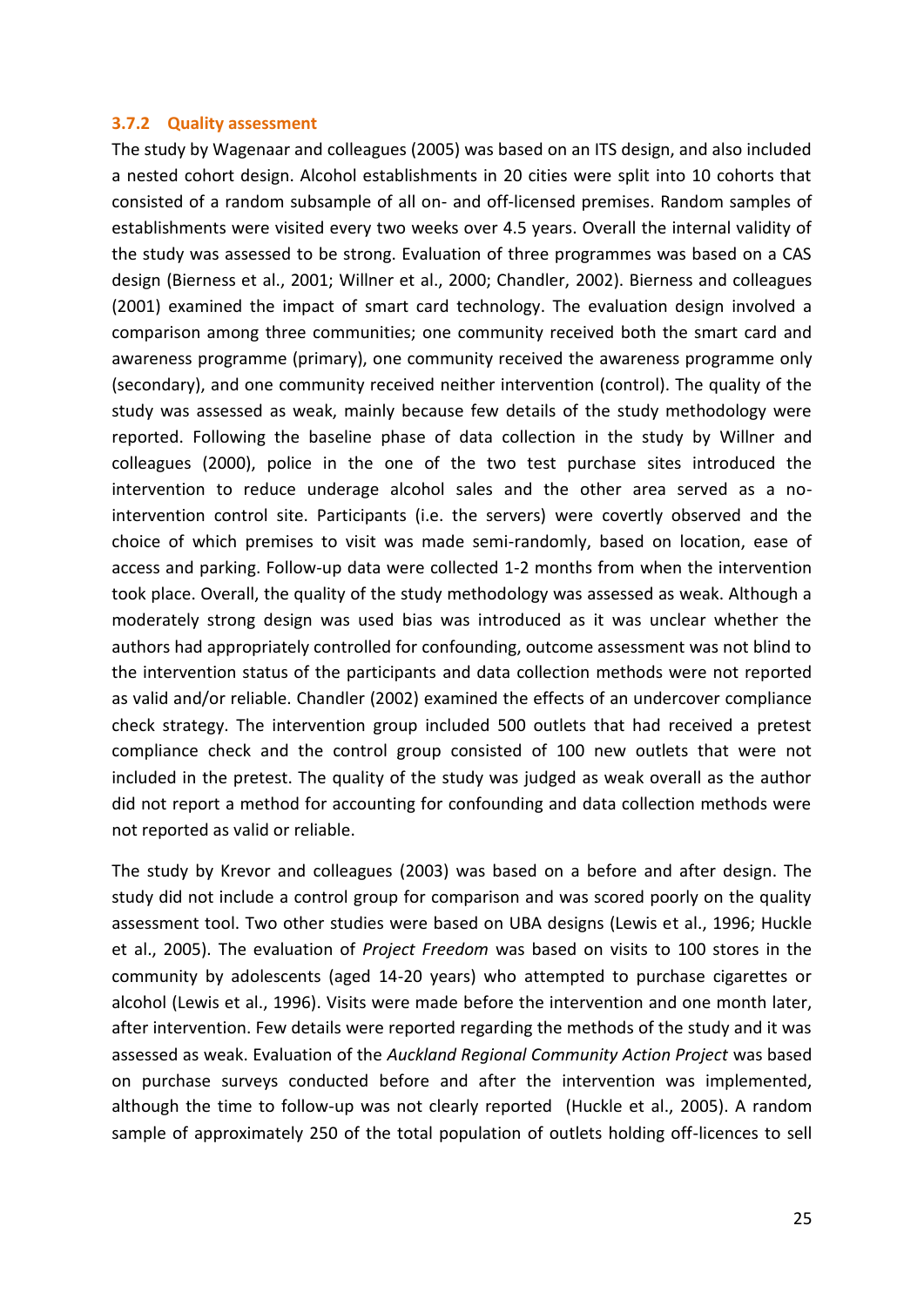### 3.7.2 Quality assessment

The study by Wagenaar and colleagues (2005) was based on an ITS design, and also included a nested cohort design. Alcohol establishments in 20 cities were split into 10 cohorts that consisted of a random subsample of all on- and off-licensed premises. Random samples of establishments were visited every two weeks over 4.5 years. Overall the internal validity of the study was assessed to be strong. Evaluation of three programmes was based on a CAS design (Bierness et al., 2001; Willner et al., 2000; Chandler, 2002). Bierness and colleagues (2001) examined the impact of smart card technology. The evaluation design involved a comparison among three communities; one community received both the smart card and awareness programme (primary), one community received the awareness programme only (secondary), and one community received neither intervention (control). The quality of the study was assessed as weak, mainly because few details of the study methodology were reported. Following the baseline phase of data collection in the study by Willner and colleagues (2000), police in the one of the two test purchase sites introduced the intervention to reduce underage alcohol sales and the other area served as a no-intervention control site. Participants (i.e. the servers) were covertly observed and the choice of which premises to visit was made semi-randomly, based on location, ease of access and parking. Follow-up data were collected 1-2 months from when the intervention took place. Overall, the quality of the study methodology was assessed as weak. Although a moderately strong design was used bias was introduced as it was unclear whether the authors had appropriately controlled for confounding, outcome assessment was not blind to the intervention status of the participants and data collection methods were not reported as valid and/or reliable. Chandler (2002) examined the effects of an undercover compliance check strategy. The intervention group included 500 outlets that had received a pretest compliance check and the control group consisted of 100 new outlets that were not included in the pretest. The quality of the study was judged as weak overall as the author did not report a method for accounting for confounding and data collection methods were not reported as valid or reliable.

The study by Krevor and colleagues (2003) was based on a before and after design. The study did not include a control group for comparison and was scored poorly on the quality assessment tool. Two other studies were based on UBA designs (Lewis et al., 1996; Huckle et al., 2005). The evaluation of *Project Freedom* was based on visits to 100 stores in the community by adolescents (aged 14-20 years) who attempted to purchase cigarettes or alcohol (Lewis et al., 1996). Visits were made before the intervention and one month later, after intervention. Few details were reported regarding the methods of the study and it was assessed as weak. Evaluation of the *Auckland Regional Community Action Project* was based on purchase surveys conducted before and after the intervention was implemented, although the time to follow-up was not clearly reported (Huckle et al., 2005). A random sample of approximately 250 of the total population of outlets holding off-licences to sell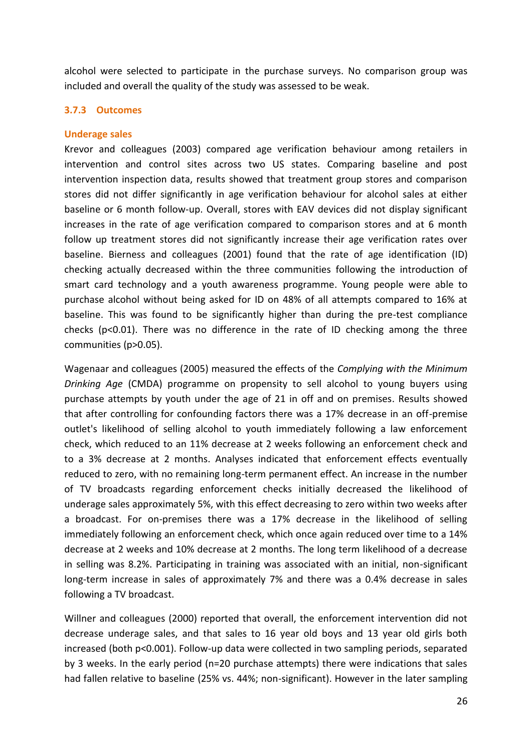alcohol were selected to participate in the purchase surveys. No comparison group was included and overall the quality of the study was assessed to be weak.

### 3.7.3 Outcomes

#### Underage sales

Krevor and colleagues (2003) compared age verification behaviour among retailers in intervention and control sites across two US states. Comparing baseline and post intervention inspection data, results showed that treatment group stores and comparison stores did not differ significantly in age verification behaviour for alcohol sales at either baseline or 6 month follow-up. Overall, stores with EAV devices did not display significant increases in the rate of age verification compared to comparison stores and at 6 month follow up treatment stores did not significantly increase their age verification rates over baseline. Bierness and colleagues (2001) found that the rate of age identification (ID) checking actually decreased within the three communities following the introduction of smart card technology and a youth awareness programme. Young people were able to purchase alcohol without being asked for ID on 48% of all attempts compared to 16% at baseline. This was found to be significantly higher than during the pre-test compliance checks ($p<0.01$). There was no difference in the rate of ID checking among the three communities ($p>0.05$).

Wagenaar and colleagues (2005) measured the effects of the *Complying with the Minimum Drinking Age* (CMDA) programme on propensity to sell alcohol to young buyers using purchase attempts by youth under the age of 21 in off and on premises. Results showed that after controlling for confounding factors there was a 17% decrease in an off-premise outlet's likelihood of selling alcohol to youth immediately following a law enforcement check, which reduced to an 11% decrease at 2 weeks following an enforcement check and to a 3% decrease at 2 months. Analyses indicated that enforcement effects eventually reduced to zero, with no remaining long-term permanent effect. An increase in the number of TV broadcasts regarding enforcement checks initially decreased the likelihood of underage sales approximately 5%, with this effect decreasing to zero within two weeks after a broadcast. For on-premises there was a 17% decrease in the likelihood of selling immediately following an enforcement check, which once again reduced over time to a 14% decrease at 2 weeks and 10% decrease at 2 months. The long term likelihood of a decrease in selling was 8.2%. Participating in training was associated with an initial, non-significant long-term increase in sales of approximately 7% and there was a 0.4% decrease in sales following a TV broadcast.

Willner and colleagues (2000) reported that overall, the enforcement intervention did not decrease underage sales, and that sales to 16 year old boys and 13 year old girls both increased (both $p<0.001$). Follow-up data were collected in two sampling periods, separated by 3 weeks. In the early period (n=20 purchase attempts) there were indications that sales had fallen relative to baseline (25% vs. 44%; non-significant). However in the later sampling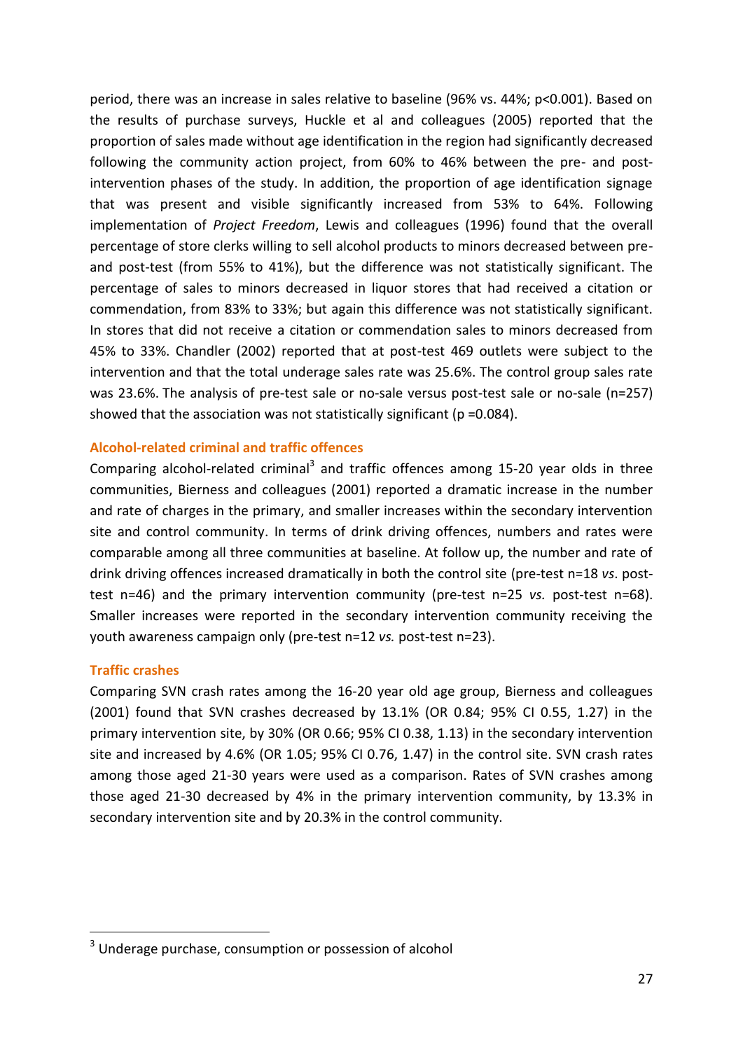period, there was an increase in sales relative to baseline (96% vs. 44%; $p<0.001$). Based on the results of purchase surveys, Huckle et al and colleagues (2005) reported that the proportion of sales made without age identification in the region had significantly decreased following the community action project, from 60% to 46% between the pre- and post-intervention phases of the study. In addition, the proportion of age identification signage that was present and visible significantly increased from 53% to 64%. Following implementation of *Project Freedom*, Lewis and colleagues (1996) found that the overall percentage of store clerks willing to sell alcohol products to minors decreased between pre- and post-test (from 55% to 41%), but the difference was not statistically significant. The percentage of sales to minors decreased in liquor stores that had received a citation or commendation, from 83% to 33%; but again this difference was not statistically significant. In stores that did not receive a citation or commendation sales to minors decreased from 45% to 33%. Chandler (2002) reported that at post-test 469 outlets were subject to the intervention and that the total underage sales rate was 25.6%. The control group sales rate was 23.6%. The analysis of pre-test sale or no-sale versus post-test sale or no-sale (n=257) showed that the association was not statistically significant ($p = 0.084$).

### Alcohol-related criminal and traffic offences

Comparing alcohol-related criminal[3] and traffic offences among 15-20 year olds in three communities, Bierness and colleagues (2001) reported a dramatic increase in the number and rate of charges in the primary, and smaller increases within the secondary intervention site and control community. In terms of drink driving offences, numbers and rates were comparable among all three communities at baseline. At follow up, the number and rate of drink driving offences increased dramatically in both the control site (pre-test n=18 *vs*. post-test n=46) and the primary intervention community (pre-test n=25 *vs.* post-test n=68). Smaller increases were reported in the secondary intervention community receiving the youth awareness campaign only (pre-test n=12 *vs.* post-test n=23).

### Traffic crashes

Comparing SVN crash rates among the 16-20 year old age group, Bierness and colleagues (2001) found that SVN crashes decreased by 13.1% (OR 0.84; 95% CI 0.55, 1.27) in the primary intervention site, by 30% (OR 0.66; 95% CI 0.38, 1.13) in the secondary intervention site and increased by 4.6% (OR 1.05; 95% CI 0.76, 1.47) in the control site. SVN crash rates among those aged 21-30 years were used as a comparison. Rates of SVN crashes among those aged 21-30 decreased by 4% in the primary intervention community, by 13.3% in secondary intervention site and by 20.3% in the control community.

[3] Underage purchase, consumption or possession of alcohol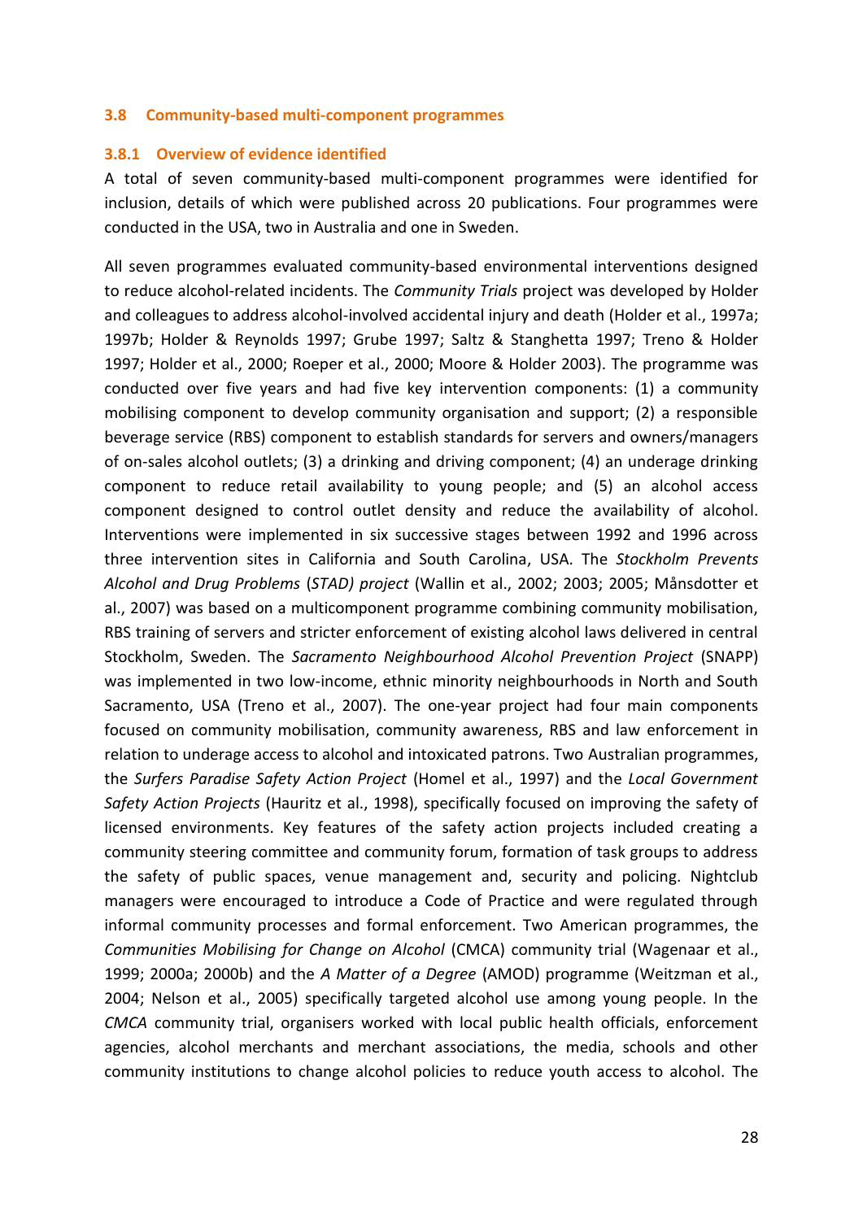### 3.8 Community-based multi-component programmes

#### 3.8.1 Overview of evidence identified

A total of seven community-based multi-component programmes were identified for inclusion, details of which were published across 20 publications. Four programmes were conducted in the USA, two in Australia and one in Sweden.

All seven programmes evaluated community-based environmental interventions designed to reduce alcohol-related incidents. The *Community Trials* project was developed by Holder and colleagues to address alcohol-involved accidental injury and death (Holder et al., 1997a; 1997b; Holder & Reynolds 1997; Grube 1997; Saltz & Stanghetta 1997; Treno & Holder 1997; Holder et al., 2000; Roeper et al., 2000; Moore & Holder 2003). The programme was conducted over five years and had five key intervention components: (1) a community mobilising component to develop community organisation and support; (2) a responsible beverage service (RBS) component to establish standards for servers and owners/managers of on-sales alcohol outlets; (3) a drinking and driving component; (4) an underage drinking component to reduce retail availability to young people; and (5) an alcohol access component designed to control outlet density and reduce the availability of alcohol. Interventions were implemented in six successive stages between 1992 and 1996 across three intervention sites in California and South Carolina, USA. The *Stockholm Prevents Alcohol and Drug Problems* (*STAD) project* (Wallin et al., 2002; 2003; 2005; Månsdotter et al., 2007) was based on a multicomponent programme combining community mobilisation, RBS training of servers and stricter enforcement of existing alcohol laws delivered in central Stockholm, Sweden. The *Sacramento Neighbourhood Alcohol Prevention Project* (SNAPP) was implemented in two low-income, ethnic minority neighbourhoods in North and South Sacramento, USA (Treno et al., 2007). The one-year project had four main components focused on community mobilisation, community awareness, RBS and law enforcement in relation to underage access to alcohol and intoxicated patrons. Two Australian programmes, the *Surfers Paradise Safety Action Project* (Homel et al., 1997) and the *Local Government Safety Action Projects* (Hauritz et al., 1998), specifically focused on improving the safety of licensed environments. Key features of the safety action projects included creating a community steering committee and community forum, formation of task groups to address the safety of public spaces, venue management and, security and policing. Nightclub managers were encouraged to introduce a Code of Practice and were regulated through informal community processes and formal enforcement. Two American programmes, the *Communities Mobilising for Change on Alcohol* (CMCA) community trial (Wagenaar et al., 1999; 2000a; 2000b) and the *A Matter of a Degree* (AMOD) programme (Weitzman et al., 2004; Nelson et al., 2005) specifically targeted alcohol use among young people. In the *CMCA* community trial, organisers worked with local public health officials, enforcement agencies, alcohol merchants and merchant associations, the media, schools and other community institutions to change alcohol policies to reduce youth access to alcohol. The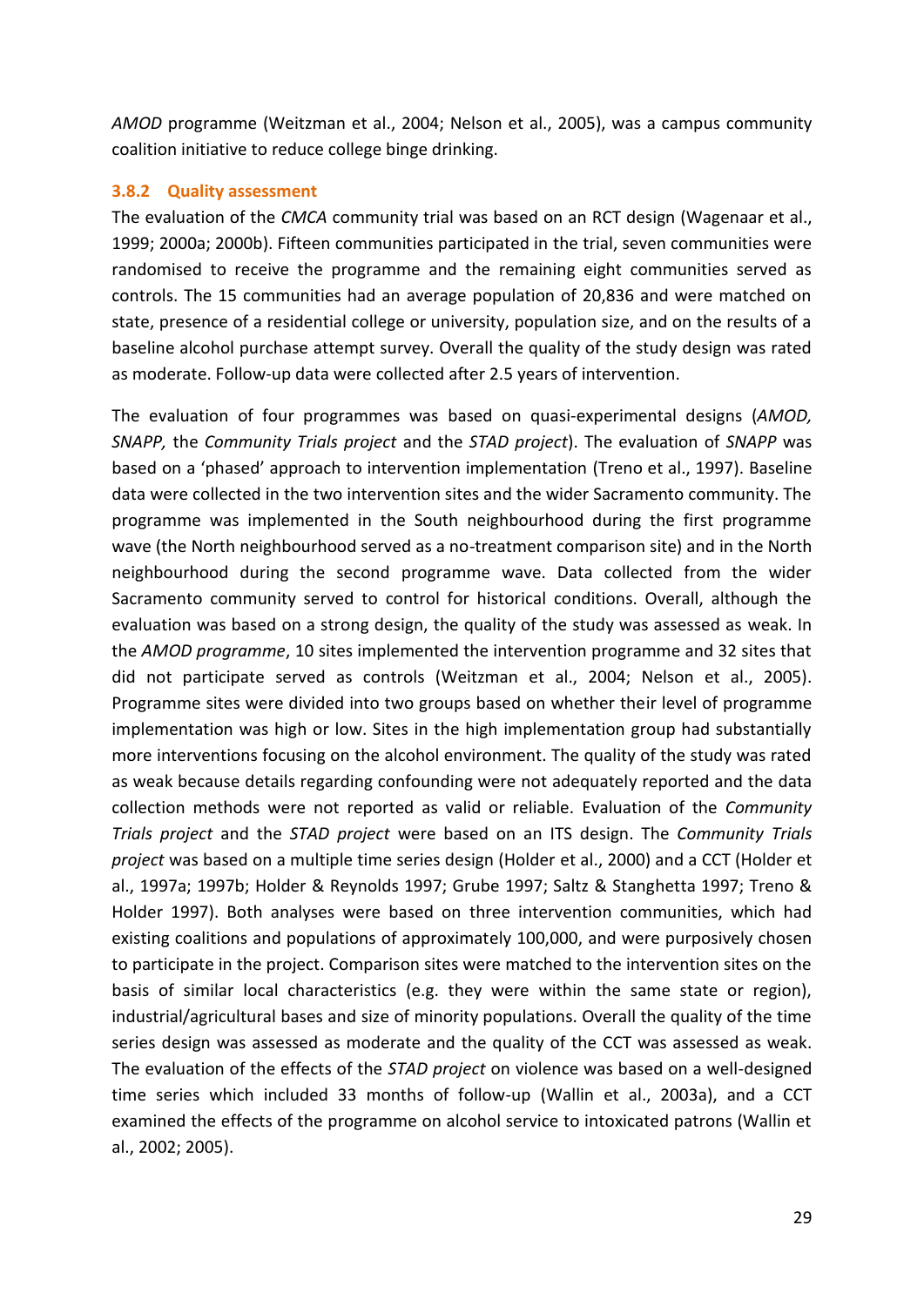*AMOD* programme (Weitzman et al., 2004; Nelson et al., 2005), was a campus community coalition initiative to reduce college binge drinking.

### 3.8.2 Quality assessment

The evaluation of the *CMCA* community trial was based on an RCT design (Wagenaar et al., 1999; 2000a; 2000b). Fifteen communities participated in the trial, seven communities were randomised to receive the programme and the remaining eight communities served as controls. The 15 communities had an average population of 20,836 and were matched on state, presence of a residential college or university, population size, and on the results of a baseline alcohol purchase attempt survey. Overall the quality of the study design was rated as moderate. Follow-up data were collected after 2.5 years of intervention.

The evaluation of four programmes was based on quasi-experimental designs (*AMOD, SNAPP,* the *Community Trials project* and the *STAD project*). The evaluation of *SNAPP* was based on a 'phased' approach to intervention implementation (Treno et al., 1997). Baseline data were collected in the two intervention sites and the wider Sacramento community. The programme was implemented in the South neighbourhood during the first programme wave (the North neighbourhood served as a no-treatment comparison site) and in the North neighbourhood during the second programme wave. Data collected from the wider Sacramento community served to control for historical conditions. Overall, although the evaluation was based on a strong design, the quality of the study was assessed as weak. In the *AMOD programme*, 10 sites implemented the intervention programme and 32 sites that did not participate served as controls (Weitzman et al., 2004; Nelson et al., 2005). Programme sites were divided into two groups based on whether their level of programme implementation was high or low. Sites in the high implementation group had substantially more interventions focusing on the alcohol environment. The quality of the study was rated as weak because details regarding confounding were not adequately reported and the data collection methods were not reported as valid or reliable. Evaluation of the *Community Trials project* and the *STAD project* were based on an ITS design. The *Community Trials project* was based on a multiple time series design (Holder et al., 2000) and a CCT (Holder et al., 1997a; 1997b; Holder & Reynolds 1997; Grube 1997; Saltz & Stanghetta 1997; Treno & Holder 1997). Both analyses were based on three intervention communities, which had existing coalitions and populations of approximately 100,000, and were purposively chosen to participate in the project. Comparison sites were matched to the intervention sites on the basis of similar local characteristics (e.g. they were within the same state or region), industrial/agricultural bases and size of minority populations. Overall the quality of the time series design was assessed as moderate and the quality of the CCT was assessed as weak. The evaluation of the effects of the *STAD project* on violence was based on a well-designed time series which included 33 months of follow-up (Wallin et al., 2003a), and a CCT examined the effects of the programme on alcohol service to intoxicated patrons (Wallin et al., 2002; 2005).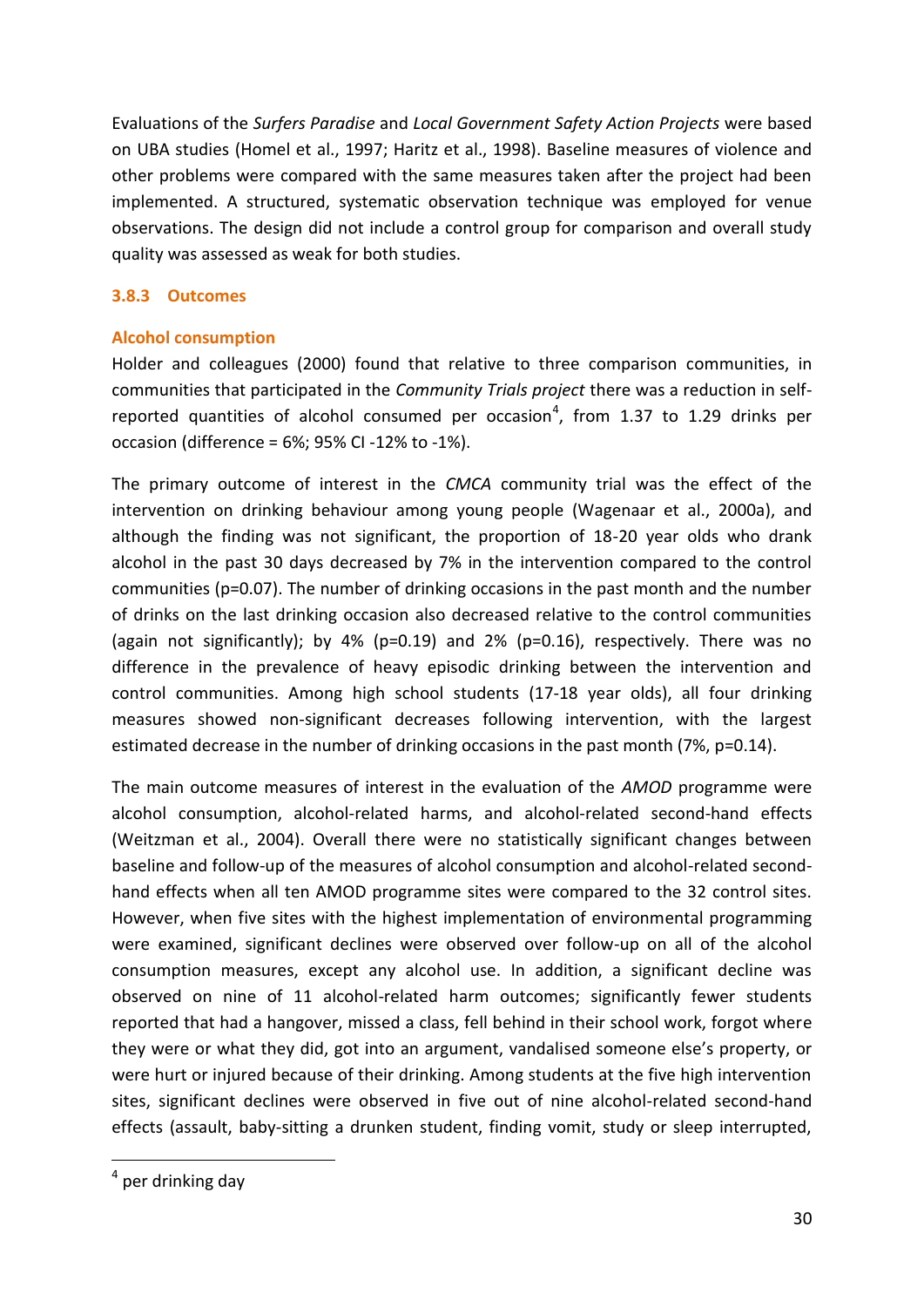Evaluations of the *Surfers Paradise* and *Local Government Safety Action Projects* were based on UBA studies (Homel et al., 1997; Haritz et al., 1998). Baseline measures of violence and other problems were compared with the same measures taken after the project had been implemented. A structured, systematic observation technique was employed for venue observations. The design did not include a control group for comparison and overall study quality was assessed as weak for both studies.

### 3.8.3 Outcomes

#### Alcohol consumption

Holder and colleagues (2000) found that relative to three comparison communities, in communities that participated in the *Community Trials project* there was a reduction in self-reported quantities of alcohol consumed per occasion[4], from 1.37 to 1.29 drinks per occasion (difference = 6%; 95% CI -12% to -1%).

The primary outcome of interest in the *CMCA* community trial was the effect of the intervention on drinking behaviour among young people (Wagenaar et al., 2000a), and although the finding was not significant, the proportion of 18-20 year olds who drank alcohol in the past 30 days decreased by 7% in the intervention compared to the control communities (p=0.07). The number of drinking occasions in the past month and the number of drinks on the last drinking occasion also decreased relative to the control communities (again not significantly); by 4% (p=0.19) and 2% (p=0.16), respectively. There was no difference in the prevalence of heavy episodic drinking between the intervention and control communities. Among high school students (17-18 year olds), all four drinking measures showed non-significant decreases following intervention, with the largest estimated decrease in the number of drinking occasions in the past month (7%, p=0.14).

The main outcome measures of interest in the evaluation of the *AMOD* programme were alcohol consumption, alcohol-related harms, and alcohol-related second-hand effects (Weitzman et al., 2004). Overall there were no statistically significant changes between baseline and follow-up of the measures of alcohol consumption and alcohol-related second-hand effects when all ten AMOD programme sites were compared to the 32 control sites. However, when five sites with the highest implementation of environmental programming were examined, significant declines were observed over follow-up on all of the alcohol consumption measures, except any alcohol use. In addition, a significant decline was observed on nine of 11 alcohol-related harm outcomes; significantly fewer students reported that had a hangover, missed a class, fell behind in their school work, forgot where they were or what they did, got into an argument, vandalised someone else's property, or were hurt or injured because of their drinking. Among students at the five high intervention sites, significant declines were observed in five out of nine alcohol-related second-hand effects (assault, baby-sitting a drunken student, finding vomit, study or sleep interrupted,

[4] per drinking day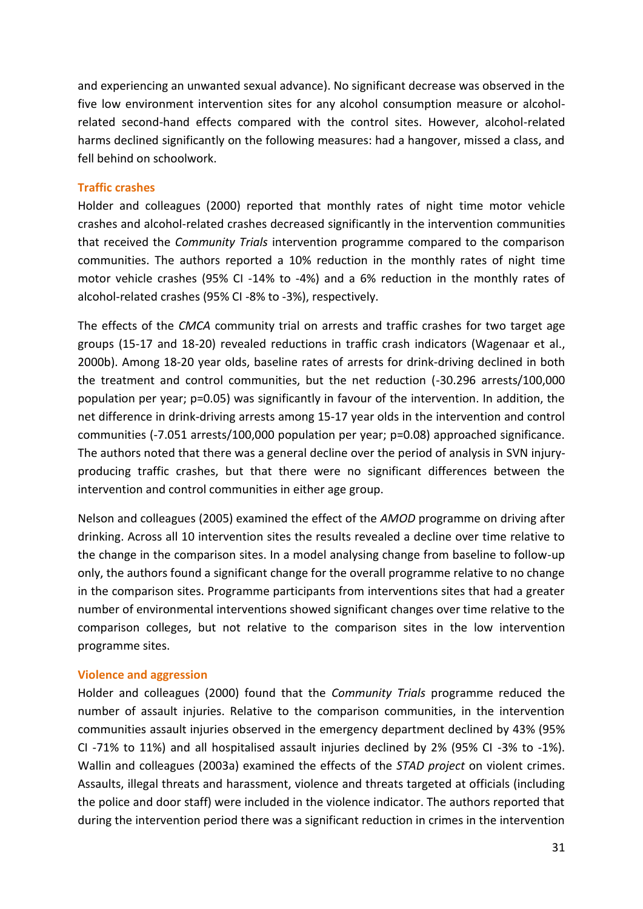and experiencing an unwanted sexual advance). No significant decrease was observed in the five low environment intervention sites for any alcohol consumption measure or alcohol-related second-hand effects compared with the control sites. However, alcohol-related harms declined significantly on the following measures: had a hangover, missed a class, and fell behind on schoolwork.

### Traffic crashes

Holder and colleagues (2000) reported that monthly rates of night time motor vehicle crashes and alcohol-related crashes decreased significantly in the intervention communities that received the *Community Trials* intervention programme compared to the comparison communities. The authors reported a 10% reduction in the monthly rates of night time motor vehicle crashes (95% CI -14% to -4%) and a 6% reduction in the monthly rates of alcohol-related crashes (95% CI -8% to -3%), respectively.

The effects of the *CMCA* community trial on arrests and traffic crashes for two target age groups (15-17 and 18-20) revealed reductions in traffic crash indicators (Wagenaar et al., 2000b). Among 18-20 year olds, baseline rates of arrests for drink-driving declined in both the treatment and control communities, but the net reduction (-30.296 arrests/100,000 population per year; p=0.05) was significantly in favour of the intervention. In addition, the net difference in drink-driving arrests among 15-17 year olds in the intervention and control communities (-7.051 arrests/100,000 population per year; p=0.08) approached significance. The authors noted that there was a general decline over the period of analysis in SVN injury-producing traffic crashes, but that there were no significant differences between the intervention and control communities in either age group.

Nelson and colleagues (2005) examined the effect of the *AMOD* programme on driving after drinking. Across all 10 intervention sites the results revealed a decline over time relative to the change in the comparison sites. In a model analysing change from baseline to follow-up only, the authors found a significant change for the overall programme relative to no change in the comparison sites. Programme participants from interventions sites that had a greater number of environmental interventions showed significant changes over time relative to the comparison colleges, but not relative to the comparison sites in the low intervention programme sites.

### Violence and aggression

Holder and colleagues (2000) found that the *Community Trials* programme reduced the number of assault injuries. Relative to the comparison communities, in the intervention communities assault injuries observed in the emergency department declined by 43% (95% CI -71% to 11%) and all hospitalised assault injuries declined by 2% (95% CI -3% to -1%). Wallin and colleagues (2003a) examined the effects of the *STAD project* on violent crimes. Assaults, illegal threats and harassment, violence and threats targeted at officials (including the police and door staff) were included in the violence indicator. The authors reported that during the intervention period there was a significant reduction in crimes in the intervention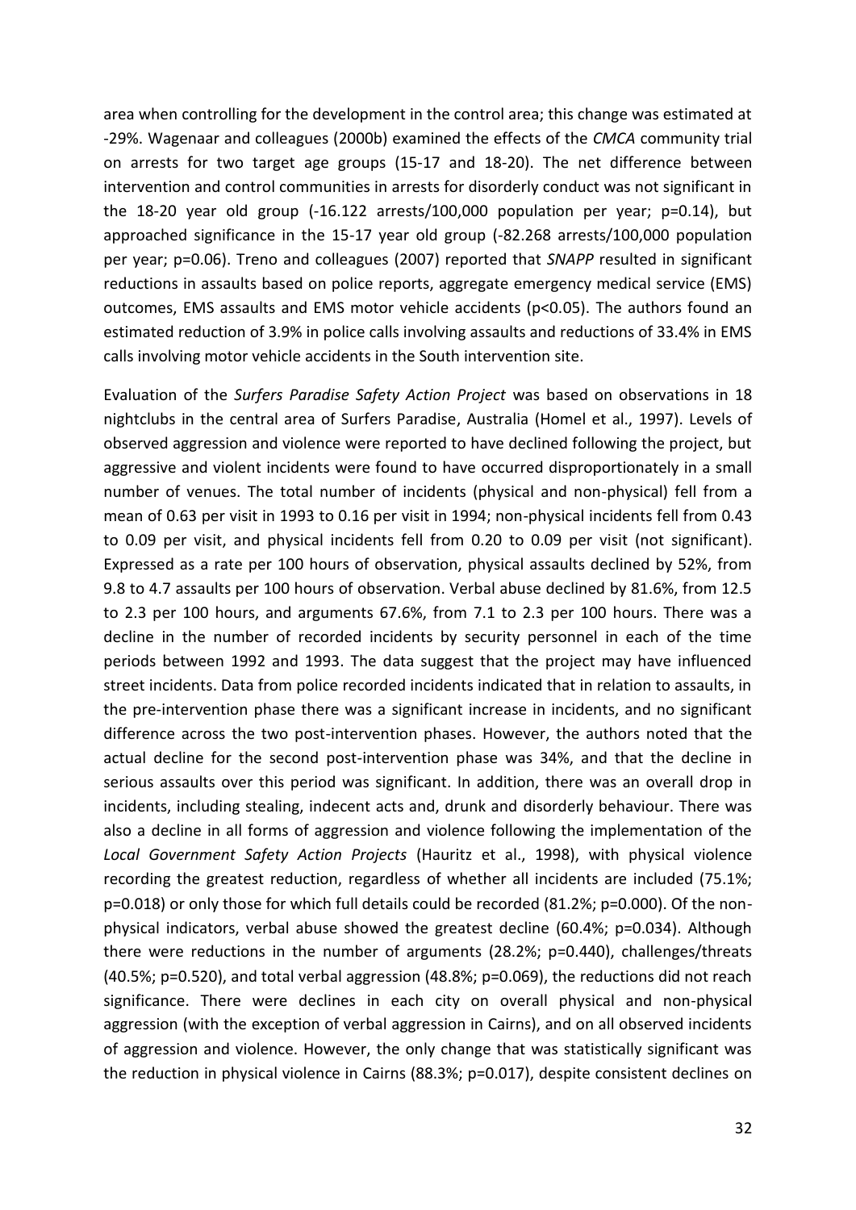area when controlling for the development in the control area; this change was estimated at -29%. Wagenaar and colleagues (2000b) examined the effects of the *CMCA* community trial on arrests for two target age groups (15-17 and 18-20). The net difference between intervention and control communities in arrests for disorderly conduct was not significant in the 18-20 year old group (-16.122 arrests/100,000 population per year; $p=0.14$), but approached significance in the 15-17 year old group (-82.268 arrests/100,000 population per year; $p=0.06$). Treno and colleagues (2007) reported that *SNAPP* resulted in significant reductions in assaults based on police reports, aggregate emergency medical service (EMS) outcomes, EMS assaults and EMS motor vehicle accidents ($p<0.05$). The authors found an estimated reduction of 3.9% in police calls involving assaults and reductions of 33.4% in EMS calls involving motor vehicle accidents in the South intervention site.

Evaluation of the *Surfers Paradise Safety Action Project* was based on observations in 18 nightclubs in the central area of Surfers Paradise, Australia (Homel et al., 1997). Levels of observed aggression and violence were reported to have declined following the project, but aggressive and violent incidents were found to have occurred disproportionately in a small number of venues. The total number of incidents (physical and non-physical) fell from a mean of 0.63 per visit in 1993 to 0.16 per visit in 1994; non-physical incidents fell from 0.43 to 0.09 per visit, and physical incidents fell from 0.20 to 0.09 per visit (not significant). Expressed as a rate per 100 hours of observation, physical assaults declined by 52%, from 9.8 to 4.7 assaults per 100 hours of observation. Verbal abuse declined by 81.6%, from 12.5 to 2.3 per 100 hours, and arguments 67.6%, from 7.1 to 2.3 per 100 hours. There was a decline in the number of recorded incidents by security personnel in each of the time periods between 1992 and 1993. The data suggest that the project may have influenced street incidents. Data from police recorded incidents indicated that in relation to assaults, in the pre-intervention phase there was a significant increase in incidents, and no significant difference across the two post-intervention phases. However, the authors noted that the actual decline for the second post-intervention phase was 34%, and that the decline in serious assaults over this period was significant. In addition, there was an overall drop in incidents, including stealing, indecent acts and, drunk and disorderly behaviour. There was also a decline in all forms of aggression and violence following the implementation of the *Local Government Safety Action Projects* (Hauritz et al., 1998), with physical violence recording the greatest reduction, regardless of whether all incidents are included (75.1%; $p=0.018$) or only those for which full details could be recorded (81.2%; $p=0.000$). Of the non-physical indicators, verbal abuse showed the greatest decline (60.4%; $p=0.034$). Although there were reductions in the number of arguments (28.2%; $p=0.440$), challenges/threats (40.5%; $p=0.520$), and total verbal aggression (48.8%; $p=0.069$), the reductions did not reach significance. There were declines in each city on overall physical and non-physical aggression (with the exception of verbal aggression in Cairns), and on all observed incidents of aggression and violence. However, the only change that was statistically significant was the reduction in physical violence in Cairns (88.3%; $p=0.017$), despite consistent declines on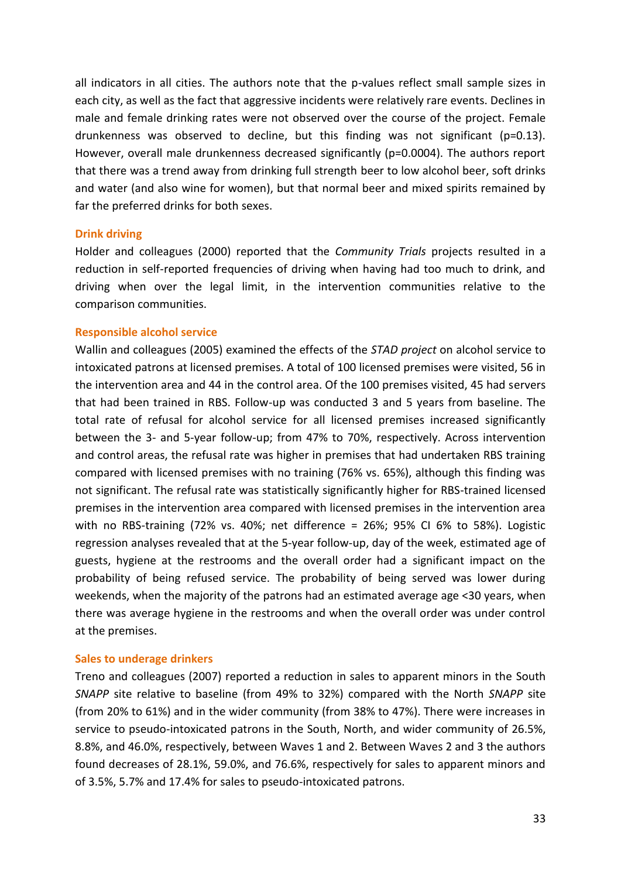all indicators in all cities. The authors note that the p-values reflect small sample sizes in each city, as well as the fact that aggressive incidents were relatively rare events. Declines in male and female drinking rates were not observed over the course of the project. Female drunkenness was observed to decline, but this finding was not significant ($p=0.13$). However, overall male drunkenness decreased significantly ($p=0.0004$). The authors report that there was a trend away from drinking full strength beer to low alcohol beer, soft drinks and water (and also wine for women), but that normal beer and mixed spirits remained by far the preferred drinks for both sexes.

### Drink driving

Holder and colleagues (2000) reported that the *Community Trials* projects resulted in a reduction in self-reported frequencies of driving when having had too much to drink, and driving when over the legal limit, in the intervention communities relative to the comparison communities.

### Responsible alcohol service

Wallin and colleagues (2005) examined the effects of the *STAD project* on alcohol service to intoxicated patrons at licensed premises. A total of 100 licensed premises were visited, 56 in the intervention area and 44 in the control area. Of the 100 premises visited, 45 had servers that had been trained in RBS. Follow-up was conducted 3 and 5 years from baseline. The total rate of refusal for alcohol service for all licensed premises increased significantly between the 3- and 5-year follow-up; from 47% to 70%, respectively. Across intervention and control areas, the refusal rate was higher in premises that had undertaken RBS training compared with licensed premises with no training (76% vs. 65%), although this finding was not significant. The refusal rate was statistically significantly higher for RBS-trained licensed premises in the intervention area compared with licensed premises in the intervention area with no RBS-training (72% vs. 40%; net difference = 26%; 95% CI 6% to 58%). Logistic regression analyses revealed that at the 5-year follow-up, day of the week, estimated age of guests, hygiene at the restrooms and the overall order had a significant impact on the probability of being refused service. The probability of being served was lower during weekends, when the majority of the patrons had an estimated average age <30 years, when there was average hygiene in the restrooms and when the overall order was under control at the premises.

### Sales to underage drinkers

Treno and colleagues (2007) reported a reduction in sales to apparent minors in the South *SNAPP* site relative to baseline (from 49% to 32%) compared with the North *SNAPP* site (from 20% to 61%) and in the wider community (from 38% to 47%). There were increases in service to pseudo-intoxicated patrons in the South, North, and wider community of 26.5%, 8.8%, and 46.0%, respectively, between Waves 1 and 2. Between Waves 2 and 3 the authors found decreases of 28.1%, 59.0%, and 76.6%, respectively for sales to apparent minors and of 3.5%, 5.7% and 17.4% for sales to pseudo-intoxicated patrons.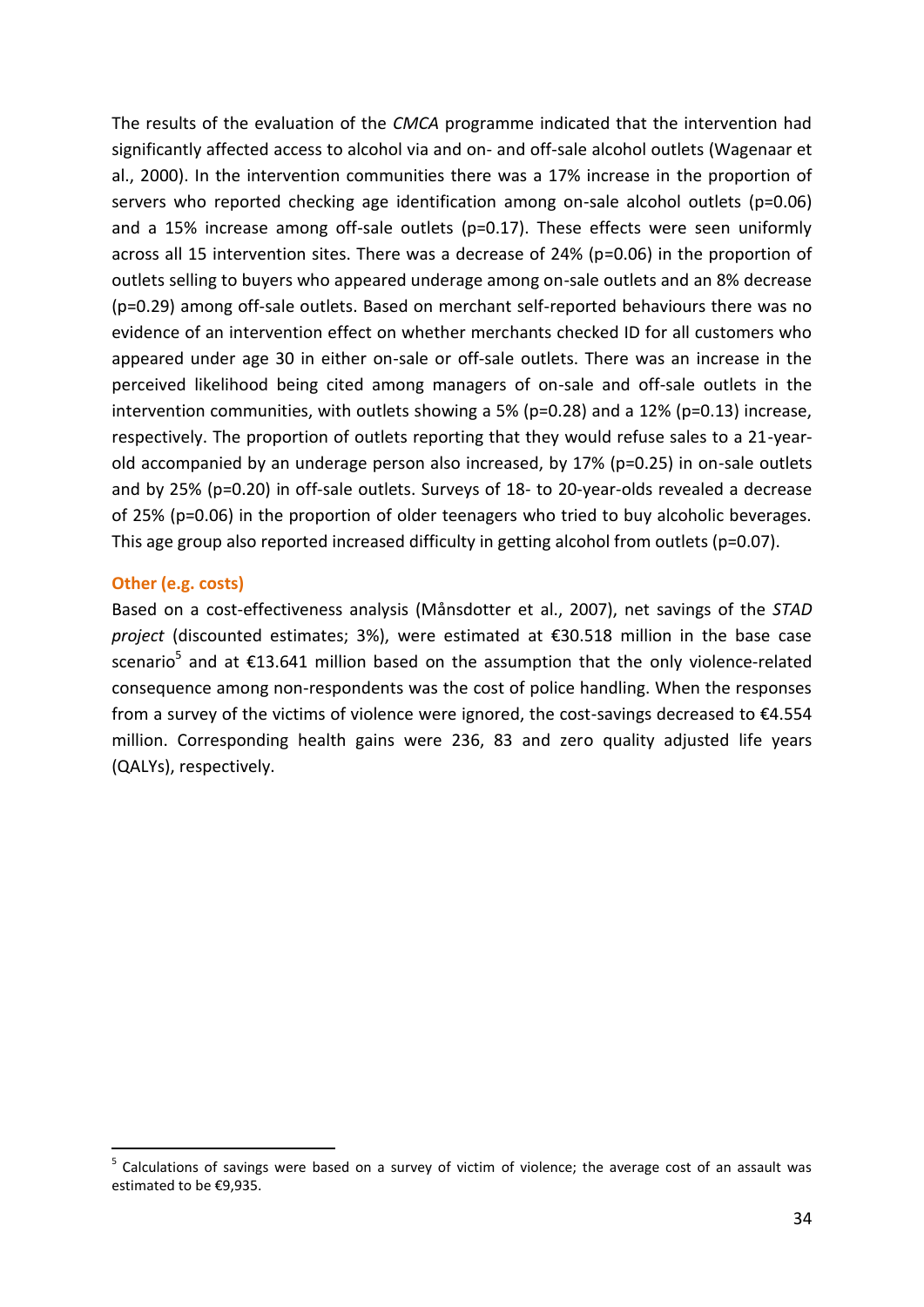The results of the evaluation of the *CMCA* programme indicated that the intervention had significantly affected access to alcohol via and on- and off-sale alcohol outlets (Wagenaar et al., 2000). In the intervention communities there was a 17% increase in the proportion of servers who reported checking age identification among on-sale alcohol outlets (p=0.06) and a 15% increase among off-sale outlets (p=0.17). These effects were seen uniformly across all 15 intervention sites. There was a decrease of 24% (p=0.06) in the proportion of outlets selling to buyers who appeared underage among on-sale outlets and an 8% decrease (p=0.29) among off-sale outlets. Based on merchant self-reported behaviours there was no evidence of an intervention effect on whether merchants checked ID for all customers who appeared under age 30 in either on-sale or off-sale outlets. There was an increase in the perceived likelihood being cited among managers of on-sale and off-sale outlets in the intervention communities, with outlets showing a 5% (p=0.28) and a 12% (p=0.13) increase, respectively. The proportion of outlets reporting that they would refuse sales to a 21-year-old accompanied by an underage person also increased, by 17% (p=0.25) in on-sale outlets and by 25% (p=0.20) in off-sale outlets. Surveys of 18- to 20-year-olds revealed a decrease of 25% (p=0.06) in the proportion of older teenagers who tried to buy alcoholic beverages. This age group also reported increased difficulty in getting alcohol from outlets (p=0.07).

### Other (e.g. costs)

Based on a cost-effectiveness analysis (Månsdotter et al., 2007), net savings of the *STAD project* (discounted estimates; 3%), were estimated at €30.518 million in the base case scenario[5] and at €13.641 million based on the assumption that the only violence-related consequence among non-respondents was the cost of police handling. When the responses from a survey of the victims of violence were ignored, the cost-savings decreased to €4.554 million. Corresponding health gains were 236, 83 and zero quality adjusted life years (QALYs), respectively.

[5] Calculations of savings were based on a survey of victim of violence; the average cost of an assault was estimated to be €9,935.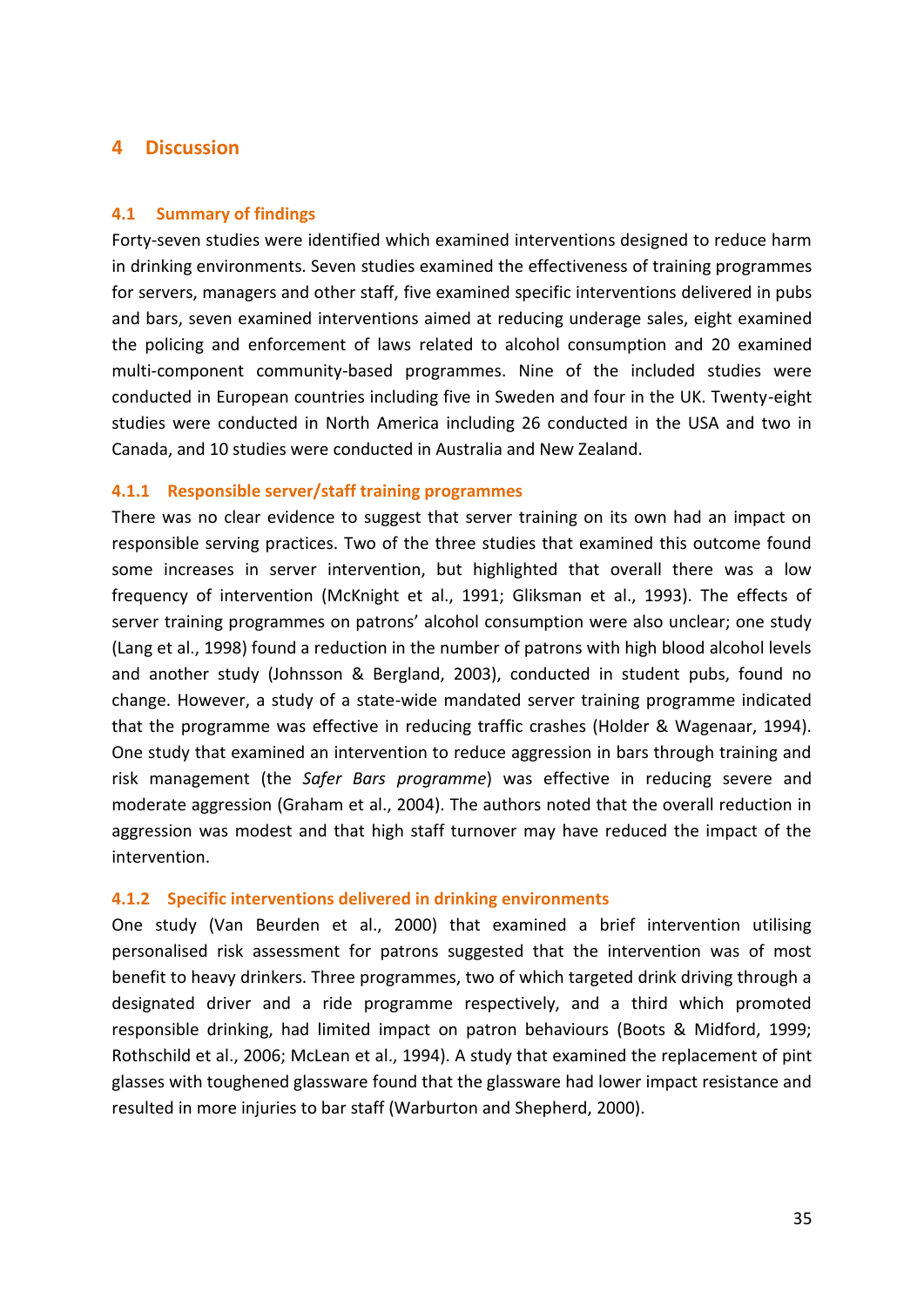# 4 Discussion

## 4.1 Summary of findings

Forty-seven studies were identified which examined interventions designed to reduce harm in drinking environments. Seven studies examined the effectiveness of training programmes for servers, managers and other staff, five examined specific interventions delivered in pubs and bars, seven examined interventions aimed at reducing underage sales, eight examined the policing and enforcement of laws related to alcohol consumption and 20 examined multi-component community-based programmes. Nine of the included studies were conducted in European countries including five in Sweden and four in the UK. Twenty-eight studies were conducted in North America including 26 conducted in the USA and two in Canada, and 10 studies were conducted in Australia and New Zealand.

### 4.1.1 Responsible server/staff training programmes

There was no clear evidence to suggest that server training on its own had an impact on responsible serving practices. Two of the three studies that examined this outcome found some increases in server intervention, but highlighted that overall there was a low frequency of intervention (McKnight et al., 1991; Gliksman et al., 1993). The effects of server training programmes on patrons' alcohol consumption were also unclear; one study (Lang et al., 1998) found a reduction in the number of patrons with high blood alcohol levels and another study (Johnsson & Bergland, 2003), conducted in student pubs, found no change. However, a study of a state-wide mandated server training programme indicated that the programme was effective in reducing traffic crashes (Holder & Wagenaar, 1994). One study that examined an intervention to reduce aggression in bars through training and risk management (the *Safer Bars programme*) was effective in reducing severe and moderate aggression (Graham et al., 2004). The authors noted that the overall reduction in aggression was modest and that high staff turnover may have reduced the impact of the intervention.

### 4.1.2 Specific interventions delivered in drinking environments

One study (Van Beurden et al., 2000) that examined a brief intervention utilising personalised risk assessment for patrons suggested that the intervention was of most benefit to heavy drinkers. Three programmes, two of which targeted drink driving through a designated driver and a ride programme respectively, and a third which promoted responsible drinking, had limited impact on patron behaviours (Boots & Midford, 1999; Rothschild et al., 2006; McLean et al., 1994). A study that examined the replacement of pint glasses with toughened glassware found that the glassware had lower impact resistance and resulted in more injuries to bar staff (Warburton and Shepherd, 2000).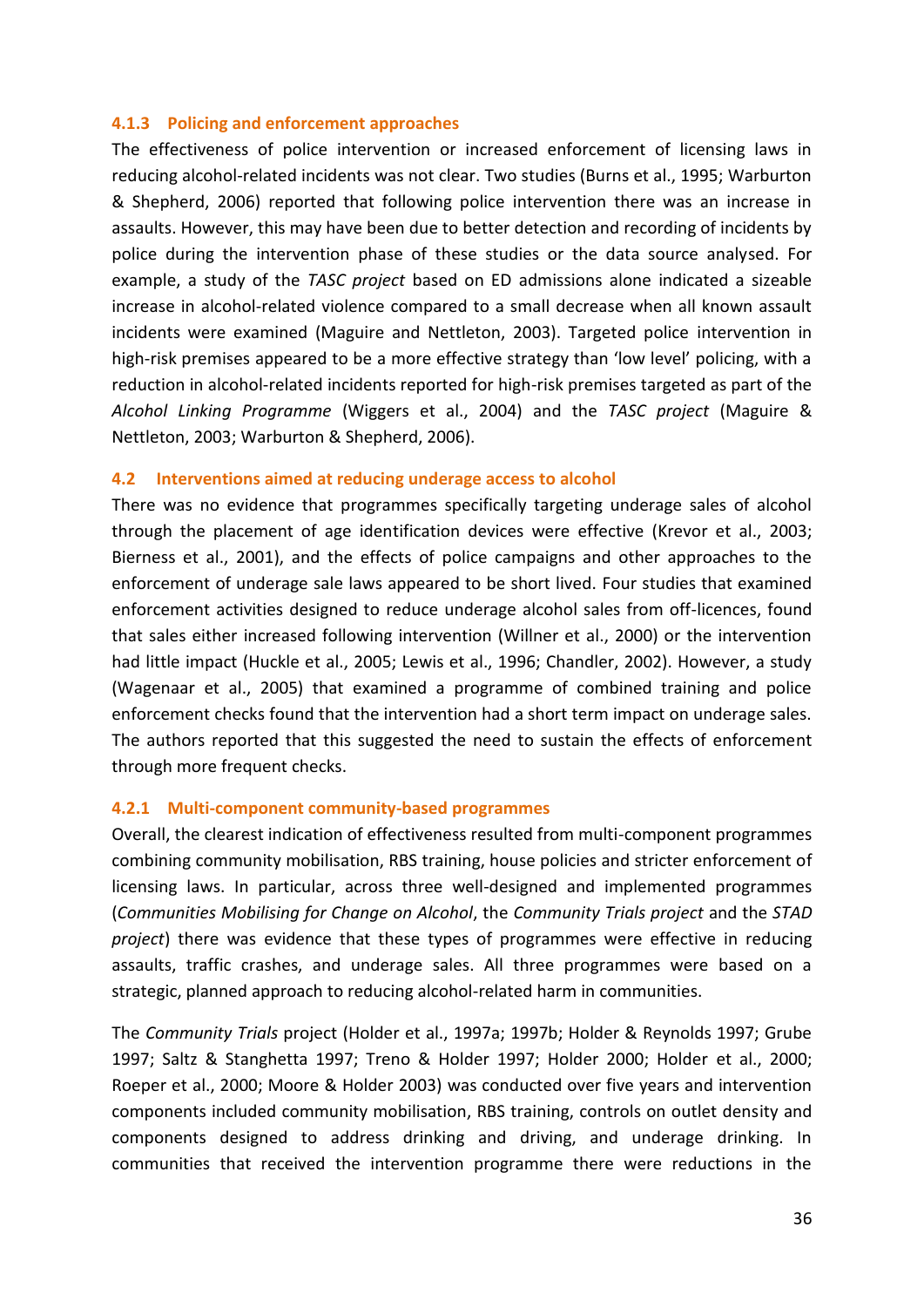### 4.1.3 Policing and enforcement approaches

The effectiveness of police intervention or increased enforcement of licensing laws in reducing alcohol-related incidents was not clear. Two studies (Burns et al., 1995; Warburton & Shepherd, 2006) reported that following police intervention there was an increase in assaults. However, this may have been due to better detection and recording of incidents by police during the intervention phase of these studies or the data source analysed. For example, a study of the *TASC project* based on ED admissions alone indicated a sizeable increase in alcohol-related violence compared to a small decrease when all known assault incidents were examined (Maguire and Nettleton, 2003). Targeted police intervention in high-risk premises appeared to be a more effective strategy than 'low level' policing, with a reduction in alcohol-related incidents reported for high-risk premises targeted as part of the *Alcohol Linking Programme* (Wiggers et al., 2004) and the *TASC project* (Maguire & Nettleton, 2003; Warburton & Shepherd, 2006).

## 4.2 Interventions aimed at reducing underage access to alcohol

There was no evidence that programmes specifically targeting underage sales of alcohol through the placement of age identification devices were effective (Krevor et al., 2003; Bierness et al., 2001), and the effects of police campaigns and other approaches to the enforcement of underage sale laws appeared to be short lived. Four studies that examined enforcement activities designed to reduce underage alcohol sales from off-licences, found that sales either increased following intervention (Willner et al., 2000) or the intervention had little impact (Huckle et al., 2005; Lewis et al., 1996; Chandler, 2002). However, a study (Wagenaar et al., 2005) that examined a programme of combined training and police enforcement checks found that the intervention had a short term impact on underage sales. The authors reported that this suggested the need to sustain the effects of enforcement through more frequent checks.

### 4.2.1 Multi-component community-based programmes

Overall, the clearest indication of effectiveness resulted from multi-component programmes combining community mobilisation, RBS training, house policies and stricter enforcement of licensing laws. In particular, across three well-designed and implemented programmes (*Communities Mobilising for Change on Alcohol*, the *Community Trials project* and the *STAD project*) there was evidence that these types of programmes were effective in reducing assaults, traffic crashes, and underage sales. All three programmes were based on a strategic, planned approach to reducing alcohol-related harm in communities.

The *Community Trials* project (Holder et al., 1997a; 1997b; Holder & Reynolds 1997; Grube 1997; Saltz & Stanghetta 1997; Treno & Holder 1997; Holder 2000; Holder et al., 2000; Roeper et al., 2000; Moore & Holder 2003) was conducted over five years and intervention components included community mobilisation, RBS training, controls on outlet density and components designed to address drinking and driving, and underage drinking. In communities that received the intervention programme there were reductions in the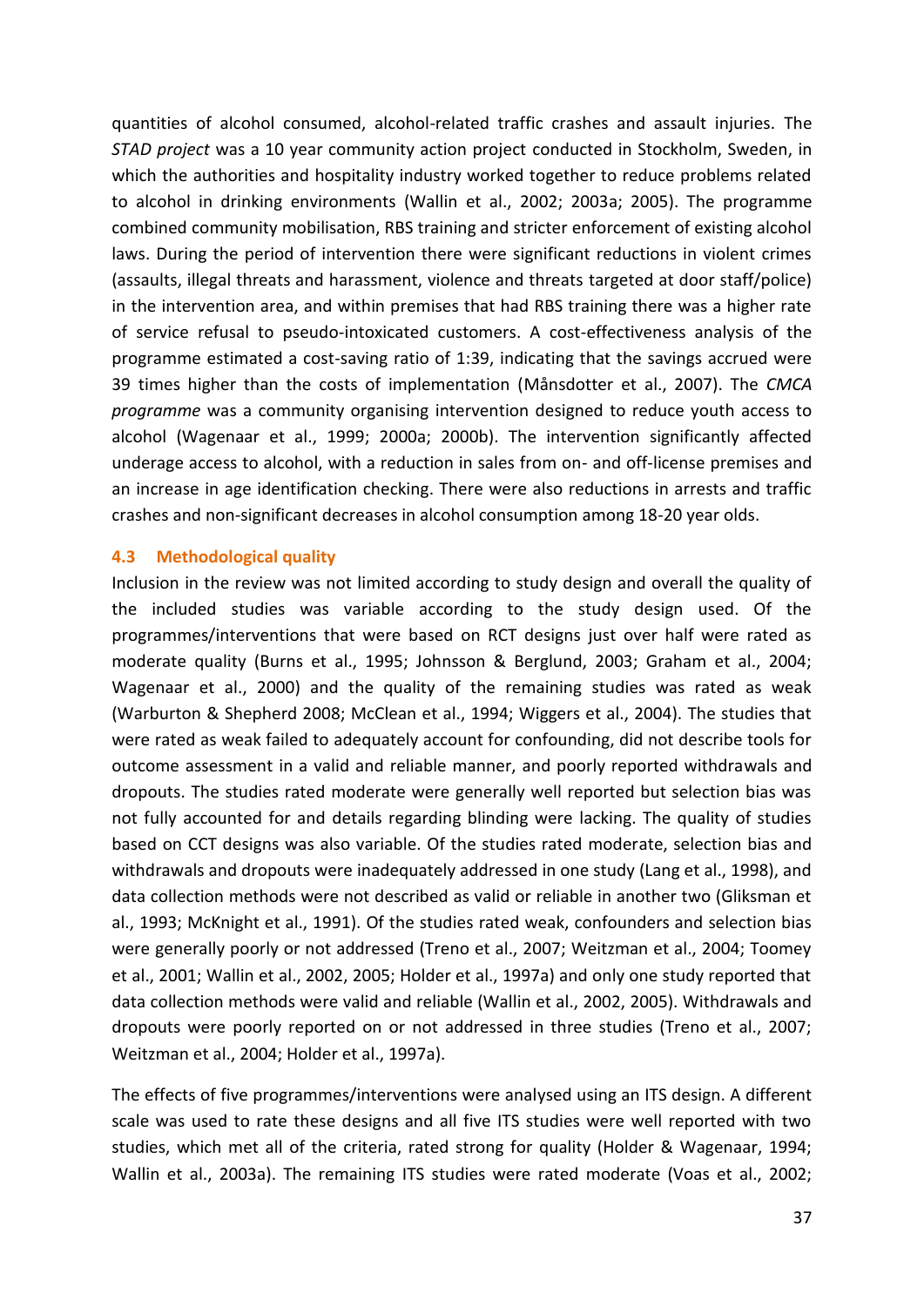quantities of alcohol consumed, alcohol-related traffic crashes and assault injuries. The *STAD project* was a 10 year community action project conducted in Stockholm, Sweden, in which the authorities and hospitality industry worked together to reduce problems related to alcohol in drinking environments (Wallin et al., 2002; 2003a; 2005). The programme combined community mobilisation, RBS training and stricter enforcement of existing alcohol laws. During the period of intervention there were significant reductions in violent crimes (assaults, illegal threats and harassment, violence and threats targeted at door staff/police) in the intervention area, and within premises that had RBS training there was a higher rate of service refusal to pseudo-intoxicated customers. A cost-effectiveness analysis of the programme estimated a cost-saving ratio of 1:39, indicating that the savings accrued were 39 times higher than the costs of implementation (Månsdotter et al., 2007). The *CMCA programme* was a community organising intervention designed to reduce youth access to alcohol (Wagenaar et al., 1999; 2000a; 2000b). The intervention significantly affected underage access to alcohol, with a reduction in sales from on- and off-license premises and an increase in age identification checking. There were also reductions in arrests and traffic crashes and non-significant decreases in alcohol consumption among 18-20 year olds.

### 4.3 Methodological quality

Inclusion in the review was not limited according to study design and overall the quality of the included studies was variable according to the study design used. Of the programmes/interventions that were based on RCT designs just over half were rated as moderate quality (Burns et al., 1995; Johnsson & Berglund, 2003; Graham et al., 2004; Wagenaar et al., 2000) and the quality of the remaining studies was rated as weak (Warburton & Shepherd 2008; McClean et al., 1994; Wiggers et al., 2004). The studies that were rated as weak failed to adequately account for confounding, did not describe tools for outcome assessment in a valid and reliable manner, and poorly reported withdrawals and dropouts. The studies rated moderate were generally well reported but selection bias was not fully accounted for and details regarding blinding were lacking. The quality of studies based on CCT designs was also variable. Of the studies rated moderate, selection bias and withdrawals and dropouts were inadequately addressed in one study (Lang et al., 1998), and data collection methods were not described as valid or reliable in another two (Gliksman et al., 1993; McKnight et al., 1991). Of the studies rated weak, confounders and selection bias were generally poorly or not addressed (Treno et al., 2007; Weitzman et al., 2004; Toomey et al., 2001; Wallin et al., 2002, 2005; Holder et al., 1997a) and only one study reported that data collection methods were valid and reliable (Wallin et al., 2002, 2005). Withdrawals and dropouts were poorly reported on or not addressed in three studies (Treno et al., 2007; Weitzman et al., 2004; Holder et al., 1997a).

The effects of five programmes/interventions were analysed using an ITS design. A different scale was used to rate these designs and all five ITS studies were well reported with two studies, which met all of the criteria, rated strong for quality (Holder & Wagenaar, 1994; Wallin et al., 2003a). The remaining ITS studies were rated moderate (Voas et al., 2002;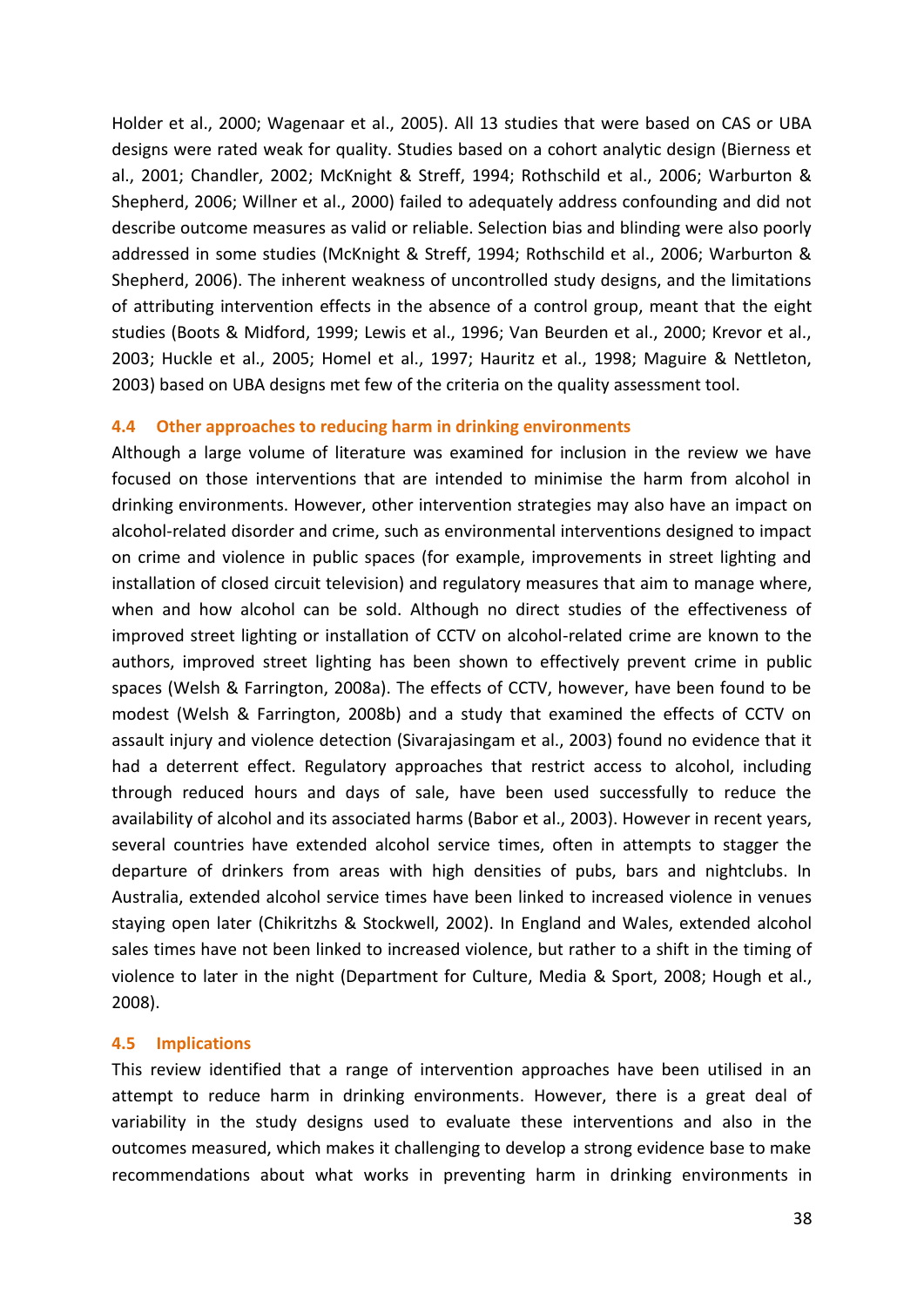Holder et al., 2000; Wagenaar et al., 2005). All 13 studies that were based on CAS or UBA designs were rated weak for quality. Studies based on a cohort analytic design (Bierness et al., 2001; Chandler, 2002; McKnight & Streff, 1994; Rothschild et al., 2006; Warburton & Shepherd, 2006; Willner et al., 2000) failed to adequately address confounding and did not describe outcome measures as valid or reliable. Selection bias and blinding were also poorly addressed in some studies (McKnight & Streff, 1994; Rothschild et al., 2006; Warburton & Shepherd, 2006). The inherent weakness of uncontrolled study designs, and the limitations of attributing intervention effects in the absence of a control group, meant that the eight studies (Boots & Midford, 1999; Lewis et al., 1996; Van Beurden et al., 2000; Krevor et al., 2003; Huckle et al., 2005; Homel et al., 1997; Hauritz et al., 1998; Maguire & Nettleton, 2003) based on UBA designs met few of the criteria on the quality assessment tool.

### 4.4 Other approaches to reducing harm in drinking environments

Although a large volume of literature was examined for inclusion in the review we have focused on those interventions that are intended to minimise the harm from alcohol in drinking environments. However, other intervention strategies may also have an impact on alcohol-related disorder and crime, such as environmental interventions designed to impact on crime and violence in public spaces (for example, improvements in street lighting and installation of closed circuit television) and regulatory measures that aim to manage where, when and how alcohol can be sold. Although no direct studies of the effectiveness of improved street lighting or installation of CCTV on alcohol-related crime are known to the authors, improved street lighting has been shown to effectively prevent crime in public spaces (Welsh & Farrington, 2008a). The effects of CCTV, however, have been found to be modest (Welsh & Farrington, 2008b) and a study that examined the effects of CCTV on assault injury and violence detection (Sivarajasingam et al., 2003) found no evidence that it had a deterrent effect. Regulatory approaches that restrict access to alcohol, including through reduced hours and days of sale, have been used successfully to reduce the availability of alcohol and its associated harms (Babor et al., 2003). However in recent years, several countries have extended alcohol service times, often in attempts to stagger the departure of drinkers from areas with high densities of pubs, bars and nightclubs. In Australia, extended alcohol service times have been linked to increased violence in venues staying open later (Chikritzhs & Stockwell, 2002). In England and Wales, extended alcohol sales times have not been linked to increased violence, but rather to a shift in the timing of violence to later in the night (Department for Culture, Media & Sport, 2008; Hough et al., 2008).

### 4.5 Implications

This review identified that a range of intervention approaches have been utilised in an attempt to reduce harm in drinking environments. However, there is a great deal of variability in the study designs used to evaluate these interventions and also in the outcomes measured, which makes it challenging to develop a strong evidence base to make recommendations about what works in preventing harm in drinking environments in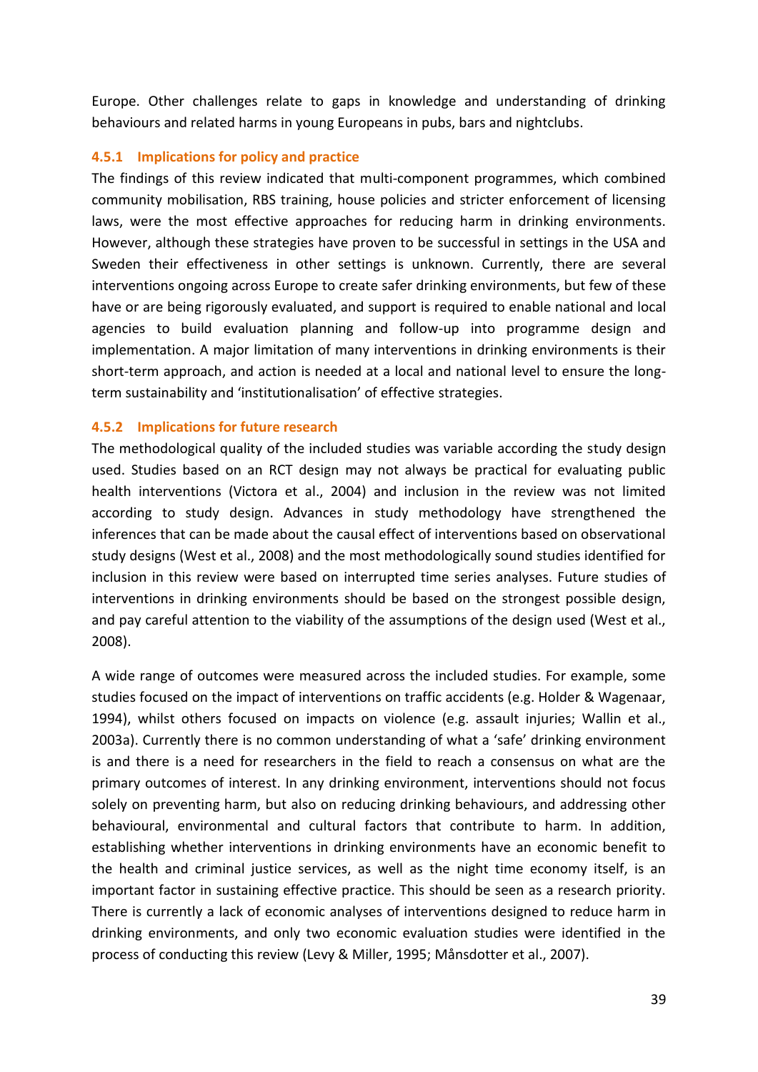Europe. Other challenges relate to gaps in knowledge and understanding of drinking behaviours and related harms in young Europeans in pubs, bars and nightclubs.

### 4.5.1 Implications for policy and practice

The findings of this review indicated that multi-component programmes, which combined community mobilisation, RBS training, house policies and stricter enforcement of licensing laws, were the most effective approaches for reducing harm in drinking environments. However, although these strategies have proven to be successful in settings in the USA and Sweden their effectiveness in other settings is unknown. Currently, there are several interventions ongoing across Europe to create safer drinking environments, but few of these have or are being rigorously evaluated, and support is required to enable national and local agencies to build evaluation planning and follow-up into programme design and implementation. A major limitation of many interventions in drinking environments is their short-term approach, and action is needed at a local and national level to ensure the long-term sustainability and 'institutionalisation' of effective strategies.

### 4.5.2 Implications for future research

The methodological quality of the included studies was variable according the study design used. Studies based on an RCT design may not always be practical for evaluating public health interventions (Victora et al., 2004) and inclusion in the review was not limited according to study design. Advances in study methodology have strengthened the inferences that can be made about the causal effect of interventions based on observational study designs (West et al., 2008) and the most methodologically sound studies identified for inclusion in this review were based on interrupted time series analyses. Future studies of interventions in drinking environments should be based on the strongest possible design, and pay careful attention to the viability of the assumptions of the design used (West et al., 2008).

A wide range of outcomes were measured across the included studies. For example, some studies focused on the impact of interventions on traffic accidents (e.g. Holder & Wagenaar, 1994), whilst others focused on impacts on violence (e.g. assault injuries; Wallin et al., 2003a). Currently there is no common understanding of what a 'safe' drinking environment is and there is a need for researchers in the field to reach a consensus on what are the primary outcomes of interest. In any drinking environment, interventions should not focus solely on preventing harm, but also on reducing drinking behaviours, and addressing other behavioural, environmental and cultural factors that contribute to harm. In addition, establishing whether interventions in drinking environments have an economic benefit to the health and criminal justice services, as well as the night time economy itself, is an important factor in sustaining effective practice. This should be seen as a research priority. There is currently a lack of economic analyses of interventions designed to reduce harm in drinking environments, and only two economic evaluation studies were identified in the process of conducting this review (Levy & Miller, 1995; Månsdotter et al., 2007).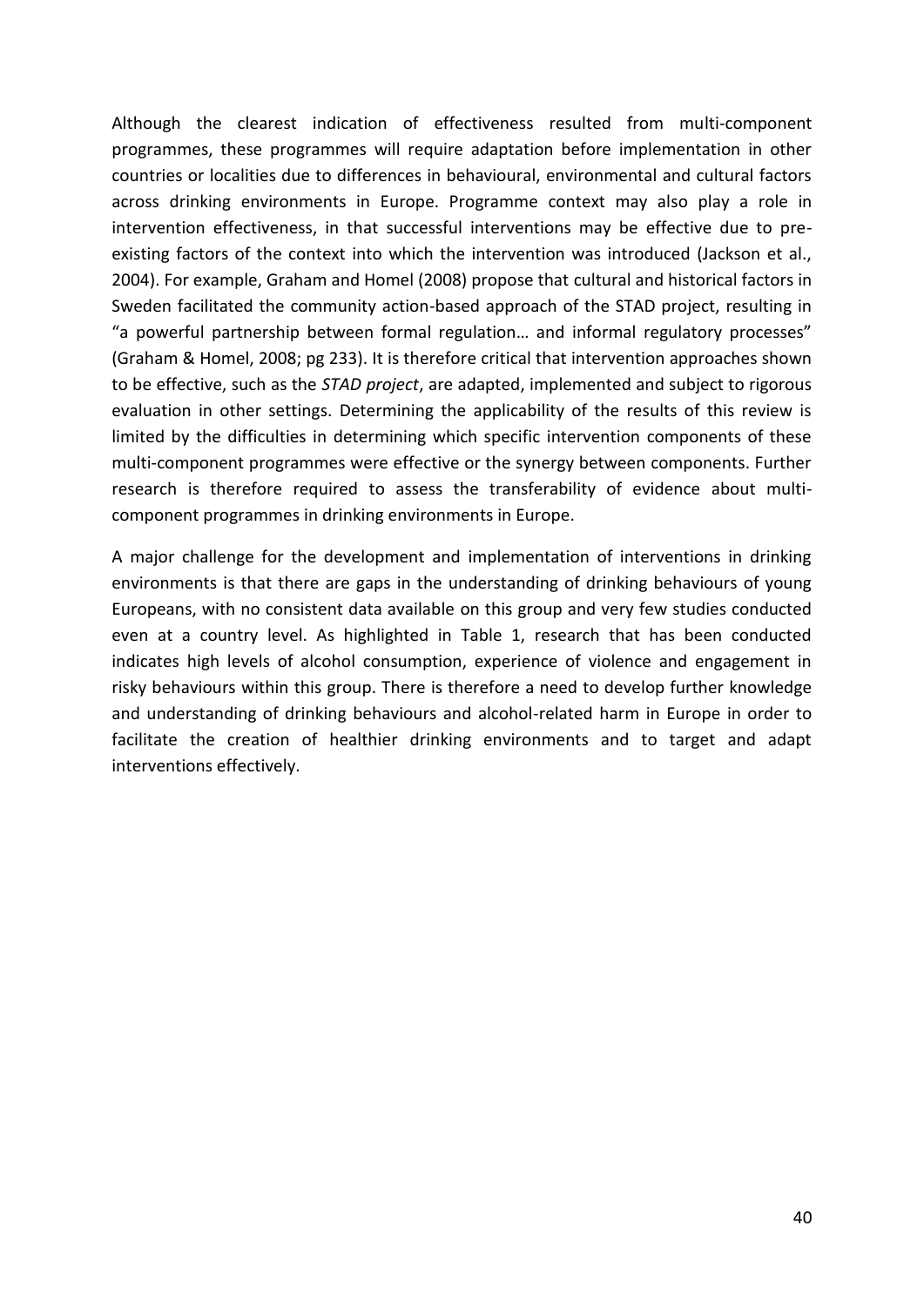Although the clearest indication of effectiveness resulted from multi-component programmes, these programmes will require adaptation before implementation in other countries or localities due to differences in behavioural, environmental and cultural factors across drinking environments in Europe. Programme context may also play a role in intervention effectiveness, in that successful interventions may be effective due to pre-existing factors of the context into which the intervention was introduced (Jackson et al., 2004). For example, Graham and Homel (2008) propose that cultural and historical factors in Sweden facilitated the community action-based approach of the STAD project, resulting in "a powerful partnership between formal regulation… and informal regulatory processes" (Graham & Homel, 2008; pg 233). It is therefore critical that intervention approaches shown to be effective, such as the *STAD project*, are adapted, implemented and subject to rigorous evaluation in other settings. Determining the applicability of the results of this review is limited by the difficulties in determining which specific intervention components of these multi-component programmes were effective or the synergy between components. Further research is therefore required to assess the transferability of evidence about multi-component programmes in drinking environments in Europe.

A major challenge for the development and implementation of interventions in drinking environments is that there are gaps in the understanding of drinking behaviours of young Europeans, with no consistent data available on this group and very few studies conducted even at a country level. As highlighted in Table 1, research that has been conducted indicates high levels of alcohol consumption, experience of violence and engagement in risky behaviours within this group. There is therefore a need to develop further knowledge and understanding of drinking behaviours and alcohol-related harm in Europe in order to facilitate the creation of healthier drinking environments and to target and adapt interventions effectively.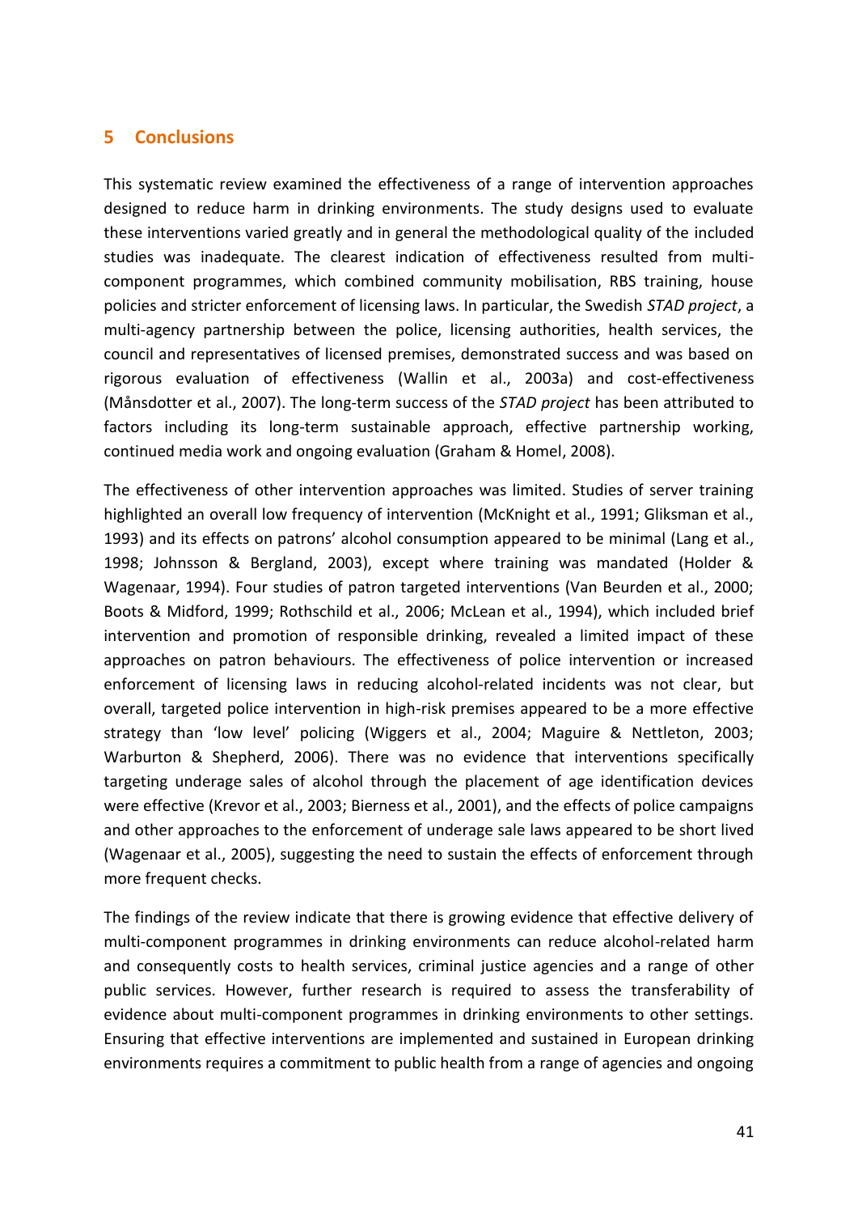## 5 Conclusions

This systematic review examined the effectiveness of a range of intervention approaches designed to reduce harm in drinking environments. The study designs used to evaluate these interventions varied greatly and in general the methodological quality of the included studies was inadequate. The clearest indication of effectiveness resulted from multi-component programmes, which combined community mobilisation, RBS training, house policies and stricter enforcement of licensing laws. In particular, the Swedish *STAD project*, a multi-agency partnership between the police, licensing authorities, health services, the council and representatives of licensed premises, demonstrated success and was based on rigorous evaluation of effectiveness (Wallin et al., 2003a) and cost-effectiveness (Månsdotter et al., 2007). The long-term success of the *STAD project* has been attributed to factors including its long-term sustainable approach, effective partnership working, continued media work and ongoing evaluation (Graham & Homel, 2008).

The effectiveness of other intervention approaches was limited. Studies of server training highlighted an overall low frequency of intervention (McKnight et al., 1991; Gliksman et al., 1993) and its effects on patrons' alcohol consumption appeared to be minimal (Lang et al., 1998; Johnsson & Bergland, 2003), except where training was mandated (Holder & Wagenaar, 1994). Four studies of patron targeted interventions (Van Beurden et al., 2000; Boots & Midford, 1999; Rothschild et al., 2006; McLean et al., 1994), which included brief intervention and promotion of responsible drinking, revealed a limited impact of these approaches on patron behaviours. The effectiveness of police intervention or increased enforcement of licensing laws in reducing alcohol-related incidents was not clear, but overall, targeted police intervention in high-risk premises appeared to be a more effective strategy than 'low level' policing (Wiggers et al., 2004; Maguire & Nettleton, 2003; Warburton & Shepherd, 2006). There was no evidence that interventions specifically targeting underage sales of alcohol through the placement of age identification devices were effective (Krevor et al., 2003; Bierness et al., 2001), and the effects of police campaigns and other approaches to the enforcement of underage sale laws appeared to be short lived (Wagenaar et al., 2005), suggesting the need to sustain the effects of enforcement through more frequent checks.

The findings of the review indicate that there is growing evidence that effective delivery of multi-component programmes in drinking environments can reduce alcohol-related harm and consequently costs to health services, criminal justice agencies and a range of other public services. However, further research is required to assess the transferability of evidence about multi-component programmes in drinking environments to other settings. Ensuring that effective interventions are implemented and sustained in European drinking environments requires a commitment to public health from a range of agencies and ongoing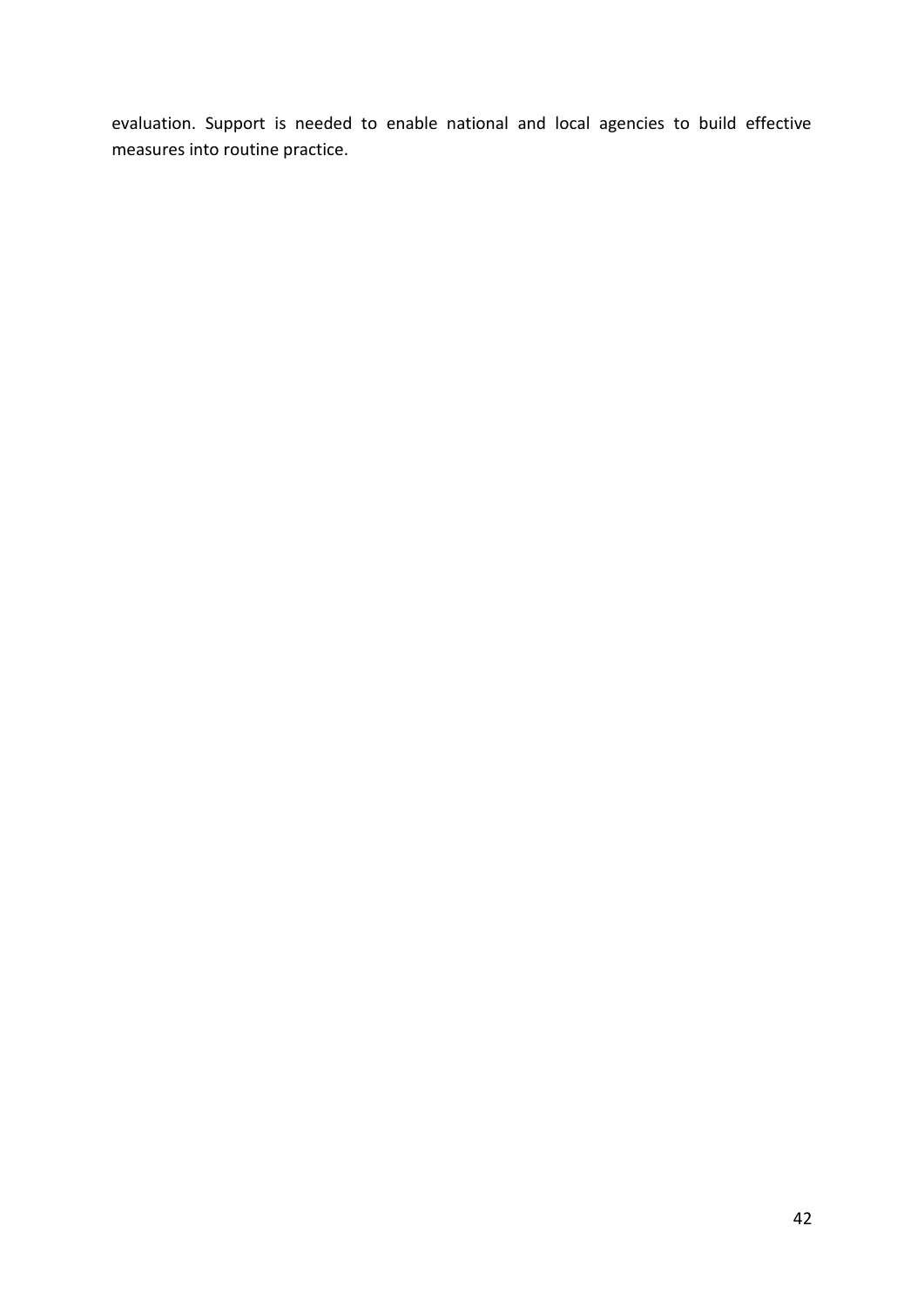evaluation. Support is needed to enable national and local agencies to build effective measures into routine practice.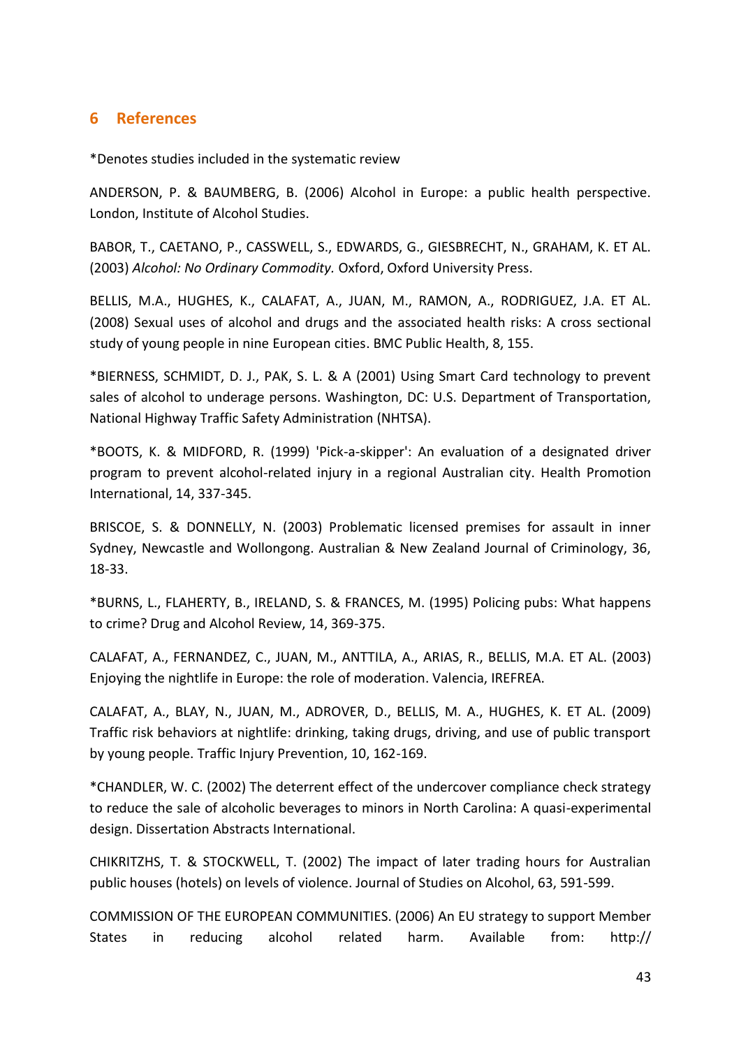# 6 References

*Denotes studies included in the systematic review

ANDERSON, P. & BAUMBERG, B. (2006) Alcohol in Europe: a public health perspective. London, Institute of Alcohol Studies.

BABOR, T., CAETANO, P., CASSWELL, S., EDWARDS, G., GIESBRECHT, N., GRAHAM, K. ET AL. (2003) *Alcohol: No Ordinary Commodity.* Oxford, Oxford University Press.

BELLIS, M.A., HUGHES, K., CALAFAT, A., JUAN, M., RAMON, A., RODRIGUEZ, J.A. ET AL. (2008) Sexual uses of alcohol and drugs and the associated health risks: A cross sectional study of young people in nine European cities. BMC Public Health, 8, 155.

*BIERNESS, SCHMIDT, D. J., PAK, S. L. & A (2001) Using Smart Card technology to prevent sales of alcohol to underage persons. Washington, DC: U.S. Department of Transportation, National Highway Traffic Safety Administration (NHTSA).

*BOOTS, K. & MIDFORD, R. (1999) 'Pick-a-skipper': An evaluation of a designated driver program to prevent alcohol-related injury in a regional Australian city. Health Promotion International, 14, 337-345.

BRISCOE, S. & DONNELLY, N. (2003) Problematic licensed premises for assault in inner Sydney, Newcastle and Wollongong. Australian & New Zealand Journal of Criminology, 36, 18-33.

*BURNS, L., FLAHERTY, B., IRELAND, S. & FRANCES, M. (1995) Policing pubs: What happens to crime? Drug and Alcohol Review, 14, 369-375.

CALAFAT, A., FERNANDEZ, C., JUAN, M., ANTTILA, A., ARIAS, R., BELLIS, M.A. ET AL. (2003) Enjoying the nightlife in Europe: the role of moderation. Valencia, IREFREA.

CALAFAT, A., BLAY, N., JUAN, M., ADROVER, D., BELLIS, M. A., HUGHES, K. ET AL. (2009) Traffic risk behaviors at nightlife: drinking, taking drugs, driving, and use of public transport by young people. Traffic Injury Prevention, 10, 162-169.

*CHANDLER, W. C. (2002) The deterrent effect of the undercover compliance check strategy to reduce the sale of alcoholic beverages to minors in North Carolina: A quasi-experimental design. Dissertation Abstracts International.

CHIKRITZHS, T. & STOCKWELL, T. (2002) The impact of later trading hours for Australian public houses (hotels) on levels of violence. Journal of Studies on Alcohol, 63, 591-599.

COMMISSION OF THE EUROPEAN COMMUNITIES. (2006) An EU strategy to support Member States in reducing alcohol related harm. Available from: http://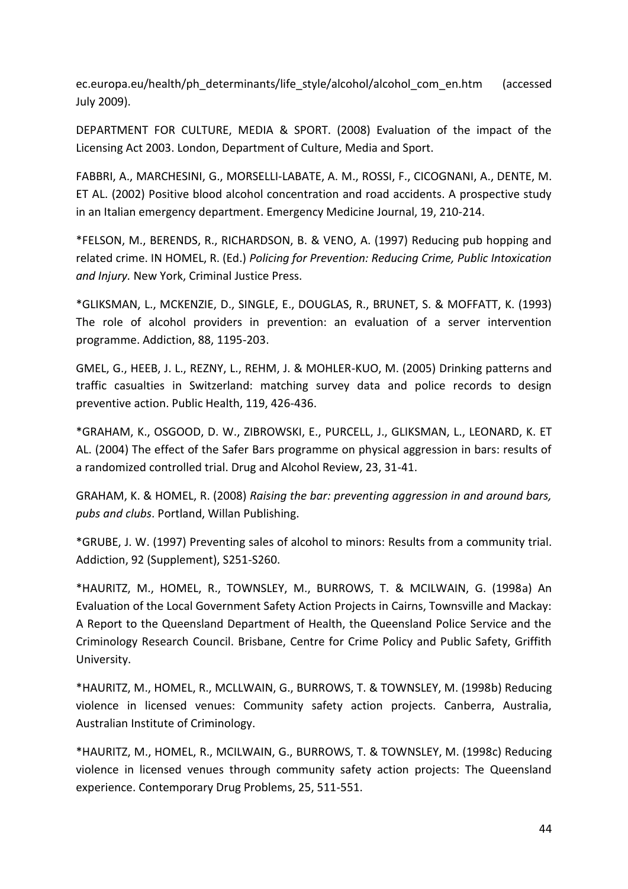ec.europa.eu/health/ph_determinants/life_style/alcohol/alcohol_com_en.htm (accessed July 2009).

DEPARTMENT FOR CULTURE, MEDIA & SPORT. (2008) Evaluation of the impact of the Licensing Act 2003. London, Department of Culture, Media and Sport.

FABBRI, A., MARCHESINI, G., MORSELLI-LABATE, A. M., ROSSI, F., CICOGNANI, A., DENTE, M. ET AL. (2002) Positive blood alcohol concentration and road accidents. A prospective study in an Italian emergency department. Emergency Medicine Journal, 19, 210-214.

*FELSON, M., BERENDS, R., RICHARDSON, B. & VENO, A. (1997) Reducing pub hopping and related crime. IN HOMEL, R. (Ed.) *Policing for Prevention: Reducing Crime, Public Intoxication and Injury.* New York, Criminal Justice Press.

*GLIKSMAN, L., MCKENZIE, D., SINGLE, E., DOUGLAS, R., BRUNET, S. & MOFFATT, K. (1993) The role of alcohol providers in prevention: an evaluation of a server intervention programme. Addiction, 88, 1195-203.

GMEL, G., HEEB, J. L., REZNY, L., REHM, J. & MOHLER-KUO, M. (2005) Drinking patterns and traffic casualties in Switzerland: matching survey data and police records to design preventive action. Public Health, 119, 426-436.

*GRAHAM, K., OSGOOD, D. W., ZIBROWSKI, E., PURCELL, J., GLIKSMAN, L., LEONARD, K. ET AL. (2004) The effect of the Safer Bars programme on physical aggression in bars: results of a randomized controlled trial. Drug and Alcohol Review, 23, 31-41.

GRAHAM, K. & HOMEL, R. (2008) *Raising the bar: preventing aggression in and around bars, pubs and clubs*. Portland, Willan Publishing.

*GRUBE, J. W. (1997) Preventing sales of alcohol to minors: Results from a community trial. Addiction, 92 (Supplement), S251-S260.

*HAURITZ, M., HOMEL, R., TOWNSLEY, M., BURROWS, T. & MCILWAIN, G. (1998a) An Evaluation of the Local Government Safety Action Projects in Cairns, Townsville and Mackay: A Report to the Queensland Department of Health, the Queensland Police Service and the Criminology Research Council. Brisbane, Centre for Crime Policy and Public Safety, Griffith University.

*HAURITZ, M., HOMEL, R., MCLLWAIN, G., BURROWS, T. & TOWNSLEY, M. (1998b) Reducing violence in licensed venues: Community safety action projects. Canberra, Australia, Australian Institute of Criminology.

*HAURITZ, M., HOMEL, R., MCILWAIN, G., BURROWS, T. & TOWNSLEY, M. (1998c) Reducing violence in licensed venues through community safety action projects: The Queensland experience. Contemporary Drug Problems, 25, 511-551.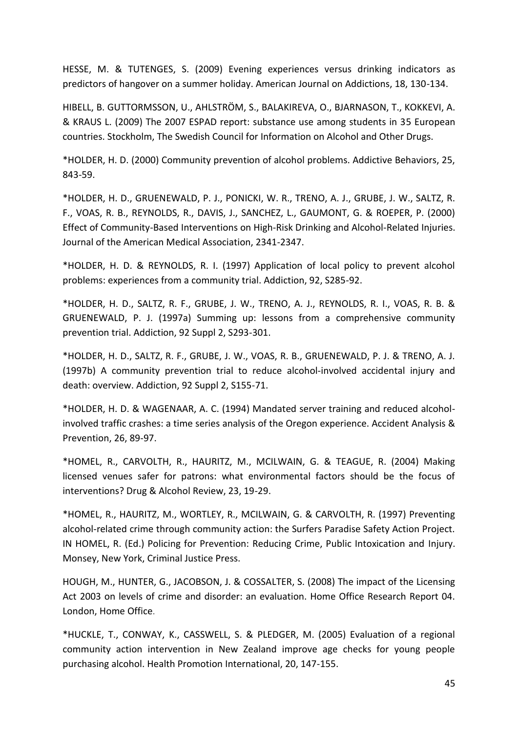HESSE, M. & TUTENGES, S. (2009) Evening experiences versus drinking indicators as predictors of hangover on a summer holiday. American Journal on Addictions, 18, 130-134.

HIBELL, B. GUTTORMSSON, U., AHLSTRÖM, S., BALAKIREVA, O., BJARNASON, T., KOKKEVI, A. & KRAUS L. (2009) The 2007 ESPAD report: substance use among students in 35 European countries. Stockholm, The Swedish Council for Information on Alcohol and Other Drugs.

*HOLDER, H. D. (2000) Community prevention of alcohol problems. Addictive Behaviors, 25, 843-59.

*HOLDER, H. D., GRUENEWALD, P. J., PONICKI, W. R., TRENO, A. J., GRUBE, J. W., SALTZ, R. F., VOAS, R. B., REYNOLDS, R., DAVIS, J., SANCHEZ, L., GAUMONT, G. & ROEPER, P. (2000) Effect of Community-Based Interventions on High-Risk Drinking and Alcohol-Related Injuries. Journal of the American Medical Association, 2341-2347.

*HOLDER, H. D. & REYNOLDS, R. I. (1997) Application of local policy to prevent alcohol problems: experiences from a community trial. Addiction, 92, S285-92.

*HOLDER, H. D., SALTZ, R. F., GRUBE, J. W., TRENO, A. J., REYNOLDS, R. I., VOAS, R. B. & GRUENEWALD, P. J. (1997a) Summing up: lessons from a comprehensive community prevention trial. Addiction, 92 Suppl 2, S293-301.

*HOLDER, H. D., SALTZ, R. F., GRUBE, J. W., VOAS, R. B., GRUENEWALD, P. J. & TRENO, A. J. (1997b) A community prevention trial to reduce alcohol-involved accidental injury and death: overview. Addiction, 92 Suppl 2, S155-71.

*HOLDER, H. D. & WAGENAAR, A. C. (1994) Mandated server training and reduced alcohol-involved traffic crashes: a time series analysis of the Oregon experience. Accident Analysis & Prevention, 26, 89-97.

*HOMEL, R., CARVOLTH, R., HAURITZ, M., MCILWAIN, G. & TEAGUE, R. (2004) Making licensed venues safer for patrons: what environmental factors should be the focus of interventions? Drug & Alcohol Review, 23, 19-29.

*HOMEL, R., HAURITZ, M., WORTLEY, R., MCILWAIN, G. & CARVOLTH, R. (1997) Preventing alcohol-related crime through community action: the Surfers Paradise Safety Action Project. IN HOMEL, R. (Ed.) Policing for Prevention: Reducing Crime, Public Intoxication and Injury. Monsey, New York, Criminal Justice Press.

HOUGH, M., HUNTER, G., JACOBSON, J. & COSSALTER, S. (2008) The impact of the Licensing Act 2003 on levels of crime and disorder: an evaluation. Home Office Research Report 04. London, Home Office.

*HUCKLE, T., CONWAY, K., CASSWELL, S. & PLEDGER, M. (2005) Evaluation of a regional community action intervention in New Zealand improve age checks for young people purchasing alcohol. Health Promotion International, 20, 147-155.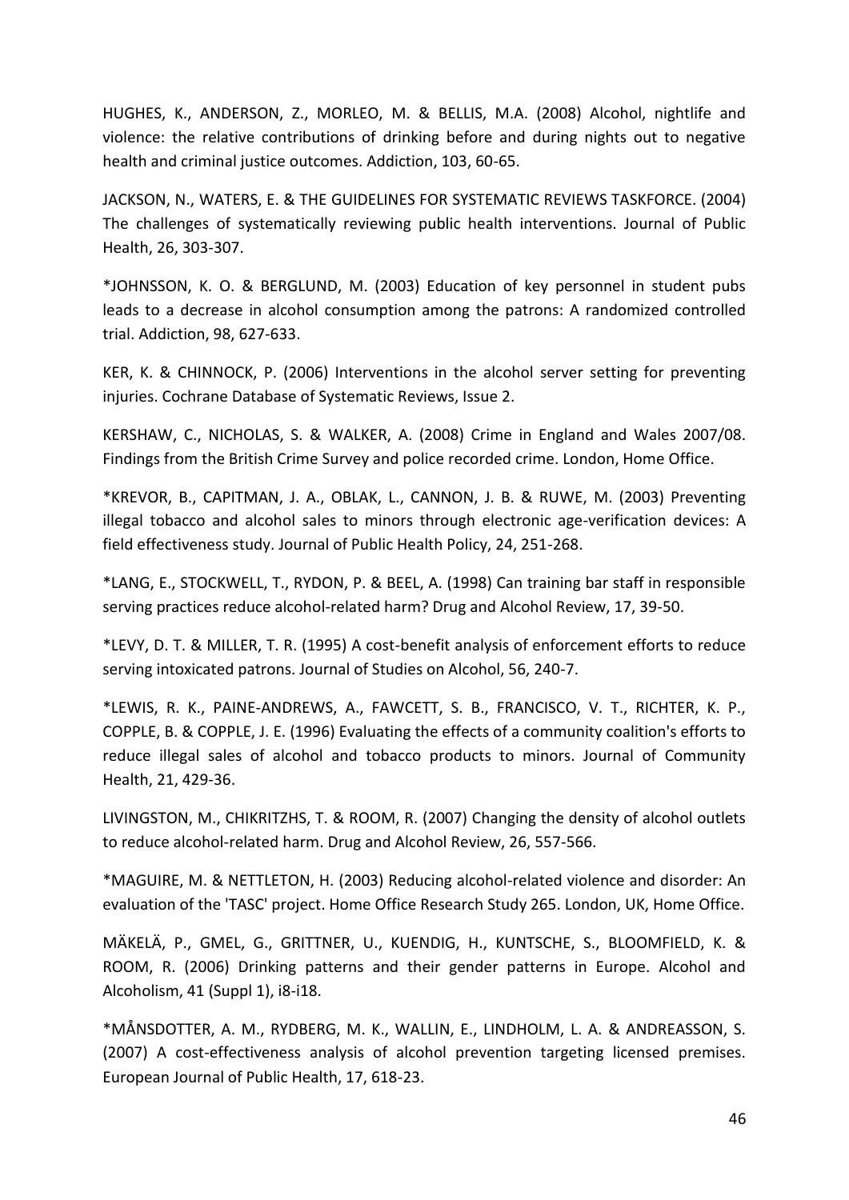HUGHES, K., ANDERSON, Z., MORLEO, M. & BELLIS, M.A. (2008) Alcohol, nightlife and violence: the relative contributions of drinking before and during nights out to negative health and criminal justice outcomes. Addiction, 103, 60-65.

JACKSON, N., WATERS, E. & THE GUIDELINES FOR SYSTEMATIC REVIEWS TASKFORCE. (2004) The challenges of systematically reviewing public health interventions. Journal of Public Health, 26, 303-307.

*JOHNSSON, K. O. & BERGLUND, M. (2003) Education of key personnel in student pubs leads to a decrease in alcohol consumption among the patrons: A randomized controlled trial. Addiction, 98, 627-633.

KER, K. & CHINNOCK, P. (2006) Interventions in the alcohol server setting for preventing injuries. Cochrane Database of Systematic Reviews, Issue 2.

KERSHAW, C., NICHOLAS, S. & WALKER, A. (2008) Crime in England and Wales 2007/08. Findings from the British Crime Survey and police recorded crime. London, Home Office.

*KREVOR, B., CAPITMAN, J. A., OBLAK, L., CANNON, J. B. & RUWE, M. (2003) Preventing illegal tobacco and alcohol sales to minors through electronic age-verification devices: A field effectiveness study. Journal of Public Health Policy, 24, 251-268.

*LANG, E., STOCKWELL, T., RYDON, P. & BEEL, A. (1998) Can training bar staff in responsible serving practices reduce alcohol-related harm? Drug and Alcohol Review, 17, 39-50.

*LEVY, D. T. & MILLER, T. R. (1995) A cost-benefit analysis of enforcement efforts to reduce serving intoxicated patrons. Journal of Studies on Alcohol, 56, 240-7.

*LEWIS, R. K., PAINE-ANDREWS, A., FAWCETT, S. B., FRANCISCO, V. T., RICHTER, K. P., COPPLE, B. & COPPLE, J. E. (1996) Evaluating the effects of a community coalition's efforts to reduce illegal sales of alcohol and tobacco products to minors. Journal of Community Health, 21, 429-36.

LIVINGSTON, M., CHIKRITZHS, T. & ROOM, R. (2007) Changing the density of alcohol outlets to reduce alcohol-related harm. Drug and Alcohol Review, 26, 557-566.

*MAGUIRE, M. & NETTLETON, H. (2003) Reducing alcohol-related violence and disorder: An evaluation of the 'TASC' project. Home Office Research Study 265. London, UK, Home Office.

MÄKELÄ, P., GMEL, G., GRITTNER, U., KUENDIG, H., KUNTSCHE, S., BLOOMFIELD, K. & ROOM, R. (2006) Drinking patterns and their gender patterns in Europe. Alcohol and Alcoholism, 41 (Suppl 1), i8-i18.

*MÅNSDOTTER, A. M., RYDBERG, M. K., WALLIN, E., LINDHOLM, L. A. & ANDREASSON, S. (2007) A cost-effectiveness analysis of alcohol prevention targeting licensed premises. European Journal of Public Health, 17, 618-23.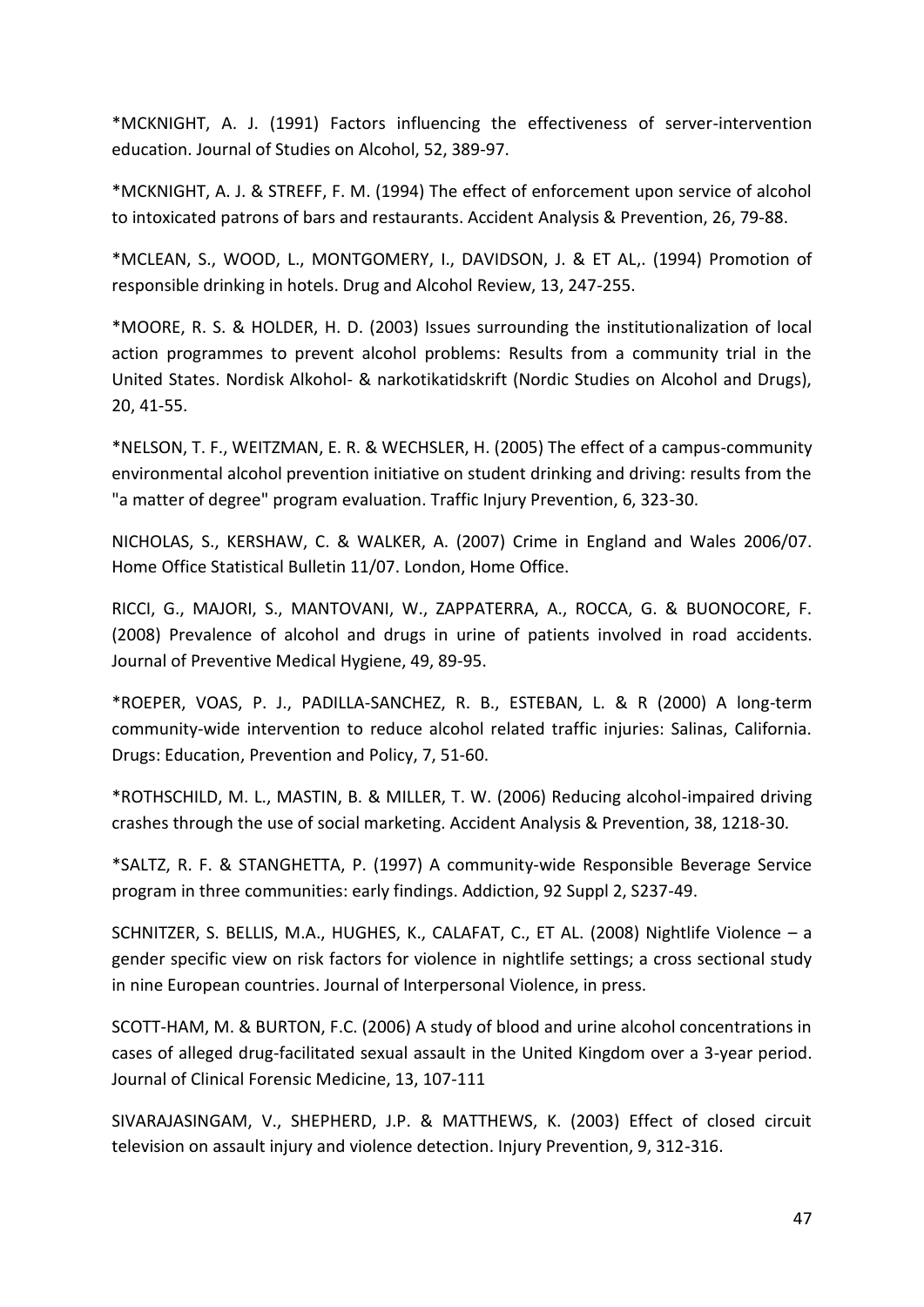*MCKNIGHT, A. J. (1991) Factors influencing the effectiveness of server-intervention education. Journal of Studies on Alcohol, 52, 389-97.

*MCKNIGHT, A. J. & STREFF, F. M. (1994) The effect of enforcement upon service of alcohol to intoxicated patrons of bars and restaurants. Accident Analysis & Prevention, 26, 79-88.

*MCLEAN, S., WOOD, L., MONTGOMERY, I., DAVIDSON, J. & ET AL,. (1994) Promotion of responsible drinking in hotels. Drug and Alcohol Review, 13, 247-255.

*MOORE, R. S. & HOLDER, H. D. (2003) Issues surrounding the institutionalization of local action programmes to prevent alcohol problems: Results from a community trial in the United States. Nordisk Alkohol- & narkotikatidskrift (Nordic Studies on Alcohol and Drugs), 20, 41-55.

*NELSON, T. F., WEITZMAN, E. R. & WECHSLER, H. (2005) The effect of a campus-community environmental alcohol prevention initiative on student drinking and driving: results from the "a matter of degree" program evaluation. Traffic Injury Prevention, 6, 323-30.

NICHOLAS, S., KERSHAW, C. & WALKER, A. (2007) Crime in England and Wales 2006/07. Home Office Statistical Bulletin 11/07. London, Home Office.

RICCI, G., MAJORI, S., MANTOVANI, W., ZAPPATERRA, A., ROCCA, G. & BUONOCORE, F. (2008) Prevalence of alcohol and drugs in urine of patients involved in road accidents. Journal of Preventive Medical Hygiene, 49, 89-95.

*ROEPER, VOAS, P. J., PADILLA-SANCHEZ, R. B., ESTEBAN, L. & R (2000) A long-term community-wide intervention to reduce alcohol related traffic injuries: Salinas, California. Drugs: Education, Prevention and Policy, 7, 51-60.

*ROTHSCHILD, M. L., MASTIN, B. & MILLER, T. W. (2006) Reducing alcohol-impaired driving crashes through the use of social marketing. Accident Analysis & Prevention, 38, 1218-30.

*SALTZ, R. F. & STANGHETTA, P. (1997) A community-wide Responsible Beverage Service program in three communities: early findings. Addiction, 92 Suppl 2, S237-49.

SCHNITZER, S. BELLIS, M.A., HUGHES, K., CALAFAT, C., ET AL. (2008) Nightlife Violence – a gender specific view on risk factors for violence in nightlife settings; a cross sectional study in nine European countries. Journal of Interpersonal Violence, in press.

SCOTT-HAM, M. & BURTON, F.C. (2006) A study of blood and urine alcohol concentrations in cases of alleged drug-facilitated sexual assault in the United Kingdom over a 3-year period. Journal of Clinical Forensic Medicine, 13, 107-111

SIVARAJASINGAM, V., SHEPHERD, J.P. & MATTHEWS, K. (2003) Effect of closed circuit television on assault injury and violence detection. Injury Prevention, 9, 312-316.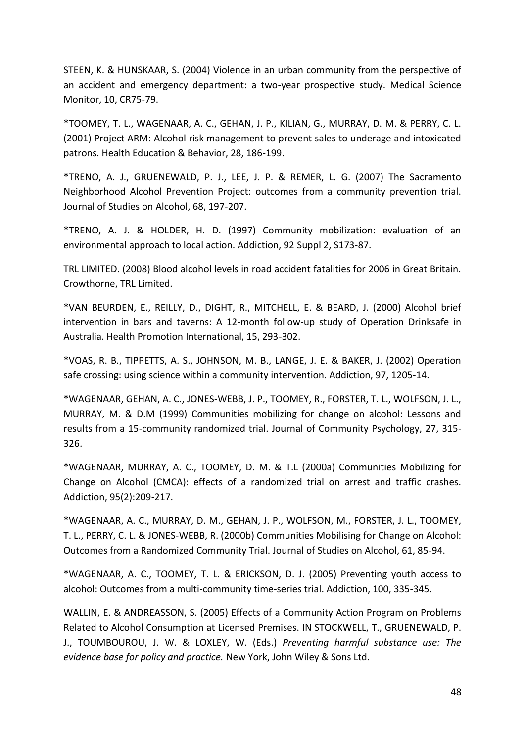STEEN, K. & HUNSKAAR, S. (2004) Violence in an urban community from the perspective of an accident and emergency department: a two-year prospective study. Medical Science Monitor, 10, CR75-79.

*TOOMEY, T. L., WAGENAAR, A. C., GEHAN, J. P., KILIAN, G., MURRAY, D. M. & PERRY, C. L. (2001) Project ARM: Alcohol risk management to prevent sales to underage and intoxicated patrons. Health Education & Behavior, 28, 186-199.

*TRENO, A. J., GRUENEWALD, P. J., LEE, J. P. & REMER, L. G. (2007) The Sacramento Neighborhood Alcohol Prevention Project: outcomes from a community prevention trial. Journal of Studies on Alcohol, 68, 197-207.

*TRENO, A. J. & HOLDER, H. D. (1997) Community mobilization: evaluation of an environmental approach to local action. Addiction, 92 Suppl 2, S173-87.

TRL LIMITED. (2008) Blood alcohol levels in road accident fatalities for 2006 in Great Britain. Crowthorne, TRL Limited.

*VAN BEURDEN, E., REILLY, D., DIGHT, R., MITCHELL, E. & BEARD, J. (2000) Alcohol brief intervention in bars and taverns: A 12-month follow-up study of Operation Drinksafe in Australia. Health Promotion International, 15, 293-302.

*VOAS, R. B., TIPPETTS, A. S., JOHNSON, M. B., LANGE, J. E. & BAKER, J. (2002) Operation safe crossing: using science within a community intervention. Addiction, 97, 1205-14.

*WAGENAAR, GEHAN, A. C., JONES-WEBB, J. P., TOOMEY, R., FORSTER, T. L., WOLFSON, J. L., MURRAY, M. & D.M (1999) Communities mobilizing for change on alcohol: Lessons and results from a 15-community randomized trial. Journal of Community Psychology, 27, 315-326.

*WAGENAAR, MURRAY, A. C., TOOMEY, D. M. & T.L (2000a) Communities Mobilizing for Change on Alcohol (CMCA): effects of a randomized trial on arrest and traffic crashes. Addiction, 95(2):209-217.

*WAGENAAR, A. C., MURRAY, D. M., GEHAN, J. P., WOLFSON, M., FORSTER, J. L., TOOMEY, T. L., PERRY, C. L. & JONES-WEBB, R. (2000b) Communities Mobilising for Change on Alcohol: Outcomes from a Randomized Community Trial. Journal of Studies on Alcohol, 61, 85-94.

*WAGENAAR, A. C., TOOMEY, T. L. & ERICKSON, D. J. (2005) Preventing youth access to alcohol: Outcomes from a multi-community time-series trial. Addiction, 100, 335-345.

WALLIN, E. & ANDREASSON, S. (2005) Effects of a Community Action Program on Problems Related to Alcohol Consumption at Licensed Premises. IN STOCKWELL, T., GRUENEWALD, P. J., TOUMBOUROU, J. W. & LOXLEY, W. (Eds.) *Preventing harmful substance use: The evidence base for policy and practice.* New York, John Wiley & Sons Ltd.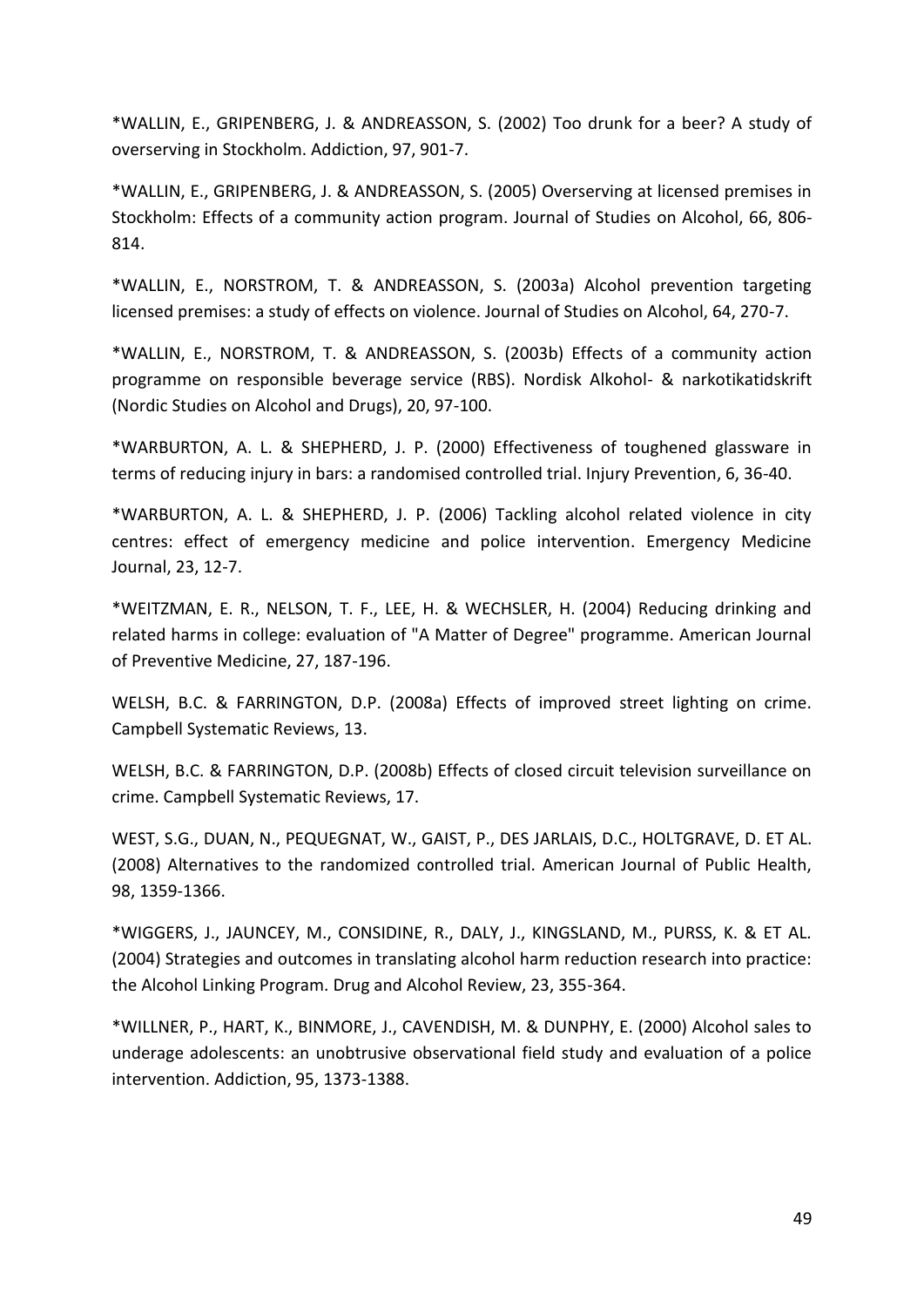*WALLIN, E., GRIPENBERG, J. & ANDREASSON, S. (2002) Too drunk for a beer? A study of overserving in Stockholm. Addiction, 97, 901-7.

*WALLIN, E., GRIPENBERG, J. & ANDREASSON, S. (2005) Overserving at licensed premises in Stockholm: Effects of a community action program. Journal of Studies on Alcohol, 66, 806-814.

*WALLIN, E., NORSTROM, T. & ANDREASSON, S. (2003a) Alcohol prevention targeting licensed premises: a study of effects on violence. Journal of Studies on Alcohol, 64, 270-7.

*WALLIN, E., NORSTROM, T. & ANDREASSON, S. (2003b) Effects of a community action programme on responsible beverage service (RBS). Nordisk Alkohol- & narkotikatidskrift (Nordic Studies on Alcohol and Drugs), 20, 97-100.

*WARBURTON, A. L. & SHEPHERD, J. P. (2000) Effectiveness of toughened glassware in terms of reducing injury in bars: a randomised controlled trial. Injury Prevention, 6, 36-40.

*WARBURTON, A. L. & SHEPHERD, J. P. (2006) Tackling alcohol related violence in city centres: effect of emergency medicine and police intervention. Emergency Medicine Journal, 23, 12-7.

*WEITZMAN, E. R., NELSON, T. F., LEE, H. & WECHSLER, H. (2004) Reducing drinking and related harms in college: evaluation of "A Matter of Degree" programme. American Journal of Preventive Medicine, 27, 187-196.

WELSH, B.C. & FARRINGTON, D.P. (2008a) Effects of improved street lighting on crime. Campbell Systematic Reviews, 13.

WELSH, B.C. & FARRINGTON, D.P. (2008b) Effects of closed circuit television surveillance on crime. Campbell Systematic Reviews, 17.

WEST, S.G., DUAN, N., PEQUEGNAT, W., GAIST, P., DES JARLAIS, D.C., HOLTGRAVE, D. ET AL. (2008) Alternatives to the randomized controlled trial. American Journal of Public Health, 98, 1359-1366.

*WIGGERS, J., JAUNCEY, M., CONSIDINE, R., DALY, J., KINGSLAND, M., PURSS, K. & ET AL. (2004) Strategies and outcomes in translating alcohol harm reduction research into practice: the Alcohol Linking Program. Drug and Alcohol Review, 23, 355-364.

*WILLNER, P., HART, K., BINMORE, J., CAVENDISH, M. & DUNPHY, E. (2000) Alcohol sales to underage adolescents: an unobtrusive observational field study and evaluation of a police intervention. Addiction, 95, 1373-1388.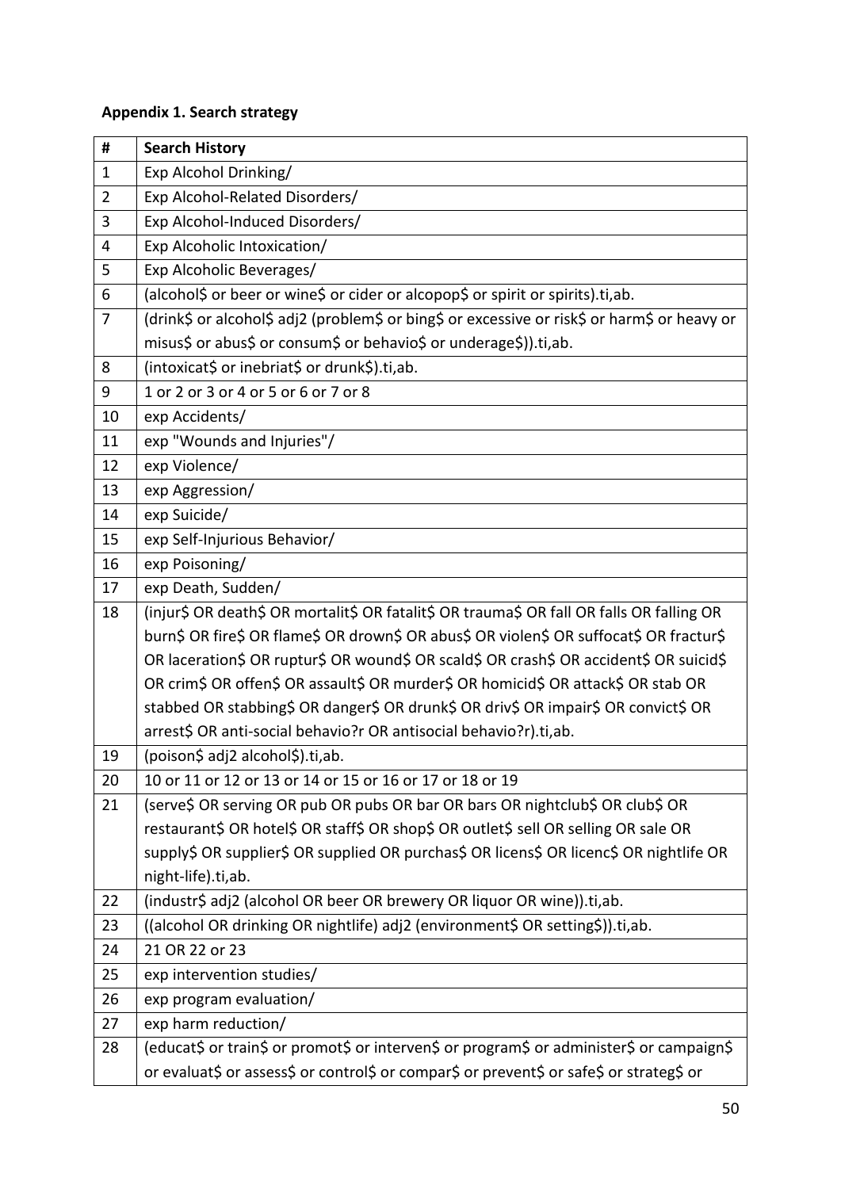**Appendix 1. Search strategy**

| # | Search History |
|---|---|
| 1 | Exp Alcohol Drinking/ |
| 2 | Exp Alcohol-Related Disorders/ |
| 3 | Exp Alcohol-Induced Disorders/ |
| 4 | Exp Alcoholic Intoxication/ |
| 5 | Exp Alcoholic Beverages/ |
| 6 | (alcohol$ or beer or wine$ or cider or alcopop$ or spirit or spirits).ti,ab. |
| 7 | (drink$ or alcohol$ adj2 (problem$ or bing$ or excessive or risk$ or harm$ or heavy or misus$ or abus$ or consum$ or behavio$ or underage$)).ti,ab. |
| 8 | (intoxicat$ or inebriat$ or drunk$).ti,ab. |
| 9 | 1 or 2 or 3 or 4 or 5 or 6 or 7 or 8 |
| 10 | exp Accidents/ |
| 11 | exp "Wounds and Injuries"/ |
| 12 | exp Violence/ |
| 13 | exp Aggression/ |
| 14 | exp Suicide/ |
| 15 | exp Self-Injurious Behavior/ |
| 16 | exp Poisoning/ |
| 17 | exp Death, Sudden/ |
| 18 | (injur$ OR death$ OR mortalit$ OR fatalit$ OR trauma$ OR fall OR falls OR falling OR burn$ OR fire$ OR flame$ OR drown$ OR abus$ OR violen$ OR suffocat$ OR fractur$ OR laceration$ OR ruptur$ OR wound$ OR scald$ OR crash$ OR accident$ OR suicid$ OR crim$ OR offen$ OR assault$ OR murder$ OR homicid$ OR attack$ OR stab OR stabbed OR stabbing$ OR danger$ OR drunk$ OR driv$ OR impair$ OR convict$ OR arrest$ OR anti-social behavio?r OR antisocial behavio?r).ti,ab. |
| 19 | (poison$ adj2 alcohol$).ti,ab. |
| 20 | 10 or 11 or 12 or 13 or 14 or 15 or 16 or 17 or 18 or 19 |
| 21 | (serve$ OR serving OR pub OR pubs OR bar OR bars OR nightclub$ OR club$ OR restaurant$ OR hotel$ OR staff$ OR shop$ OR outlet$ sell OR selling OR sale OR supply$ OR supplier$ OR supplied OR purchas$ OR licens$ OR licenc$ OR nightlife OR night-life).ti,ab. |
| 22 | (industr$ adj2 (alcohol OR beer OR brewery OR liquor OR wine)).ti,ab. |
| 23 | ((alcohol OR drinking OR nightlife) adj2 (environment$ OR setting$)).ti,ab. |
| 24 | 21 OR 22 or 23 |
| 25 | exp intervention studies/ |
| 26 | exp program evaluation/ |
| 27 | exp harm reduction/ |
| 28 | (educat$ or train$ or promot$ or interven$ or program$ or administer$ or campaign$ or evaluat$ or assess$ or control$ or compar$ or prevent$ or safe$ or strateg$ or |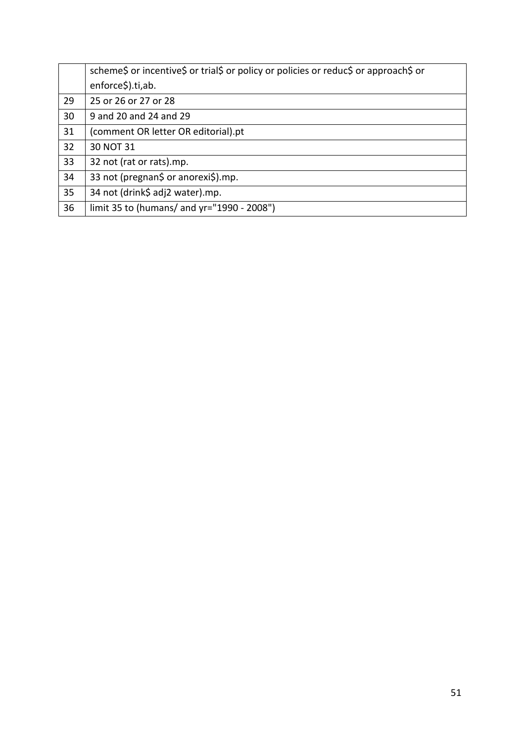| | |
|---|---|
| | scheme$ or incentive$ or trial$ or policy or policies or reduc$ or approach$ or enforce$).ti,ab. |
| 29 | 25 or 26 or 27 or 28 |
| 30 | 9 and 20 and 24 and 29 |
| 31 | (comment OR letter OR editorial).pt |
| 32 | 30 NOT 31 |
| 33 | 32 not (rat or rats).mp. |
| 34 | 33 not (pregnan$ or anorexi$).mp. |
| 35 | 34 not (drink$ adj2 water).mp. |
| 36 | limit 35 to (humans/ and yr="1990 - 2008") |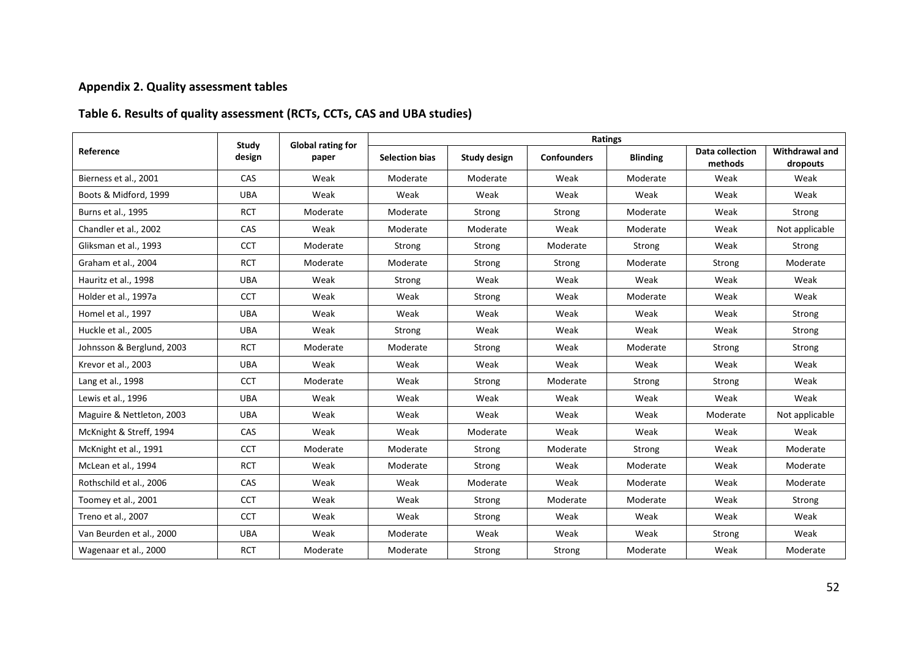## Appendix 2. Quality assessment tables

### Table 6. Results of quality assessment (RCTs, CCTs, CAS and UBA studies)

| Reference | Study design | Global rating for paper | Ratings | | | | | |
|---|---|---|---|---|---|---|---|---|
| | | | Selection bias | Study design | Confounders | Blinding | Data collection methods | Withdrawal and dropouts |
| Bierness et al., 2001 | CAS | Weak | Moderate | Moderate | Weak | Moderate | Weak | Weak |
| Boots & Midford, 1999 | UBA | Weak | Weak | Weak | Weak | Weak | Weak | Weak |
| Burns et al., 1995 | RCT | Moderate | Moderate | Strong | Strong | Moderate | Weak | Strong |
| Chandler et al., 2002 | CAS | Weak | Moderate | Moderate | Weak | Moderate | Weak | Not applicable |
| Gliksman et al., 1993 | CCT | Moderate | Strong | Strong | Moderate | Strong | Weak | Strong |
| Graham et al., 2004 | RCT | Moderate | Moderate | Strong | Strong | Moderate | Strong | Moderate |
| Hauritz et al., 1998 | UBA | Weak | Strong | Weak | Weak | Weak | Weak | Weak |
| Holder et al., 1997a | CCT | Weak | Weak | Strong | Weak | Moderate | Weak | Weak |
| Homel et al., 1997 | UBA | Weak | Weak | Weak | Weak | Weak | Weak | Strong |
| Huckle et al., 2005 | UBA | Weak | Strong | Weak | Weak | Weak | Weak | Strong |
| Johnsson & Berglund, 2003 | RCT | Moderate | Moderate | Strong | Weak | Moderate | Strong | Strong |
| Krevor et al., 2003 | UBA | Weak | Weak | Weak | Weak | Weak | Weak | Weak |
| Lang et al., 1998 | CCT | Moderate | Weak | Strong | Moderate | Strong | Strong | Weak |
| Lewis et al., 1996 | UBA | Weak | Weak | Weak | Weak | Weak | Weak | Weak |
| Maguire & Nettleton, 2003 | UBA | Weak | Weak | Weak | Weak | Weak | Moderate | Not applicable |
| McKnight & Streff, 1994 | CAS | Weak | Weak | Moderate | Weak | Weak | Weak | Weak |
| McKnight et al., 1991 | CCT | Moderate | Moderate | Strong | Moderate | Strong | Weak | Moderate |
| McLean et al., 1994 | RCT | Weak | Moderate | Strong | Weak | Moderate | Weak | Moderate |
| Rothschild et al., 2006 | CAS | Weak | Weak | Moderate | Weak | Moderate | Weak | Moderate |
| Toomey et al., 2001 | CCT | Weak | Weak | Strong | Moderate | Moderate | Weak | Strong |
| Treno et al., 2007 | CCT | Weak | Weak | Strong | Weak | Weak | Weak | Weak |
| Van Beurden et al., 2000 | UBA | Weak | Moderate | Weak | Weak | Weak | Strong | Weak |
| Wagenaar et al., 2000 | RCT | Moderate | Moderate | Strong | Strong | Moderate | Weak | Moderate |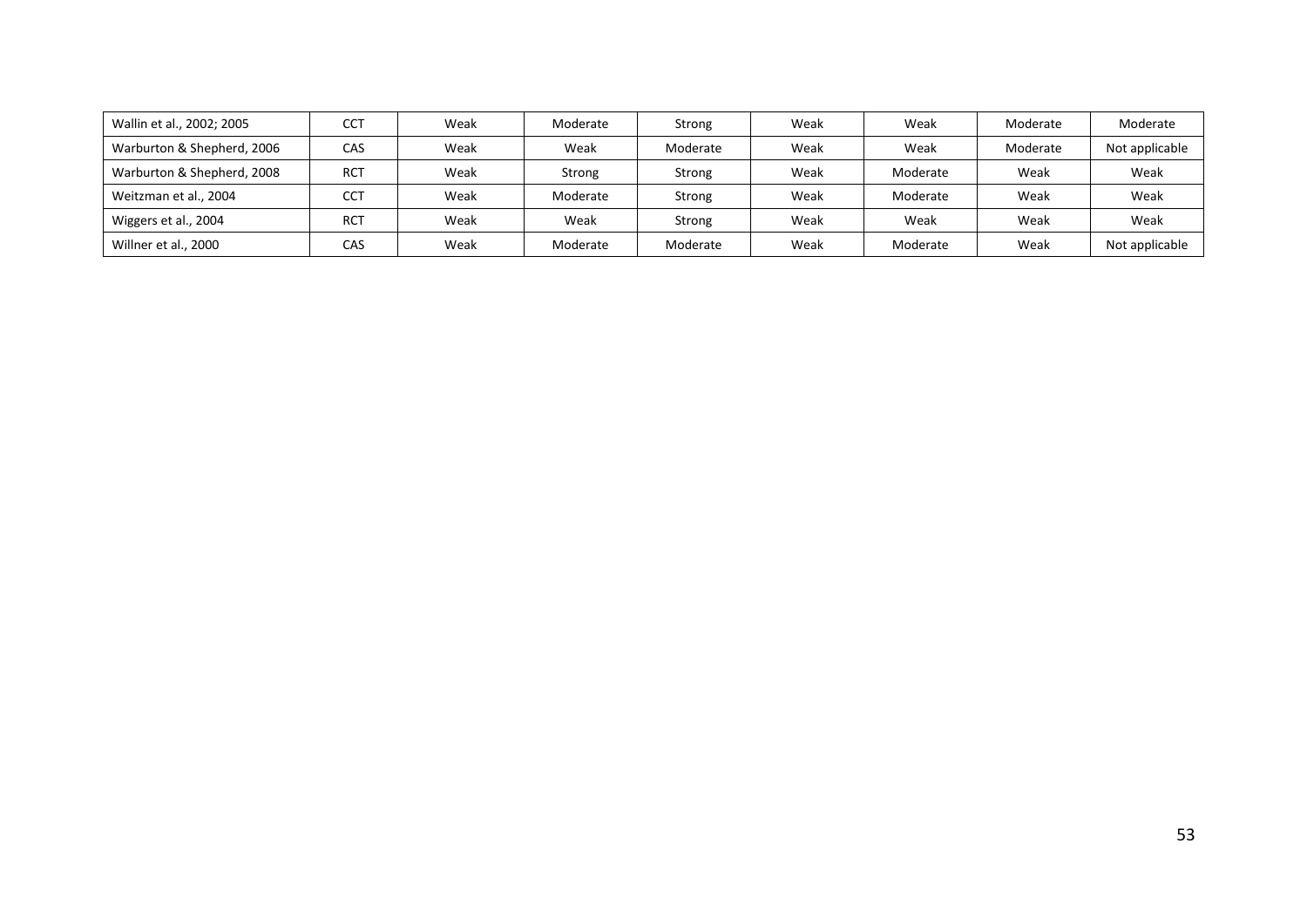| | | | | | | | | |
|---|---|---|---|---|---|---|---|---|
| Wallin et al., 2002; 2005 | CCT | Weak | Moderate | Strong | Weak | Weak | Moderate | Moderate |
| Warburton & Shepherd, 2006 | CAS | Weak | Weak | Moderate | Weak | Weak | Moderate | Not applicable |
| Warburton & Shepherd, 2008 | RCT | Weak | Strong | Strong | Weak | Moderate | Weak | Weak |
| Weitzman et al., 2004 | CCT | Weak | Moderate | Strong | Weak | Moderate | Weak | Weak |
| Wiggers et al., 2004 | RCT | Weak | Weak | Strong | Weak | Weak | Weak | Weak |
| Willner et al., 2000 | CAS | Weak | Moderate | Moderate | Weak | Moderate | Weak | Not applicable |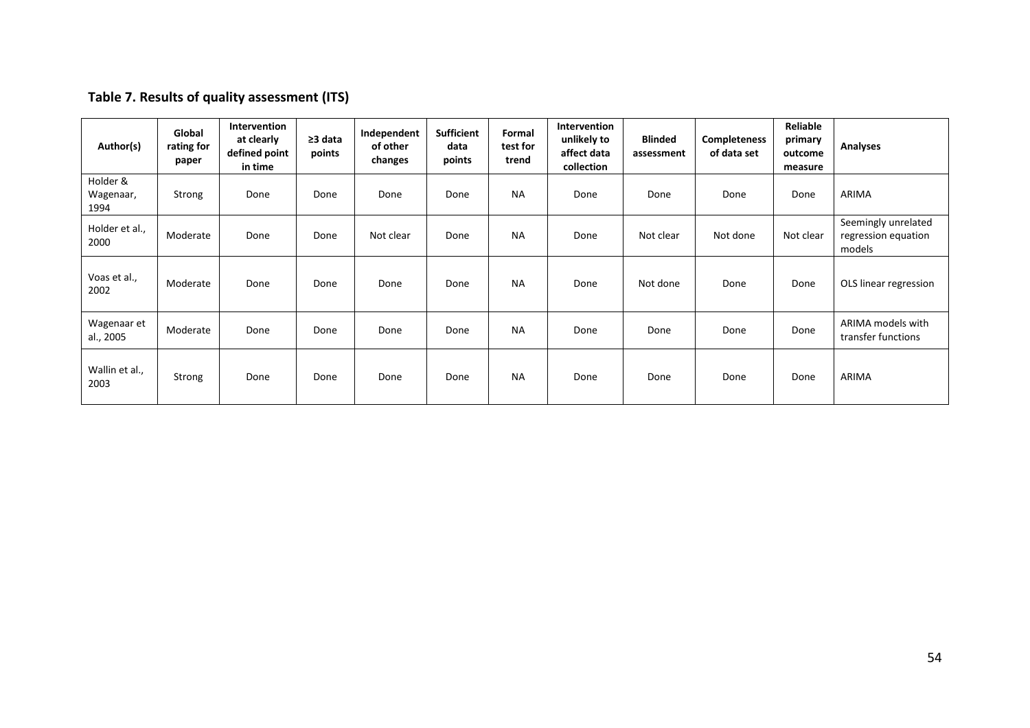**Table 7. Results of quality assessment (ITS)**

| Author(s) | Global rating for paper | Intervention at clearly defined point in time | ≥3 data points | Independent of other changes | Sufficient data points | Formal test for trend | Intervention unlikely to affect data collection | Blinded assessment | Completeness of data set | Reliable primary outcome measure | Analyses |
|---|---|---|---|---|---|---|---|---|---|---|---|
| Holder & Wagenaar, 1994 | Strong | Done | Done | Done | Done | NA | Done | Done | Done | Done | ARIMA |
| Holder et al., 2000 | Moderate | Done | Done | Not clear | Done | NA | Done | Not clear | Not done | Not clear | Seemingly unrelated regression equation models |
| Voas et al., 2002 | Moderate | Done | Done | Done | Done | NA | Done | Not done | Done | Done | OLS linear regression |
| Wagenaar et al., 2005 | Moderate | Done | Done | Done | Done | NA | Done | Done | Done | Done | ARIMA models with transfer functions |
| Wallin et al., 2003 | Strong | Done | Done | Done | Done | NA | Done | Done | Done | Done | ARIMA |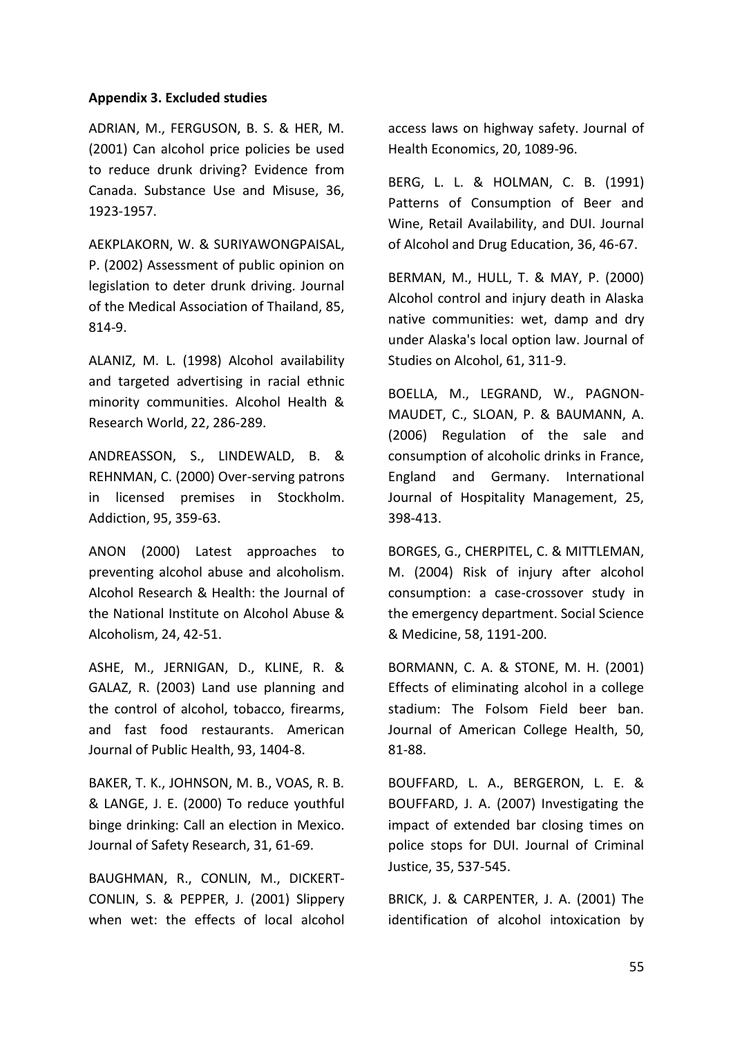**Appendix 3. Excluded studies**

ADRIAN, M., FERGUSON, B. S. & HER, M. (2001) Can alcohol price policies be used to reduce drunk driving? Evidence from Canada. Substance Use and Misuse, 36, 1923-1957.

AEKPLAKORN, W. & SURIYAWONGPAISAL, P. (2002) Assessment of public opinion on legislation to deter drunk driving. Journal of the Medical Association of Thailand, 85, 814-9.

ALANIZ, M. L. (1998) Alcohol availability and targeted advertising in racial ethnic minority communities. Alcohol Health & Research World, 22, 286-289.

ANDREASSON, S., LINDEWALD, B. & REHNMAN, C. (2000) Over-serving patrons in licensed premises in Stockholm. Addiction, 95, 359-63.

ANON (2000) Latest approaches to preventing alcohol abuse and alcoholism. Alcohol Research & Health: the Journal of the National Institute on Alcohol Abuse & Alcoholism, 24, 42-51.

ASHE, M., JERNIGAN, D., KLINE, R. & GALAZ, R. (2003) Land use planning and the control of alcohol, tobacco, firearms, and fast food restaurants. American Journal of Public Health, 93, 1404-8.

BAKER, T. K., JOHNSON, M. B., VOAS, R. B. & LANGE, J. E. (2000) To reduce youthful binge drinking: Call an election in Mexico. Journal of Safety Research, 31, 61-69.

BAUGHMAN, R., CONLIN, M., DICKERT-CONLIN, S. & PEPPER, J. (2001) Slippery when wet: the effects of local alcohol access laws on highway safety. Journal of Health Economics, 20, 1089-96.

BERG, L. L. & HOLMAN, C. B. (1991) Patterns of Consumption of Beer and Wine, Retail Availability, and DUI. Journal of Alcohol and Drug Education, 36, 46-67.

BERMAN, M., HULL, T. & MAY, P. (2000) Alcohol control and injury death in Alaska native communities: wet, damp and dry under Alaska's local option law. Journal of Studies on Alcohol, 61, 311-9.

BOELLA, M., LEGRAND, W., PAGNON-MAUDET, C., SLOAN, P. & BAUMANN, A. (2006) Regulation of the sale and consumption of alcoholic drinks in France, England and Germany. International Journal of Hospitality Management, 25, 398-413.

BORGES, G., CHERPITEL, C. & MITTLEMAN, M. (2004) Risk of injury after alcohol consumption: a case-crossover study in the emergency department. Social Science & Medicine, 58, 1191-200.

BORMANN, C. A. & STONE, M. H. (2001) Effects of eliminating alcohol in a college stadium: The Folsom Field beer ban. Journal of American College Health, 50, 81-88.

BOUFFARD, L. A., BERGERON, L. E. & BOUFFARD, J. A. (2007) Investigating the impact of extended bar closing times on police stops for DUI. Journal of Criminal Justice, 35, 537-545.

BRICK, J. & CARPENTER, J. A. (2001) The identification of alcohol intoxication by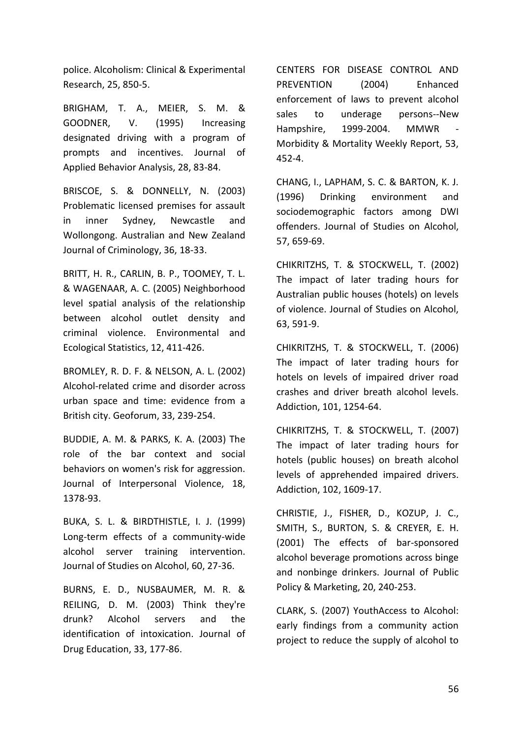police. Alcoholism: Clinical & Experimental Research, 25, 850-5.

BRIGHAM, T. A., MEIER, S. M. & GOODNER, V. (1995) Increasing designated driving with a program of prompts and incentives. Journal of Applied Behavior Analysis, 28, 83-84.

BRISCOE, S. & DONNELLY, N. (2003) Problematic licensed premises for assault in inner Sydney, Newcastle and Wollongong. Australian and New Zealand Journal of Criminology, 36, 18-33.

BRITT, H. R., CARLIN, B. P., TOOMEY, T. L. & WAGENAAR, A. C. (2005) Neighborhood level spatial analysis of the relationship between alcohol outlet density and criminal violence. Environmental and Ecological Statistics, 12, 411-426.

BROMLEY, R. D. F. & NELSON, A. L. (2002) Alcohol-related crime and disorder across urban space and time: evidence from a British city. Geoforum, 33, 239-254.

BUDDIE, A. M. & PARKS, K. A. (2003) The role of the bar context and social behaviors on women's risk for aggression. Journal of Interpersonal Violence, 18, 1378-93.

BUKA, S. L. & BIRDTHISTLE, I. J. (1999) Long-term effects of a community-wide alcohol server training intervention. Journal of Studies on Alcohol, 60, 27-36.

BURNS, E. D., NUSBAUMER, M. R. & REILING, D. M. (2003) Think they're drunk? Alcohol servers and the identification of intoxication. Journal of Drug Education, 33, 177-86.

CENTERS FOR DISEASE CONTROL AND PREVENTION (2004) Enhanced enforcement of laws to prevent alcohol sales to underage persons--New Hampshire, 1999-2004. MMWR - Morbidity & Mortality Weekly Report, 53, 452-4.

CHANG, I., LAPHAM, S. C. & BARTON, K. J. (1996) Drinking environment and sociodemographic factors among DWI offenders. Journal of Studies on Alcohol, 57, 659-69.

CHIKRITZHS, T. & STOCKWELL, T. (2002) The impact of later trading hours for Australian public houses (hotels) on levels of violence. Journal of Studies on Alcohol, 63, 591-9.

CHIKRITZHS, T. & STOCKWELL, T. (2006) The impact of later trading hours for hotels on levels of impaired driver road crashes and driver breath alcohol levels. Addiction, 101, 1254-64.

CHIKRITZHS, T. & STOCKWELL, T. (2007) The impact of later trading hours for hotels (public houses) on breath alcohol levels of apprehended impaired drivers. Addiction, 102, 1609-17.

CHRISTIE, J., FISHER, D., KOZUP, J. C., SMITH, S., BURTON, S. & CREYER, E. H. (2001) The effects of bar-sponsored alcohol beverage promotions across binge and nonbinge drinkers. Journal of Public Policy & Marketing, 20, 240-253.

CLARK, S. (2007) YouthAccess to Alcohol: early findings from a community action project to reduce the supply of alcohol to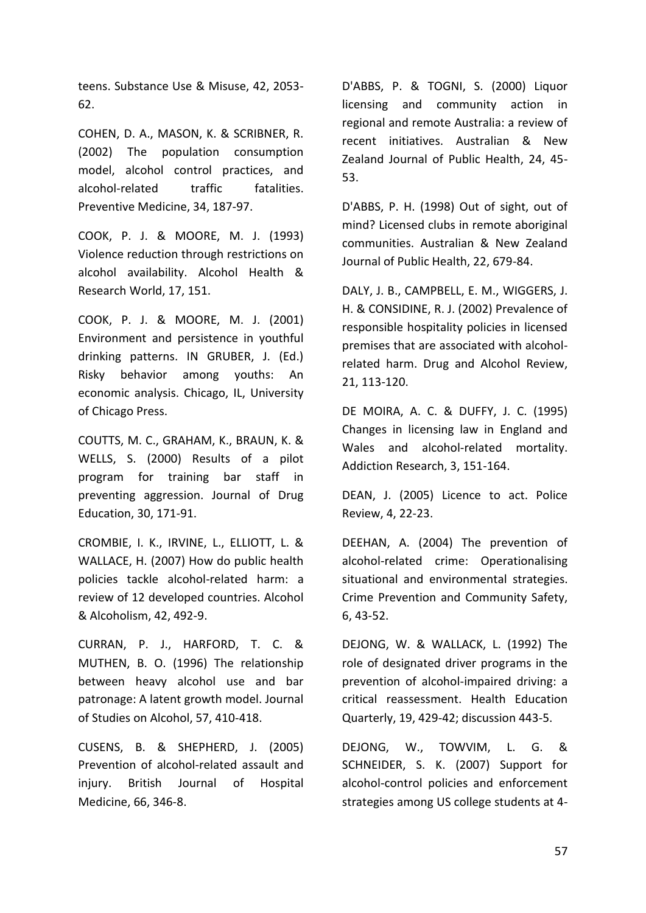teens. Substance Use & Misuse, 42, 2053-62.

COHEN, D. A., MASON, K. & SCRIBNER, R. (2002) The population consumption model, alcohol control practices, and alcohol-related traffic fatalities. Preventive Medicine, 34, 187-97.

COOK, P. J. & MOORE, M. J. (1993) Violence reduction through restrictions on alcohol availability. Alcohol Health & Research World, 17, 151.

COOK, P. J. & MOORE, M. J. (2001) Environment and persistence in youthful drinking patterns. IN GRUBER, J. (Ed.) Risky behavior among youths: An economic analysis. Chicago, IL, University of Chicago Press.

COUTTS, M. C., GRAHAM, K., BRAUN, K. & WELLS, S. (2000) Results of a pilot program for training bar staff in preventing aggression. Journal of Drug Education, 30, 171-91.

CROMBIE, I. K., IRVINE, L., ELLIOTT, L. & WALLACE, H. (2007) How do public health policies tackle alcohol-related harm: a review of 12 developed countries. Alcohol & Alcoholism, 42, 492-9.

CURRAN, P. J., HARFORD, T. C. & MUTHEN, B. O. (1996) The relationship between heavy alcohol use and bar patronage: A latent growth model. Journal of Studies on Alcohol, 57, 410-418.

CUSENS, B. & SHEPHERD, J. (2005) Prevention of alcohol-related assault and injury. British Journal of Hospital Medicine, 66, 346-8.

D'ABBS, P. & TOGNI, S. (2000) Liquor licensing and community action in regional and remote Australia: a review of recent initiatives. Australian & New Zealand Journal of Public Health, 24, 45-53.

D'ABBS, P. H. (1998) Out of sight, out of mind? Licensed clubs in remote aboriginal communities. Australian & New Zealand Journal of Public Health, 22, 679-84.

DALY, J. B., CAMPBELL, E. M., WIGGERS, J. H. & CONSIDINE, R. J. (2002) Prevalence of responsible hospitality policies in licensed premises that are associated with alcohol-related harm. Drug and Alcohol Review, 21, 113-120.

DE MOIRA, A. C. & DUFFY, J. C. (1995) Changes in licensing law in England and Wales and alcohol-related mortality. Addiction Research, 3, 151-164.

DEAN, J. (2005) Licence to act. Police Review, 4, 22-23.

DEEHAN, A. (2004) The prevention of alcohol-related crime: Operationalising situational and environmental strategies. Crime Prevention and Community Safety, 6, 43-52.

DEJONG, W. & WALLACK, L. (1992) The role of designated driver programs in the prevention of alcohol-impaired driving: a critical reassessment. Health Education Quarterly, 19, 429-42; discussion 443-5.

DEJONG, W., TOWVIM, L. G. & SCHNEIDER, S. K. (2007) Support for alcohol-control policies and enforcement strategies among US college students at 4-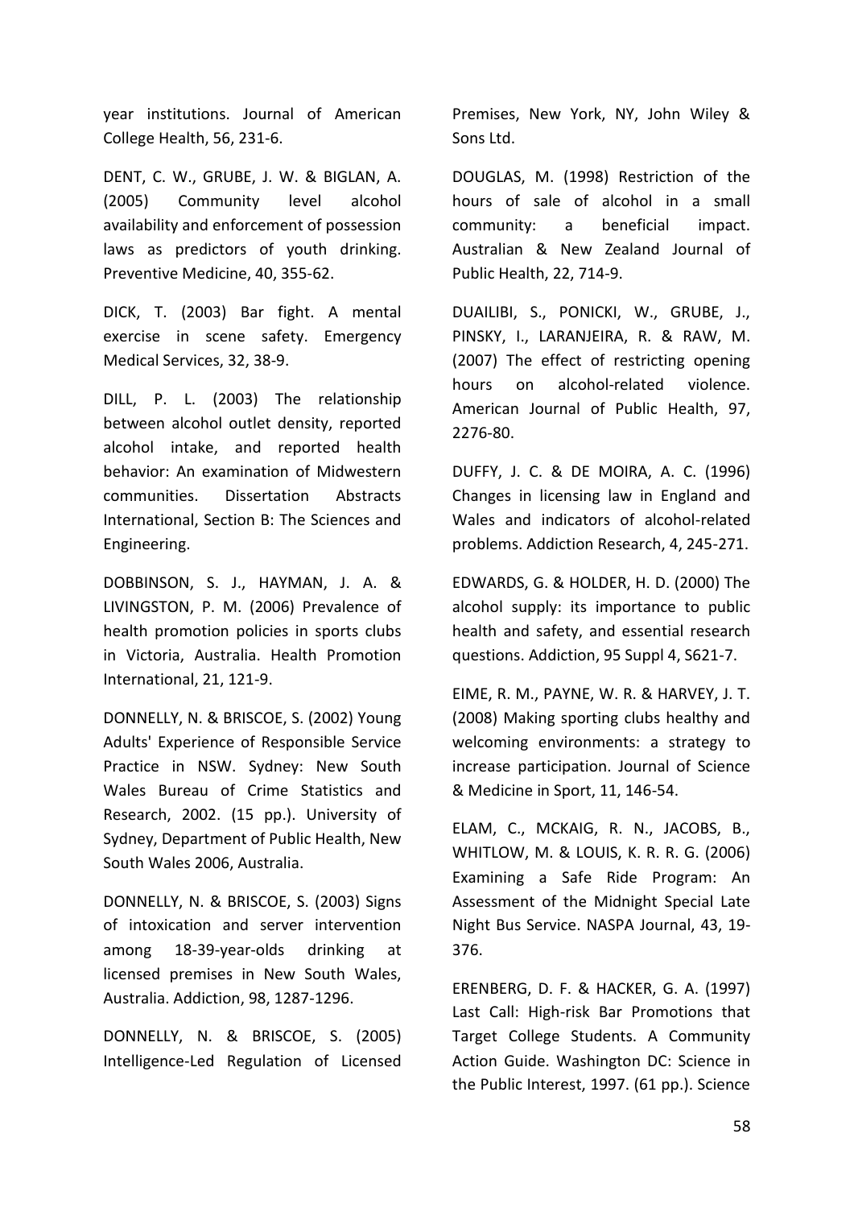year institutions. Journal of American College Health, 56, 231-6.

DENT, C. W., GRUBE, J. W. & BIGLAN, A. (2005) Community level alcohol availability and enforcement of possession laws as predictors of youth drinking. Preventive Medicine, 40, 355-62.

DICK, T. (2003) Bar fight. A mental exercise in scene safety. Emergency Medical Services, 32, 38-9.

DILL, P. L. (2003) The relationship between alcohol outlet density, reported alcohol intake, and reported health behavior: An examination of Midwestern communities. Dissertation Abstracts International, Section B: The Sciences and Engineering.

DOBBINSON, S. J., HAYMAN, J. A. & LIVINGSTON, P. M. (2006) Prevalence of health promotion policies in sports clubs in Victoria, Australia. Health Promotion International, 21, 121-9.

DONNELLY, N. & BRISCOE, S. (2002) Young Adults' Experience of Responsible Service Practice in NSW. Sydney: New South Wales Bureau of Crime Statistics and Research, 2002. (15 pp.). University of Sydney, Department of Public Health, New South Wales 2006, Australia.

DONNELLY, N. & BRISCOE, S. (2003) Signs of intoxication and server intervention among 18-39-year-olds drinking at licensed premises in New South Wales, Australia. Addiction, 98, 1287-1296.

DONNELLY, N. & BRISCOE, S. (2005) Intelligence-Led Regulation of Licensed Premises, New York, NY, John Wiley & Sons Ltd.

DOUGLAS, M. (1998) Restriction of the hours of sale of alcohol in a small community: a beneficial impact. Australian & New Zealand Journal of Public Health, 22, 714-9.

DUAILIBI, S., PONICKI, W., GRUBE, J., PINSKY, I., LARANJEIRA, R. & RAW, M. (2007) The effect of restricting opening hours on alcohol-related violence. American Journal of Public Health, 97, 2276-80.

DUFFY, J. C. & DE MOIRA, A. C. (1996) Changes in licensing law in England and Wales and indicators of alcohol-related problems. Addiction Research, 4, 245-271.

EDWARDS, G. & HOLDER, H. D. (2000) The alcohol supply: its importance to public health and safety, and essential research questions. Addiction, 95 Suppl 4, S621-7.

EIME, R. M., PAYNE, W. R. & HARVEY, J. T. (2008) Making sporting clubs healthy and welcoming environments: a strategy to increase participation. Journal of Science & Medicine in Sport, 11, 146-54.

ELAM, C., MCKAIG, R. N., JACOBS, B., WHITLOW, M. & LOUIS, K. R. R. G. (2006) Examining a Safe Ride Program: An Assessment of the Midnight Special Late Night Bus Service. NASPA Journal, 43, 19-376.

ERENBERG, D. F. & HACKER, G. A. (1997) Last Call: High-risk Bar Promotions that Target College Students. A Community Action Guide. Washington DC: Science in the Public Interest, 1997. (61 pp.). Science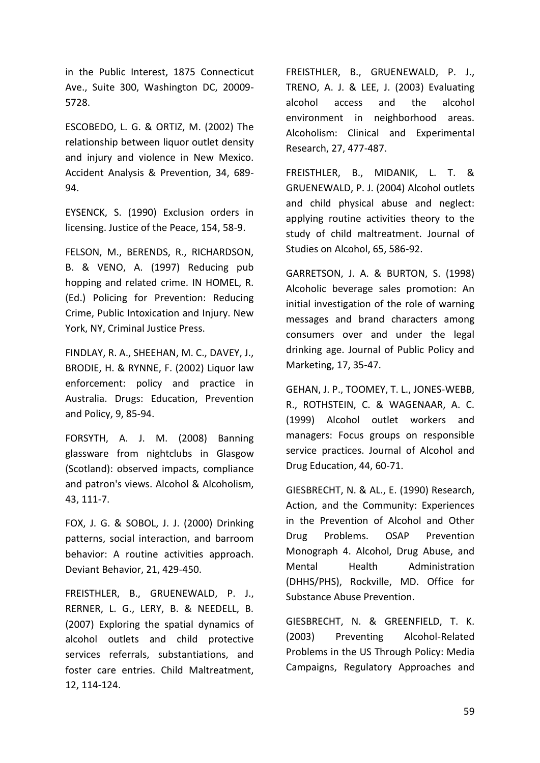in the Public Interest, 1875 Connecticut Ave., Suite 300, Washington DC, 20009-5728.

ESCOBEDO, L. G. & ORTIZ, M. (2002) The relationship between liquor outlet density and injury and violence in New Mexico. Accident Analysis & Prevention, 34, 689-94.

EYSENCK, S. (1990) Exclusion orders in licensing. Justice of the Peace, 154, 58-9.

FELSON, M., BERENDS, R., RICHARDSON, B. & VENO, A. (1997) Reducing pub hopping and related crime. IN HOMEL, R. (Ed.) Policing for Prevention: Reducing Crime, Public Intoxication and Injury. New York, NY, Criminal Justice Press.

FINDLAY, R. A., SHEEHAN, M. C., DAVEY, J., BRODIE, H. & RYNNE, F. (2002) Liquor law enforcement: policy and practice in Australia. Drugs: Education, Prevention and Policy, 9, 85-94.

FORSYTH, A. J. M. (2008) Banning glassware from nightclubs in Glasgow (Scotland): observed impacts, compliance and patron's views. Alcohol & Alcoholism, 43, 111-7.

FOX, J. G. & SOBOL, J. J. (2000) Drinking patterns, social interaction, and barroom behavior: A routine activities approach. Deviant Behavior, 21, 429-450.

FREISTHLER, B., GRUENEWALD, P. J., RERNER, L. G., LERY, B. & NEEDELL, B. (2007) Exploring the spatial dynamics of alcohol outlets and child protective services referrals, substantiations, and foster care entries. Child Maltreatment, 12, 114-124.

FREISTHLER, B., GRUENEWALD, P. J., TRENO, A. J. & LEE, J. (2003) Evaluating alcohol access and the alcohol environment in neighborhood areas. Alcoholism: Clinical and Experimental Research, 27, 477-487.

FREISTHLER, B., MIDANIK, L. T. & GRUENEWALD, P. J. (2004) Alcohol outlets and child physical abuse and neglect: applying routine activities theory to the study of child maltreatment. Journal of Studies on Alcohol, 65, 586-92.

GARRETSON, J. A. & BURTON, S. (1998) Alcoholic beverage sales promotion: An initial investigation of the role of warning messages and brand characters among consumers over and under the legal drinking age. Journal of Public Policy and Marketing, 17, 35-47.

GEHAN, J. P., TOOMEY, T. L., JONES-WEBB, R., ROTHSTEIN, C. & WAGENAAR, A. C. (1999) Alcohol outlet workers and managers: Focus groups on responsible service practices. Journal of Alcohol and Drug Education, 44, 60-71.

GIESBRECHT, N. & AL., E. (1990) Research, Action, and the Community: Experiences in the Prevention of Alcohol and Other Drug Problems. OSAP Prevention Monograph 4. Alcohol, Drug Abuse, and Mental Health Administration (DHHS/PHS), Rockville, MD. Office for Substance Abuse Prevention.

GIESBRECHT, N. & GREENFIELD, T. K. (2003) Preventing Alcohol-Related Problems in the US Through Policy: Media Campaigns, Regulatory Approaches and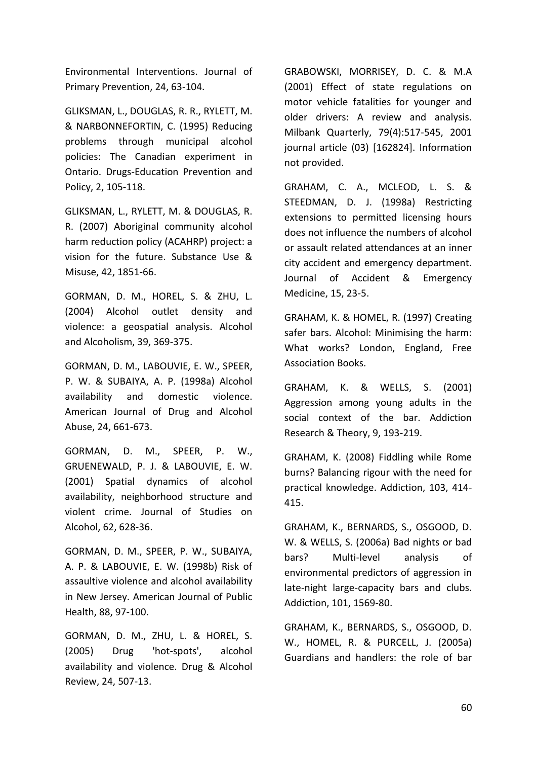Environmental Interventions. Journal of Primary Prevention, 24, 63-104.

GLIKSMAN, L., DOUGLAS, R. R., RYLETT, M. & NARBONNEFORTIN, C. (1995) Reducing problems through municipal alcohol policies: The Canadian experiment in Ontario. Drugs-Education Prevention and Policy, 2, 105-118.

GLIKSMAN, L., RYLETT, M. & DOUGLAS, R. R. (2007) Aboriginal community alcohol harm reduction policy (ACAHRP) project: a vision for the future. Substance Use & Misuse, 42, 1851-66.

GORMAN, D. M., HOREL, S. & ZHU, L. (2004) Alcohol outlet density and violence: a geospatial analysis. Alcohol and Alcoholism, 39, 369-375.

GORMAN, D. M., LABOUVIE, E. W., SPEER, P. W. & SUBAIYA, A. P. (1998a) Alcohol availability and domestic violence. American Journal of Drug and Alcohol Abuse, 24, 661-673.

GORMAN, D. M., SPEER, P. W., GRUENEWALD, P. J. & LABOUVIE, E. W. (2001) Spatial dynamics of alcohol availability, neighborhood structure and violent crime. Journal of Studies on Alcohol, 62, 628-36.

GORMAN, D. M., SPEER, P. W., SUBAIYA, A. P. & LABOUVIE, E. W. (1998b) Risk of assaultive violence and alcohol availability in New Jersey. American Journal of Public Health, 88, 97-100.

GORMAN, D. M., ZHU, L. & HOREL, S. (2005) Drug 'hot-spots', alcohol availability and violence. Drug & Alcohol Review, 24, 507-13.

GRABOWSKI, MORRISEY, D. C. & M.A (2001) Effect of state regulations on motor vehicle fatalities for younger and older drivers: A review and analysis. Milbank Quarterly, 79(4):517-545, 2001 journal article (03) [162824]. Information not provided.

GRAHAM, C. A., MCLEOD, L. S. & STEEDMAN, D. J. (1998a) Restricting extensions to permitted licensing hours does not influence the numbers of alcohol or assault related attendances at an inner city accident and emergency department. Journal of Accident & Emergency Medicine, 15, 23-5.

GRAHAM, K. & HOMEL, R. (1997) Creating safer bars. Alcohol: Minimising the harm: What works? London, England, Free Association Books.

GRAHAM, K. & WELLS, S. (2001) Aggression among young adults in the social context of the bar. Addiction Research & Theory, 9, 193-219.

GRAHAM, K. (2008) Fiddling while Rome burns? Balancing rigour with the need for practical knowledge. Addiction, 103, 414-415.

GRAHAM, K., BERNARDS, S., OSGOOD, D. W. & WELLS, S. (2006a) Bad nights or bad bars? Multi-level analysis of environmental predictors of aggression in late-night large-capacity bars and clubs. Addiction, 101, 1569-80.

GRAHAM, K., BERNARDS, S., OSGOOD, D. W., HOMEL, R. & PURCELL, J. (2005a) Guardians and handlers: the role of bar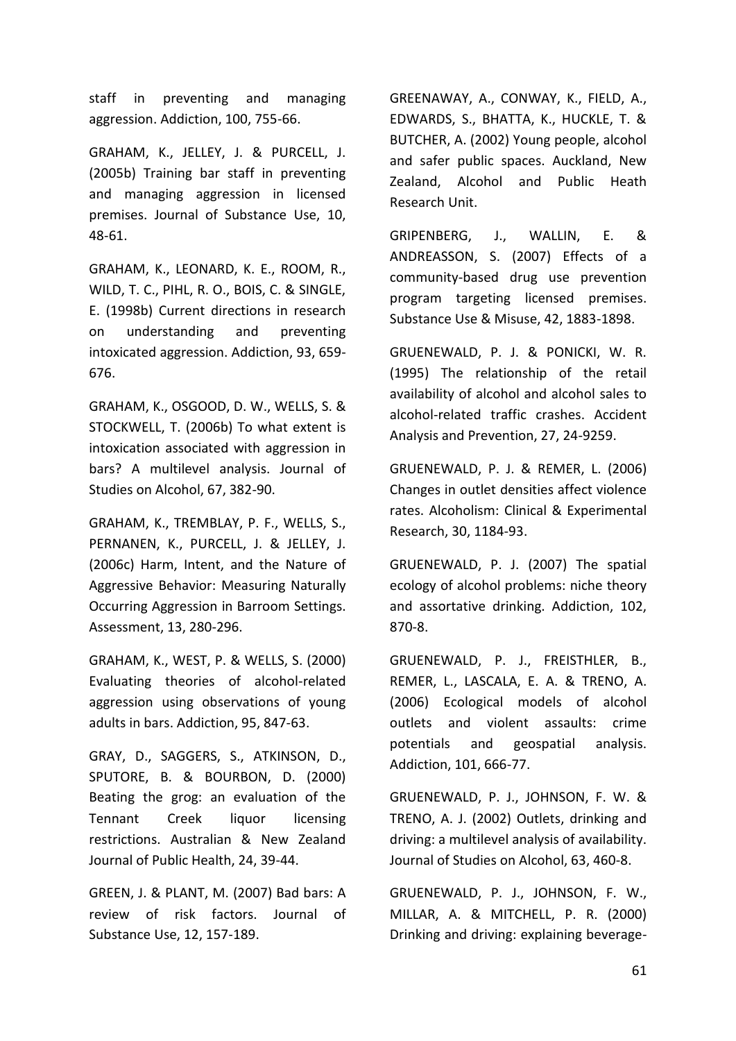staff in preventing and managing aggression. Addiction, 100, 755-66.

GRAHAM, K., JELLEY, J. & PURCELL, J. (2005b) Training bar staff in preventing and managing aggression in licensed premises. Journal of Substance Use, 10, 48-61.

GRAHAM, K., LEONARD, K. E., ROOM, R., WILD, T. C., PIHL, R. O., BOIS, C. & SINGLE, E. (1998b) Current directions in research on understanding and preventing intoxicated aggression. Addiction, 93, 659-676.

GRAHAM, K., OSGOOD, D. W., WELLS, S. & STOCKWELL, T. (2006b) To what extent is intoxication associated with aggression in bars? A multilevel analysis. Journal of Studies on Alcohol, 67, 382-90.

GRAHAM, K., TREMBLAY, P. F., WELLS, S., PERNANEN, K., PURCELL, J. & JELLEY, J. (2006c) Harm, Intent, and the Nature of Aggressive Behavior: Measuring Naturally Occurring Aggression in Barroom Settings. Assessment, 13, 280-296.

GRAHAM, K., WEST, P. & WELLS, S. (2000) Evaluating theories of alcohol-related aggression using observations of young adults in bars. Addiction, 95, 847-63.

GRAY, D., SAGGERS, S., ATKINSON, D., SPUTORE, B. & BOURBON, D. (2000) Beating the grog: an evaluation of the Tennant Creek liquor licensing restrictions. Australian & New Zealand Journal of Public Health, 24, 39-44.

GREEN, J. & PLANT, M. (2007) Bad bars: A review of risk factors. Journal of Substance Use, 12, 157-189.

GREENAWAY, A., CONWAY, K., FIELD, A., EDWARDS, S., BHATTA, K., HUCKLE, T. & BUTCHER, A. (2002) Young people, alcohol and safer public spaces. Auckland, New Zealand, Alcohol and Public Heath Research Unit.

GRIPENBERG, J., WALLIN, E. & ANDREASSON, S. (2007) Effects of a community-based drug use prevention program targeting licensed premises. Substance Use & Misuse, 42, 1883-1898.

GRUENEWALD, P. J. & PONICKI, W. R. (1995) The relationship of the retail availability of alcohol and alcohol sales to alcohol-related traffic crashes. Accident Analysis and Prevention, 27, 24-9259.

GRUENEWALD, P. J. & REMER, L. (2006) Changes in outlet densities affect violence rates. Alcoholism: Clinical & Experimental Research, 30, 1184-93.

GRUENEWALD, P. J. (2007) The spatial ecology of alcohol problems: niche theory and assortative drinking. Addiction, 102, 870-8.

GRUENEWALD, P. J., FREISTHLER, B., REMER, L., LASCALA, E. A. & TRENO, A. (2006) Ecological models of alcohol outlets and violent assaults: crime potentials and geospatial analysis. Addiction, 101, 666-77.

GRUENEWALD, P. J., JOHNSON, F. W. & TRENO, A. J. (2002) Outlets, drinking and driving: a multilevel analysis of availability. Journal of Studies on Alcohol, 63, 460-8.

GRUENEWALD, P. J., JOHNSON, F. W., MILLAR, A. & MITCHELL, P. R. (2000) Drinking and driving: explaining beverage-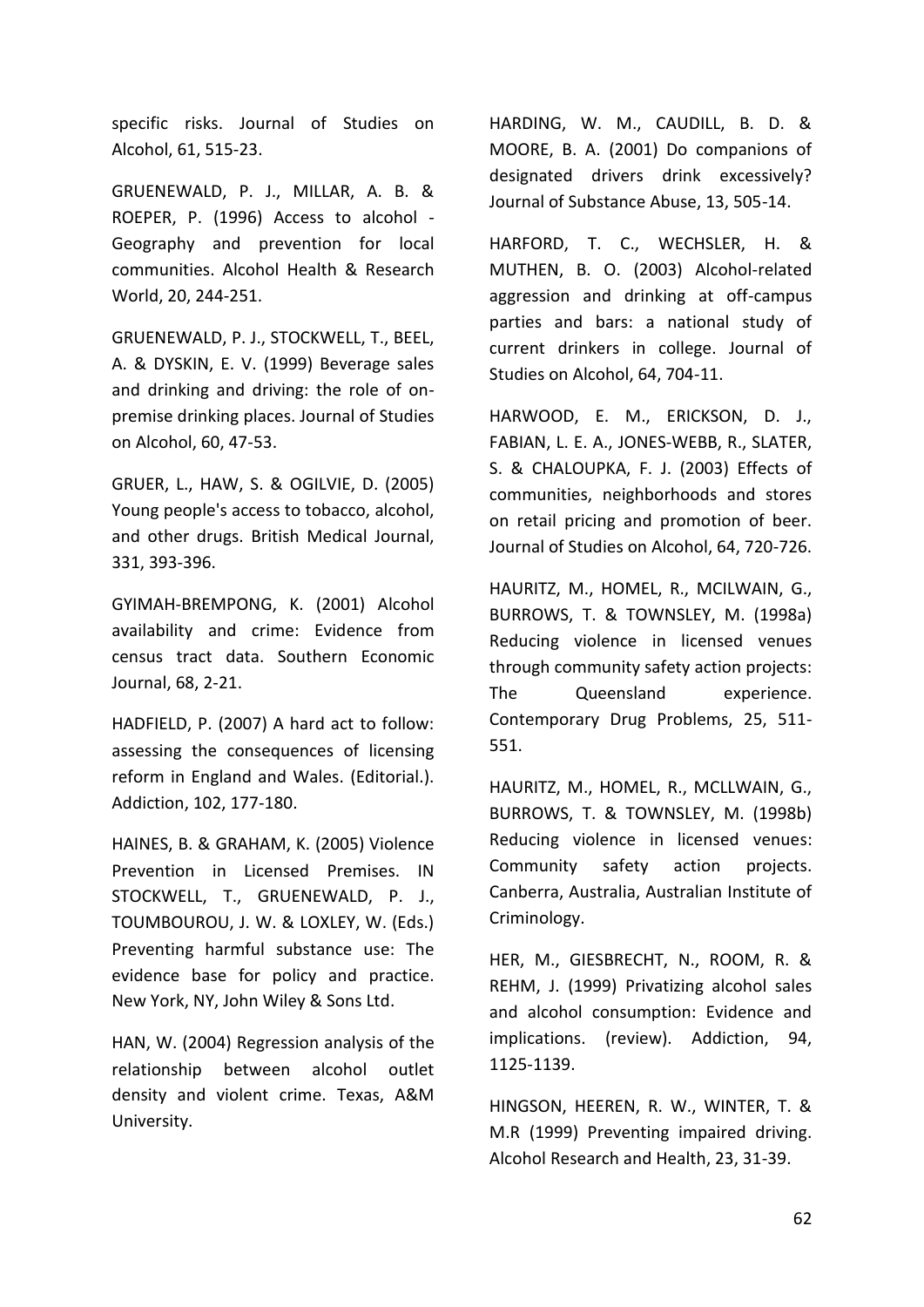specific risks. Journal of Studies on Alcohol, 61, 515-23.

GRUENEWALD, P. J., MILLAR, A. B. & ROEPER, P. (1996) Access to alcohol - Geography and prevention for local communities. Alcohol Health & Research World, 20, 244-251.

GRUENEWALD, P. J., STOCKWELL, T., BEEL, A. & DYSKIN, E. V. (1999) Beverage sales and drinking and driving: the role of on-premise drinking places. Journal of Studies on Alcohol, 60, 47-53.

GRUER, L., HAW, S. & OGILVIE, D. (2005) Young people's access to tobacco, alcohol, and other drugs. British Medical Journal, 331, 393-396.

GYIMAH-BREMPONG, K. (2001) Alcohol availability and crime: Evidence from census tract data. Southern Economic Journal, 68, 2-21.

HADFIELD, P. (2007) A hard act to follow: assessing the consequences of licensing reform in England and Wales. (Editorial.). Addiction, 102, 177-180.

HAINES, B. & GRAHAM, K. (2005) Violence Prevention in Licensed Premises. IN STOCKWELL, T., GRUENEWALD, P. J., TOUMBOUROU, J. W. & LOXLEY, W. (Eds.) Preventing harmful substance use: The evidence base for policy and practice. New York, NY, John Wiley & Sons Ltd.

HAN, W. (2004) Regression analysis of the relationship between alcohol outlet density and violent crime. Texas, A&M University.

HARDING, W. M., CAUDILL, B. D. & MOORE, B. A. (2001) Do companions of designated drivers drink excessively? Journal of Substance Abuse, 13, 505-14.

HARFORD, T. C., WECHSLER, H. & MUTHEN, B. O. (2003) Alcohol-related aggression and drinking at off-campus parties and bars: a national study of current drinkers in college. Journal of Studies on Alcohol, 64, 704-11.

HARWOOD, E. M., ERICKSON, D. J., FABIAN, L. E. A., JONES-WEBB, R., SLATER, S. & CHALOUPKA, F. J. (2003) Effects of communities, neighborhoods and stores on retail pricing and promotion of beer. Journal of Studies on Alcohol, 64, 720-726.

HAURITZ, M., HOMEL, R., MCILWAIN, G., BURROWS, T. & TOWNSLEY, M. (1998a) Reducing violence in licensed venues through community safety action projects: The Queensland experience. Contemporary Drug Problems, 25, 511-551.

HAURITZ, M., HOMEL, R., MCLLWAIN, G., BURROWS, T. & TOWNSLEY, M. (1998b) Reducing violence in licensed venues: Community safety action projects. Canberra, Australia, Australian Institute of Criminology.

HER, M., GIESBRECHT, N., ROOM, R. & REHM, J. (1999) Privatizing alcohol sales and alcohol consumption: Evidence and implications. (review). Addiction, 94, 1125-1139.

HINGSON, HEEREN, R. W., WINTER, T. & M.R (1999) Preventing impaired driving. Alcohol Research and Health, 23, 31-39.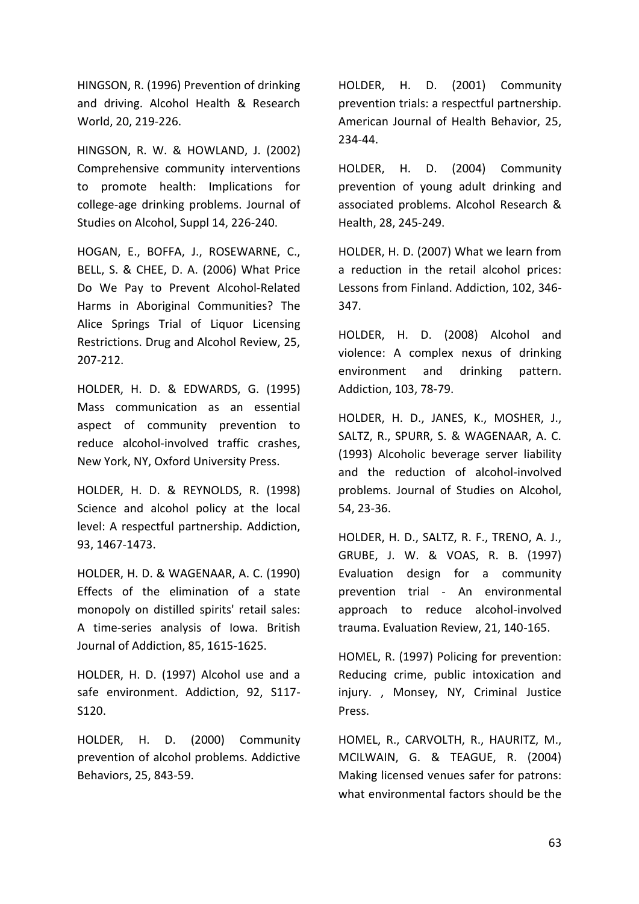HINGSON, R. (1996) Prevention of drinking and driving. Alcohol Health & Research World, 20, 219-226.

HINGSON, R. W. & HOWLAND, J. (2002) Comprehensive community interventions to promote health: Implications for college-age drinking problems. Journal of Studies on Alcohol, Suppl 14, 226-240.

HOGAN, E., BOFFA, J., ROSEWARNE, C., BELL, S. & CHEE, D. A. (2006) What Price Do We Pay to Prevent Alcohol-Related Harms in Aboriginal Communities? The Alice Springs Trial of Liquor Licensing Restrictions. Drug and Alcohol Review, 25, 207-212.

HOLDER, H. D. & EDWARDS, G. (1995) Mass communication as an essential aspect of community prevention to reduce alcohol-involved traffic crashes, New York, NY, Oxford University Press.

HOLDER, H. D. & REYNOLDS, R. (1998) Science and alcohol policy at the local level: A respectful partnership. Addiction, 93, 1467-1473.

HOLDER, H. D. & WAGENAAR, A. C. (1990) Effects of the elimination of a state monopoly on distilled spirits' retail sales: A time-series analysis of Iowa. British Journal of Addiction, 85, 1615-1625.

HOLDER, H. D. (1997) Alcohol use and a safe environment. Addiction, 92, S117-S120.

HOLDER, H. D. (2000) Community prevention of alcohol problems. Addictive Behaviors, 25, 843-59.

HOLDER, H. D. (2001) Community prevention trials: a respectful partnership. American Journal of Health Behavior, 25, 234-44.

HOLDER, H. D. (2004) Community prevention of young adult drinking and associated problems. Alcohol Research & Health, 28, 245-249.

HOLDER, H. D. (2007) What we learn from a reduction in the retail alcohol prices: Lessons from Finland. Addiction, 102, 346-347.

HOLDER, H. D. (2008) Alcohol and violence: A complex nexus of drinking environment and drinking pattern. Addiction, 103, 78-79.

HOLDER, H. D., JANES, K., MOSHER, J., SALTZ, R., SPURR, S. & WAGENAAR, A. C. (1993) Alcoholic beverage server liability and the reduction of alcohol-involved problems. Journal of Studies on Alcohol, 54, 23-36.

HOLDER, H. D., SALTZ, R. F., TRENO, A. J., GRUBE, J. W. & VOAS, R. B. (1997) Evaluation design for a community prevention trial - An environmental approach to reduce alcohol-involved trauma. Evaluation Review, 21, 140-165.

HOMEL, R. (1997) Policing for prevention: Reducing crime, public intoxication and injury. , Monsey, NY, Criminal Justice Press.

HOMEL, R., CARVOLTH, R., HAURITZ, M., MCILWAIN, G. & TEAGUE, R. (2004) Making licensed venues safer for patrons: what environmental factors should be the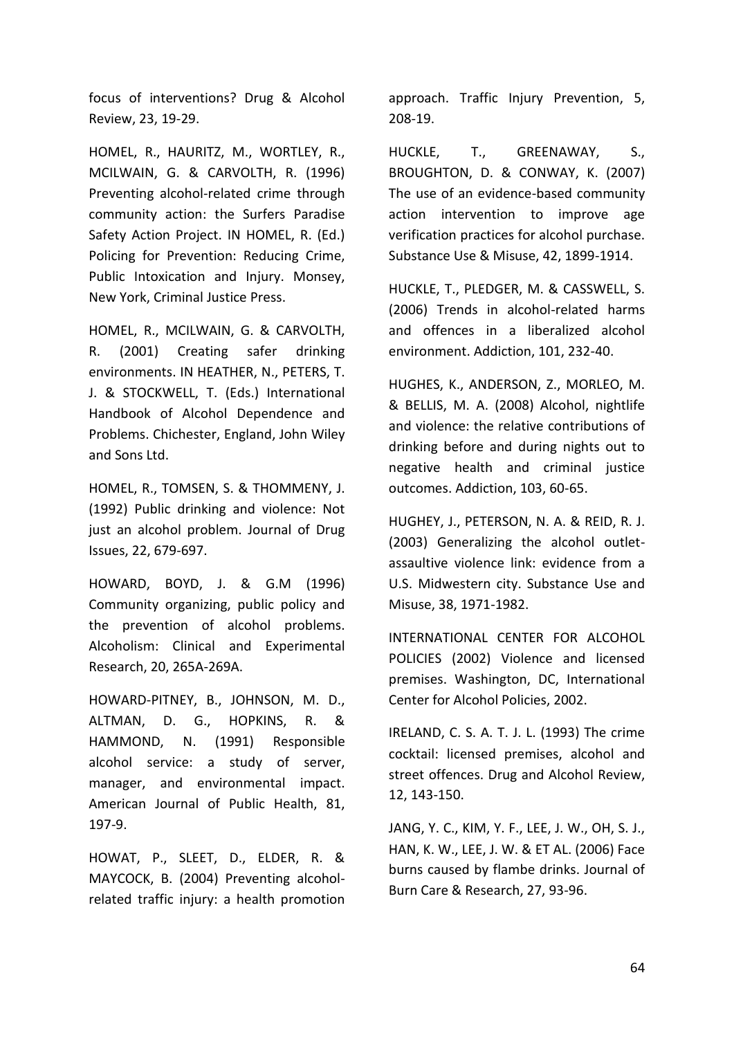focus of interventions? Drug & Alcohol Review, 23, 19-29.

HOMEL, R., HAURITZ, M., WORTLEY, R., MCILWAIN, G. & CARVOLTH, R. (1996) Preventing alcohol-related crime through community action: the Surfers Paradise Safety Action Project. IN HOMEL, R. (Ed.) Policing for Prevention: Reducing Crime, Public Intoxication and Injury. Monsey, New York, Criminal Justice Press.

HOMEL, R., MCILWAIN, G. & CARVOLTH, R. (2001) Creating safer drinking environments. IN HEATHER, N., PETERS, T. J. & STOCKWELL, T. (Eds.) International Handbook of Alcohol Dependence and Problems. Chichester, England, John Wiley and Sons Ltd.

HOMEL, R., TOMSEN, S. & THOMMENY, J. (1992) Public drinking and violence: Not just an alcohol problem. Journal of Drug Issues, 22, 679-697.

HOWARD, BOYD, J. & G.M (1996) Community organizing, public policy and the prevention of alcohol problems. Alcoholism: Clinical and Experimental Research, 20, 265A-269A.

HOWARD-PITNEY, B., JOHNSON, M. D., ALTMAN, D. G., HOPKINS, R. & HAMMOND, N. (1991) Responsible alcohol service: a study of server, manager, and environmental impact. American Journal of Public Health, 81, 197-9.

HOWAT, P., SLEET, D., ELDER, R. & MAYCOCK, B. (2004) Preventing alcohol-related traffic injury: a health promotion approach. Traffic Injury Prevention, 5, 208-19.

HUCKLE, T., GREENAWAY, S., BROUGHTON, D. & CONWAY, K. (2007) The use of an evidence-based community action intervention to improve age verification practices for alcohol purchase. Substance Use & Misuse, 42, 1899-1914.

HUCKLE, T., PLEDGER, M. & CASSWELL, S. (2006) Trends in alcohol-related harms and offences in a liberalized alcohol environment. Addiction, 101, 232-40.

HUGHES, K., ANDERSON, Z., MORLEO, M. & BELLIS, M. A. (2008) Alcohol, nightlife and violence: the relative contributions of drinking before and during nights out to negative health and criminal justice outcomes. Addiction, 103, 60-65.

HUGHEY, J., PETERSON, N. A. & REID, R. J. (2003) Generalizing the alcohol outlet-assaultive violence link: evidence from a U.S. Midwestern city. Substance Use and Misuse, 38, 1971-1982.

INTERNATIONAL CENTER FOR ALCOHOL POLICIES (2002) Violence and licensed premises. Washington, DC, International Center for Alcohol Policies, 2002.

IRELAND, C. S. A. T. J. L. (1993) The crime cocktail: licensed premises, alcohol and street offences. Drug and Alcohol Review, 12, 143-150.

JANG, Y. C., KIM, Y. F., LEE, J. W., OH, S. J., HAN, K. W., LEE, J. W. & ET AL. (2006) Face burns caused by flambe drinks. Journal of Burn Care & Research, 27, 93-96.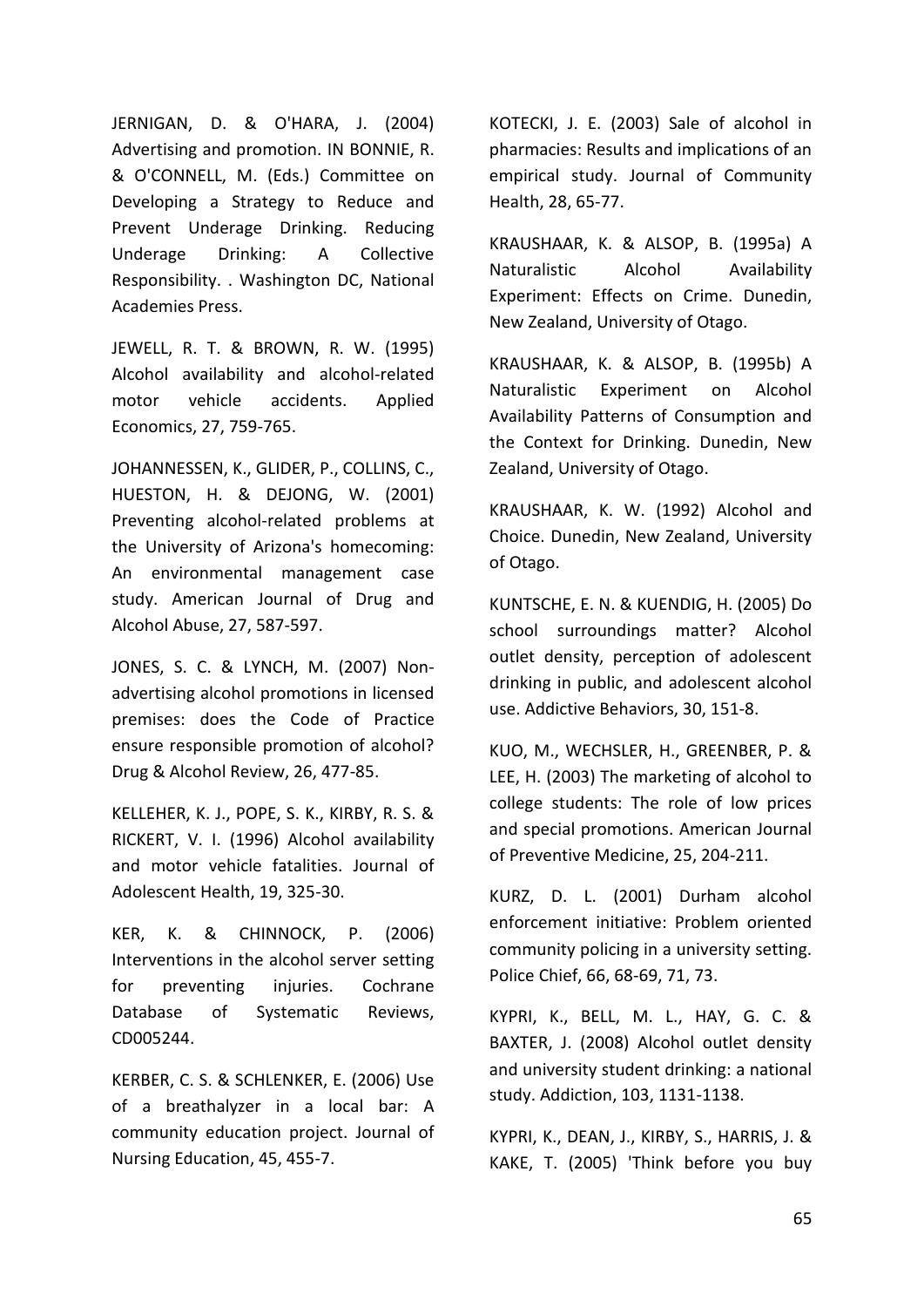JERNIGAN, D. & O'HARA, J. (2004) Advertising and promotion. IN BONNIE, R. & O'CONNELL, M. (Eds.) Committee on Developing a Strategy to Reduce and Prevent Underage Drinking. Reducing Underage Drinking: A Collective Responsibility. . Washington DC, National Academies Press.

JEWELL, R. T. & BROWN, R. W. (1995) Alcohol availability and alcohol-related motor vehicle accidents. Applied Economics, 27, 759-765.

JOHANNESSEN, K., GLIDER, P., COLLINS, C., HUESTON, H. & DEJONG, W. (2001) Preventing alcohol-related problems at the University of Arizona's homecoming: An environmental management case study. American Journal of Drug and Alcohol Abuse, 27, 587-597.

JONES, S. C. & LYNCH, M. (2007) Non-advertising alcohol promotions in licensed premises: does the Code of Practice ensure responsible promotion of alcohol? Drug & Alcohol Review, 26, 477-85.

KELLEHER, K. J., POPE, S. K., KIRBY, R. S. & RICKERT, V. I. (1996) Alcohol availability and motor vehicle fatalities. Journal of Adolescent Health, 19, 325-30.

KER, K. & CHINNOCK, P. (2006) Interventions in the alcohol server setting for preventing injuries. Cochrane Database of Systematic Reviews, CD005244.

KERBER, C. S. & SCHLENKER, E. (2006) Use of a breathalyzer in a local bar: A community education project. Journal of Nursing Education, 45, 455-7.

KOTECKI, J. E. (2003) Sale of alcohol in pharmacies: Results and implications of an empirical study. Journal of Community Health, 28, 65-77.

KRAUSHAAR, K. & ALSOP, B. (1995a) A Naturalistic Alcohol Availability Experiment: Effects on Crime. Dunedin, New Zealand, University of Otago.

KRAUSHAAR, K. & ALSOP, B. (1995b) A Naturalistic Experiment on Alcohol Availability Patterns of Consumption and the Context for Drinking. Dunedin, New Zealand, University of Otago.

KRAUSHAAR, K. W. (1992) Alcohol and Choice. Dunedin, New Zealand, University of Otago.

KUNTSCHE, E. N. & KUENDIG, H. (2005) Do school surroundings matter? Alcohol outlet density, perception of adolescent drinking in public, and adolescent alcohol use. Addictive Behaviors, 30, 151-8.

KUO, M., WECHSLER, H., GREENBER, P. & LEE, H. (2003) The marketing of alcohol to college students: The role of low prices and special promotions. American Journal of Preventive Medicine, 25, 204-211.

KURZ, D. L. (2001) Durham alcohol enforcement initiative: Problem oriented community policing in a university setting. Police Chief, 66, 68-69, 71, 73.

KYPRI, K., BELL, M. L., HAY, G. C. & BAXTER, J. (2008) Alcohol outlet density and university student drinking: a national study. Addiction, 103, 1131-1138.

KYPRI, K., DEAN, J., KIRBY, S., HARRIS, J. & KAKE, T. (2005) 'Think before you buy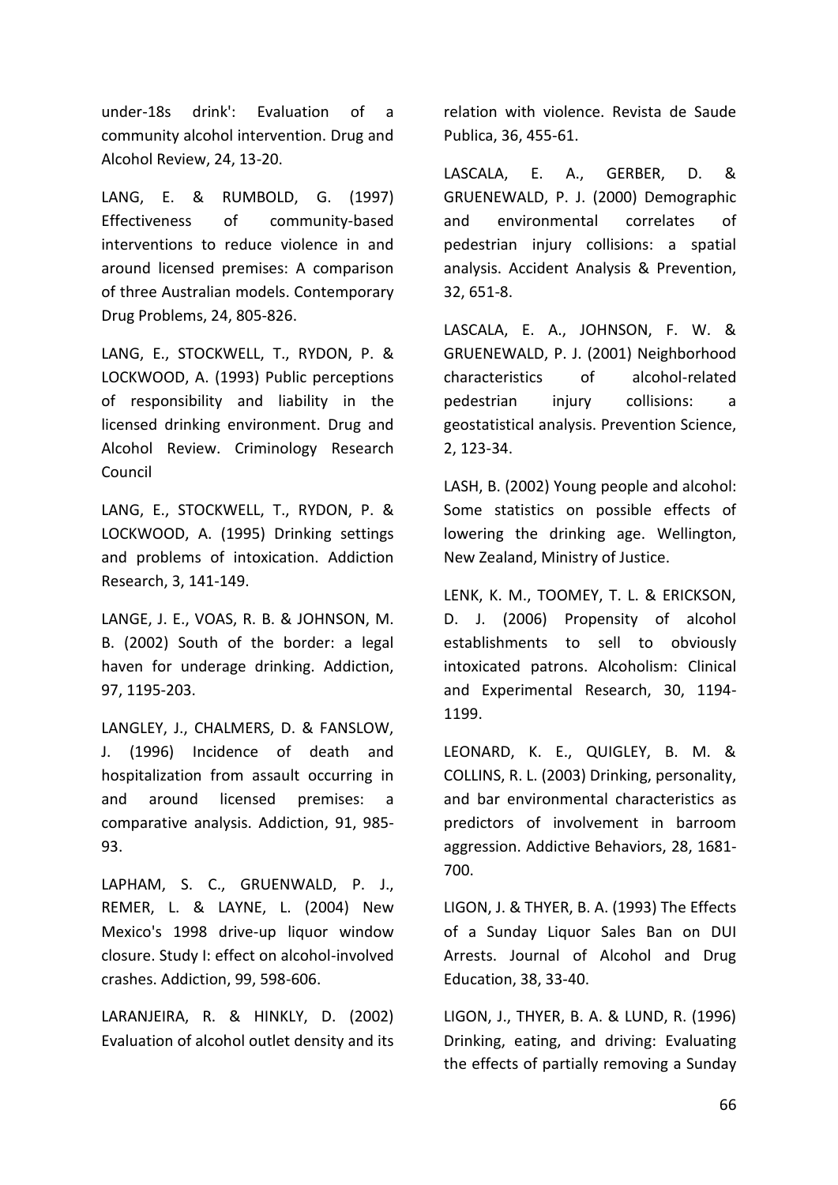under-18s drink': Evaluation of a community alcohol intervention. Drug and Alcohol Review, 24, 13-20.

LANG, E. & RUMBOLD, G. (1997) Effectiveness of community-based interventions to reduce violence in and around licensed premises: A comparison of three Australian models. Contemporary Drug Problems, 24, 805-826.

LANG, E., STOCKWELL, T., RYDON, P. & LOCKWOOD, A. (1993) Public perceptions of responsibility and liability in the licensed drinking environment. Drug and Alcohol Review. Criminology Research Council

LANG, E., STOCKWELL, T., RYDON, P. & LOCKWOOD, A. (1995) Drinking settings and problems of intoxication. Addiction Research, 3, 141-149.

LANGE, J. E., VOAS, R. B. & JOHNSON, M. B. (2002) South of the border: a legal haven for underage drinking. Addiction, 97, 1195-203.

LANGLEY, J., CHALMERS, D. & FANSLOW, J. (1996) Incidence of death and hospitalization from assault occurring in and around licensed premises: a comparative analysis. Addiction, 91, 985-93.

LAPHAM, S. C., GRUENWALD, P. J., REMER, L. & LAYNE, L. (2004) New Mexico's 1998 drive-up liquor window closure. Study I: effect on alcohol-involved crashes. Addiction, 99, 598-606.

LARANJEIRA, R. & HINKLY, D. (2002) Evaluation of alcohol outlet density and its relation with violence. Revista de Saude Publica, 36, 455-61.

LASCALA, E. A., GERBER, D. & GRUENEWALD, P. J. (2000) Demographic and environmental correlates of pedestrian injury collisions: a spatial analysis. Accident Analysis & Prevention, 32, 651-8.

LASCALA, E. A., JOHNSON, F. W. & GRUENEWALD, P. J. (2001) Neighborhood characteristics of alcohol-related pedestrian injury collisions: a geostatistical analysis. Prevention Science, 2, 123-34.

LASH, B. (2002) Young people and alcohol: Some statistics on possible effects of lowering the drinking age. Wellington, New Zealand, Ministry of Justice.

LENK, K. M., TOOMEY, T. L. & ERICKSON, D. J. (2006) Propensity of alcohol establishments to sell to obviously intoxicated patrons. Alcoholism: Clinical and Experimental Research, 30, 1194-1199.

LEONARD, K. E., QUIGLEY, B. M. & COLLINS, R. L. (2003) Drinking, personality, and bar environmental characteristics as predictors of involvement in barroom aggression. Addictive Behaviors, 28, 1681-700.

LIGON, J. & THYER, B. A. (1993) The Effects of a Sunday Liquor Sales Ban on DUI Arrests. Journal of Alcohol and Drug Education, 38, 33-40.

LIGON, J., THYER, B. A. & LUND, R. (1996) Drinking, eating, and driving: Evaluating the effects of partially removing a Sunday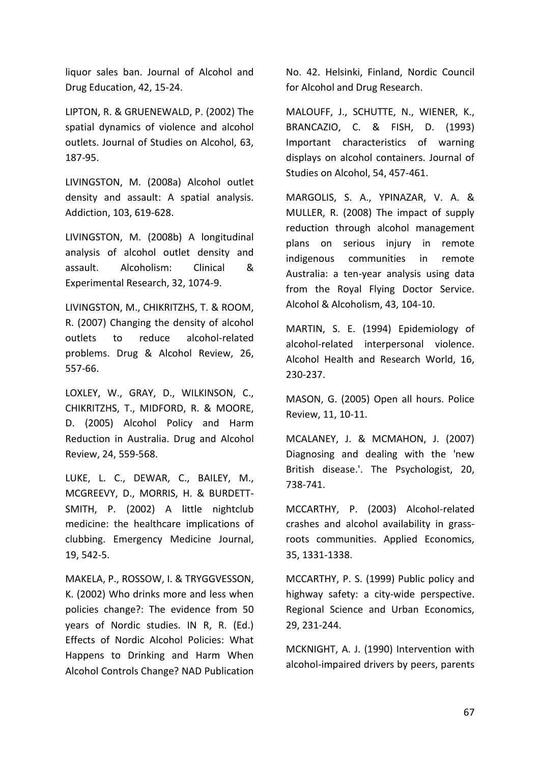liquor sales ban. Journal of Alcohol and Drug Education, 42, 15-24.

LIPTON, R. & GRUENEWALD, P. (2002) The spatial dynamics of violence and alcohol outlets. Journal of Studies on Alcohol, 63, 187-95.

LIVINGSTON, M. (2008a) Alcohol outlet density and assault: A spatial analysis. Addiction, 103, 619-628.

LIVINGSTON, M. (2008b) A longitudinal analysis of alcohol outlet density and assault. Alcoholism: Clinical & Experimental Research, 32, 1074-9.

LIVINGSTON, M., CHIKRITZHS, T. & ROOM, R. (2007) Changing the density of alcohol outlets to reduce alcohol-related problems. Drug & Alcohol Review, 26, 557-66.

LOXLEY, W., GRAY, D., WILKINSON, C., CHIKRITZHS, T., MIDFORD, R. & MOORE, D. (2005) Alcohol Policy and Harm Reduction in Australia. Drug and Alcohol Review, 24, 559-568.

LUKE, L. C., DEWAR, C., BAILEY, M., MCGREEVY, D., MORRIS, H. & BURDETT-SMITH, P. (2002) A little nightclub medicine: the healthcare implications of clubbing. Emergency Medicine Journal, 19, 542-5.

MAKELA, P., ROSSOW, I. & TRYGGVESSON, K. (2002) Who drinks more and less when policies change?: The evidence from 50 years of Nordic studies. IN R, R. (Ed.) Effects of Nordic Alcohol Policies: What Happens to Drinking and Harm When Alcohol Controls Change? NAD Publication No. 42. Helsinki, Finland, Nordic Council for Alcohol and Drug Research.

MALOUFF, J., SCHUTTE, N., WIENER, K., BRANCAZIO, C. & FISH, D. (1993) Important characteristics of warning displays on alcohol containers. Journal of Studies on Alcohol, 54, 457-461.

MARGOLIS, S. A., YPINAZAR, V. A. & MULLER, R. (2008) The impact of supply reduction through alcohol management plans on serious injury in remote indigenous communities in remote Australia: a ten-year analysis using data from the Royal Flying Doctor Service. Alcohol & Alcoholism, 43, 104-10.

MARTIN, S. E. (1994) Epidemiology of alcohol-related interpersonal violence. Alcohol Health and Research World, 16, 230-237.

MASON, G. (2005) Open all hours. Police Review, 11, 10-11.

MCALANEY, J. & MCMAHON, J. (2007) Diagnosing and dealing with the 'new British disease.'. The Psychologist, 20, 738-741.

MCCARTHY, P. (2003) Alcohol-related crashes and alcohol availability in grass-roots communities. Applied Economics, 35, 1331-1338.

MCCARTHY, P. S. (1999) Public policy and highway safety: a city-wide perspective. Regional Science and Urban Economics, 29, 231-244.

MCKNIGHT, A. J. (1990) Intervention with alcohol-impaired drivers by peers, parents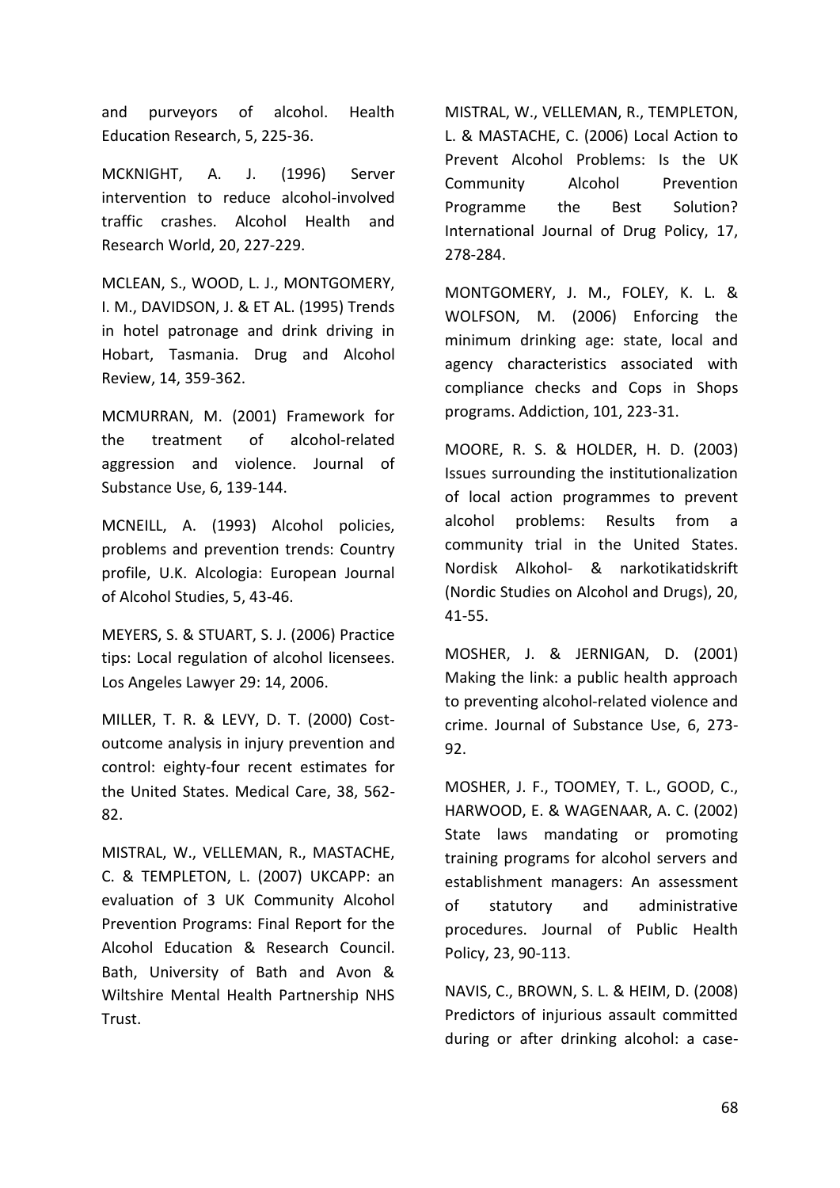and purveyors of alcohol. Health Education Research, 5, 225-36.

MCKNIGHT, A. J. (1996) Server intervention to reduce alcohol-involved traffic crashes. Alcohol Health and Research World, 20, 227-229.

MCLEAN, S., WOOD, L. J., MONTGOMERY, I. M., DAVIDSON, J. & ET AL. (1995) Trends in hotel patronage and drink driving in Hobart, Tasmania. Drug and Alcohol Review, 14, 359-362.

MCMURRAN, M. (2001) Framework for the treatment of alcohol-related aggression and violence. Journal of Substance Use, 6, 139-144.

MCNEILL, A. (1993) Alcohol policies, problems and prevention trends: Country profile, U.K. Alcologia: European Journal of Alcohol Studies, 5, 43-46.

MEYERS, S. & STUART, S. J. (2006) Practice tips: Local regulation of alcohol licensees. Los Angeles Lawyer 29: 14, 2006.

MILLER, T. R. & LEVY, D. T. (2000) Cost-outcome analysis in injury prevention and control: eighty-four recent estimates for the United States. Medical Care, 38, 562-82.

MISTRAL, W., VELLEMAN, R., MASTACHE, C. & TEMPLETON, L. (2007) UKCAPP: an evaluation of 3 UK Community Alcohol Prevention Programs: Final Report for the Alcohol Education & Research Council. Bath, University of Bath and Avon & Wiltshire Mental Health Partnership NHS Trust.

MISTRAL, W., VELLEMAN, R., TEMPLETON, L. & MASTACHE, C. (2006) Local Action to Prevent Alcohol Problems: Is the UK Community Alcohol Prevention Programme the Best Solution? International Journal of Drug Policy, 17, 278-284.

MONTGOMERY, J. M., FOLEY, K. L. & WOLFSON, M. (2006) Enforcing the minimum drinking age: state, local and agency characteristics associated with compliance checks and Cops in Shops programs. Addiction, 101, 223-31.

MOORE, R. S. & HOLDER, H. D. (2003) Issues surrounding the institutionalization of local action programmes to prevent alcohol problems: Results from a community trial in the United States. Nordisk Alkohol- & narkotikatidskrift (Nordic Studies on Alcohol and Drugs), 20, 41-55.

MOSHER, J. & JERNIGAN, D. (2001) Making the link: a public health approach to preventing alcohol-related violence and crime. Journal of Substance Use, 6, 273-92.

MOSHER, J. F., TOOMEY, T. L., GOOD, C., HARWOOD, E. & WAGENAAR, A. C. (2002) State laws mandating or promoting training programs for alcohol servers and establishment managers: An assessment of statutory and administrative procedures. Journal of Public Health Policy, 23, 90-113.

NAVIS, C., BROWN, S. L. & HEIM, D. (2008) Predictors of injurious assault committed during or after drinking alcohol: a case-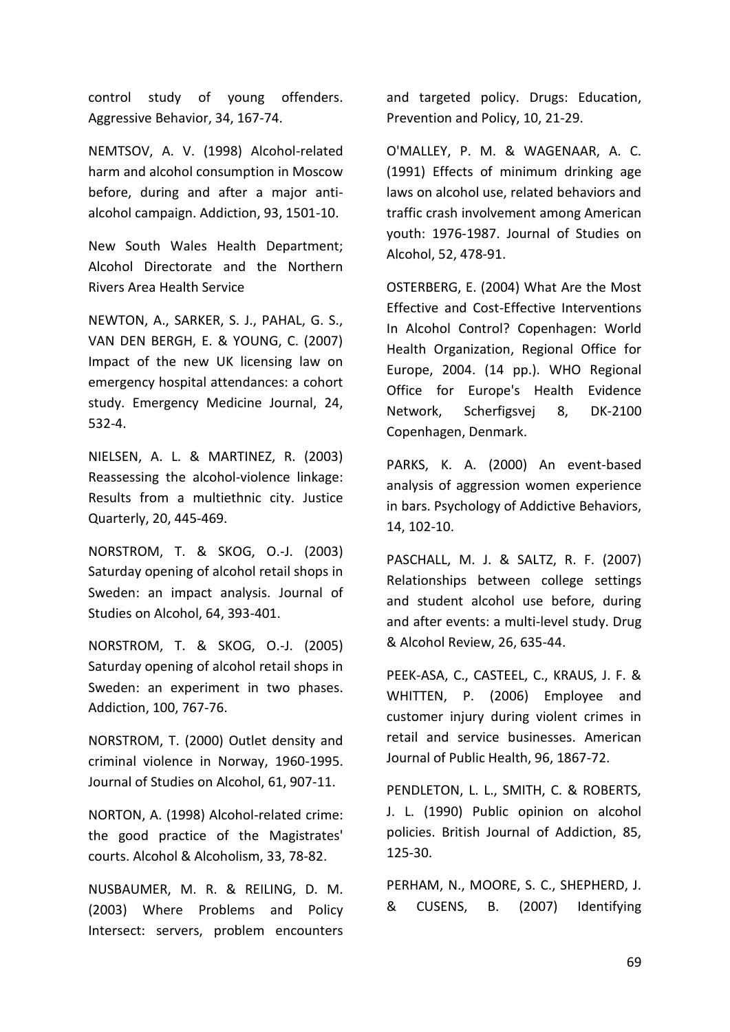control study of young offenders. Aggressive Behavior, 34, 167-74.

NEMTSOV, A. V. (1998) Alcohol-related harm and alcohol consumption in Moscow before, during and after a major anti-alcohol campaign. Addiction, 93, 1501-10.

New South Wales Health Department; Alcohol Directorate and the Northern Rivers Area Health Service

NEWTON, A., SARKER, S. J., PAHAL, G. S., VAN DEN BERGH, E. & YOUNG, C. (2007) Impact of the new UK licensing law on emergency hospital attendances: a cohort study. Emergency Medicine Journal, 24, 532-4.

NIELSEN, A. L. & MARTINEZ, R. (2003) Reassessing the alcohol-violence linkage: Results from a multiethnic city. Justice Quarterly, 20, 445-469.

NORSTROM, T. & SKOG, O.-J. (2003) Saturday opening of alcohol retail shops in Sweden: an impact analysis. Journal of Studies on Alcohol, 64, 393-401.

NORSTROM, T. & SKOG, O.-J. (2005) Saturday opening of alcohol retail shops in Sweden: an experiment in two phases. Addiction, 100, 767-76.

NORSTROM, T. (2000) Outlet density and criminal violence in Norway, 1960-1995. Journal of Studies on Alcohol, 61, 907-11.

NORTON, A. (1998) Alcohol-related crime: the good practice of the Magistrates' courts. Alcohol & Alcoholism, 33, 78-82.

NUSBAUMER, M. R. & REILING, D. M. (2003) Where Problems and Policy Intersect: servers, problem encounters and targeted policy. Drugs: Education, Prevention and Policy, 10, 21-29.

O'MALLEY, P. M. & WAGENAAR, A. C. (1991) Effects of minimum drinking age laws on alcohol use, related behaviors and traffic crash involvement among American youth: 1976-1987. Journal of Studies on Alcohol, 52, 478-91.

OSTERBERG, E. (2004) What Are the Most Effective and Cost-Effective Interventions In Alcohol Control? Copenhagen: World Health Organization, Regional Office for Europe, 2004. (14 pp.). WHO Regional Office for Europe's Health Evidence Network, Scherfigsvej 8, DK-2100 Copenhagen, Denmark.

PARKS, K. A. (2000) An event-based analysis of aggression women experience in bars. Psychology of Addictive Behaviors, 14, 102-10.

PASCHALL, M. J. & SALTZ, R. F. (2007) Relationships between college settings and student alcohol use before, during and after events: a multi-level study. Drug & Alcohol Review, 26, 635-44.

PEEK-ASA, C., CASTEEL, C., KRAUS, J. F. & WHITTEN, P. (2006) Employee and customer injury during violent crimes in retail and service businesses. American Journal of Public Health, 96, 1867-72.

PENDLETON, L. L., SMITH, C. & ROBERTS, J. L. (1990) Public opinion on alcohol policies. British Journal of Addiction, 85, 125-30.

PERHAM, N., MOORE, S. C., SHEPHERD, J. & CUSENS, B. (2007) Identifying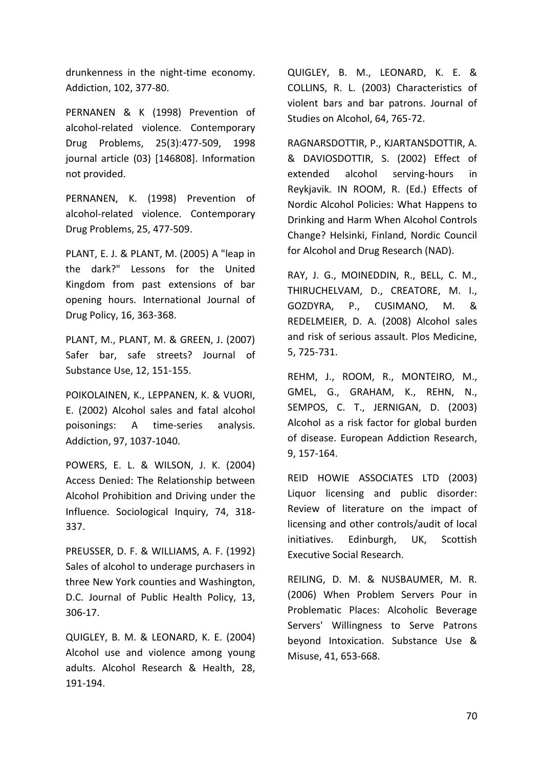drunkenness in the night-time economy. Addiction, 102, 377-80.

PERNANEN & K (1998) Prevention of alcohol-related violence. Contemporary Drug Problems, 25(3):477-509, 1998 journal article (03) [146808]. Information not provided.

PERNANEN, K. (1998) Prevention of alcohol-related violence. Contemporary Drug Problems, 25, 477-509.

PLANT, E. J. & PLANT, M. (2005) A "leap in the dark?" Lessons for the United Kingdom from past extensions of bar opening hours. International Journal of Drug Policy, 16, 363-368.

PLANT, M., PLANT, M. & GREEN, J. (2007) Safer bar, safe streets? Journal of Substance Use, 12, 151-155.

POIKOLAINEN, K., LEPPANEN, K. & VUORI, E. (2002) Alcohol sales and fatal alcohol poisonings: A time-series analysis. Addiction, 97, 1037-1040.

POWERS, E. L. & WILSON, J. K. (2004) Access Denied: The Relationship between Alcohol Prohibition and Driving under the Influence. Sociological Inquiry, 74, 318-337.

PREUSSER, D. F. & WILLIAMS, A. F. (1992) Sales of alcohol to underage purchasers in three New York counties and Washington, D.C. Journal of Public Health Policy, 13, 306-17.

QUIGLEY, B. M. & LEONARD, K. E. (2004) Alcohol use and violence among young adults. Alcohol Research & Health, 28, 191-194.

QUIGLEY, B. M., LEONARD, K. E. & COLLINS, R. L. (2003) Characteristics of violent bars and bar patrons. Journal of Studies on Alcohol, 64, 765-72.

RAGNARSDOTTIR, P., KJARTANSDOTTIR, A. & DAVIOSDOTTIR, S. (2002) Effect of extended alcohol serving-hours in Reykjavik. IN ROOM, R. (Ed.) Effects of Nordic Alcohol Policies: What Happens to Drinking and Harm When Alcohol Controls Change? Helsinki, Finland, Nordic Council for Alcohol and Drug Research (NAD).

RAY, J. G., MOINEDDIN, R., BELL, C. M., THIRUCHELVAM, D., CREATORE, M. I., GOZDYRA, P., CUSIMANO, M. & REDELMEIER, D. A. (2008) Alcohol sales and risk of serious assault. Plos Medicine, 5, 725-731.

REHM, J., ROOM, R., MONTEIRO, M., GMEL, G., GRAHAM, K., REHN, N., SEMPOS, C. T., JERNIGAN, D. (2003) Alcohol as a risk factor for global burden of disease. European Addiction Research, 9, 157-164.

REID HOWIE ASSOCIATES LTD (2003) Liquor licensing and public disorder: Review of literature on the impact of licensing and other controls/audit of local initiatives. Edinburgh, UK, Scottish Executive Social Research.

REILING, D. M. & NUSBAUMER, M. R. (2006) When Problem Servers Pour in Problematic Places: Alcoholic Beverage Servers' Willingness to Serve Patrons beyond Intoxication. Substance Use & Misuse, 41, 653-668.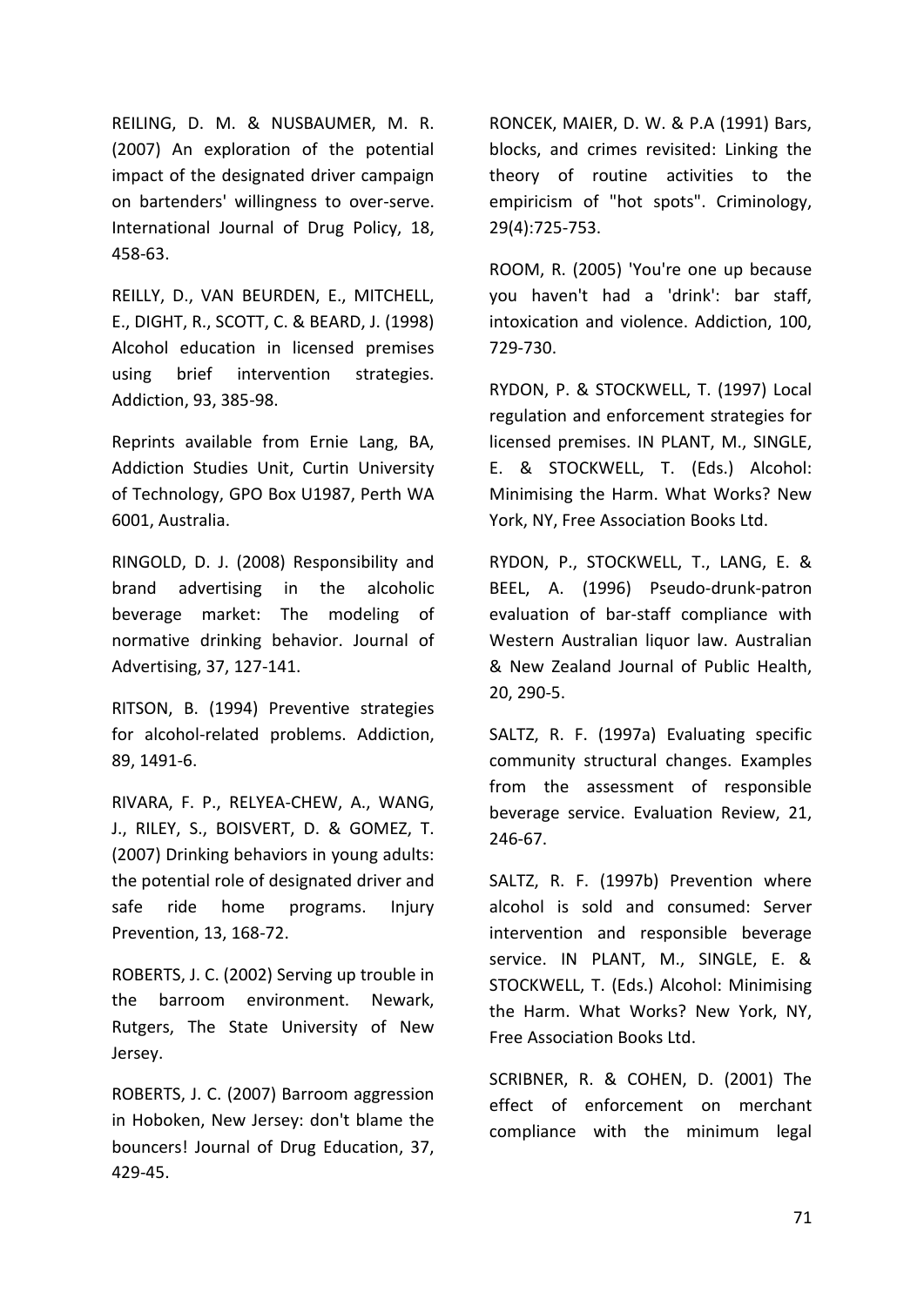REILING, D. M. & NUSBAUMER, M. R. (2007) An exploration of the potential impact of the designated driver campaign on bartenders' willingness to over-serve. International Journal of Drug Policy, 18, 458-63.

REILLY, D., VAN BEURDEN, E., MITCHELL, E., DIGHT, R., SCOTT, C. & BEARD, J. (1998) Alcohol education in licensed premises using brief intervention strategies. Addiction, 93, 385-98.

Reprints available from Ernie Lang, BA, Addiction Studies Unit, Curtin University of Technology, GPO Box U1987, Perth WA 6001, Australia.

RINGOLD, D. J. (2008) Responsibility and brand advertising in the alcoholic beverage market: The modeling of normative drinking behavior. Journal of Advertising, 37, 127-141.

RITSON, B. (1994) Preventive strategies for alcohol-related problems. Addiction, 89, 1491-6.

RIVARA, F. P., RELYEA-CHEW, A., WANG, J., RILEY, S., BOISVERT, D. & GOMEZ, T. (2007) Drinking behaviors in young adults: the potential role of designated driver and safe ride home programs. Injury Prevention, 13, 168-72.

ROBERTS, J. C. (2002) Serving up trouble in the barroom environment. Newark, Rutgers, The State University of New Jersey.

ROBERTS, J. C. (2007) Barroom aggression in Hoboken, New Jersey: don't blame the bouncers! Journal of Drug Education, 37, 429-45.

RONCEK, MAIER, D. W. & P.A (1991) Bars, blocks, and crimes revisited: Linking the theory of routine activities to the empiricism of "hot spots". Criminology, 29(4):725-753.

ROOM, R. (2005) 'You're one up because you haven't had a 'drink': bar staff, intoxication and violence. Addiction, 100, 729-730.

RYDON, P. & STOCKWELL, T. (1997) Local regulation and enforcement strategies for licensed premises. IN PLANT, M., SINGLE, E. & STOCKWELL, T. (Eds.) Alcohol: Minimising the Harm. What Works? New York, NY, Free Association Books Ltd.

RYDON, P., STOCKWELL, T., LANG, E. & BEEL, A. (1996) Pseudo-drunk-patron evaluation of bar-staff compliance with Western Australian liquor law. Australian & New Zealand Journal of Public Health, 20, 290-5.

SALTZ, R. F. (1997a) Evaluating specific community structural changes. Examples from the assessment of responsible beverage service. Evaluation Review, 21, 246-67.

SALTZ, R. F. (1997b) Prevention where alcohol is sold and consumed: Server intervention and responsible beverage service. IN PLANT, M., SINGLE, E. & STOCKWELL, T. (Eds.) Alcohol: Minimising the Harm. What Works? New York, NY, Free Association Books Ltd.

SCRIBNER, R. & COHEN, D. (2001) The effect of enforcement on merchant compliance with the minimum legal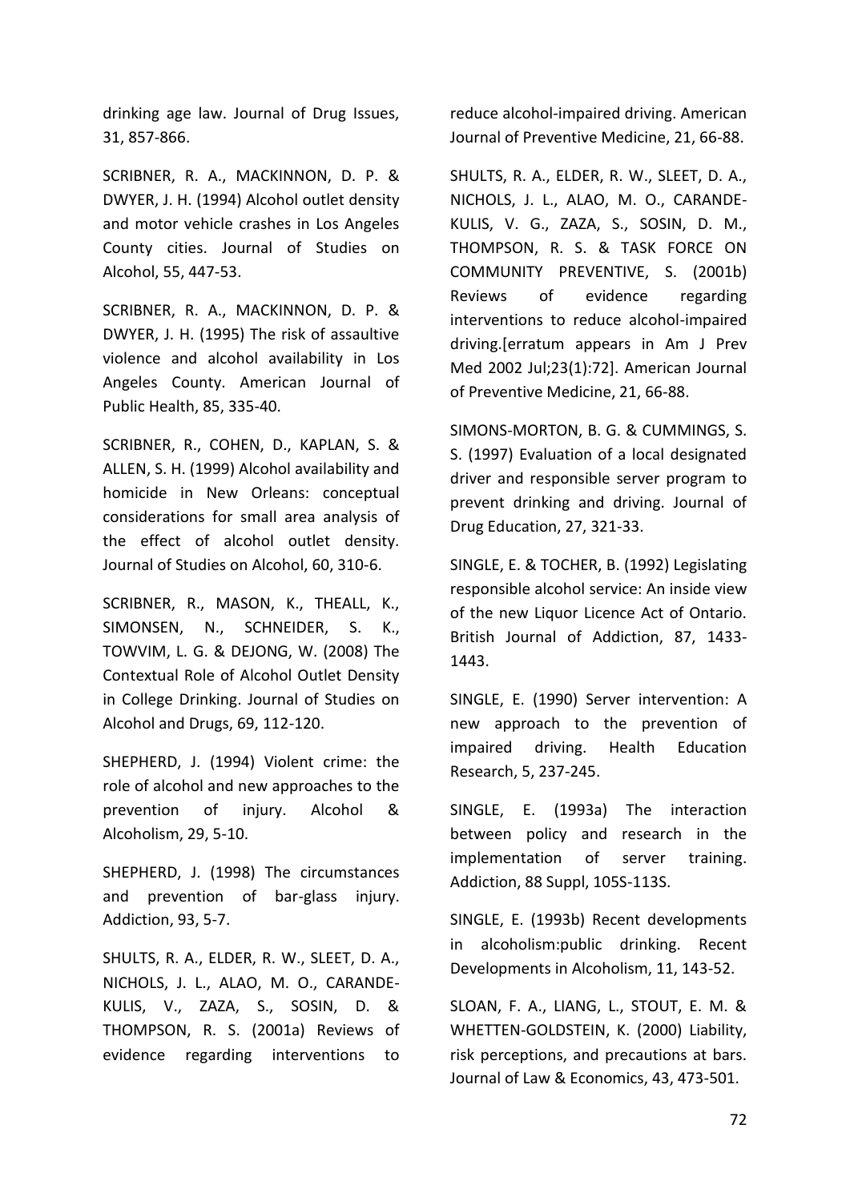drinking age law. Journal of Drug Issues, 31, 857-866.

SCRIBNER, R. A., MACKINNON, D. P. & DWYER, J. H. (1994) Alcohol outlet density and motor vehicle crashes in Los Angeles County cities. Journal of Studies on Alcohol, 55, 447-53.

SCRIBNER, R. A., MACKINNON, D. P. & DWYER, J. H. (1995) The risk of assaultive violence and alcohol availability in Los Angeles County. American Journal of Public Health, 85, 335-40.

SCRIBNER, R., COHEN, D., KAPLAN, S. & ALLEN, S. H. (1999) Alcohol availability and homicide in New Orleans: conceptual considerations for small area analysis of the effect of alcohol outlet density. Journal of Studies on Alcohol, 60, 310-6.

SCRIBNER, R., MASON, K., THEALL, K., SIMONSEN, N., SCHNEIDER, S. K., TOWVIM, L. G. & DEJONG, W. (2008) The Contextual Role of Alcohol Outlet Density in College Drinking. Journal of Studies on Alcohol and Drugs, 69, 112-120.

SHEPHERD, J. (1994) Violent crime: the role of alcohol and new approaches to the prevention of injury. Alcohol & Alcoholism, 29, 5-10.

SHEPHERD, J. (1998) The circumstances and prevention of bar-glass injury. Addiction, 93, 5-7.

SHULTS, R. A., ELDER, R. W., SLEET, D. A., NICHOLS, J. L., ALAO, M. O., CARANDE-KULIS, V., ZAZA, S., SOSIN, D. & THOMPSON, R. S. (2001a) Reviews of evidence regarding interventions to reduce alcohol-impaired driving. American Journal of Preventive Medicine, 21, 66-88.

SHULTS, R. A., ELDER, R. W., SLEET, D. A., NICHOLS, J. L., ALAO, M. O., CARANDE-KULIS, V. G., ZAZA, S., SOSIN, D. M., THOMPSON, R. S. & TASK FORCE ON COMMUNITY PREVENTIVE, S. (2001b) Reviews of evidence regarding interventions to reduce alcohol-impaired driving.[erratum appears in Am J Prev Med 2002 Jul;23(1):72]. American Journal of Preventive Medicine, 21, 66-88.

SIMONS-MORTON, B. G. & CUMMINGS, S. S. (1997) Evaluation of a local designated driver and responsible server program to prevent drinking and driving. Journal of Drug Education, 27, 321-33.

SINGLE, E. & TOCHER, B. (1992) Legislating responsible alcohol service: An inside view of the new Liquor Licence Act of Ontario. British Journal of Addiction, 87, 1433-1443.

SINGLE, E. (1990) Server intervention: A new approach to the prevention of impaired driving. Health Education Research, 5, 237-245.

SINGLE, E. (1993a) The interaction between policy and research in the implementation of server training. Addiction, 88 Suppl, 105S-113S.

SINGLE, E. (1993b) Recent developments in alcoholism:public drinking. Recent Developments in Alcoholism, 11, 143-52.

SLOAN, F. A., LIANG, L., STOUT, E. M. & WHETTEN-GOLDSTEIN, K. (2000) Liability, risk perceptions, and precautions at bars. Journal of Law & Economics, 43, 473-501.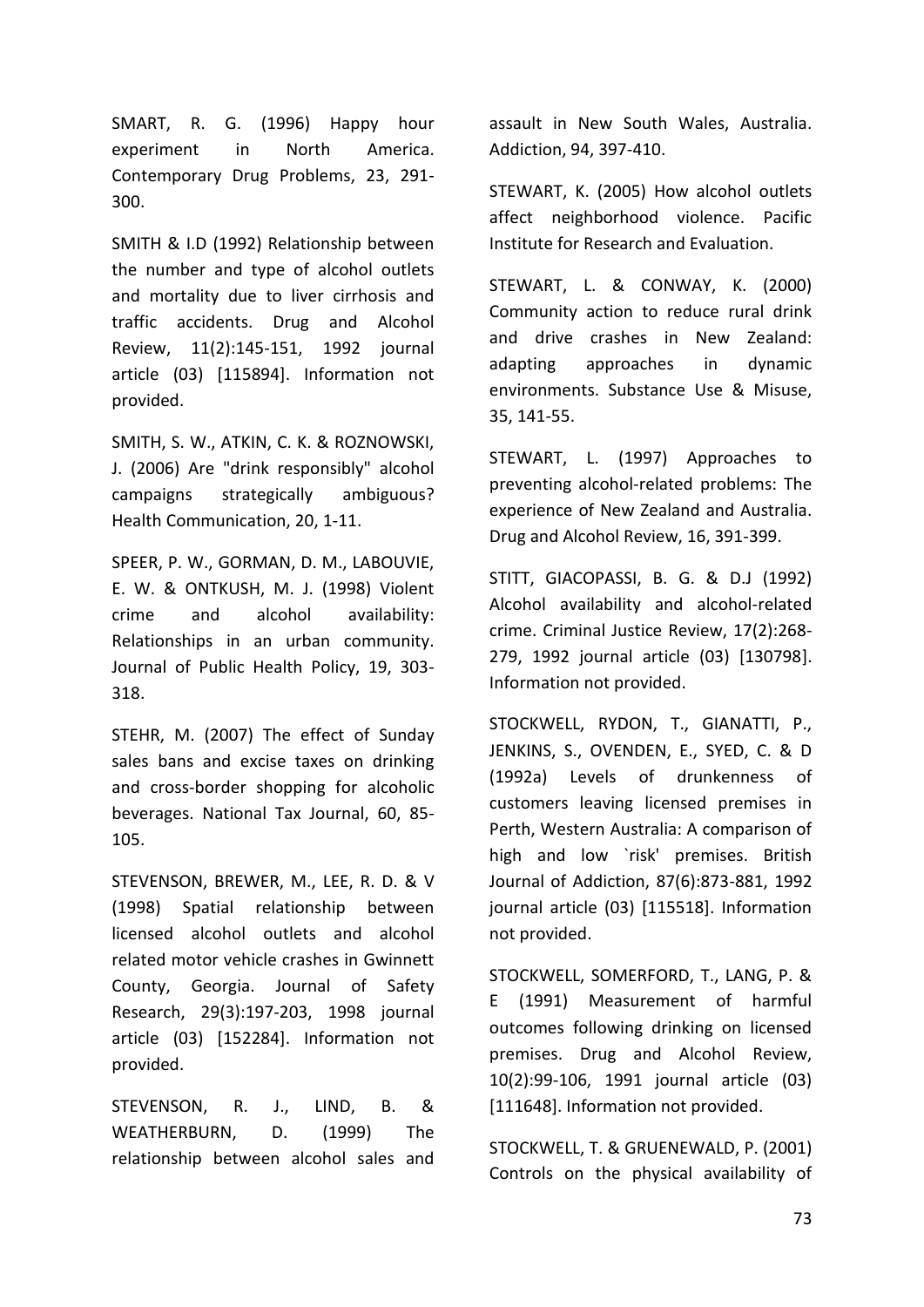SMART, R. G. (1996) Happy hour experiment in North America. Contemporary Drug Problems, 23, 291-300.

SMITH & I.D (1992) Relationship between the number and type of alcohol outlets and mortality due to liver cirrhosis and traffic accidents. Drug and Alcohol Review, 11(2):145-151, 1992 journal article (03) [115894]. Information not provided.

SMITH, S. W., ATKIN, C. K. & ROZNOWSKI, J. (2006) Are "drink responsibly" alcohol campaigns strategically ambiguous? Health Communication, 20, 1-11.

SPEER, P. W., GORMAN, D. M., LABOUVIE, E. W. & ONTKUSH, M. J. (1998) Violent crime and alcohol availability: Relationships in an urban community. Journal of Public Health Policy, 19, 303-318.

STEHR, M. (2007) The effect of Sunday sales bans and excise taxes on drinking and cross-border shopping for alcoholic beverages. National Tax Journal, 60, 85-105.

STEVENSON, BREWER, M., LEE, R. D. & V (1998) Spatial relationship between licensed alcohol outlets and alcohol related motor vehicle crashes in Gwinnett County, Georgia. Journal of Safety Research, 29(3):197-203, 1998 journal article (03) [152284]. Information not provided.

STEVENSON, R. J., LIND, B. & WEATHERBURN, D. (1999) The relationship between alcohol sales and assault in New South Wales, Australia. Addiction, 94, 397-410.

STEWART, K. (2005) How alcohol outlets affect neighborhood violence. Pacific Institute for Research and Evaluation.

STEWART, L. & CONWAY, K. (2000) Community action to reduce rural drink and drive crashes in New Zealand: adapting approaches in dynamic environments. Substance Use & Misuse, 35, 141-55.

STEWART, L. (1997) Approaches to preventing alcohol-related problems: The experience of New Zealand and Australia. Drug and Alcohol Review, 16, 391-399.

STITT, GIACOPASSI, B. G. & D.J (1992) Alcohol availability and alcohol-related crime. Criminal Justice Review, 17(2):268-279, 1992 journal article (03) [130798]. Information not provided.

STOCKWELL, RYDON, T., GIANATTI, P., JENKINS, S., OVENDEN, E., SYED, C. & D (1992a) Levels of drunkenness of customers leaving licensed premises in Perth, Western Australia: A comparison of high and low `risk' premises. British Journal of Addiction, 87(6):873-881, 1992 journal article (03) [115518]. Information not provided.

STOCKWELL, SOMERFORD, T., LANG, P. & E (1991) Measurement of harmful outcomes following drinking on licensed premises. Drug and Alcohol Review, 10(2):99-106, 1991 journal article (03) [111648]. Information not provided.

STOCKWELL, T. & GRUENEWALD, P. (2001) Controls on the physical availability of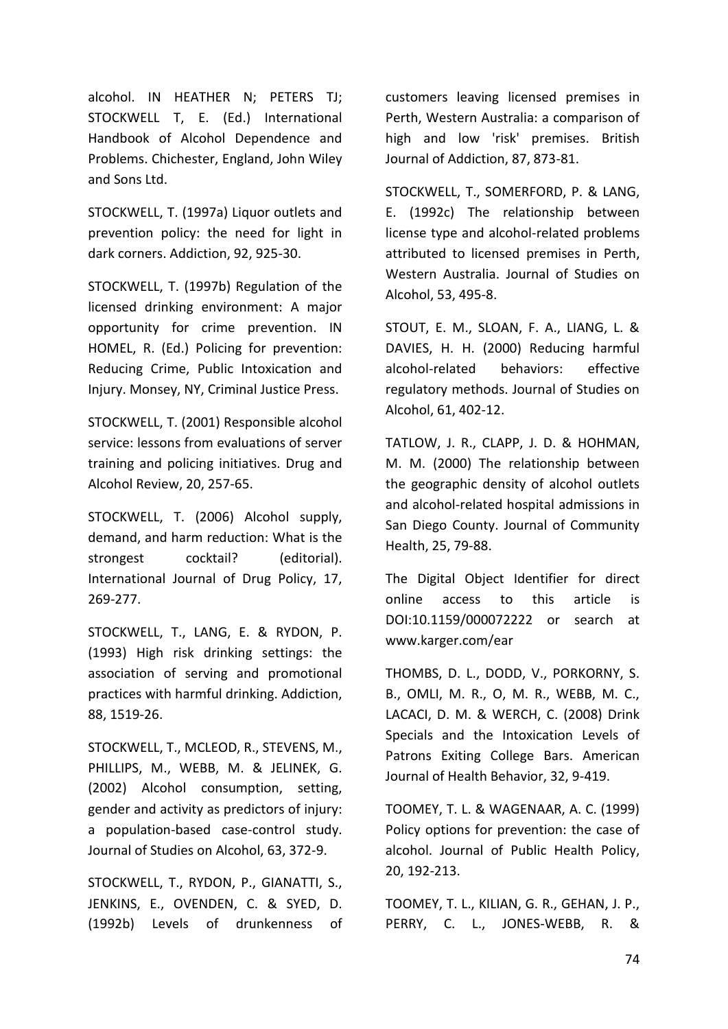alcohol. IN HEATHER N; PETERS TJ; STOCKWELL T, E. (Ed.) International Handbook of Alcohol Dependence and Problems. Chichester, England, John Wiley and Sons Ltd.

STOCKWELL, T. (1997a) Liquor outlets and prevention policy: the need for light in dark corners. Addiction, 92, 925-30.

STOCKWELL, T. (1997b) Regulation of the licensed drinking environment: A major opportunity for crime prevention. IN HOMEL, R. (Ed.) Policing for prevention: Reducing Crime, Public Intoxication and Injury. Monsey, NY, Criminal Justice Press.

STOCKWELL, T. (2001) Responsible alcohol service: lessons from evaluations of server training and policing initiatives. Drug and Alcohol Review, 20, 257-65.

STOCKWELL, T. (2006) Alcohol supply, demand, and harm reduction: What is the strongest cocktail? (editorial). International Journal of Drug Policy, 17, 269-277.

STOCKWELL, T., LANG, E. & RYDON, P. (1993) High risk drinking settings: the association of serving and promotional practices with harmful drinking. Addiction, 88, 1519-26.

STOCKWELL, T., MCLEOD, R., STEVENS, M., PHILLIPS, M., WEBB, M. & JELINEK, G. (2002) Alcohol consumption, setting, gender and activity as predictors of injury: a population-based case-control study. Journal of Studies on Alcohol, 63, 372-9.

STOCKWELL, T., RYDON, P., GIANATTI, S., JENKINS, E., OVENDEN, C. & SYED, D. (1992b) Levels of drunkenness of customers leaving licensed premises in Perth, Western Australia: a comparison of high and low 'risk' premises. British Journal of Addiction, 87, 873-81.

STOCKWELL, T., SOMERFORD, P. & LANG, E. (1992c) The relationship between license type and alcohol-related problems attributed to licensed premises in Perth, Western Australia. Journal of Studies on Alcohol, 53, 495-8.

STOUT, E. M., SLOAN, F. A., LIANG, L. & DAVIES, H. H. (2000) Reducing harmful alcohol-related behaviors: effective regulatory methods. Journal of Studies on Alcohol, 61, 402-12.

TATLOW, J. R., CLAPP, J. D. & HOHMAN, M. M. (2000) The relationship between the geographic density of alcohol outlets and alcohol-related hospital admissions in San Diego County. Journal of Community Health, 25, 79-88.

The Digital Object Identifier for direct online access to this article is DOI:10.1159/000072222 or search at www.karger.com/ear

THOMBS, D. L., DODD, V., PORKORNY, S. B., OMLI, M. R., O, M. R., WEBB, M. C., LACACI, D. M. & WERCH, C. (2008) Drink Specials and the Intoxication Levels of Patrons Exiting College Bars. American Journal of Health Behavior, 32, 9-419.

TOOMEY, T. L. & WAGENAAR, A. C. (1999) Policy options for prevention: the case of alcohol. Journal of Public Health Policy, 20, 192-213.

TOOMEY, T. L., KILIAN, G. R., GEHAN, J. P., PERRY, C. L., JONES-WEBB, R. &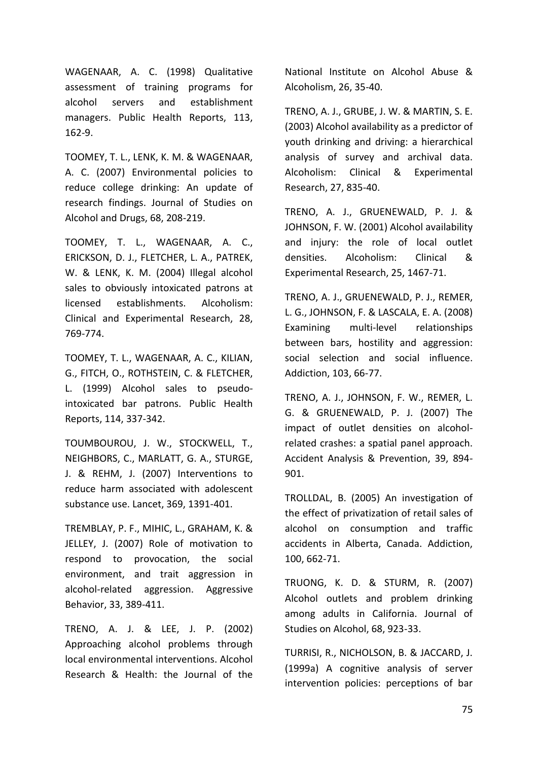WAGENAAR, A. C. (1998) Qualitative assessment of training programs for alcohol servers and establishment managers. Public Health Reports, 113, 162-9.

TOOMEY, T. L., LENK, K. M. & WAGENAAR, A. C. (2007) Environmental policies to reduce college drinking: An update of research findings. Journal of Studies on Alcohol and Drugs, 68, 208-219.

TOOMEY, T. L., WAGENAAR, A. C., ERICKSON, D. J., FLETCHER, L. A., PATREK, W. & LENK, K. M. (2004) Illegal alcohol sales to obviously intoxicated patrons at licensed establishments. Alcoholism: Clinical and Experimental Research, 28, 769-774.

TOOMEY, T. L., WAGENAAR, A. C., KILIAN, G., FITCH, O., ROTHSTEIN, C. & FLETCHER, L. (1999) Alcohol sales to pseudo-intoxicated bar patrons. Public Health Reports, 114, 337-342.

TOUMBOUROU, J. W., STOCKWELL, T., NEIGHBORS, C., MARLATT, G. A., STURGE, J. & REHM, J. (2007) Interventions to reduce harm associated with adolescent substance use. Lancet, 369, 1391-401.

TREMBLAY, P. F., MIHIC, L., GRAHAM, K. & JELLEY, J. (2007) Role of motivation to respond to provocation, the social environment, and trait aggression in alcohol-related aggression. Aggressive Behavior, 33, 389-411.

TRENO, A. J. & LEE, J. P. (2002) Approaching alcohol problems through local environmental interventions. Alcohol Research & Health: the Journal of the National Institute on Alcohol Abuse & Alcoholism, 26, 35-40.

TRENO, A. J., GRUBE, J. W. & MARTIN, S. E. (2003) Alcohol availability as a predictor of youth drinking and driving: a hierarchical analysis of survey and archival data. Alcoholism: Clinical & Experimental Research, 27, 835-40.

TRENO, A. J., GRUENEWALD, P. J. & JOHNSON, F. W. (2001) Alcohol availability and injury: the role of local outlet densities. Alcoholism: Clinical & Experimental Research, 25, 1467-71.

TRENO, A. J., GRUENEWALD, P. J., REMER, L. G., JOHNSON, F. & LASCALA, E. A. (2008) Examining multi-level relationships between bars, hostility and aggression: social selection and social influence. Addiction, 103, 66-77.

TRENO, A. J., JOHNSON, F. W., REMER, L. G. & GRUENEWALD, P. J. (2007) The impact of outlet densities on alcohol-related crashes: a spatial panel approach. Accident Analysis & Prevention, 39, 894-901.

TROLLDAL, B. (2005) An investigation of the effect of privatization of retail sales of alcohol on consumption and traffic accidents in Alberta, Canada. Addiction, 100, 662-71.

TRUONG, K. D. & STURM, R. (2007) Alcohol outlets and problem drinking among adults in California. Journal of Studies on Alcohol, 68, 923-33.

TURRISI, R., NICHOLSON, B. & JACCARD, J. (1999a) A cognitive analysis of server intervention policies: perceptions of bar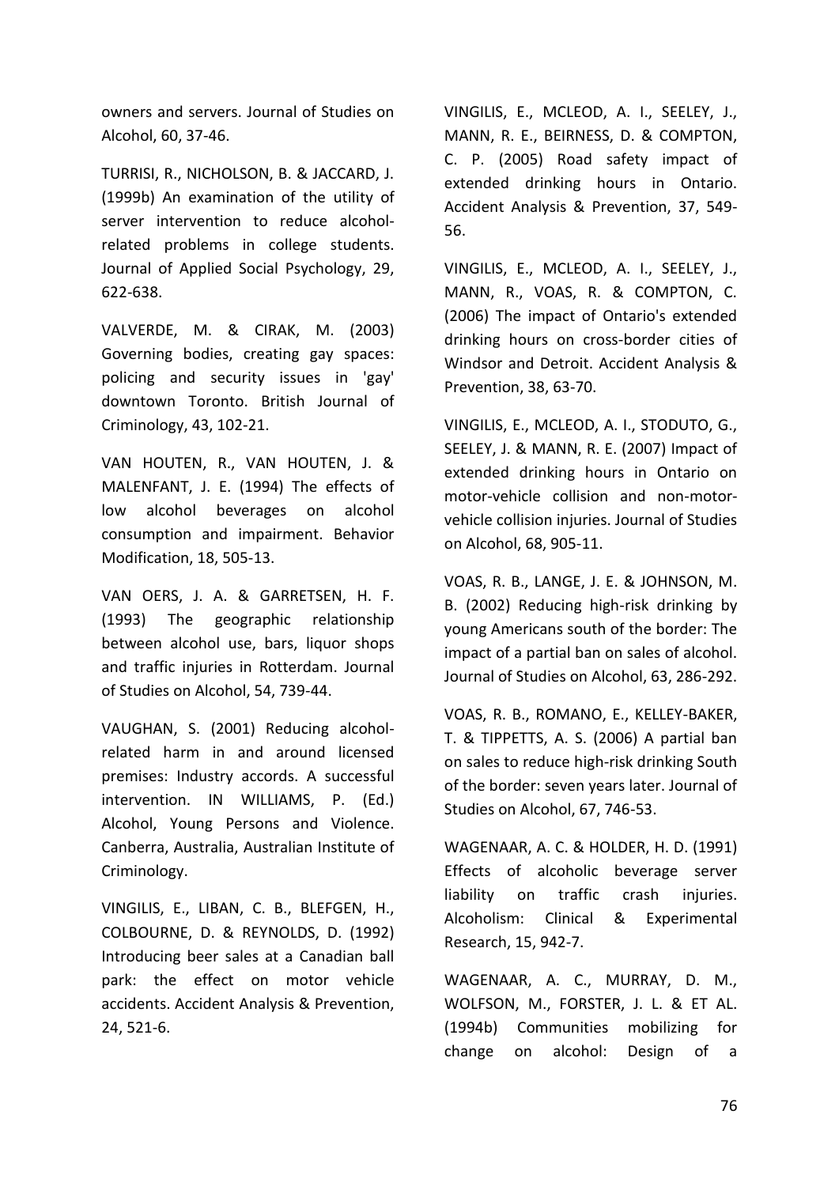owners and servers. Journal of Studies on Alcohol, 60, 37-46.

TURRISI, R., NICHOLSON, B. & JACCARD, J. (1999b) An examination of the utility of server intervention to reduce alcohol-related problems in college students. Journal of Applied Social Psychology, 29, 622-638.

VALVERDE, M. & CIRAK, M. (2003) Governing bodies, creating gay spaces: policing and security issues in 'gay' downtown Toronto. British Journal of Criminology, 43, 102-21.

VAN HOUTEN, R., VAN HOUTEN, J. & MALENFANT, J. E. (1994) The effects of low alcohol beverages on alcohol consumption and impairment. Behavior Modification, 18, 505-13.

VAN OERS, J. A. & GARRETSEN, H. F. (1993) The geographic relationship between alcohol use, bars, liquor shops and traffic injuries in Rotterdam. Journal of Studies on Alcohol, 54, 739-44.

VAUGHAN, S. (2001) Reducing alcohol-related harm in and around licensed premises: Industry accords. A successful intervention. IN WILLIAMS, P. (Ed.) Alcohol, Young Persons and Violence. Canberra, Australia, Australian Institute of Criminology.

VINGILIS, E., LIBAN, C. B., BLEFGEN, H., COLBOURNE, D. & REYNOLDS, D. (1992) Introducing beer sales at a Canadian ball park: the effect on motor vehicle accidents. Accident Analysis & Prevention, 24, 521-6.

VINGILIS, E., MCLEOD, A. I., SEELEY, J., MANN, R. E., BEIRNESS, D. & COMPTON, C. P. (2005) Road safety impact of extended drinking hours in Ontario. Accident Analysis & Prevention, 37, 549-56.

VINGILIS, E., MCLEOD, A. I., SEELEY, J., MANN, R., VOAS, R. & COMPTON, C. (2006) The impact of Ontario's extended drinking hours on cross-border cities of Windsor and Detroit. Accident Analysis & Prevention, 38, 63-70.

VINGILIS, E., MCLEOD, A. I., STODUTO, G., SEELEY, J. & MANN, R. E. (2007) Impact of extended drinking hours in Ontario on motor-vehicle collision and non-motor-vehicle collision injuries. Journal of Studies on Alcohol, 68, 905-11.

VOAS, R. B., LANGE, J. E. & JOHNSON, M. B. (2002) Reducing high-risk drinking by young Americans south of the border: The impact of a partial ban on sales of alcohol. Journal of Studies on Alcohol, 63, 286-292.

VOAS, R. B., ROMANO, E., KELLEY-BAKER, T. & TIPPETTS, A. S. (2006) A partial ban on sales to reduce high-risk drinking South of the border: seven years later. Journal of Studies on Alcohol, 67, 746-53.

WAGENAAR, A. C. & HOLDER, H. D. (1991) Effects of alcoholic beverage server liability on traffic crash injuries. Alcoholism: Clinical & Experimental Research, 15, 942-7.

WAGENAAR, A. C., MURRAY, D. M., WOLFSON, M., FORSTER, J. L. & ET AL. (1994b) Communities mobilizing for change on alcohol: Design of a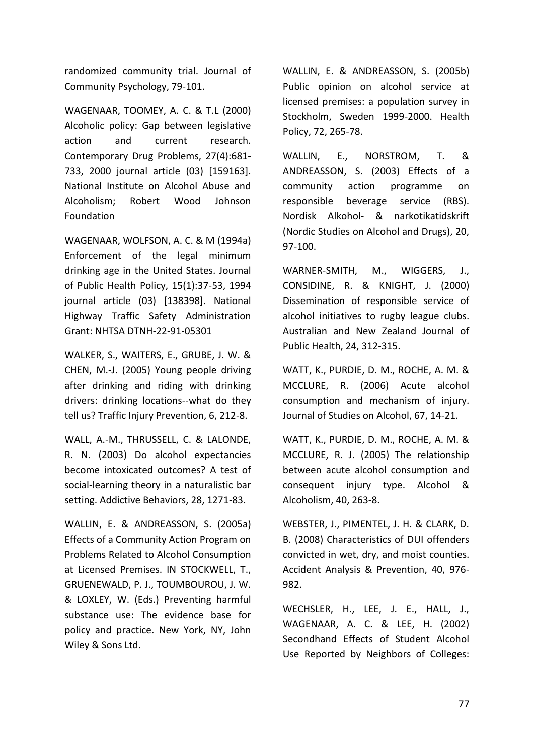randomized community trial. Journal of Community Psychology, 79-101.

WAGENAAR, TOOMEY, A. C. & T.L (2000) Alcoholic policy: Gap between legislative action and current research. Contemporary Drug Problems, 27(4):681-733, 2000 journal article (03) [159163]. National Institute on Alcohol Abuse and Alcoholism; Robert Wood Johnson Foundation

WAGENAAR, WOLFSON, A. C. & M (1994a) Enforcement of the legal minimum drinking age in the United States. Journal of Public Health Policy, 15(1):37-53, 1994 journal article (03) [138398]. National Highway Traffic Safety Administration Grant: NHTSA DTNH-22-91-05301

WALKER, S., WAITERS, E., GRUBE, J. W. & CHEN, M.-J. (2005) Young people driving after drinking and riding with drinking drivers: drinking locations--what do they tell us? Traffic Injury Prevention, 6, 212-8.

WALL, A.-M., THRUSSELL, C. & LALONDE, R. N. (2003) Do alcohol expectancies become intoxicated outcomes? A test of social-learning theory in a naturalistic bar setting. Addictive Behaviors, 28, 1271-83.

WALLIN, E. & ANDREASSON, S. (2005a) Effects of a Community Action Program on Problems Related to Alcohol Consumption at Licensed Premises. IN STOCKWELL, T., GRUENEWALD, P. J., TOUMBOUROU, J. W. & LOXLEY, W. (Eds.) Preventing harmful substance use: The evidence base for policy and practice. New York, NY, John Wiley & Sons Ltd.

WALLIN, E. & ANDREASSON, S. (2005b) Public opinion on alcohol service at licensed premises: a population survey in Stockholm, Sweden 1999-2000. Health Policy, 72, 265-78.

WALLIN, E., NORSTROM, T. & ANDREASSON, S. (2003) Effects of a community action programme on responsible beverage service (RBS). Nordisk Alkohol- & narkotikatidskrift (Nordic Studies on Alcohol and Drugs), 20, 97-100.

WARNER-SMITH, M., WIGGERS, J., CONSIDINE, R. & KNIGHT, J. (2000) Dissemination of responsible service of alcohol initiatives to rugby league clubs. Australian and New Zealand Journal of Public Health, 24, 312-315.

WATT, K., PURDIE, D. M., ROCHE, A. M. & MCCLURE, R. (2006) Acute alcohol consumption and mechanism of injury. Journal of Studies on Alcohol, 67, 14-21.

WATT, K., PURDIE, D. M., ROCHE, A. M. & MCCLURE, R. J. (2005) The relationship between acute alcohol consumption and consequent injury type. Alcohol & Alcoholism, 40, 263-8.

WEBSTER, J., PIMENTEL, J. H. & CLARK, D. B. (2008) Characteristics of DUI offenders convicted in wet, dry, and moist counties. Accident Analysis & Prevention, 40, 976-982.

WECHSLER, H., LEE, J. E., HALL, J., WAGENAAR, A. C. & LEE, H. (2002) Secondhand Effects of Student Alcohol Use Reported by Neighbors of Colleges: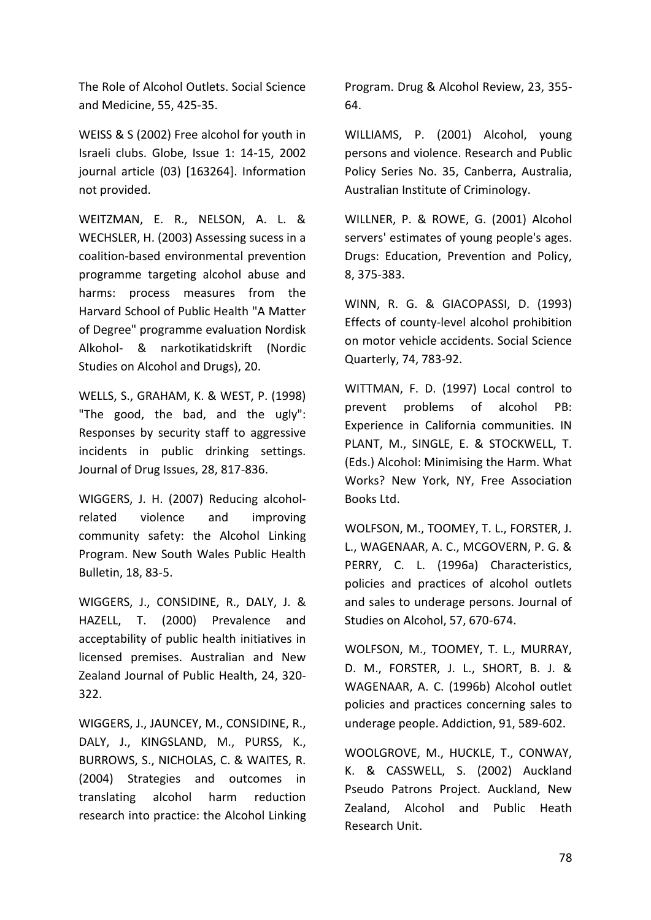The Role of Alcohol Outlets. Social Science and Medicine, 55, 425-35.

WEISS & S (2002) Free alcohol for youth in Israeli clubs. Globe, Issue 1: 14-15, 2002 journal article (03) [163264]. Information not provided.

WEITZMAN, E. R., NELSON, A. L. & WECHSLER, H. (2003) Assessing sucess in a coalition-based environmental prevention programme targeting alcohol abuse and harms: process measures from the Harvard School of Public Health "A Matter of Degree" programme evaluation Nordisk Alkohol- & narkotikatidskrift (Nordic Studies on Alcohol and Drugs), 20.

WELLS, S., GRAHAM, K. & WEST, P. (1998) "The good, the bad, and the ugly": Responses by security staff to aggressive incidents in public drinking settings. Journal of Drug Issues, 28, 817-836.

WIGGERS, J. H. (2007) Reducing alcohol-related violence and improving community safety: the Alcohol Linking Program. New South Wales Public Health Bulletin, 18, 83-5.

WIGGERS, J., CONSIDINE, R., DALY, J. & HAZELL, T. (2000) Prevalence and acceptability of public health initiatives in licensed premises. Australian and New Zealand Journal of Public Health, 24, 320-322.

WIGGERS, J., JAUNCEY, M., CONSIDINE, R., DALY, J., KINGSLAND, M., PURSS, K., BURROWS, S., NICHOLAS, C. & WAITES, R. (2004) Strategies and outcomes in translating alcohol harm reduction research into practice: the Alcohol Linking Program. Drug & Alcohol Review, 23, 355-64.

WILLIAMS, P. (2001) Alcohol, young persons and violence. Research and Public Policy Series No. 35, Canberra, Australia, Australian Institute of Criminology.

WILLNER, P. & ROWE, G. (2001) Alcohol servers' estimates of young people's ages. Drugs: Education, Prevention and Policy, 8, 375-383.

WINN, R. G. & GIACOPASSI, D. (1993) Effects of county-level alcohol prohibition on motor vehicle accidents. Social Science Quarterly, 74, 783-92.

WITTMAN, F. D. (1997) Local control to prevent problems of alcohol PB: Experience in California communities. IN PLANT, M., SINGLE, E. & STOCKWELL, T. (Eds.) Alcohol: Minimising the Harm. What Works? New York, NY, Free Association Books Ltd.

WOLFSON, M., TOOMEY, T. L., FORSTER, J. L., WAGENAAR, A. C., MCGOVERN, P. G. & PERRY, C. L. (1996a) Characteristics, policies and practices of alcohol outlets and sales to underage persons. Journal of Studies on Alcohol, 57, 670-674.

WOLFSON, M., TOOMEY, T. L., MURRAY, D. M., FORSTER, J. L., SHORT, B. J. & WAGENAAR, A. C. (1996b) Alcohol outlet policies and practices concerning sales to underage people. Addiction, 91, 589-602.

WOOLGROVE, M., HUCKLE, T., CONWAY, K. & CASSWELL, S. (2002) Auckland Pseudo Patrons Project. Auckland, New Zealand, Alcohol and Public Heath Research Unit.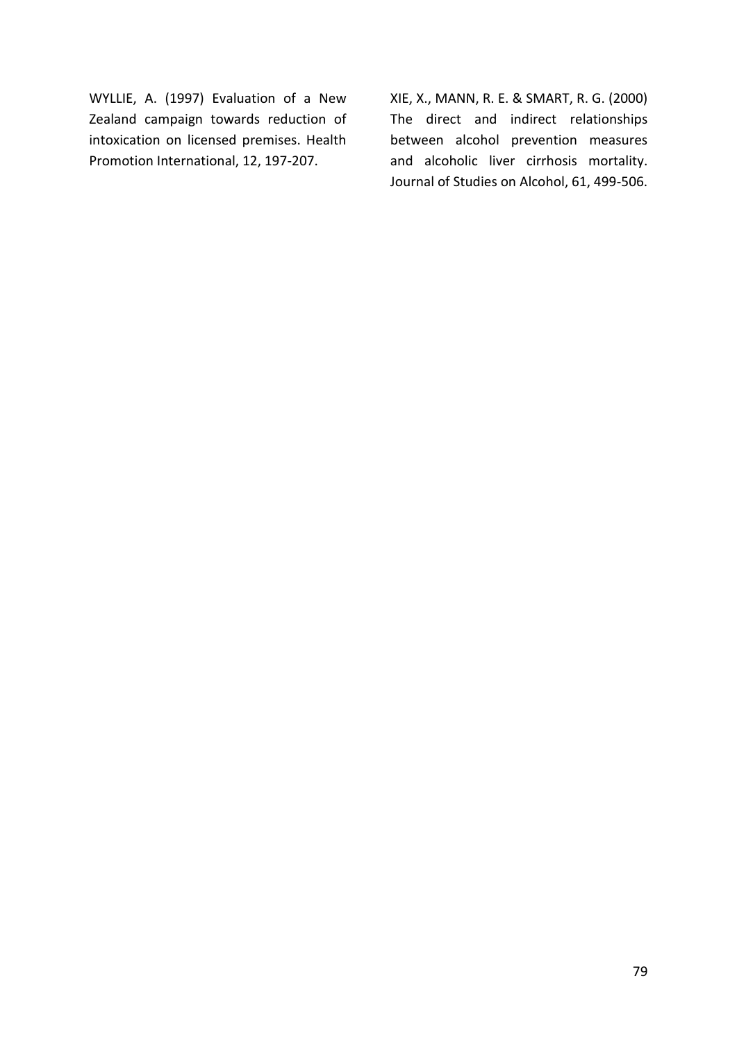WYLLIE, A. (1997) Evaluation of a New Zealand campaign towards reduction of intoxication on licensed premises. Health Promotion International, 12, 197-207.

XIE, X., MANN, R. E. & SMART, R. G. (2000) The direct and indirect relationships between alcohol prevention measures and alcoholic liver cirrhosis mortality. Journal of Studies on Alcohol, 61, 499-506.